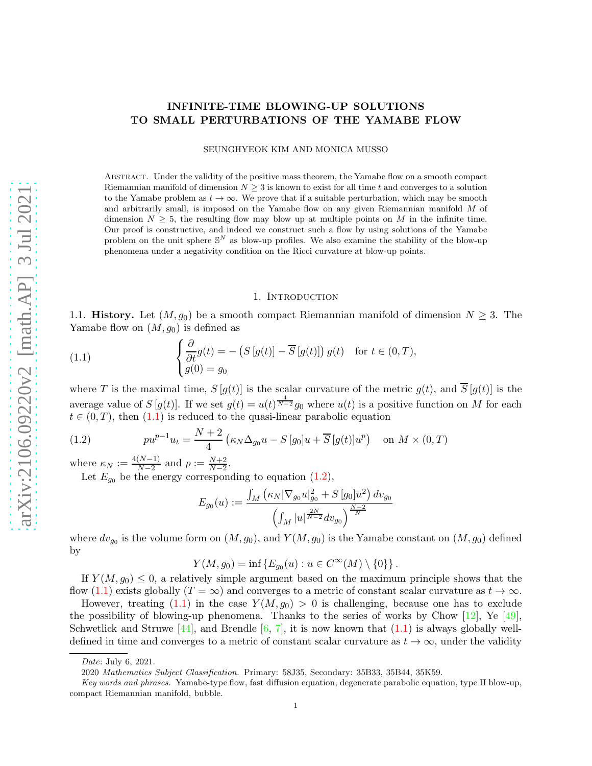# INFINITE-TIME BLOWING-UP SOLUTIONS TO SMALL PERTURBATIONS OF THE YAMABE FLOW

SEUNGHYEOK KIM AND MONICA MUSSO

Abstract. Under the validity of the positive mass theorem, the Yamabe flow on a smooth compact Riemannian manifold of dimension $N \geq 3$ is known to exist for all time $t$ and converges to a solution to the Yamabe problem as $t \to \infty$. We prove that if a suitable perturbation, which may be smooth and arbitrarily small, is imposed on the Yamabe flow on any given Riemannian manifold $M$ of dimension $N \geq 5$, the resulting flow may blow up at multiple points on $M$ in the infinite time. Our proof is constructive, and indeed we construct such a flow by using solutions of the Yamabe problem on the unit sphere $\mathbb{S}^N$ as blow-up profiles. We also examine the stability of the blow-up phenomena under a negativity condition on the Ricci curvature at blow-up points.

## 1. Introduction

1.1. **History.** Let $(M, g_0)$ be a smooth compact Riemannian manifold of dimension $N \geq 3$. The Yamabe flow on $(M, g_0)$ is defined as

$$
\begin{cases} \dfrac{\partial}{\partial t} g(t) = -\left(S\left[g(t)\right] - \overline{S}\left[g(t)\right]\right) g(t) \quad \text{for } t \in (0, T), \\ g(0) = g_0 \end{cases} \tag{1.1}
$$

where $T$ is the maximal time, $S\left[g(t)\right]$ is the scalar curvature of the metric $g(t)$, and $\overline{S}\left[g(t)\right]$ is the average value of $S\left[g(t)\right]$. If we set $g(t) = u(t)^{\frac{4}{N-2}} g_0$ where $u(t)$ is a positive function on $M$ for each $t \in (0, T)$, then (1.1) is reduced to the quasi-linear parabolic equation

$$
pu^{p-1}u_t = \frac{N+2}{4}\left(\kappa_N \Delta_{g_0} u - S\left[g_0\right]u + \overline{S}\left[g(t)\right]u^p\right) \quad \text{on } M \times (0, T) \tag{1.2}
$$

where $\kappa_N := \frac{4(N-1)}{N-2}$ and $p := \frac{N+2}{N-2}$.

Let $E_{g_0}$ be the energy corresponding to equation (1.2),

$$
E_{g_0}(u) := \frac{\int_M \left(\kappa_N |\nabla_{g_0} u|_{g_0}^2 + S\left[g_0\right]u^2\right) dv_{g_0}}{\left(\int_M |u|^{\frac{2N}{N-2}} dv_{g_0}\right)^{\frac{N-2}{N}}}
$$

where $dv_{g_0}$ is the volume form on $(M, g_0)$, and $Y(M, g_0)$ is the Yamabe constant on $(M, g_0)$ defined by

$$
Y(M, g_0) = \inf\left\{E_{g_0}(u) : u \in C^\infty(M) \setminus \{0\}\right\}.
$$

If $Y(M, g_0) \leq 0$, a relatively simple argument based on the maximum principle shows that the flow (1.1) exists globally ($T = \infty$) and converges to a metric of constant scalar curvature as $t \to \infty$.

However, treating (1.1) in the case $Y(M, g_0) > 0$ is challenging, because one has to exclude the possibility of blowing-up phenomena. Thanks to the series of works by Chow [12], Ye [49], Schwetlick and Struwe [44], and Brendle [6, 7], it is now known that (1.1) is always globally well-defined in time and converges to a metric of constant scalar curvature as $t \to \infty$, under the validity

*Date*: July 6, 2021.

2020 *Mathematics Subject Classification.* Primary: 58J35, Secondary: 35B33, 35B44, 35K59.

*Key words and phrases.* Yamabe-type flow, fast diffusion equation, degenerate parabolic equation, type II blow-up, compact Riemannian manifold, bubble.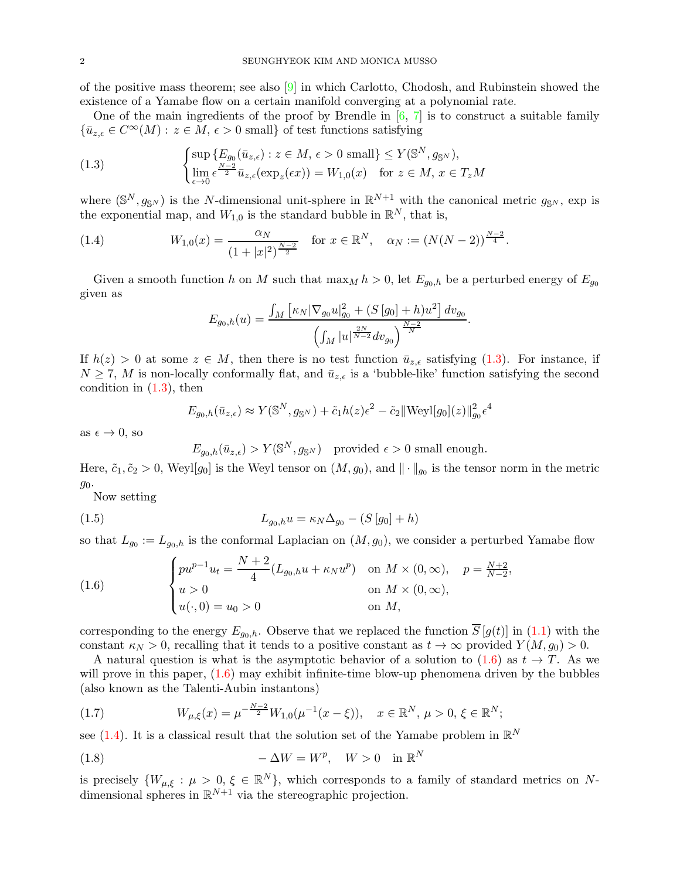of the positive mass theorem; see also [9] in which Carlotto, Chodosh, and Rubinstein showed the existence of a Yamabe flow on a certain manifold converging at a polynomial rate.

One of the main ingredients of the proof by Brendle in [6, 7] is to construct a suitable family $\{\bar{u}_{z,\epsilon} \in C^\infty(M) : z \in M,\, \epsilon > 0 \text{ small}\}$ of test functions satisfying

$$
\begin{cases} \sup\{E_{g_0}(\bar{u}_{z,\epsilon}) : z \in M,\, \epsilon > 0 \text{ small}\} \le Y(\mathbb{S}^N, g_{\mathbb{S}^N}), \\ \lim\limits_{\epsilon \to 0} \epsilon^{\frac{N-2}{2}} \bar{u}_{z,\epsilon}(\exp_z(\epsilon x)) = W_{1,0}(x) \quad \text{for } z \in M,\, x \in T_zM \end{cases} \tag{1.3}
$$

where $(\mathbb{S}^N, g_{\mathbb{S}^N})$ is the $N$-dimensional unit-sphere in $\mathbb{R}^{N+1}$ with the canonical metric $g_{\mathbb{S}^N}$, exp is the exponential map, and $W_{1,0}$ is the standard bubble in $\mathbb{R}^N$, that is,

$$
W_{1,0}(x) = \frac{\alpha_N}{(1+|x|^2)^{\frac{N-2}{2}}} \quad \text{for } x \in \mathbb{R}^N, \quad \alpha_N := (N(N-2))^{\frac{N-2}{4}}. \tag{1.4}
$$

Given a smooth function $h$ on $M$ such that $\max_M h > 0$, let $E_{g_0,h}$ be a perturbed energy of $E_{g_0}$ given as

$$
E_{g_0,h}(u) = \frac{\int_M \left[\kappa_N |\nabla_{g_0} u|_{g_0}^2 + (S\,[g_0] + h)u^2\right] dv_{g_0}}{\left(\int_M |u|^{\frac{2N}{N-2}} dv_{g_0}\right)^{\frac{N-2}{N}}}.
$$

If $h(z) > 0$ at some $z \in M$, then there is no test function $\bar{u}_{z,\epsilon}$ satisfying (1.3). For instance, if $N \ge 7$, $M$ is non-locally conformally flat, and $\bar{u}_{z,\epsilon}$ is a 'bubble-like' function satisfying the second condition in (1.3), then

$$
E_{g_0,h}(\bar{u}_{z,\epsilon}) \approx Y(\mathbb{S}^N, g_{\mathbb{S}^N}) + \tilde{c}_1 h(z)\epsilon^2 - \tilde{c}_2 \|\mathrm{Weyl}[g_0](z)\|_{g_0}^2 \epsilon^4
$$

as $\epsilon \to 0$, so

$$
E_{g_0,h}(\bar{u}_{z,\epsilon}) > Y(\mathbb{S}^N, g_{\mathbb{S}^N}) \quad \text{provided } \epsilon > 0 \text{ small enough.}
$$

Here, $\tilde{c}_1, \tilde{c}_2 > 0$, $\mathrm{Weyl}[g_0]$ is the Weyl tensor on $(M, g_0)$, and $\|\cdot\|_{g_0}$ is the tensor norm in the metric $g_0$.

Now setting

$$
L_{g_0,h} u = \kappa_N \Delta_{g_0} - (S\,[g_0] + h) \tag{1.5}
$$

so that $L_{g_0} := L_{g_0,h}$ is the conformal Laplacian on $(M, g_0)$, we consider a perturbed Yamabe flow

$$
\begin{cases} pu^{p-1}u_t = \dfrac{N+2}{4}(L_{g_0,h}u + \kappa_N u^p) & \text{on } M \times (0,\infty), \quad p = \frac{N+2}{N-2}, \\ u > 0 & \text{on } M \times (0,\infty), \\ u(\cdot, 0) = u_0 > 0 & \text{on } M, \end{cases} \tag{1.6}
$$

corresponding to the energy $E_{g_0,h}$. Observe that we replaced the function $\overline{S}\,[g(t)]$ in (1.1) with the constant $\kappa_N > 0$, recalling that it tends to a positive constant as $t \to \infty$ provided $Y(M, g_0) > 0$.

A natural question is what is the asymptotic behavior of a solution to (1.6) as $t \to T$. As we will prove in this paper, (1.6) may exhibit infinite-time blow-up phenomena driven by the bubbles (also known as the Talenti-Aubin instantons)

$$
W_{\mu,\xi}(x) = \mu^{-\frac{N-2}{2}} W_{1,0}(\mu^{-1}(x-\xi)), \quad x \in \mathbb{R}^N,\, \mu > 0,\, \xi \in \mathbb{R}^N; \tag{1.7}
$$

see (1.4). It is a classical result that the solution set of the Yamabe problem in $\mathbb{R}^N$

$$
-\Delta W = W^p, \quad W > 0 \quad \text{in } \mathbb{R}^N \tag{1.8}
$$

is precisely $\{W_{\mu,\xi} : \mu > 0,\, \xi \in \mathbb{R}^N\}$, which corresponds to a family of standard metrics on $N$-dimensional spheres in $\mathbb{R}^{N+1}$ via the stereographic projection.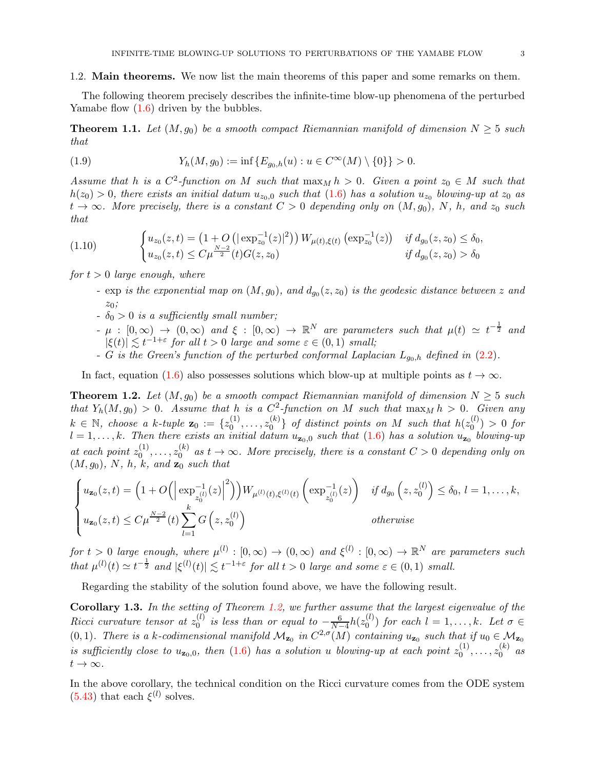### 1.2. **Main theorems.**

We now list the main theorems of this paper and some remarks on them.

The following theorem precisely describes the infinite-time blow-up phenomena of the perturbed Yamabe flow (1.6) driven by the bubbles.

**Theorem 1.1.** *Let $(M, g_0)$ be a smooth compact Riemannian manifold of dimension $N \geq 5$ such that*

$$
Y_h(M, g_0) := \inf\{E_{g_0,h}(u) : u \in C^\infty(M) \setminus \{0\}\} > 0. \tag{1.9}
$$

*Assume that $h$ is a $C^2$-function on $M$ such that $\max_M h > 0$. Given a point $z_0 \in M$ such that $h(z_0) > 0$, there exists an initial datum $u_{z_0,0}$ such that (1.6) has a solution $u_{z_0}$ blowing-up at $z_0$ as $t \to \infty$. More precisely, there is a constant $C > 0$ depending only on $(M, g_0)$, $N$, $h$, and $z_0$ such that*

$$
\begin{cases} u_{z_0}(z,t) = \left(1 + O\left(|\exp_{z_0}^{-1}(z)|^2\right)\right) W_{\mu(t),\xi(t)}\left(\exp_{z_0}^{-1}(z)\right) & \text{if } d_{g_0}(z, z_0) \leq \delta_0, \\ u_{z_0}(z,t) \leq C\mu^{\frac{N-2}{2}}(t) G(z, z_0) & \text{if } d_{g_0}(z, z_0) > \delta_0 \end{cases} \tag{1.10}
$$

*for $t > 0$ large enough, where*

- *$\exp$ is the exponential map on $(M, g_0)$, and $d_{g_0}(z, z_0)$ is the geodesic distance between $z$ and $z_0$;*
- *$\delta_0 > 0$ is a sufficiently small number;*
- *$\mu : [0,\infty) \to (0,\infty)$ and $\xi : [0,\infty) \to \mathbb{R}^N$ are parameters such that $\mu(t) \simeq t^{-\frac{1}{2}}$ and $|\xi(t)| \lesssim t^{-1+\varepsilon}$ for all $t > 0$ large and some $\varepsilon \in (0,1)$ small;*
- *$G$ is the Green's function of the perturbed conformal Laplacian $L_{g_0,h}$ defined in (2.2).*

In fact, equation (1.6) also possesses solutions which blow-up at multiple points as $t \to \infty$.

**Theorem 1.2.** *Let $(M, g_0)$ be a smooth compact Riemannian manifold of dimension $N \geq 5$ such that $Y_h(M, g_0) > 0$. Assume that $h$ is a $C^2$-function on $M$ such that $\max_M h > 0$. Given any $k \in \mathbb{N}$, choose a $k$-tuple $\mathbf{z}_0 := \{z_0^{(1)}, \ldots, z_0^{(k)}\}$ of distinct points on $M$ such that $h(z_0^{(l)}) > 0$ for $l = 1, \ldots, k$. Then there exists an initial datum $u_{\mathbf{z}_0,0}$ such that (1.6) has a solution $u_{\mathbf{z}_0}$ blowing-up at each point $z_0^{(1)}, \ldots, z_0^{(k)}$ as $t \to \infty$. More precisely, there is a constant $C > 0$ depending only on $(M, g_0)$, $N$, $h$, $k$, and $\mathbf{z}_0$ such that*

$$
\begin{cases} u_{\mathbf{z}_0}(z,t) = \left(1 + O\left(\left|\exp_{z_0^{(l)}}^{-1}(z)\right|^2\right)\right) W_{\mu^{(l)}(t),\xi^{(l)}(t)}\left(\exp_{z_0^{(l)}}^{-1}(z)\right) & \text{if } d_{g_0}\left(z, z_0^{(l)}\right) \leq \delta_0,\ l = 1, \ldots, k, \\ u_{\mathbf{z}_0}(z,t) \leq C\mu^{\frac{N-2}{2}}(t) \displaystyle\sum_{l=1}^{k} G\left(z, z_0^{(l)}\right) & \text{otherwise} \end{cases}
$$

*for $t > 0$ large enough, where $\mu^{(l)} : [0,\infty) \to (0,\infty)$ and $\xi^{(l)} : [0,\infty) \to \mathbb{R}^N$ are parameters such that $\mu^{(l)}(t) \simeq t^{-\frac{1}{2}}$ and $|\xi^{(l)}(t)| \lesssim t^{-1+\varepsilon}$ for all $t > 0$ large and some $\varepsilon \in (0,1)$ small.*

Regarding the stability of the solution found above, we have the following result.

**Corollary 1.3.** *In the setting of Theorem 1.2, we further assume that the largest eigenvalue of the Ricci curvature tensor at $z_0^{(l)}$ is less than or equal to $-\frac{6}{N-4}h(z_0^{(l)})$ for each $l = 1, \ldots, k$. Let $\sigma \in (0,1)$. There is a $k$-codimensional manifold $\mathcal{M}_{\mathbf{z}_0}$ in $C^{2,\sigma}(M)$ containing $u_{\mathbf{z}_0}$ such that if $u_0 \in \mathcal{M}_{\mathbf{z}_0}$ is sufficiently close to $u_{\mathbf{z}_0,0}$, then (1.6) has a solution $u$ blowing-up at each point $z_0^{(1)}, \ldots, z_0^{(k)}$ as $t \to \infty$.*

In the above corollary, the technical condition on the Ricci curvature comes from the ODE system (5.43) that each $\xi^{(l)}$ solves.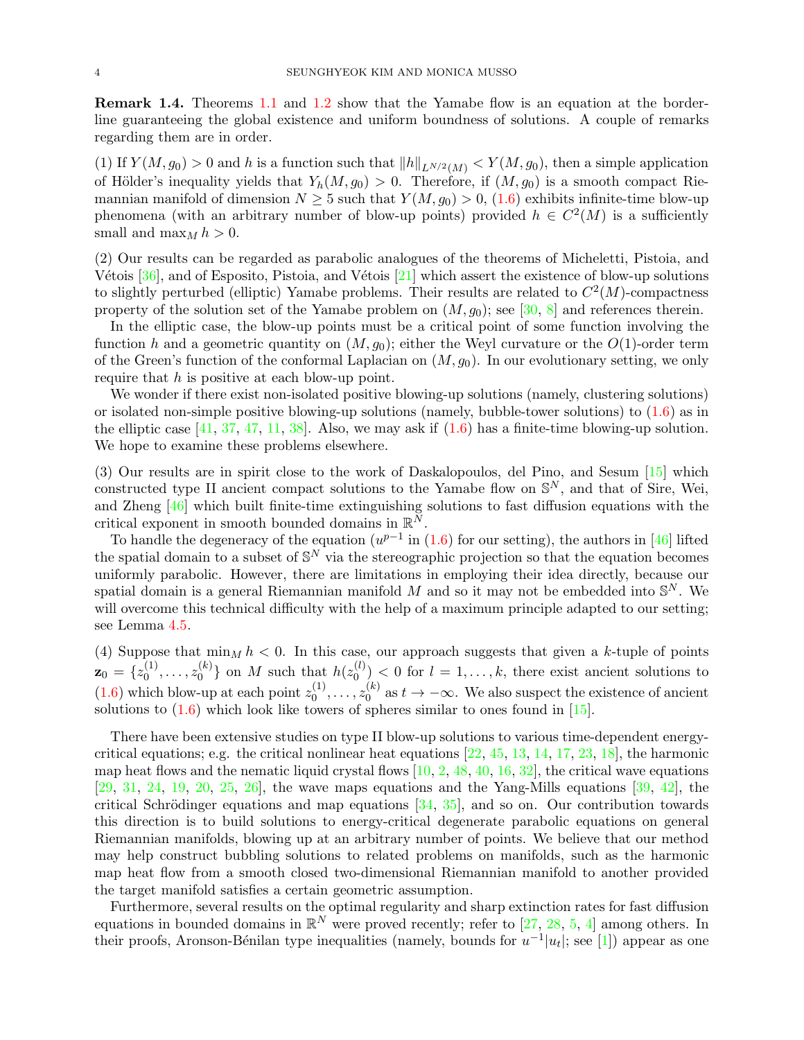**Remark 1.4.** Theorems 1.1 and 1.2 show that the Yamabe flow is an equation at the borderline guaranteeing the global existence and uniform boundness of solutions. A couple of remarks regarding them are in order.

(1) If $Y(M, g_0) > 0$ and $h$ is a function such that $\|h\|_{L^{N/2}(M)} < Y(M, g_0)$, then a simple application of Hölder's inequality yields that $Y_h(M, g_0) > 0$. Therefore, if $(M, g_0)$ is a smooth compact Riemannian manifold of dimension $N \geq 5$ such that $Y(M, g_0) > 0$, (1.6) exhibits infinite-time blow-up phenomena (with an arbitrary number of blow-up points) provided $h \in C^2(M)$ is a sufficiently small and $\max_M h > 0$.

(2) Our results can be regarded as parabolic analogues of the theorems of Micheletti, Pistoia, and Vétois [36], and of Esposito, Pistoia, and Vétois [21] which assert the existence of blow-up solutions to slightly perturbed (elliptic) Yamabe problems. Their results are related to $C^2(M)$-compactness property of the solution set of the Yamabe problem on $(M, g_0)$; see [30, 8] and references therein.

In the elliptic case, the blow-up points must be a critical point of some function involving the function $h$ and a geometric quantity on $(M, g_0)$; either the Weyl curvature or the $O(1)$-order term of the Green's function of the conformal Laplacian on $(M, g_0)$. In our evolutionary setting, we only require that $h$ is positive at each blow-up point.

We wonder if there exist non-isolated positive blowing-up solutions (namely, clustering solutions) or isolated non-simple positive blowing-up solutions (namely, bubble-tower solutions) to (1.6) as in the elliptic case [41, 37, 47, 11, 38]. Also, we may ask if (1.6) has a finite-time blowing-up solution. We hope to examine these problems elsewhere.

(3) Our results are in spirit close to the work of Daskalopoulos, del Pino, and Sesum [15] which constructed type II ancient compact solutions to the Yamabe flow on $\mathbb{S}^N$, and that of Sire, Wei, and Zheng [46] which built finite-time extinguishing solutions to fast diffusion equations with the critical exponent in smooth bounded domains in $\mathbb{R}^N$.

To handle the degeneracy of the equation ($u^{p-1}$ in (1.6) for our setting), the authors in [46] lifted the spatial domain to a subset of $\mathbb{S}^N$ via the stereographic projection so that the equation becomes uniformly parabolic. However, there are limitations in employing their idea directly, because our spatial domain is a general Riemannian manifold $M$ and so it may not be embedded into $\mathbb{S}^N$. We will overcome this technical difficulty with the help of a maximum principle adapted to our setting; see Lemma 4.5.

(4) Suppose that $\min_M h < 0$. In this case, our approach suggests that given a $k$-tuple of points $\mathbf{z}_0 = \{z_0^{(1)}, \ldots, z_0^{(k)}\}$ on $M$ such that $h(z_0^{(l)}) < 0$ for $l = 1, \ldots, k$, there exist ancient solutions to (1.6) which blow-up at each point $z_0^{(1)}, \ldots, z_0^{(k)}$ as $t \to -\infty$. We also suspect the existence of ancient solutions to (1.6) which look like towers of spheres similar to ones found in [15].

There have been extensive studies on type II blow-up solutions to various time-dependent energy-critical equations; e.g. the critical nonlinear heat equations [22, 45, 13, 14, 17, 23, 18], the harmonic map heat flows and the nematic liquid crystal flows [10, 2, 48, 40, 16, 32], the critical wave equations [29, 31, 24, 19, 20, 25, 26], the wave maps equations and the Yang-Mills equations [39, 42], the critical Schrödinger equations and map equations [34, 35], and so on. Our contribution towards this direction is to build solutions to energy-critical degenerate parabolic equations on general Riemannian manifolds, blowing up at an arbitrary number of points. We believe that our method may help construct bubbling solutions to related problems on manifolds, such as the harmonic map heat flow from a smooth closed two-dimensional Riemannian manifold to another provided the target manifold satisfies a certain geometric assumption.

Furthermore, several results on the optimal regularity and sharp extinction rates for fast diffusion equations in bounded domains in $\mathbb{R}^N$ were proved recently; refer to [27, 28, 5, 4] among others. In their proofs, Aronson-Bénilan type inequalities (namely, bounds for $u^{-1}|u_t|$; see [1]) appear as one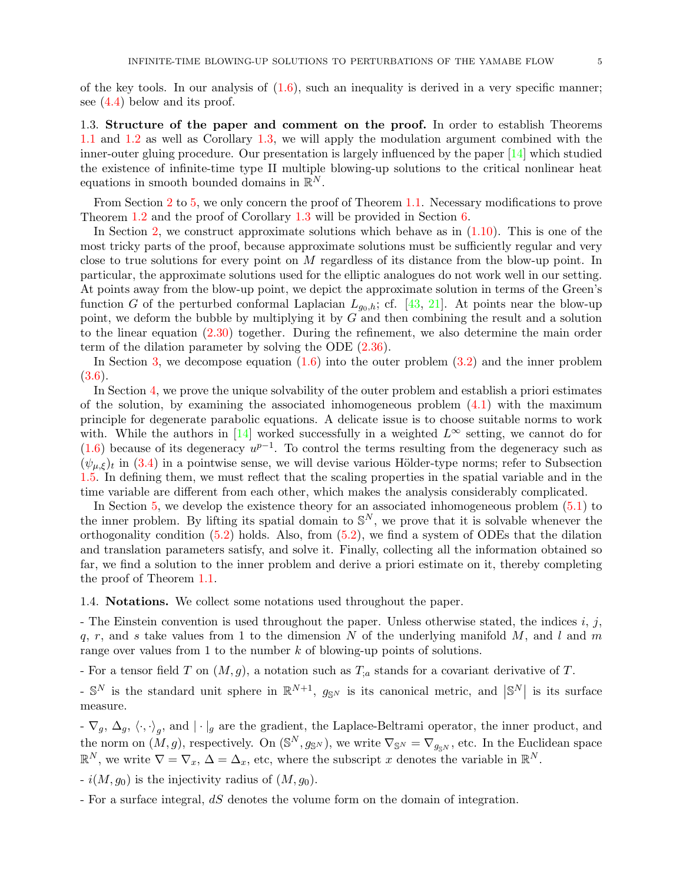of the key tools. In our analysis of (1.6), such an inequality is derived in a very specific manner; see (4.4) below and its proof.

### 1.3. Structure of the paper and comment on the proof.

In order to establish Theorems 1.1 and 1.2 as well as Corollary 1.3, we will apply the modulation argument combined with the inner-outer gluing procedure. Our presentation is largely influenced by the paper [14] which studied the existence of infinite-time type II multiple blowing-up solutions to the critical nonlinear heat equations in smooth bounded domains in $\mathbb{R}^N$.

From Section 2 to 5, we only concern the proof of Theorem 1.1. Necessary modifications to prove Theorem 1.2 and the proof of Corollary 1.3 will be provided in Section 6.

In Section 2, we construct approximate solutions which behave as in (1.10). This is one of the most tricky parts of the proof, because approximate solutions must be sufficiently regular and very close to true solutions for every point on $M$ regardless of its distance from the blow-up point. In particular, the approximate solutions used for the elliptic analogues do not work well in our setting. At points away from the blow-up point, we depict the approximate solution in terms of the Green's function $G$ of the perturbed conformal Laplacian $L_{g_0,h}$; cf. [43, 21]. At points near the blow-up point, we deform the bubble by multiplying it by $G$ and then combining the result and a solution to the linear equation (2.30) together. During the refinement, we also determine the main order term of the dilation parameter by solving the ODE (2.36).

In Section 3, we decompose equation (1.6) into the outer problem (3.2) and the inner problem (3.6).

In Section 4, we prove the unique solvability of the outer problem and establish a priori estimates of the solution, by examining the associated inhomogeneous problem (4.1) with the maximum principle for degenerate parabolic equations. A delicate issue is to choose suitable norms to work with. While the authors in [14] worked successfully in a weighted $L^\infty$ setting, we cannot do for (1.6) because of its degeneracy $u^{p-1}$. To control the terms resulting from the degeneracy such as $(\psi_{\mu,\xi})_t$ in (3.4) in a pointwise sense, we will devise various Hölder-type norms; refer to Subsection 1.5. In defining them, we must reflect that the scaling properties in the spatial variable and in the time variable are different from each other, which makes the analysis considerably complicated.

In Section 5, we develop the existence theory for an associated inhomogeneous problem (5.1) to the inner problem. By lifting its spatial domain to $\mathbb{S}^N$, we prove that it is solvable whenever the orthogonality condition (5.2) holds. Also, from (5.2), we find a system of ODEs that the dilation and translation parameters satisfy, and solve it. Finally, collecting all the information obtained so far, we find a solution to the inner problem and derive a priori estimate on it, thereby completing the proof of Theorem 1.1.

### 1.4. Notations.

We collect some notations used throughout the paper.

- The Einstein convention is used throughout the paper. Unless otherwise stated, the indices $i$, $j$, $q$, $r$, and $s$ take values from 1 to the dimension $N$ of the underlying manifold $M$, and $l$ and $m$ range over values from 1 to the number $k$ of blowing-up points of solutions.

- For a tensor field $T$ on $(M, g)$, a notation such as $T_{;a}$ stands for a covariant derivative of $T$.

- $\mathbb{S}^N$ is the standard unit sphere in $\mathbb{R}^{N+1}$, $g_{\mathbb{S}^N}$ is its canonical metric, and $|\mathbb{S}^N|$ is its surface measure.

- $\nabla_g$, $\Delta_g$, $\langle \cdot, \cdot \rangle_g$, and $|\cdot|_g$ are the gradient, the Laplace-Beltrami operator, the inner product, and the norm on $(M, g)$, respectively. On $(\mathbb{S}^N, g_{\mathbb{S}^N})$, we write $\nabla_{\mathbb{S}^N} = \nabla_{g_{\mathbb{S}^N}}$, etc. In the Euclidean space $\mathbb{R}^N$, we write $\nabla = \nabla_x$, $\Delta = \Delta_x$, etc, where the subscript $x$ denotes the variable in $\mathbb{R}^N$.

- $i(M, g_0)$ is the injectivity radius of $(M, g_0)$.

- For a surface integral, $dS$ denotes the volume form on the domain of integration.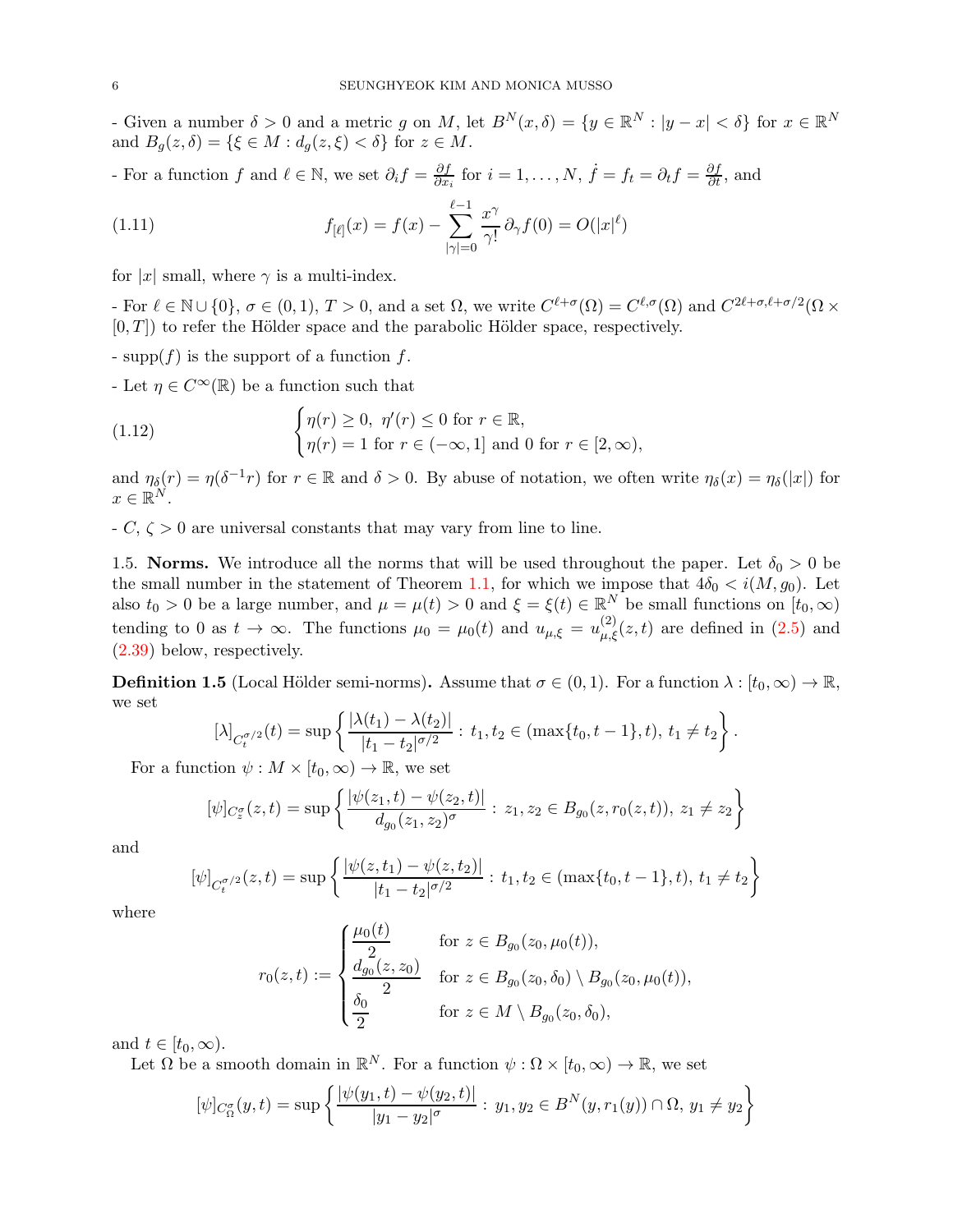- Given a number $\delta > 0$ and a metric $g$ on $M$, let $B^N(x,\delta) = \{y \in \mathbb{R}^N : |y-x| < \delta\}$ for $x \in \mathbb{R}^N$ and $B_g(z,\delta) = \{\xi \in M : d_g(z,\xi) < \delta\}$ for $z \in M$.

- For a function $f$ and $\ell \in \mathbb{N}$, we set $\partial_i f = \frac{\partial f}{\partial x_i}$ for $i = 1, \ldots, N$, $\dot{f} = f_t = \partial_t f = \frac{\partial f}{\partial t}$, and

$$f_{[\ell]}(x) = f(x) - \sum_{|\gamma|=0}^{\ell-1} \frac{x^\gamma}{\gamma!} \partial_\gamma f(0) = O(|x|^\ell) \tag{1.11}$$

for $|x|$ small, where $\gamma$ is a multi-index.

- For $\ell \in \mathbb{N} \cup \{0\}$, $\sigma \in (0,1)$, $T > 0$, and a set $\Omega$, we write $C^{\ell+\sigma}(\Omega) = C^{\ell,\sigma}(\Omega)$ and $C^{2\ell+\sigma,\ell+\sigma/2}(\Omega \times [0,T])$ to refer the Hölder space and the parabolic Hölder space, respectively.

- supp$(f)$ is the support of a function $f$.

- Let $\eta \in C^\infty(\mathbb{R})$ be a function such that

$$\begin{cases} \eta(r) \geq 0, \ \eta'(r) \leq 0 \text{ for } r \in \mathbb{R}, \\ \eta(r) = 1 \text{ for } r \in (-\infty, 1] \text{ and } 0 \text{ for } r \in [2, \infty), \end{cases} \tag{1.12}$$

and $\eta_\delta(r) = \eta(\delta^{-1} r)$ for $r \in \mathbb{R}$ and $\delta > 0$. By abuse of notation, we often write $\eta_\delta(x) = \eta_\delta(|x|)$ for $x \in \mathbb{R}^N$.

- $C, \zeta > 0$ are universal constants that may vary from line to line.

1.5. **Norms.** We introduce all the norms that will be used throughout the paper. Let $\delta_0 > 0$ be the small number in the statement of Theorem 1.1, for which we impose that $4\delta_0 < i(M, g_0)$. Let also $t_0 > 0$ be a large number, and $\mu = \mu(t) > 0$ and $\xi = \xi(t) \in \mathbb{R}^N$ be small functions on $[t_0, \infty)$ tending to 0 as $t \to \infty$. The functions $\mu_0 = \mu_0(t)$ and $u_{\mu,\xi} = u^{(2)}_{\mu,\xi}(z,t)$ are defined in (2.5) and (2.39) below, respectively.

**Definition 1.5** (Local Hölder semi-norms)**.** Assume that $\sigma \in (0,1)$. For a function $\lambda : [t_0, \infty) \to \mathbb{R}$, we set

$$[\lambda]_{C_t^{\sigma/2}}(t) = \sup \left\{ \frac{|\lambda(t_1) - \lambda(t_2)|}{|t_1 - t_2|^{\sigma/2}} : t_1, t_2 \in (\max\{t_0, t-1\}, t), \ t_1 \neq t_2 \right\}.$$

For a function $\psi : M \times [t_0, \infty) \to \mathbb{R}$, we set

$$[\psi]_{C_z^\sigma}(z,t) = \sup \left\{ \frac{|\psi(z_1,t) - \psi(z_2,t)|}{d_{g_0}(z_1,z_2)^\sigma} : z_1, z_2 \in B_{g_0}(z, r_0(z,t)), \ z_1 \neq z_2 \right\}$$

and

$$[\psi]_{C_t^{\sigma/2}}(z,t) = \sup \left\{ \frac{|\psi(z,t_1) - \psi(z,t_2)|}{|t_1 - t_2|^{\sigma/2}} : t_1, t_2 \in (\max\{t_0, t-1\}, t), \ t_1 \neq t_2 \right\}$$

where

$$r_0(z,t) := \begin{cases} \dfrac{\mu_0(t)}{2} & \text{for } z \in B_{g_0}(z_0, \mu_0(t)), \\ \dfrac{d_{g_0}(z,z_0)}{2} & \text{for } z \in B_{g_0}(z_0, \delta_0) \setminus B_{g_0}(z_0, \mu_0(t)), \\ \dfrac{\delta_0}{2} & \text{for } z \in M \setminus B_{g_0}(z_0, \delta_0), \end{cases}$$

and $t \in [t_0, \infty)$.

Let $\Omega$ be a smooth domain in $\mathbb{R}^N$. For a function $\psi : \Omega \times [t_0, \infty) \to \mathbb{R}$, we set

$$[\psi]_{C_\Omega^\sigma}(y,t) = \sup \left\{ \frac{|\psi(y_1,t) - \psi(y_2,t)|}{|y_1 - y_2|^\sigma} : y_1, y_2 \in B^N(y, r_1(y)) \cap \Omega, \ y_1 \neq y_2 \right\}$$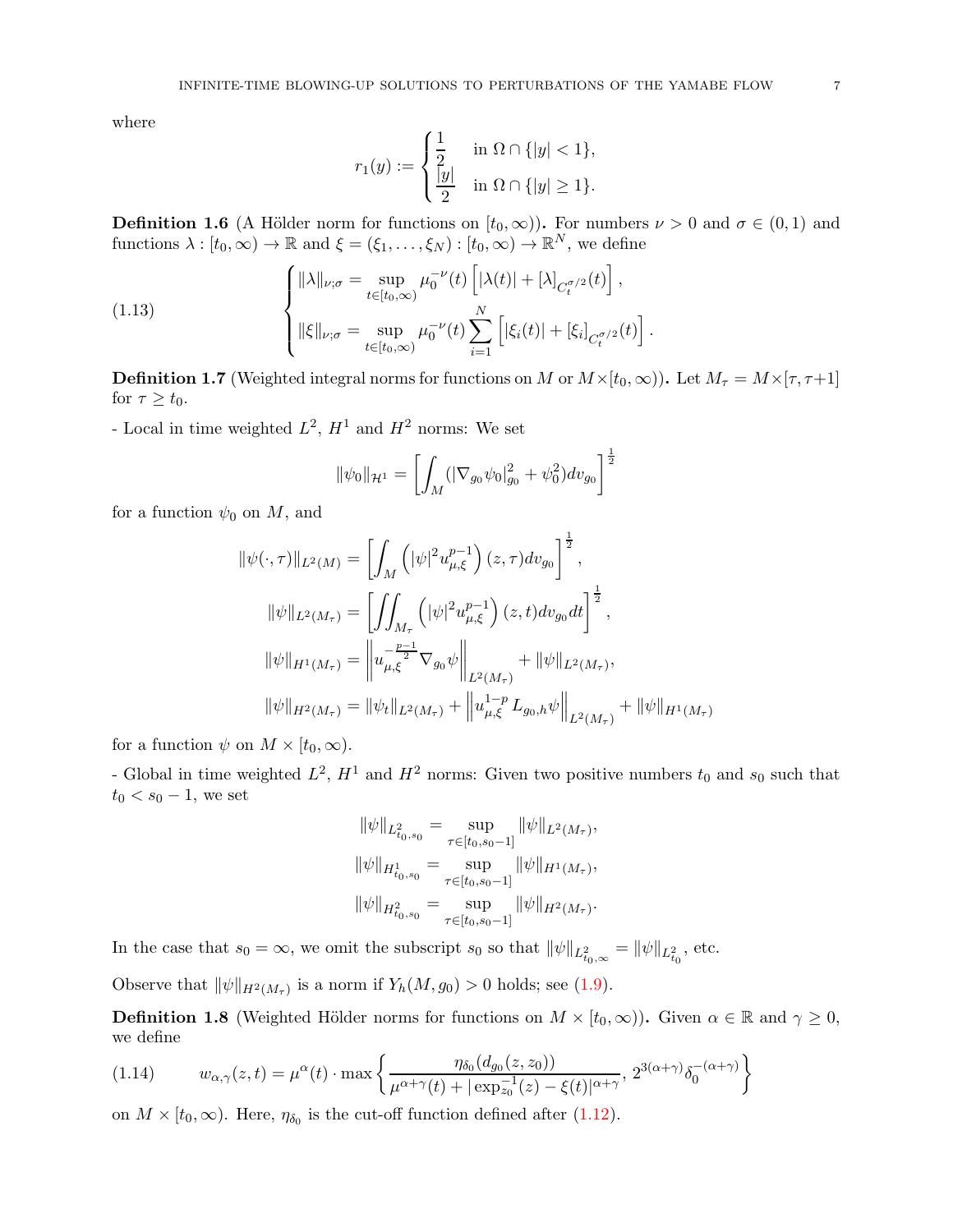where

$$r_1(y) := \begin{cases} \dfrac{1}{2} & \text{in } \Omega \cap \{|y| < 1\}, \\ \dfrac{|y|}{2} & \text{in } \Omega \cap \{|y| \geq 1\}. \end{cases}$$

**Definition 1.6** (A Hölder norm for functions on $[t_0, \infty)$)**.** For numbers $\nu > 0$ and $\sigma \in (0,1)$ and functions $\lambda : [t_0, \infty) \to \mathbb{R}$ and $\xi = (\xi_1, \ldots, \xi_N) : [t_0, \infty) \to \mathbb{R}^N$, we define

$$\begin{cases} \|\lambda\|_{\nu;\sigma} = \sup\limits_{t \in [t_0, \infty)} \mu_0^{-\nu}(t) \left[ |\lambda(t)| + [\lambda]_{C_t^{\sigma/2}}(t) \right], \\ \|\xi\|_{\nu;\sigma} = \sup\limits_{t \in [t_0, \infty)} \mu_0^{-\nu}(t) \displaystyle\sum_{i=1}^N \left[ |\xi_i(t)| + [\xi_i]_{C_t^{\sigma/2}}(t) \right]. \end{cases} \tag{1.13}$$

**Definition 1.7** (Weighted integral norms for functions on $M$ or $M \times [t_0, \infty)$)**.** Let $M_\tau = M \times [\tau, \tau+1]$ for $\tau \geq t_0$.

- Local in time weighted $L^2$, $H^1$ and $H^2$ norms: We set

$$\|\psi_0\|_{\mathcal{H}^1} = \left[ \int_M (|\nabla_{g_0} \psi_0|_{g_0}^2 + \psi_0^2) dv_{g_0} \right]^{\frac{1}{2}}$$

for a function $\psi_0$ on $M$, and

$$\begin{aligned} \|\psi(\cdot, \tau)\|_{L^2(M)} &= \left[ \int_M \left( |\psi|^2 u_{\mu,\xi}^{p-1} \right)(z, \tau) dv_{g_0} \right]^{\frac{1}{2}}, \\ \|\psi\|_{L^2(M_\tau)} &= \left[ \iint_{M_\tau} \left( |\psi|^2 u_{\mu,\xi}^{p-1} \right)(z, t) dv_{g_0} dt \right]^{\frac{1}{2}}, \\ \|\psi\|_{H^1(M_\tau)} &= \left\| u_{\mu,\xi}^{-\frac{p-1}{2}} \nabla_{g_0} \psi \right\|_{L^2(M_\tau)} + \|\psi\|_{L^2(M_\tau)}, \\ \|\psi\|_{H^2(M_\tau)} &= \|\psi_t\|_{L^2(M_\tau)} + \left\| u_{\mu,\xi}^{1-p} L_{g_0,h} \psi \right\|_{L^2(M_\tau)} + \|\psi\|_{H^1(M_\tau)} \end{aligned}$$

for a function $\psi$ on $M \times [t_0, \infty)$.

- Global in time weighted $L^2$, $H^1$ and $H^2$ norms: Given two positive numbers $t_0$ and $s_0$ such that $t_0 < s_0 - 1$, we set

$$\begin{aligned} \|\psi\|_{L^2_{t_0,s_0}} &= \sup_{\tau \in [t_0, s_0 - 1]} \|\psi\|_{L^2(M_\tau)}, \\ \|\psi\|_{H^1_{t_0,s_0}} &= \sup_{\tau \in [t_0, s_0 - 1]} \|\psi\|_{H^1(M_\tau)}, \\ \|\psi\|_{H^2_{t_0,s_0}} &= \sup_{\tau \in [t_0, s_0 - 1]} \|\psi\|_{H^2(M_\tau)}. \end{aligned}$$

In the case that $s_0 = \infty$, we omit the subscript $s_0$ so that $\|\psi\|_{L^2_{t_0,\infty}} = \|\psi\|_{L^2_{t_0}}$, etc.

Observe that $\|\psi\|_{H^2(M_\tau)}$ is a norm if $Y_h(M, g_0) > 0$ holds; see (1.9).

**Definition 1.8** (Weighted Hölder norms for functions on $M \times [t_0, \infty)$)**.** Given $\alpha \in \mathbb{R}$ and $\gamma \geq 0$, we define

$$w_{\alpha,\gamma}(z,t) = \mu^\alpha(t) \cdot \max \left\{ \frac{\eta_{\delta_0}(d_{g_0}(z, z_0))}{\mu^{\alpha+\gamma}(t) + |\exp_{z_0}^{-1}(z) - \xi(t)|^{\alpha+\gamma}}, \, 2^{3(\alpha+\gamma)} \delta_0^{-(\alpha+\gamma)} \right\} \tag{1.14}$$

on $M \times [t_0, \infty)$. Here, $\eta_{\delta_0}$ is the cut-off function defined after (1.12).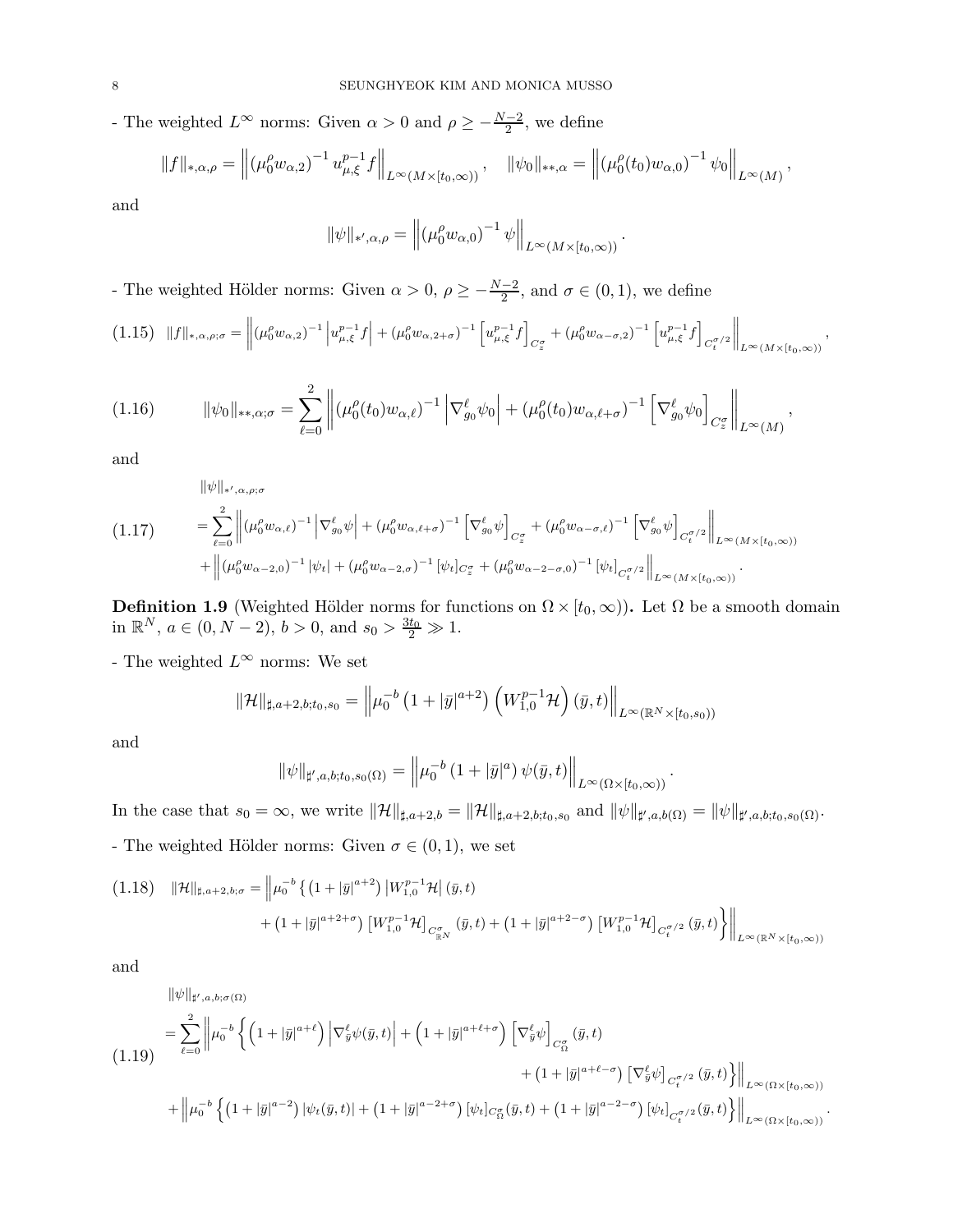- The weighted $L^\infty$ norms: Given $\alpha > 0$ and $\rho \geq -\frac{N-2}{2}$, we define

$$\|f\|_{*,\alpha,\rho} = \left\| (\mu_0^\rho w_{\alpha,2})^{-1} u_{\mu,\xi}^{p-1} f \right\|_{L^\infty(M\times[t_0,\infty))}, \quad \|\psi_0\|_{**,\alpha} = \left\| (\mu_0^\rho(t_0) w_{\alpha,0})^{-1} \psi_0 \right\|_{L^\infty(M)},$$

and

$$\|\psi\|_{*',\alpha,\rho} = \left\| (\mu_0^\rho w_{\alpha,0})^{-1} \psi \right\|_{L^\infty(M\times[t_0,\infty))}.$$

- The weighted Hölder norms: Given $\alpha > 0$, $\rho \geq -\frac{N-2}{2}$, and $\sigma \in (0,1)$, we define

$$\|f\|_{*,\alpha,\rho;\sigma} = \left\| (\mu_0^\rho w_{\alpha,2})^{-1} \left| u_{\mu,\xi}^{p-1} f \right| + (\mu_0^\rho w_{\alpha,2+\sigma})^{-1} \left[ u_{\mu,\xi}^{p-1} f \right]_{C_z^\sigma} + (\mu_0^\rho w_{\alpha-\sigma,2})^{-1} \left[ u_{\mu,\xi}^{p-1} f \right]_{C_t^{\sigma/2}} \right\|_{L^\infty(M\times[t_0,\infty))}, \tag{1.15}$$

$$\|\psi_0\|_{**,\alpha;\sigma} = \sum_{\ell=0}^{2} \left\| (\mu_0^\rho(t_0) w_{\alpha,\ell})^{-1} \left| \nabla_{g_0}^\ell \psi_0 \right| + (\mu_0^\rho(t_0) w_{\alpha,\ell+\sigma})^{-1} \left[ \nabla_{g_0}^\ell \psi_0 \right]_{C_z^\sigma} \right\|_{L^\infty(M)}, \tag{1.16}$$

and

$$\begin{aligned} &\|\psi\|_{*',\alpha,\rho;\sigma} \\ &= \sum_{\ell=0}^{2} \left\| (\mu_0^\rho w_{\alpha,\ell})^{-1} \left| \nabla_{g_0}^\ell \psi \right| + (\mu_0^\rho w_{\alpha,\ell+\sigma})^{-1} \left[ \nabla_{g_0}^\ell \psi \right]_{C_z^\sigma} + (\mu_0^\rho w_{\alpha-\sigma,\ell})^{-1} \left[ \nabla_{g_0}^\ell \psi \right]_{C_t^{\sigma/2}} \right\|_{L^\infty(M\times[t_0,\infty))} \\ &\quad + \left\| (\mu_0^\rho w_{\alpha-2,0})^{-1} |\psi_t| + (\mu_0^\rho w_{\alpha-2,\sigma})^{-1} [\psi_t]_{C_z^\sigma} + (\mu_0^\rho w_{\alpha-2-\sigma,0})^{-1} [\psi_t]_{C_t^{\sigma/2}} \right\|_{L^\infty(M\times[t_0,\infty))}. \end{aligned} \tag{1.17}$$

**Definition 1.9** (Weighted Hölder norms for functions on $\Omega \times [t_0,\infty)$)**.** Let $\Omega$ be a smooth domain in $\mathbb{R}^N$, $a \in (0, N-2)$, $b > 0$, and $s_0 > \frac{3t_0}{2} \gg 1$.

- The weighted $L^\infty$ norms: We set

$$\|\mathcal{H}\|_{\sharp,a+2,b;t_0,s_0} = \left\| \mu_0^{-b} \left(1 + |\bar{y}|^{a+2}\right) \left(W_{1,0}^{p-1} \mathcal{H}\right)(\bar{y},t) \right\|_{L^\infty(\mathbb{R}^N\times[t_0,s_0))}$$

and

$$\|\psi\|_{\sharp',a,b;t_0,s_0(\Omega)} = \left\| \mu_0^{-b} \left(1 + |\bar{y}|^{a}\right) \psi(\bar{y},t) \right\|_{L^\infty(\Omega\times[t_0,\infty))}.$$

In the case that $s_0 = \infty$, we write $\|\mathcal{H}\|_{\sharp,a+2,b} = \|\mathcal{H}\|_{\sharp,a+2,b;t_0,s_0}$ and $\|\psi\|_{\sharp',a,b(\Omega)} = \|\psi\|_{\sharp',a,b;t_0,s_0(\Omega)}$.

- The weighted Hölder norms: Given $\sigma \in (0,1)$, we set

$$\begin{aligned} \|\mathcal{H}\|_{\sharp,a+2,b;\sigma} = \Big\| \mu_0^{-b} \Big\{ &\left(1 + |\bar{y}|^{a+2}\right) \left|W_{1,0}^{p-1} \mathcal{H}\right| (\bar{y},t) \\ &+ \left(1 + |\bar{y}|^{a+2+\sigma}\right) \left[W_{1,0}^{p-1} \mathcal{H}\right]_{C_{\mathbb{R}^N}^\sigma} (\bar{y},t) + \left(1 + |\bar{y}|^{a+2-\sigma}\right) \left[W_{1,0}^{p-1} \mathcal{H}\right]_{C_t^{\sigma/2}} (\bar{y},t) \Big\} \Big\|_{L^\infty(\mathbb{R}^N\times[t_0,\infty))} \end{aligned} \tag{1.18}$$

and

$$\begin{aligned} &\|\psi\|_{\sharp',a,b;\sigma(\Omega)} \\ &= \sum_{\ell=0}^{2} \Big\| \mu_0^{-b} \Big\{ \left(1 + |\bar{y}|^{a+\ell}\right) \left| \nabla_{\bar{y}}^\ell \psi(\bar{y},t) \right| + \left(1 + |\bar{y}|^{a+\ell+\sigma}\right) \left[ \nabla_{\bar{y}}^\ell \psi \right]_{C_\Omega^\sigma} (\bar{y},t) \\ &\qquad\qquad + \left(1 + |\bar{y}|^{a+\ell-\sigma}\right) \left[ \nabla_{\bar{y}}^\ell \psi \right]_{C_t^{\sigma/2}} (\bar{y},t) \Big\} \Big\|_{L^\infty(\Omega\times[t_0,\infty))} \\ &\quad + \Big\| \mu_0^{-b} \Big\{ \left(1 + |\bar{y}|^{a-2}\right) |\psi_t(\bar{y},t)| + \left(1 + |\bar{y}|^{a-2+\sigma}\right) [\psi_t]_{C_\Omega^\sigma}(\bar{y},t) + \left(1 + |\bar{y}|^{a-2-\sigma}\right) [\psi_t]_{C_t^{\sigma/2}}(\bar{y},t) \Big\} \Big\|_{L^\infty(\Omega\times[t_0,\infty))}. \end{aligned} \tag{1.19}$$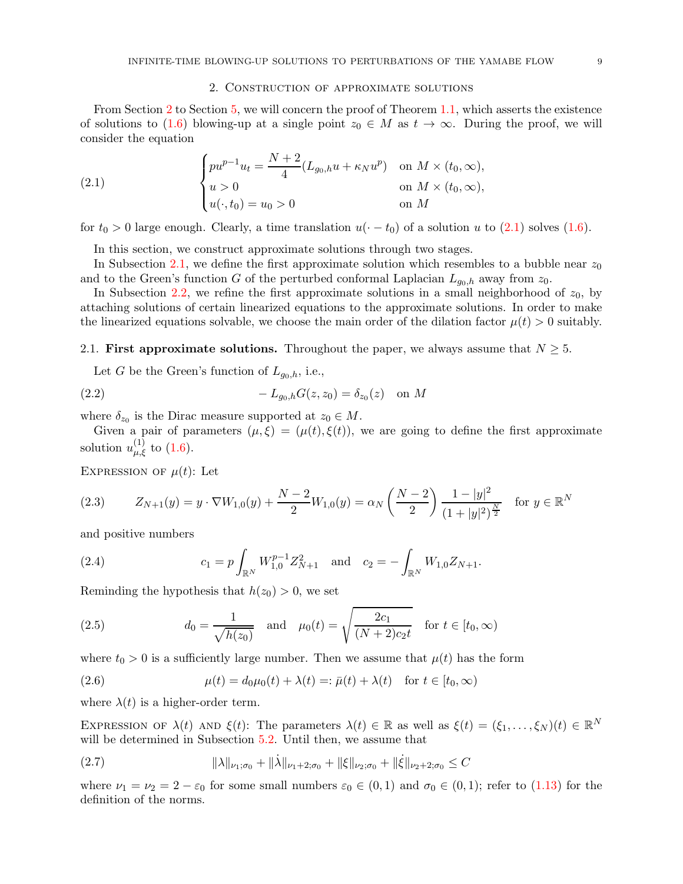## 2. Construction of approximate solutions

From Section 2 to Section 5, we will concern the proof of Theorem 1.1, which asserts the existence of solutions to (1.6) blowing-up at a single point $z_0 \in M$ as $t \to \infty$. During the proof, we will consider the equation

$$
\begin{cases} pu^{p-1}u_t = \dfrac{N+2}{4}(L_{g_0,h}u + \kappa_N u^p) & \text{on } M \times (t_0, \infty), \\ u > 0 & \text{on } M \times (t_0, \infty), \\ u(\cdot, t_0) = u_0 > 0 & \text{on } M \end{cases} \tag{2.1}
$$

for $t_0 > 0$ large enough. Clearly, a time translation $u(\cdot - t_0)$ of a solution $u$ to (2.1) solves (1.6).

In this section, we construct approximate solutions through two stages.

In Subsection 2.1, we define the first approximate solution which resembles to a bubble near $z_0$ and to the Green's function $G$ of the perturbed conformal Laplacian $L_{g_0,h}$ away from $z_0$.

In Subsection 2.2, we refine the first approximate solutions in a small neighborhood of $z_0$, by attaching solutions of certain linearized equations to the approximate solutions. In order to make the linearized equations solvable, we choose the main order of the dilation factor $\mu(t) > 0$ suitably.

### 2.1. First approximate solutions.

Throughout the paper, we always assume that $N \ge 5$.

Let $G$ be the Green's function of $L_{g_0,h}$, i.e.,

$$
-L_{g_0,h}G(z, z_0) = \delta_{z_0}(z) \quad \text{on } M \tag{2.2}
$$

where $\delta_{z_0}$ is the Dirac measure supported at $z_0 \in M$.

Given a pair of parameters $(\mu, \xi) = (\mu(t), \xi(t))$, we are going to define the first approximate solution $u^{(1)}_{\mu,\xi}$ to (1.6).

Expression of $\mu(t)$: Let

$$
Z_{N+1}(y) = y \cdot \nabla W_{1,0}(y) + \frac{N-2}{2} W_{1,0}(y) = \alpha_N \left(\frac{N-2}{2}\right) \frac{1 - |y|^2}{(1 + |y|^2)^{\frac{N}{2}}} \quad \text{for } y \in \mathbb{R}^N \tag{2.3}
$$

and positive numbers

$$
c_1 = p \int_{\mathbb{R}^N} W_{1,0}^{p-1} Z_{N+1}^2 \quad \text{and} \quad c_2 = -\int_{\mathbb{R}^N} W_{1,0} Z_{N+1}. \tag{2.4}
$$

Reminding the hypothesis that $h(z_0) > 0$, we set

$$
d_0 = \frac{1}{\sqrt{h(z_0)}} \quad \text{and} \quad \mu_0(t) = \sqrt{\frac{2c_1}{(N+2)c_2 t}} \quad \text{for } t \in [t_0, \infty) \tag{2.5}
$$

where $t_0 > 0$ is a sufficiently large number. Then we assume that $\mu(t)$ has the form

$$
\mu(t) = d_0 \mu_0(t) + \lambda(t) =: \bar{\mu}(t) + \lambda(t) \quad \text{for } t \in [t_0, \infty) \tag{2.6}
$$

where $\lambda(t)$ is a higher-order term.

Expression of $\lambda(t)$ and $\xi(t)$: The parameters $\lambda(t) \in \mathbb{R}$ as well as $\xi(t) = (\xi_1, \ldots, \xi_N)(t) \in \mathbb{R}^N$ will be determined in Subsection 5.2. Until then, we assume that

$$
\|\lambda\|_{\nu_1;\sigma_0} + \|\dot{\lambda}\|_{\nu_1+2;\sigma_0} + \|\xi\|_{\nu_2;\sigma_0} + \|\dot{\xi}\|_{\nu_2+2;\sigma_0} \le C \tag{2.7}
$$

where $\nu_1 = \nu_2 = 2 - \varepsilon_0$ for some small numbers $\varepsilon_0 \in (0,1)$ and $\sigma_0 \in (0,1)$; refer to (1.13) for the definition of the norms.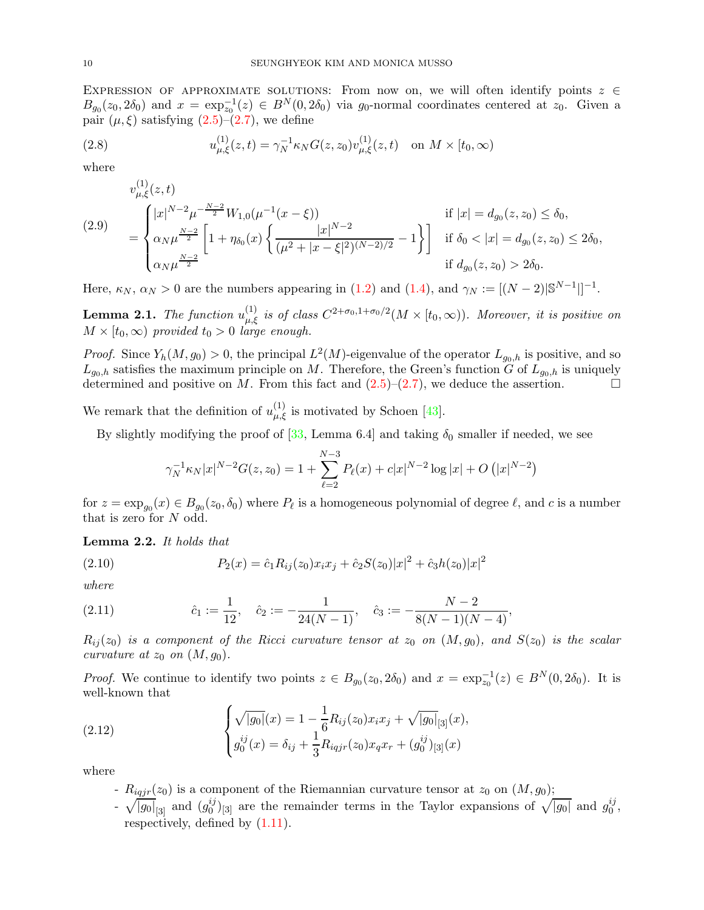Expression of approximate solutions: From now on, we will often identify points $z \in B_{g_0}(z_0, 2\delta_0)$ and $x = \exp_{z_0}^{-1}(z) \in B^N(0, 2\delta_0)$ via $g_0$-normal coordinates centered at $z_0$. Given a pair $(\mu, \xi)$ satisfying (2.5)–(2.7), we define

$$u^{(1)}_{\mu,\xi}(z,t) = \gamma_N^{-1}\kappa_N G(z,z_0) v^{(1)}_{\mu,\xi}(z,t) \quad \text{on } M \times [t_0, \infty) \tag{2.8}$$

where

$$v^{(1)}_{\mu,\xi}(z,t) = \begin{cases} |x|^{N-2}\mu^{-\frac{N-2}{2}} W_{1,0}(\mu^{-1}(x-\xi)) & \text{if } |x| = d_{g_0}(z,z_0) \le \delta_0, \\ \alpha_N \mu^{\frac{N-2}{2}} \left[1 + \eta_{\delta_0}(x)\left\{\dfrac{|x|^{N-2}}{(\mu^2 + |x-\xi|^2)^{(N-2)/2}} - 1\right\}\right] & \text{if } \delta_0 < |x| = d_{g_0}(z,z_0) \le 2\delta_0, \\ \alpha_N \mu^{\frac{N-2}{2}} & \text{if } d_{g_0}(z,z_0) > 2\delta_0. \end{cases} \tag{2.9}$$

Here, $\kappa_N$, $\alpha_N > 0$ are the numbers appearing in (1.2) and (1.4), and $\gamma_N := [(N-2)|\mathbb{S}^{N-1}|]^{-1}$.

**Lemma 2.1.** *The function $u^{(1)}_{\mu,\xi}$ is of class $C^{2+\sigma_0, 1+\sigma_0/2}(M \times [t_0, \infty))$. Moreover, it is positive on $M \times [t_0, \infty)$ provided $t_0 > 0$ large enough.*

*Proof.* Since $Y_h(M, g_0) > 0$, the principal $L^2(M)$-eigenvalue of the operator $L_{g_0,h}$ is positive, and so $L_{g_0,h}$ satisfies the maximum principle on $M$. Therefore, the Green's function $G$ of $L_{g_0,h}$ is uniquely determined and positive on $M$. From this fact and (2.5)–(2.7), we deduce the assertion. □

We remark that the definition of $u^{(1)}_{\mu,\xi}$ is motivated by Schoen [43].

By slightly modifying the proof of [33, Lemma 6.4] and taking $\delta_0$ smaller if needed, we see

$$\gamma_N^{-1}\kappa_N |x|^{N-2} G(z,z_0) = 1 + \sum_{\ell=2}^{N-3} P_\ell(x) + c|x|^{N-2}\log|x| + O\left(|x|^{N-2}\right)$$

for $z = \exp_{g_0}(x) \in B_{g_0}(z_0, \delta_0)$ where $P_\ell$ is a homogeneous polynomial of degree $\ell$, and $c$ is a number that is zero for $N$ odd.

**Lemma 2.2.** *It holds that*

$$P_2(x) = \hat{c}_1 R_{ij}(z_0) x_i x_j + \hat{c}_2 S(z_0)|x|^2 + \hat{c}_3 h(z_0)|x|^2 \tag{2.10}$$

*where*

$$\hat{c}_1 := \frac{1}{12}, \quad \hat{c}_2 := -\frac{1}{24(N-1)}, \quad \hat{c}_3 := -\frac{N-2}{8(N-1)(N-4)}, \tag{2.11}$$

*$R_{ij}(z_0)$ is a component of the Ricci curvature tensor at $z_0$ on $(M, g_0)$, and $S(z_0)$ is the scalar curvature at $z_0$ on $(M, g_0)$.*

*Proof.* We continue to identify two points $z \in B_{g_0}(z_0, 2\delta_0)$ and $x = \exp_{z_0}^{-1}(z) \in B^N(0, 2\delta_0)$. It is well-known that

$$\begin{cases} \sqrt{|g_0|}(x) = 1 - \dfrac{1}{6} R_{ij}(z_0) x_i x_j + \sqrt{|g_0|}_{[3]}(x), \\ g_0^{ij}(x) = \delta_{ij} + \dfrac{1}{3} R_{iqjr}(z_0) x_q x_r + (g_0^{ij})_{[3]}(x) \end{cases} \tag{2.12}$$

where

- $R_{iqjr}(z_0)$ is a component of the Riemannian curvature tensor at $z_0$ on $(M, g_0)$;
- $\sqrt{|g_0|}_{[3]}$ and $(g_0^{ij})_{[3]}$ are the remainder terms in the Taylor expansions of $\sqrt{|g_0|}$ and $g_0^{ij}$, respectively, defined by (1.11).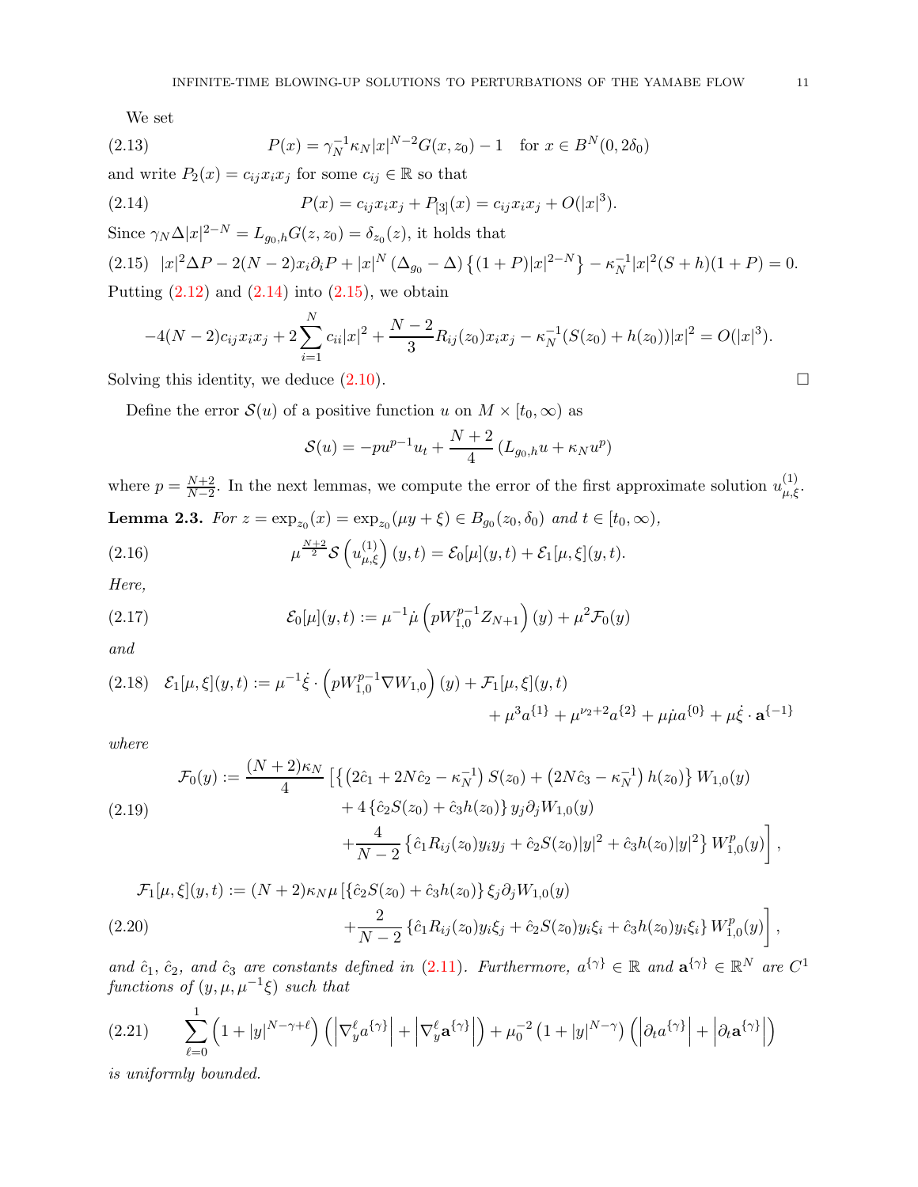We set

$$P(x) = \gamma_N^{-1}\kappa_N |x|^{N-2} G(x, z_0) - 1 \quad \text{for } x \in B^N(0, 2\delta_0) \tag{2.13}$$

and write $P_2(x) = c_{ij}x_i x_j$ for some $c_{ij} \in \mathbb{R}$ so that

$$P(x) = c_{ij}x_i x_j + P_{[3]}(x) = c_{ij}x_i x_j + O(|x|^3). \tag{2.14}$$

Since $\gamma_N \Delta |x|^{2-N} = L_{g_0,h} G(z, z_0) = \delta_{z_0}(z)$, it holds that

$$|x|^2 \Delta P - 2(N-2)x_i \partial_i P + |x|^N (\Delta_{g_0} - \Delta)\left\{(1+P)|x|^{2-N}\right\} - \kappa_N^{-1}|x|^2(S+h)(1+P) = 0. \tag{2.15}$$

Putting (2.12) and (2.14) into (2.15), we obtain

$$-4(N-2)c_{ij}x_i x_j + 2\sum_{i=1}^{N} c_{ii}|x|^2 + \frac{N-2}{3}R_{ij}(z_0)x_i x_j - \kappa_N^{-1}(S(z_0) + h(z_0))|x|^2 = O(|x|^3).$$

Solving this identity, we deduce (2.10). $\square$

Define the error $\mathcal{S}(u)$ of a positive function $u$ on $M \times [t_0, \infty)$ as

$$\mathcal{S}(u) = -pu^{p-1}u_t + \frac{N+2}{4}\left(L_{g_0,h}u + \kappa_N u^p\right)$$

where $p = \frac{N+2}{N-2}$. In the next lemmas, we compute the error of the first approximate solution $u_{\mu,\xi}^{(1)}$.

**Lemma 2.3.** *For $z = \exp_{z_0}(x) = \exp_{z_0}(\mu y + \xi) \in B_{g_0}(z_0, \delta_0)$ and $t \in [t_0, \infty)$,*

$$\mu^{\frac{N+2}{2}}\mathcal{S}\left(u_{\mu,\xi}^{(1)}\right)(y,t) = \mathcal{E}_0[\mu](y,t) + \mathcal{E}_1[\mu,\xi](y,t). \tag{2.16}$$

*Here,*

$$\mathcal{E}_0[\mu](y,t) := \mu^{-1}\dot{\mu}\left(pW_{1,0}^{p-1}Z_{N+1}\right)(y) + \mu^2\mathcal{F}_0(y) \tag{2.17}$$

*and*

$$\begin{aligned}\mathcal{E}_1[\mu,\xi](y,t) := \mu^{-1}\dot{\xi}\cdot\left(pW_{1,0}^{p-1}\nabla W_{1,0}\right)(y) + \mathcal{F}_1[\mu,\xi](y,t) \\ + \mu^3 a^{\{1\}} + \mu^{\nu_2+2}a^{\{2\}} + \mu\dot{\mu}a^{\{0\}} + \mu\dot{\xi}\cdot\mathbf{a}^{\{-1\}}\end{aligned} \tag{2.18}$$

*where*

$$\begin{aligned}\mathcal{F}_0(y) := \frac{(N+2)\kappa_N}{4}\Big[&\left\{\left(2\hat{c}_1 + 2N\hat{c}_2 - \kappa_N^{-1}\right)S(z_0) + \left(2N\hat{c}_3 - \kappa_N^{-1}\right)h(z_0)\right\}W_{1,0}(y) \\ &+ 4\left\{\hat{c}_2 S(z_0) + \hat{c}_3 h(z_0)\right\}y_j\partial_j W_{1,0}(y) \\ &+ \frac{4}{N-2}\left\{\hat{c}_1 R_{ij}(z_0)y_i y_j + \hat{c}_2 S(z_0)|y|^2 + \hat{c}_3 h(z_0)|y|^2\right\}W_{1,0}^p(y)\Big],\end{aligned} \tag{2.19}$$

$$\begin{aligned}\mathcal{F}_1[\mu,\xi](y,t) := (N+2)\kappa_N\mu\Big[&\left\{\hat{c}_2 S(z_0) + \hat{c}_3 h(z_0)\right\}\xi_j\partial_j W_{1,0}(y) \\ &+ \frac{2}{N-2}\left\{\hat{c}_1 R_{ij}(z_0)y_i\xi_j + \hat{c}_2 S(z_0)y_i\xi_i + \hat{c}_3 h(z_0)y_i\xi_i\right\}W_{1,0}^p(y)\Big],\end{aligned} \tag{2.20}$$

*and $\hat{c}_1$, $\hat{c}_2$, and $\hat{c}_3$ are constants defined in (2.11). Furthermore, $a^{\{\gamma\}} \in \mathbb{R}$ and $\mathbf{a}^{\{\gamma\}} \in \mathbb{R}^N$ are $C^1$ functions of $(y, \mu, \mu^{-1}\xi)$ such that*

$$\sum_{\ell=0}^{1}\left(1 + |y|^{N-\gamma+\ell}\right)\left(\left|\nabla_y^\ell a^{\{\gamma\}}\right| + \left|\nabla_y^\ell \mathbf{a}^{\{\gamma\}}\right|\right) + \mu_0^{-2}\left(1 + |y|^{N-\gamma}\right)\left(\left|\partial_t a^{\{\gamma\}}\right| + \left|\partial_t \mathbf{a}^{\{\gamma\}}\right|\right) \tag{2.21}$$

*is uniformly bounded.*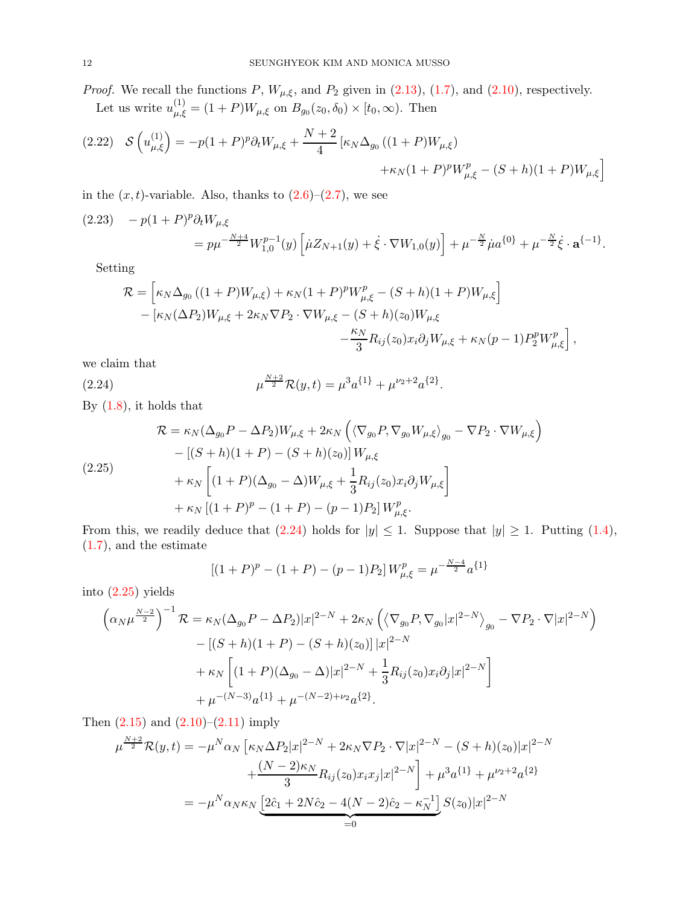*Proof.* We recall the functions $P$, $W_{\mu,\xi}$, and $P_2$ given in (2.13), (1.7), and (2.10), respectively.

Let us write $u^{(1)}_{\mu,\xi} = (1+P)W_{\mu,\xi}$ on $B_{g_0}(z_0,\delta_0)\times[t_0,\infty)$. Then

$$
\mathcal{S}\left(u^{(1)}_{\mu,\xi}\right) = -p(1+P)^p\partial_t W_{\mu,\xi} + \frac{N+2}{4}\Big[\kappa_N\Delta_{g_0}\left((1+P)W_{\mu,\xi}\right) + \kappa_N(1+P)^pW^p_{\mu,\xi} - (S+h)(1+P)W_{\mu,\xi}\Big] \tag{2.22}
$$

in the $(x,t)$-variable. Also, thanks to (2.6)–(2.7), we see

$$
-p(1+P)^p\partial_t W_{\mu,\xi} = p\mu^{-\frac{N+4}{2}}W^{p-1}_{1,0}(y)\left[\dot\mu Z_{N+1}(y) + \dot\xi\cdot\nabla W_{1,0}(y)\right] + \mu^{-\frac{N}{2}}\dot\mu a^{\{0\}} + \mu^{-\frac{N}{2}}\dot\xi\cdot\mathbf{a}^{\{-1\}}. \tag{2.23}
$$

Setting

$$
\begin{aligned}
\mathcal{R} = &\Big[\kappa_N\Delta_{g_0}\left((1+P)W_{\mu,\xi}\right) + \kappa_N(1+P)^pW^p_{\mu,\xi} - (S+h)(1+P)W_{\mu,\xi}\Big] \\
&- \Big[\kappa_N(\Delta P_2)W_{\mu,\xi} + 2\kappa_N\nabla P_2\cdot\nabla W_{\mu,\xi} - (S+h)(z_0)W_{\mu,\xi} \\
&\qquad - \frac{\kappa_N}{3}R_{ij}(z_0)x_i\partial_jW_{\mu,\xi} + \kappa_N(p-1)P_2^pW^p_{\mu,\xi}\Big],
\end{aligned}
$$

we claim that

$$
\mu^{\frac{N+2}{2}}\mathcal{R}(y,t) = \mu^3a^{\{1\}} + \mu^{\nu_2+2}a^{\{2\}}. \tag{2.24}
$$

By (1.8), it holds that

$$
\begin{aligned}
\mathcal{R} = &\ \kappa_N(\Delta_{g_0}P - \Delta P_2)W_{\mu,\xi} + 2\kappa_N\left(\left\langle\nabla_{g_0}P,\nabla_{g_0}W_{\mu,\xi}\right\rangle_{g_0} - \nabla P_2\cdot\nabla W_{\mu,\xi}\right) \\
&- \left[(S+h)(1+P) - (S+h)(z_0)\right]W_{\mu,\xi} \\
&+ \kappa_N\left[(1+P)(\Delta_{g_0}-\Delta)W_{\mu,\xi} + \frac{1}{3}R_{ij}(z_0)x_i\partial_jW_{\mu,\xi}\right] \\
&+ \kappa_N\left[(1+P)^p - (1+P) - (p-1)P_2\right]W^p_{\mu,\xi}.
\end{aligned} \tag{2.25}
$$

From this, we readily deduce that (2.24) holds for $|y|\le 1$. Suppose that $|y|\ge 1$. Putting (1.4), (1.7), and the estimate

$$
\left[(1+P)^p - (1+P) - (p-1)P_2\right]W^p_{\mu,\xi} = \mu^{-\frac{N-4}{2}}a^{\{1\}}
$$

into (2.25) yields

$$
\begin{aligned}
\left(\alpha_N\mu^{\frac{N-2}{2}}\right)^{-1}\mathcal{R} = &\ \kappa_N(\Delta_{g_0}P - \Delta P_2)|x|^{2-N} + 2\kappa_N\left(\left\langle\nabla_{g_0}P,\nabla_{g_0}|x|^{2-N}\right\rangle_{g_0} - \nabla P_2\cdot\nabla|x|^{2-N}\right) \\
&- \left[(S+h)(1+P) - (S+h)(z_0)\right]|x|^{2-N} \\
&+ \kappa_N\left[(1+P)(\Delta_{g_0}-\Delta)|x|^{2-N} + \frac{1}{3}R_{ij}(z_0)x_i\partial_j|x|^{2-N}\right] \\
&+ \mu^{-(N-3)}a^{\{1\}} + \mu^{-(N-2)+\nu_2}a^{\{2\}}.
\end{aligned}
$$

Then (2.15) and (2.10)–(2.11) imply

$$
\begin{aligned}
\mu^{\frac{N+2}{2}}\mathcal{R}(y,t) &= -\mu^N\alpha_N\Big[\kappa_N\Delta P_2|x|^{2-N} + 2\kappa_N\nabla P_2\cdot\nabla|x|^{2-N} - (S+h)(z_0)|x|^{2-N} \\
&\qquad + \frac{(N-2)\kappa_N}{3}R_{ij}(z_0)x_ix_j|x|^{2-N}\Big] + \mu^3a^{\{1\}} + \mu^{\nu_2+2}a^{\{2\}} \\
&= -\mu^N\alpha_N\kappa_N\underbrace{\left[2\hat c_1 + 2N\hat c_2 - 4(N-2)\hat c_2 - \kappa_N^{-1}\right]}_{=0}S(z_0)|x|^{2-N}
\end{aligned}
$$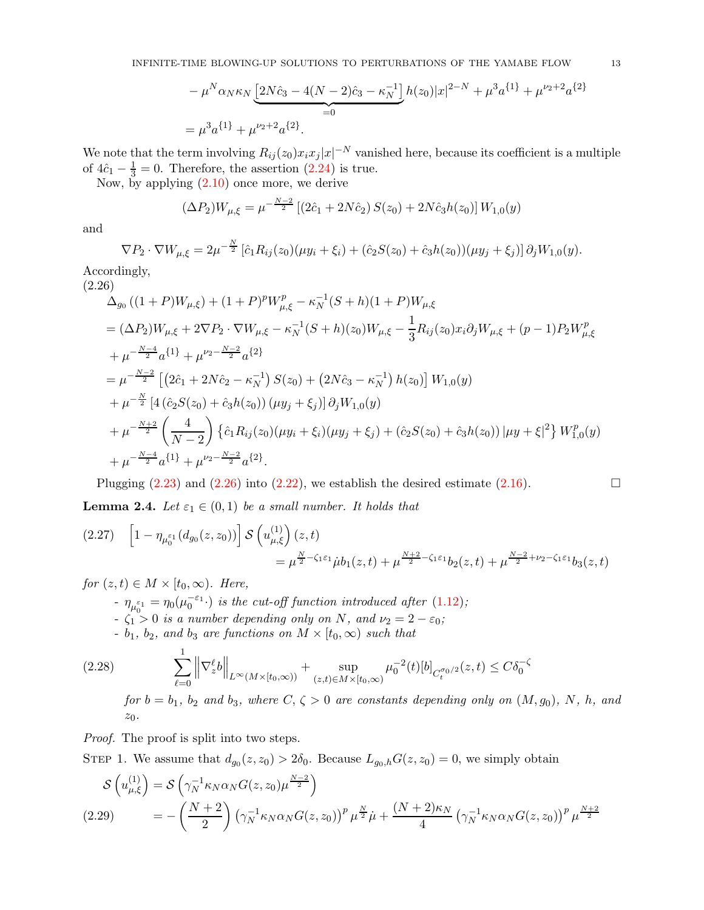$$
\begin{aligned}
&- \mu^N \alpha_N \kappa_N \underbrace{\left[2N\hat{c}_3 - 4(N-2)\hat{c}_3 - \kappa_N^{-1}\right]}_{=0} h(z_0)|x|^{2-N} + \mu^3 a^{\{1\}} + \mu^{\nu_2+2} a^{\{2\}} \\
&= \mu^3 a^{\{1\}} + \mu^{\nu_2+2} a^{\{2\}}.
\end{aligned}
$$

We note that the term involving $R_{ij}(z_0)x_ix_j|x|^{-N}$ vanished here, because its coefficient is a multiple of $4\hat{c}_1 - \frac{1}{3} = 0$. Therefore, the assertion (2.24) is true.

Now, by applying (2.10) once more, we derive

$$
(\Delta P_2)W_{\mu,\xi} = \mu^{-\frac{N-2}{2}} \left[(2\hat{c}_1 + 2N\hat{c}_2)\, S(z_0) + 2N\hat{c}_3 h(z_0)\right] W_{1,0}(y)
$$

and

$$
\nabla P_2 \cdot \nabla W_{\mu,\xi} = 2\mu^{-\frac{N}{2}} \left[\hat{c}_1 R_{ij}(z_0)(\mu y_i + \xi_i) + (\hat{c}_2 S(z_0) + \hat{c}_3 h(z_0))(\mu y_j + \xi_j)\right] \partial_j W_{1,0}(y).
$$

Accordingly,

$$
\begin{aligned}
&\Delta_{g_0}\left((1+P)W_{\mu,\xi}\right) + (1+P)^p W_{\mu,\xi}^p - \kappa_N^{-1}(S+h)(1+P)W_{\mu,\xi} \\
&= (\Delta P_2)W_{\mu,\xi} + 2\nabla P_2 \cdot \nabla W_{\mu,\xi} - \kappa_N^{-1}(S+h)(z_0)W_{\mu,\xi} - \frac{1}{3}R_{ij}(z_0)x_i\partial_j W_{\mu,\xi} + (p-1)P_2 W_{\mu,\xi}^p \\
&\quad + \mu^{-\frac{N-4}{2}} a^{\{1\}} + \mu^{\nu_2 - \frac{N-2}{2}} a^{\{2\}} \\
&= \mu^{-\frac{N-2}{2}} \left[\left(2\hat{c}_1 + 2N\hat{c}_2 - \kappa_N^{-1}\right) S(z_0) + \left(2N\hat{c}_3 - \kappa_N^{-1}\right) h(z_0)\right] W_{1,0}(y) \\
&\quad + \mu^{-\frac{N}{2}} \left[4\left(\hat{c}_2 S(z_0) + \hat{c}_3 h(z_0)\right)(\mu y_j + \xi_j)\right] \partial_j W_{1,0}(y) \\
&\quad + \mu^{-\frac{N+2}{2}} \left(\frac{4}{N-2}\right) \left\{\hat{c}_1 R_{ij}(z_0)(\mu y_i + \xi_i)(\mu y_j + \xi_j) + \left(\hat{c}_2 S(z_0) + \hat{c}_3 h(z_0)\right)|\mu y + \xi|^2\right\} W_{1,0}^p(y) \\
&\quad + \mu^{-\frac{N-4}{2}} a^{\{1\}} + \mu^{\nu_2 - \frac{N-2}{2}} a^{\{2\}}.
\end{aligned} \tag{2.26}
$$

Plugging (2.23) and (2.26) into (2.22), we establish the desired estimate (2.16). $\square$

**Lemma 2.4.** *Let $\varepsilon_1 \in (0,1)$ be a small number. It holds that*

$$
\begin{aligned}
\left[1 - \eta_{\mu_0^{\varepsilon_1}}(d_{g_0}(z,z_0))\right] \mathcal{S}\left(u_{\mu,\xi}^{(1)}\right)(z,t) \\
= \mu^{\frac{N}{2} - \zeta_1\varepsilon_1}\dot{\mu} b_1(z,t) + \mu^{\frac{N+2}{2} - \zeta_1\varepsilon_1} b_2(z,t) + \mu^{\frac{N-2}{2} + \nu_2 - \zeta_1\varepsilon_1} b_3(z,t)
\end{aligned} \tag{2.27}
$$

*for $(z,t) \in M \times [t_0,\infty)$. Here,*

- *$\eta_{\mu_0^{\varepsilon_1}} = \eta_0(\mu_0^{-\varepsilon_1}\cdot)$ is the cut-off function introduced after (1.12);*
- *$\zeta_1 > 0$ is a number depending only on $N$, and $\nu_2 = 2 - \varepsilon_0$;*
- *$b_1$, $b_2$, and $b_3$ are functions on $M \times [t_0,\infty)$ such that*

$$
\sum_{\ell=0}^{1} \left\|\nabla_z^\ell b\right\|_{L^\infty(M\times[t_0,\infty))} + \sup_{(z,t)\in M\times[t_0,\infty)} \mu_0^{-2}(t)[b]_{C_t^{\sigma_0/2}}(z,t) \le C\delta_0^{-\zeta} \tag{2.28}
$$

*for $b = b_1$, $b_2$ and $b_3$, where $C, \zeta > 0$ are constants depending only on $(M,g_0)$, $N$, $h$, and $z_0$.*

*Proof.* The proof is split into two steps.

STEP 1. We assume that $d_{g_0}(z,z_0) > 2\delta_0$. Because $L_{g_0,h}G(z,z_0) = 0$, we simply obtain

$$
\begin{aligned}
\mathcal{S}\left(u_{\mu,\xi}^{(1)}\right) &= \mathcal{S}\left(\gamma_N^{-1}\kappa_N\alpha_N G(z,z_0)\mu^{\frac{N-2}{2}}\right) \\
&= -\left(\frac{N+2}{2}\right)\left(\gamma_N^{-1}\kappa_N\alpha_N G(z,z_0)\right)^p \mu^{\frac{N}{2}}\dot{\mu} + \frac{(N+2)\kappa_N}{4}\left(\gamma_N^{-1}\kappa_N\alpha_N G(z,z_0)\right)^p \mu^{\frac{N+2}{2}}
\end{aligned} \tag{2.29}
$$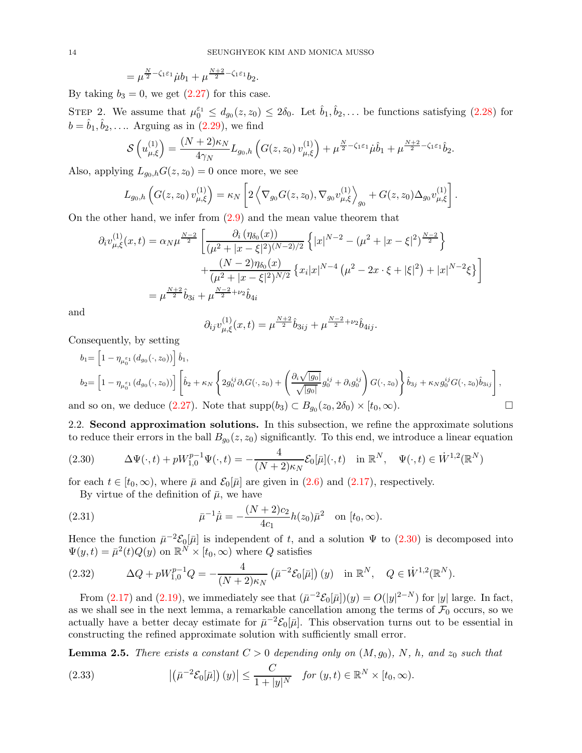$$= \mu^{\frac{N}{2}-\zeta_1\varepsilon_1}\dot{\mu} b_1 + \mu^{\frac{N+2}{2}-\zeta_1\varepsilon_1} b_2.$$

By taking $b_3 = 0$, we get (2.27) for this case.

STEP 2. We assume that $\mu_0^{\varepsilon_1} \le d_{g_0}(z, z_0) \le 2\delta_0$. Let $\hat{b}_1, \hat{b}_2, \ldots$ be functions satisfying (2.28) for $b = \hat{b}_1, \hat{b}_2, \ldots$. Arguing as in (2.29), we find

$$\mathcal{S}\left(u_{\mu,\xi}^{(1)}\right) = \frac{(N+2)\kappa_N}{4\gamma_N} L_{g_0,h}\left(G(z,z_0)\, v_{\mu,\xi}^{(1)}\right) + \mu^{\frac{N}{2}-\zeta_1\varepsilon_1}\dot{\mu}\hat{b}_1 + \mu^{\frac{N+2}{2}-\zeta_1\varepsilon_1}\hat{b}_2.$$

Also, applying $L_{g_0,h} G(z, z_0) = 0$ once more, we see

$$L_{g_0,h}\left(G(z,z_0)\, v_{\mu,\xi}^{(1)}\right) = \kappa_N\left[2\left\langle \nabla_{g_0} G(z,z_0), \nabla_{g_0} v_{\mu,\xi}^{(1)}\right\rangle_{g_0} + G(z,z_0)\Delta_{g_0} v_{\mu,\xi}^{(1)}\right].$$

On the other hand, we infer from (2.9) and the mean value theorem that

$$\begin{aligned}
\partial_i v_{\mu,\xi}^{(1)}(x,t) &= \alpha_N \mu^{\frac{N-2}{2}}\left[\frac{\partial_i\left(\eta_{\delta_0}(x)\right)}{(\mu^2+|x-\xi|^2)^{(N-2)/2}}\left\{|x|^{N-2} - (\mu^2+|x-\xi|^2)^{\frac{N-2}{2}}\right\}\right.\\
&\qquad\left. + \frac{(N-2)\eta_{\delta_0}(x)}{(\mu^2+|x-\xi|^2)^{N/2}}\left\{x_i|x|^{N-4}\left(\mu^2 - 2x\cdot\xi + |\xi|^2\right) + |x|^{N-2}\xi\right\}\right]\\
&= \mu^{\frac{N+2}{2}}\hat{b}_{3i} + \mu^{\frac{N-2}{2}+\nu_2}\hat{b}_{4i}
\end{aligned}$$

and

$$\partial_{ij} v_{\mu,\xi}^{(1)}(x,t) = \mu^{\frac{N+2}{2}}\hat{b}_{3ij} + \mu^{\frac{N-2}{2}+\nu_2}\hat{b}_{4ij}.$$

Consequently, by setting

$$b_1 = \left[1 - \eta_{\mu_0^{\varepsilon_1}}\left(d_{g_0}(\cdot, z_0)\right)\right]\hat{b}_1,$$

$$b_2 = \left[1 - \eta_{\mu_0^{\varepsilon_1}}\left(d_{g_0}(\cdot, z_0)\right)\right]\left[\hat{b}_2 + \kappa_N\left\{2g_0^{ij}\partial_i G(\cdot,z_0) + \left(\frac{\partial_i\sqrt{|g_0|}}{\sqrt{|g_0|}}g_0^{ij} + \partial_i g_0^{ij}\right)G(\cdot,z_0)\right\}\hat{b}_{3j} + \kappa_N g_0^{ij} G(\cdot,z_0)\hat{b}_{3ij}\right],$$

and so on, we deduce (2.27). Note that $\text{supp}(b_3) \subset B_{g_0}(z_0, 2\delta_0) \times [t_0, \infty)$. $\square$

**2.2. Second approximation solutions.** In this subsection, we refine the approximate solutions to reduce their errors in the ball $B_{g_0}(z, z_0)$ significantly. To this end, we introduce a linear equation

$$\Delta\Psi(\cdot,t) + pW_{1,0}^{p-1}\Psi(\cdot,t) = -\frac{4}{(N+2)\kappa_N}\mathcal{E}_0[\bar{\mu}](\cdot,t) \quad \text{in } \mathbb{R}^N, \quad \Psi(\cdot,t) \in \dot{W}^{1,2}(\mathbb{R}^N) \tag{2.30}$$

for each $t \in [t_0, \infty)$, where $\bar{\mu}$ and $\mathcal{E}_0[\bar{\mu}]$ are given in (2.6) and (2.17), respectively.

By virtue of the definition of $\bar{\mu}$, we have

$$\bar{\mu}^{-1}\dot{\bar{\mu}} = -\frac{(N+2)c_2}{4c_1}h(z_0)\bar{\mu}^2 \quad \text{on } [t_0, \infty). \tag{2.31}$$

Hence the function $\bar{\mu}^{-2}\mathcal{E}_0[\bar{\mu}]$ is independent of $t$, and a solution $\Psi$ to (2.30) is decomposed into $\Psi(y,t) = \bar{\mu}^2(t)Q(y)$ on $\mathbb{R}^N \times [t_0, \infty)$ where $Q$ satisfies

$$\Delta Q + pW_{1,0}^{p-1}Q = -\frac{4}{(N+2)\kappa_N}\left(\bar{\mu}^{-2}\mathcal{E}_0[\bar{\mu}]\right)(y) \quad \text{in } \mathbb{R}^N, \quad Q \in \dot{W}^{1,2}(\mathbb{R}^N). \tag{2.32}$$

From (2.17) and (2.19), we immediately see that $(\bar{\mu}^{-2}\mathcal{E}_0[\bar{\mu}])(y) = O(|y|^{2-N})$ for $|y|$ large. In fact, as we shall see in the next lemma, a remarkable cancellation among the terms of $\mathcal{F}_0$ occurs, so we actually have a better decay estimate for $\bar{\mu}^{-2}\mathcal{E}_0[\bar{\mu}]$. This observation turns out to be essential in constructing the refined approximate solution with sufficiently small error.

**Lemma 2.5.** *There exists a constant $C > 0$ depending only on $(M, g_0)$, $N$, $h$, and $z_0$ such that*

$$\left|\left(\bar{\mu}^{-2}\mathcal{E}_0[\bar{\mu}]\right)(y)\right| \le \frac{C}{1+|y|^N} \quad \textit{for } (y,t) \in \mathbb{R}^N \times [t_0, \infty). \tag{2.33}$$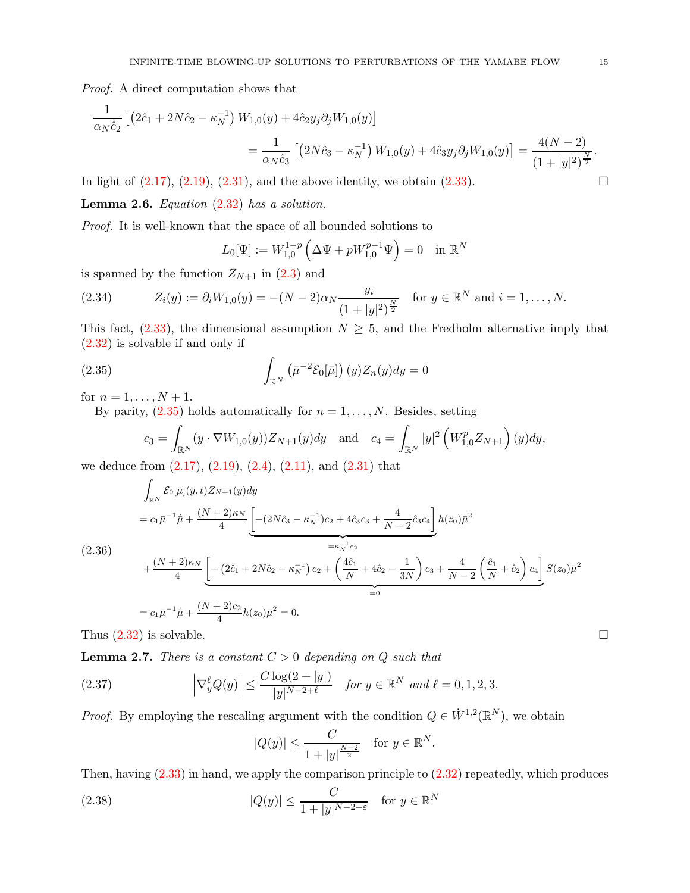*Proof.* A direct computation shows that

$$\frac{1}{\alpha_N \hat{c}_2}\left[\left(2\hat{c}_1 + 2N\hat{c}_2 - \kappa_N^{-1}\right)W_{1,0}(y) + 4\hat{c}_2 y_j \partial_j W_{1,0}(y)\right] = \frac{1}{\alpha_N \hat{c}_3}\left[\left(2N\hat{c}_3 - \kappa_N^{-1}\right)W_{1,0}(y) + 4\hat{c}_3 y_j \partial_j W_{1,0}(y)\right] = \frac{4(N-2)}{(1+|y|^2)^{\frac{N}{2}}}.$$

In light of (2.17), (2.19), (2.31), and the above identity, we obtain (2.33). $\square$

**Lemma 2.6.** *Equation* (2.32) *has a solution.*

*Proof.* It is well-known that the space of all bounded solutions to

$$L_0[\Psi] := W_{1,0}^{1-p}\left(\Delta\Psi + pW_{1,0}^{p-1}\Psi\right) = 0 \quad \text{in } \mathbb{R}^N$$

is spanned by the function $Z_{N+1}$ in (2.3) and

$$Z_i(y) := \partial_i W_{1,0}(y) = -(N-2)\alpha_N \frac{y_i}{(1+|y|^2)^{\frac{N}{2}}} \quad \text{for } y \in \mathbb{R}^N \text{ and } i = 1, \ldots, N. \tag{2.34}$$

This fact, (2.33), the dimensional assumption $N \geq 5$, and the Fredholm alternative imply that (2.32) is solvable if and only if

$$\int_{\mathbb{R}^N} \left(\bar{\mu}^{-2}\mathcal{E}_0[\bar{\mu}]\right)(y) Z_n(y)dy = 0 \tag{2.35}$$

for $n = 1, \ldots, N+1$.

By parity, (2.35) holds automatically for $n = 1, \ldots, N$. Besides, setting

$$c_3 = \int_{\mathbb{R}^N} (y \cdot \nabla W_{1,0}(y)) Z_{N+1}(y)dy \quad \text{and} \quad c_4 = \int_{\mathbb{R}^N} |y|^2 \left(W_{1,0}^p Z_{N+1}\right)(y)dy,$$

we deduce from (2.17), (2.19), (2.4), (2.11), and (2.31) that

$$\begin{aligned}
&\int_{\mathbb{R}^N} \mathcal{E}_0[\bar{\mu}](y,t) Z_{N+1}(y)dy \\
&= c_1 \bar{\mu}^{-1}\dot{\bar{\mu}} + \frac{(N+2)\kappa_N}{4}\underbrace{\left[-(2N\hat{c}_3 - \kappa_N^{-1})c_2 + 4\hat{c}_3 c_3 + \frac{4}{N-2}\hat{c}_3 c_4\right]}_{=\kappa_N^{-1}c_2} h(z_0)\bar{\mu}^2 \\
&\quad + \frac{(N+2)\kappa_N}{4}\underbrace{\left[-\left(2\hat{c}_1 + 2N\hat{c}_2 - \kappa_N^{-1}\right)c_2 + \left(\frac{4\hat{c}_1}{N} + 4\hat{c}_2 - \frac{1}{3N}\right)c_3 + \frac{4}{N-2}\left(\frac{\hat{c}_1}{N} + \hat{c}_2\right)c_4\right]}_{=0} S(z_0)\bar{\mu}^2 \\
&= c_1 \bar{\mu}^{-1}\dot{\bar{\mu}} + \frac{(N+2)c_2}{4} h(z_0)\bar{\mu}^2 = 0.
\end{aligned} \tag{2.36}$$

Thus (2.32) is solvable. $\square$

**Lemma 2.7.** *There is a constant $C > 0$ depending on $Q$ such that*

$$\left|\nabla_y^\ell Q(y)\right| \leq \frac{C\log(2+|y|)}{|y|^{N-2+\ell}} \quad \textit{for } y \in \mathbb{R}^N \textit{ and } \ell = 0, 1, 2, 3. \tag{2.37}$$

*Proof.* By employing the rescaling argument with the condition $Q \in \dot{W}^{1,2}(\mathbb{R}^N)$, we obtain

$$|Q(y)| \leq \frac{C}{1+|y|^{\frac{N-2}{2}}} \quad \text{for } y \in \mathbb{R}^N.$$

Then, having (2.33) in hand, we apply the comparison principle to (2.32) repeatedly, which produces

$$|Q(y)| \leq \frac{C}{1+|y|^{N-2-\varepsilon}} \quad \text{for } y \in \mathbb{R}^N \tag{2.38}$$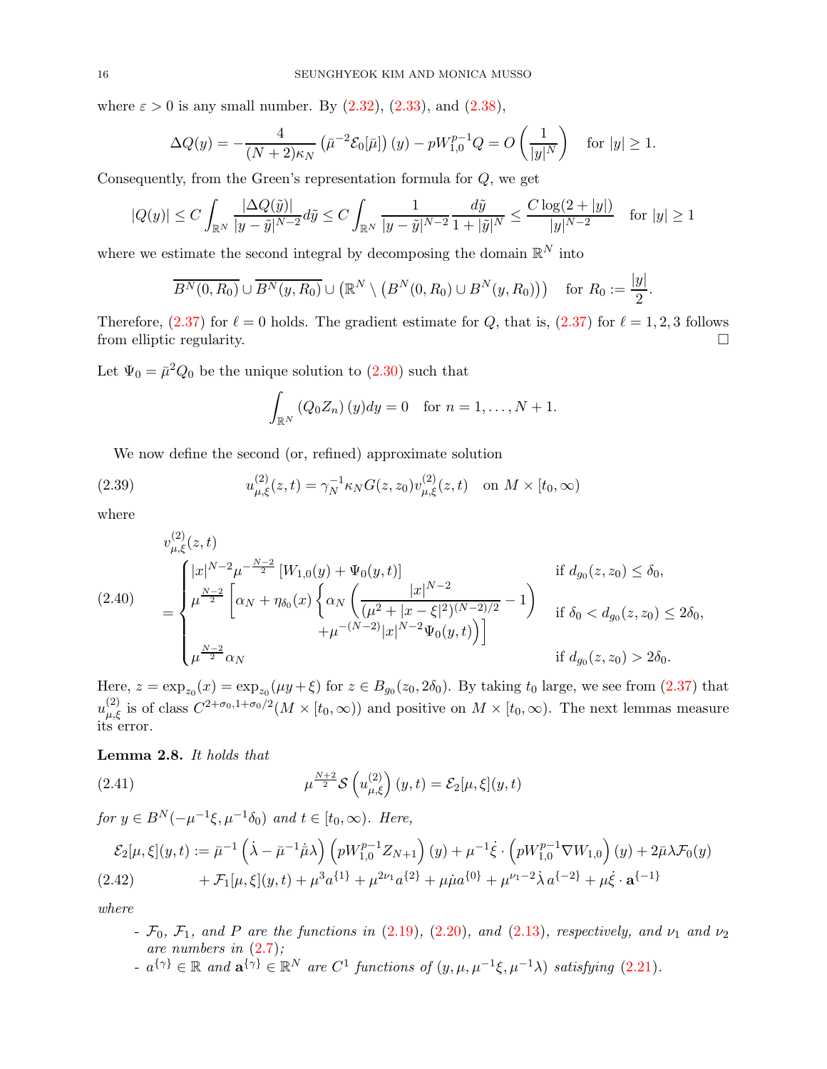where $\varepsilon > 0$ is any small number. By (2.32), (2.33), and (2.38),

$$\Delta Q(y) = -\frac{4}{(N+2)\kappa_N} \left(\bar{\mu}^{-2}\mathcal{E}_0[\bar{\mu}]\right)(y) - pW_{1,0}^{p-1}Q = O\left(\frac{1}{|y|^N}\right) \quad \text{for } |y| \geq 1.$$

Consequently, from the Green's representation formula for $Q$, we get

$$|Q(y)| \leq C\int_{\mathbb{R}^N} \frac{|\Delta Q(\tilde{y})|}{|y-\tilde{y}|^{N-2}} d\tilde{y} \leq C\int_{\mathbb{R}^N} \frac{1}{|y-\tilde{y}|^{N-2}} \frac{d\tilde{y}}{1+|\tilde{y}|^N} \leq \frac{C\log(2+|y|)}{|y|^{N-2}} \quad \text{for } |y| \geq 1$$

where we estimate the second integral by decomposing the domain $\mathbb{R}^N$ into

$$\overline{B^N(0,R_0)} \cup \overline{B^N(y,R_0)} \cup \left(\mathbb{R}^N \setminus \left(B^N(0,R_0) \cup B^N(y,R_0)\right)\right) \quad \text{for } R_0 := \frac{|y|}{2}.$$

Therefore, (2.37) for $\ell = 0$ holds. The gradient estimate for $Q$, that is, (2.37) for $\ell = 1,2,3$ follows from elliptic regularity. $\square$

Let $\Psi_0 = \bar{\mu}^2 Q_0$ be the unique solution to (2.30) such that

$$\int_{\mathbb{R}^N} (Q_0 Z_n)(y) dy = 0 \quad \text{for } n = 1, \ldots, N+1.$$

We now define the second (or, refined) approximate solution

$$u_{\mu,\xi}^{(2)}(z,t) = \gamma_N^{-1}\kappa_N G(z,z_0) v_{\mu,\xi}^{(2)}(z,t) \quad \text{on } M \times [t_0,\infty) \tag{2.39}$$

where

$$v_{\mu,\xi}^{(2)}(z,t) = \begin{cases} |x|^{N-2}\mu^{-\frac{N-2}{2}}\left[W_{1,0}(y) + \Psi_0(y,t)\right] & \text{if } d_{g_0}(z,z_0) \leq \delta_0, \\ \mu^{\frac{N-2}{2}}\left[\alpha_N + \eta_{\delta_0}(x)\left\{\alpha_N\left(\dfrac{|x|^{N-2}}{(\mu^2+|x-\xi|^2)^{(N-2)/2}} - 1\right) \right.\right. & \text{if } \delta_0 < d_{g_0}(z,z_0) \leq 2\delta_0, \\ \qquad\qquad \left.\left. + \mu^{-(N-2)}|x|^{N-2}\Psi_0(y,t)\right)\right] & \\ \mu^{\frac{N-2}{2}}\alpha_N & \text{if } d_{g_0}(z,z_0) > 2\delta_0. \end{cases} \tag{2.40}$$

Here, $z = \exp_{z_0}(x) = \exp_{z_0}(\mu y + \xi)$ for $z \in B_{g_0}(z_0, 2\delta_0)$. By taking $t_0$ large, we see from (2.37) that $u_{\mu,\xi}^{(2)}$ is of class $C^{2+\sigma_0, 1+\sigma_0/2}(M \times [t_0,\infty))$ and positive on $M \times [t_0,\infty)$. The next lemmas measure its error.

**Lemma 2.8.** *It holds that*

$$\mu^{\frac{N+2}{2}}\mathcal{S}\left(u_{\mu,\xi}^{(2)}\right)(y,t) = \mathcal{E}_2[\mu,\xi](y,t) \tag{2.41}$$

*for $y \in B^N(-\mu^{-1}\xi, \mu^{-1}\delta_0)$ and $t \in [t_0,\infty)$. Here,*

$$\begin{aligned} \mathcal{E}_2[\mu,\xi](y,t) := \; & \bar{\mu}^{-1}\left(\dot{\lambda} - \bar{\mu}^{-1}\dot{\bar{\mu}}\lambda\right)\left(pW_{1,0}^{p-1}Z_{N+1}\right)(y) + \mu^{-1}\dot{\xi}\cdot\left(pW_{1,0}^{p-1}\nabla W_{1,0}\right)(y) + 2\bar{\mu}\lambda\mathcal{F}_0(y) \\ & + \mathcal{F}_1[\mu,\xi](y,t) + \mu^3 a^{\{1\}} + \mu^{2\nu_1}a^{\{2\}} + \mu\dot{\mu}a^{\{0\}} + \mu^{\nu_1-2}\dot{\lambda}\, a^{\{-2\}} + \mu\dot{\xi}\cdot\mathbf{a}^{\{-1\}} \end{aligned} \tag{2.42}$$

*where*

- *$\mathcal{F}_0$, $\mathcal{F}_1$, and $P$ are the functions in (2.19), (2.20), and (2.13), respectively, and $\nu_1$ and $\nu_2$ are numbers in (2.7);*
- *$a^{\{\gamma\}} \in \mathbb{R}$ and $\mathbf{a}^{\{\gamma\}} \in \mathbb{R}^N$ are $C^1$ functions of $(y,\mu,\mu^{-1}\xi,\mu^{-1}\lambda)$ satisfying (2.21).*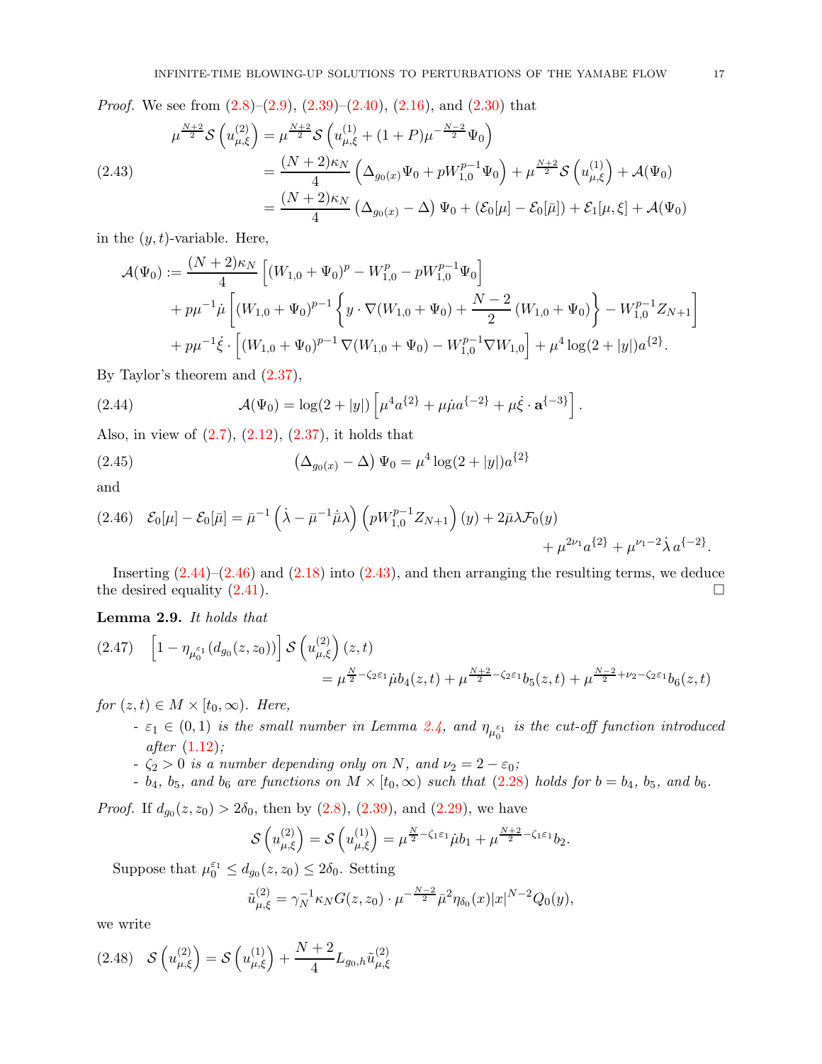*Proof.* We see from (2.8)–(2.9), (2.39)–(2.40), (2.16), and (2.30) that

$$
\begin{aligned}
\mu^{\frac{N+2}{2}} \mathcal{S}\left(u_{\mu,\xi}^{(2)}\right) &= \mu^{\frac{N+2}{2}} \mathcal{S}\left(u_{\mu,\xi}^{(1)} + (1+P)\mu^{-\frac{N-2}{2}}\Psi_0\right) \\
&= \frac{(N+2)\kappa_N}{4}\left(\Delta_{g_0(x)}\Psi_0 + pW_{1,0}^{p-1}\Psi_0\right) + \mu^{\frac{N+2}{2}}\mathcal{S}\left(u_{\mu,\xi}^{(1)}\right) + \mathcal{A}(\Psi_0) \\
&= \frac{(N+2)\kappa_N}{4}\left(\Delta_{g_0(x)} - \Delta\right)\Psi_0 + \left(\mathcal{E}_0[\mu] - \mathcal{E}_0[\bar{\mu}]\right) + \mathcal{E}_1[\mu,\xi] + \mathcal{A}(\Psi_0)
\end{aligned} \tag{2.43}
$$

in the $(y,t)$-variable. Here,

$$
\begin{aligned}
\mathcal{A}(\Psi_0) &:= \frac{(N+2)\kappa_N}{4}\left[(W_{1,0}+\Psi_0)^p - W_{1,0}^p - pW_{1,0}^{p-1}\Psi_0\right] \\
&\quad + p\mu^{-1}\dot{\mu}\left[(W_{1,0}+\Psi_0)^{p-1}\left\{y\cdot\nabla(W_{1,0}+\Psi_0) + \frac{N-2}{2}(W_{1,0}+\Psi_0)\right\} - W_{1,0}^{p-1}Z_{N+1}\right] \\
&\quad + p\mu^{-1}\dot{\xi}\cdot\left[(W_{1,0}+\Psi_0)^{p-1}\nabla(W_{1,0}+\Psi_0) - W_{1,0}^{p-1}\nabla W_{1,0}\right] + \mu^4\log(2+|y|)a^{\{2\}}.
\end{aligned}
$$

By Taylor's theorem and (2.37),

$$
\mathcal{A}(\Psi_0) = \log(2+|y|)\left[\mu^4 a^{\{2\}} + \mu\dot{\mu}a^{\{-2\}} + \mu\dot{\xi}\cdot\mathbf{a}^{\{-3\}}\right]. \tag{2.44}
$$

Also, in view of (2.7), (2.12), (2.37), it holds that

$$
\left(\Delta_{g_0(x)} - \Delta\right)\Psi_0 = \mu^4\log(2+|y|)a^{\{2\}} \tag{2.45}
$$

and

$$
\begin{aligned}
\mathcal{E}_0[\mu] - \mathcal{E}_0[\bar{\mu}] = \bar{\mu}^{-1}\left(\dot{\lambda} - \bar{\mu}^{-1}\dot{\bar{\mu}}\lambda\right)\left(pW_{1,0}^{p-1}Z_{N+1}\right)(y) + 2\bar{\mu}\lambda\mathcal{F}_0(y) \\
+ \mu^{2\nu_1}a^{\{2\}} + \mu^{\nu_1-2}\dot{\lambda}\,a^{\{-2\}}.
\end{aligned} \tag{2.46}
$$

Inserting (2.44)–(2.46) and (2.18) into (2.43), and then arranging the resulting terms, we deduce the desired equality (2.41). □

**Lemma 2.9.** *It holds that*

$$
\begin{aligned}
&\left[1 - \eta_{\mu_0^{\varepsilon_1}}(d_{g_0}(z,z_0))\right]\mathcal{S}\left(u_{\mu,\xi}^{(2)}\right)(z,t) \\
&\qquad = \mu^{\frac{N}{2}-\zeta_2\varepsilon_1}\dot{\mu}b_4(z,t) + \mu^{\frac{N+2}{2}-\zeta_2\varepsilon_1}b_5(z,t) + \mu^{\frac{N-2}{2}+\nu_2-\zeta_2\varepsilon_1}b_6(z,t)
\end{aligned} \tag{2.47}
$$

*for $(z,t) \in M \times [t_0,\infty)$. Here,*

- *$\varepsilon_1 \in (0,1)$ is the small number in Lemma 2.4, and $\eta_{\mu_0^{\varepsilon_1}}$ is the cut-off function introduced after (1.12);*
- *$\zeta_2 > 0$ is a number depending only on $N$, and $\nu_2 = 2 - \varepsilon_0$;*
- *$b_4$, $b_5$, and $b_6$ are functions on $M \times [t_0,\infty)$ such that (2.28) holds for $b = b_4$, $b_5$, and $b_6$.*

*Proof.* If $d_{g_0}(z,z_0) > 2\delta_0$, then by (2.8), (2.39), and (2.29), we have

$$
\mathcal{S}\left(u_{\mu,\xi}^{(2)}\right) = \mathcal{S}\left(u_{\mu,\xi}^{(1)}\right) = \mu^{\frac{N}{2}-\zeta_1\varepsilon_1}\dot{\mu}b_1 + \mu^{\frac{N+2}{2}-\zeta_1\varepsilon_1}b_2.
$$

Suppose that $\mu_0^{\varepsilon_1} \le d_{g_0}(z,z_0) \le 2\delta_0$. Setting

$$
\tilde{u}_{\mu,\xi}^{(2)} = \gamma_N^{-1}\kappa_N G(z,z_0)\cdot\mu^{-\frac{N-2}{2}}\bar{\mu}^2\eta_{\delta_0}(x)|x|^{N-2}Q_0(y),
$$

we write

$$
\mathcal{S}\left(u_{\mu,\xi}^{(2)}\right) = \mathcal{S}\left(u_{\mu,\xi}^{(1)}\right) + \frac{N+2}{4}L_{g_0,h}\tilde{u}_{\mu,\xi}^{(2)} \tag{2.48}
$$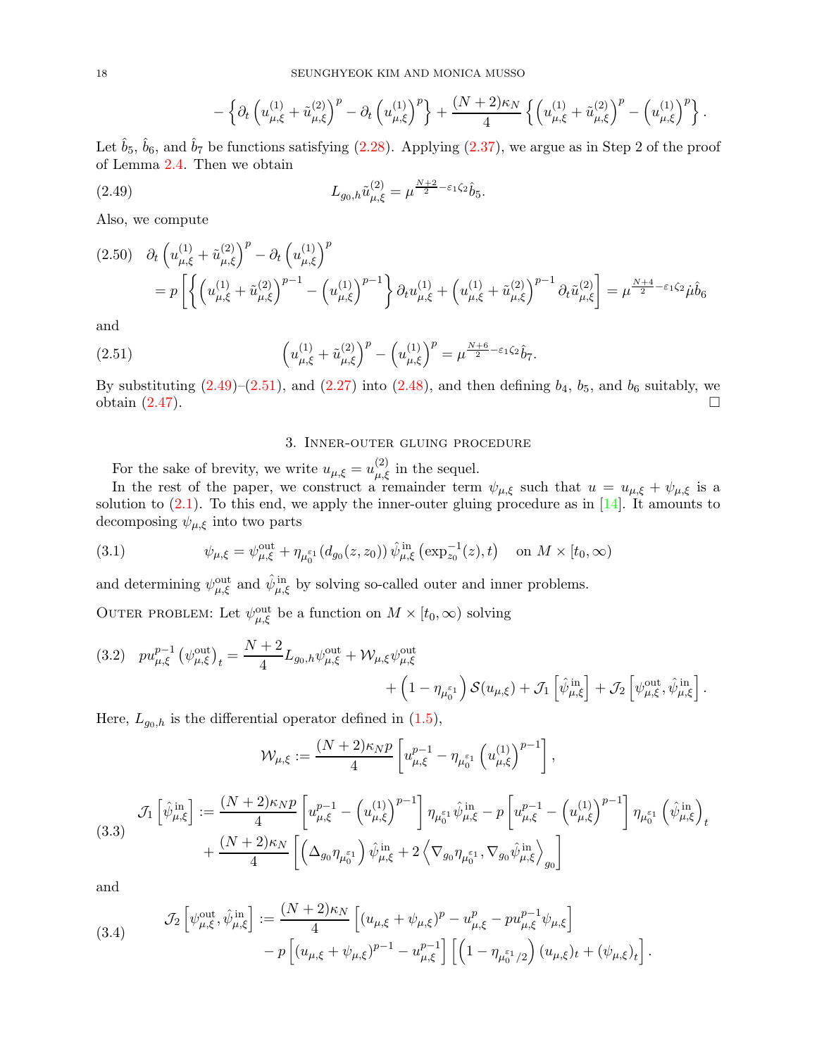$$
- \left\{ \partial_t \left( u^{(1)}_{\mu,\xi} + \tilde{u}^{(2)}_{\mu,\xi} \right)^p - \partial_t \left( u^{(1)}_{\mu,\xi} \right)^p \right\} + \frac{(N+2)\kappa_N}{4} \left\{ \left( u^{(1)}_{\mu,\xi} + \tilde{u}^{(2)}_{\mu,\xi} \right)^p - \left( u^{(1)}_{\mu,\xi} \right)^p \right\}.
$$

Let $\hat{b}_5$, $\hat{b}_6$, and $\hat{b}_7$ be functions satisfying (2.28). Applying (2.37), we argue as in Step 2 of the proof of Lemma 2.4. Then we obtain

$$
L_{g_0,h} \tilde{u}^{(2)}_{\mu,\xi} = \mu^{\frac{N+2}{2} - \varepsilon_1 \zeta_2} \hat{b}_5. \tag{2.49}
$$

Also, we compute

$$
\begin{aligned}
&\partial_t \left( u^{(1)}_{\mu,\xi} + \tilde{u}^{(2)}_{\mu,\xi} \right)^p - \partial_t \left( u^{(1)}_{\mu,\xi} \right)^p \\
&= p \left[ \left\{ \left( u^{(1)}_{\mu,\xi} + \tilde{u}^{(2)}_{\mu,\xi} \right)^{p-1} - \left( u^{(1)}_{\mu,\xi} \right)^{p-1} \right\} \partial_t u^{(1)}_{\mu,\xi} + \left( u^{(1)}_{\mu,\xi} + \tilde{u}^{(2)}_{\mu,\xi} \right)^{p-1} \partial_t \tilde{u}^{(2)}_{\mu,\xi} \right] = \mu^{\frac{N+4}{2} - \varepsilon_1 \zeta_2} \dot{\mu} \hat{b}_6
\end{aligned} \tag{2.50}
$$

and

$$
\left( u^{(1)}_{\mu,\xi} + \tilde{u}^{(2)}_{\mu,\xi} \right)^p - \left( u^{(1)}_{\mu,\xi} \right)^p = \mu^{\frac{N+6}{2} - \varepsilon_1 \zeta_2} \hat{b}_7. \tag{2.51}
$$

By substituting (2.49)–(2.51), and (2.27) into (2.48), and then defining $b_4$, $b_5$, and $b_6$ suitably, we obtain (2.47). □

## 3. Inner-outer gluing procedure

For the sake of brevity, we write $u_{\mu,\xi} = u^{(2)}_{\mu,\xi}$ in the sequel.

In the rest of the paper, we construct a remainder term $\psi_{\mu,\xi}$ such that $u = u_{\mu,\xi} + \psi_{\mu,\xi}$ is a solution to (2.1). To this end, we apply the inner-outer gluing procedure as in [14]. It amounts to decomposing $\psi_{\mu,\xi}$ into two parts

$$
\psi_{\mu,\xi} = \psi^{\text{out}}_{\mu,\xi} + \eta_{\mu_0^{\varepsilon_1}}(d_{g_0}(z,z_0))\, \hat{\psi}^{\text{in}}_{\mu,\xi}\left(\exp^{-1}_{z_0}(z), t\right) \quad \text{on } M \times [t_0, \infty) \tag{3.1}
$$

and determining $\psi^{\text{out}}_{\mu,\xi}$ and $\hat{\psi}^{\text{in}}_{\mu,\xi}$ by solving so-called outer and inner problems.

Outer problem: Let $\psi^{\text{out}}_{\mu,\xi}$ be a function on $M \times [t_0, \infty)$ solving

$$
\begin{aligned}
p u^{p-1}_{\mu,\xi} \left( \psi^{\text{out}}_{\mu,\xi} \right)_t &= \frac{N+2}{4} L_{g_0,h} \psi^{\text{out}}_{\mu,\xi} + \mathcal{W}_{\mu,\xi} \psi^{\text{out}}_{\mu,\xi} \\
&\quad + \left( 1 - \eta_{\mu_0^{\varepsilon_1}} \right) \mathcal{S}(u_{\mu,\xi}) + \mathcal{J}_1\left[ \hat{\psi}^{\text{in}}_{\mu,\xi} \right] + \mathcal{J}_2\left[ \psi^{\text{out}}_{\mu,\xi}, \hat{\psi}^{\text{in}}_{\mu,\xi} \right].
\end{aligned} \tag{3.2}
$$

Here, $L_{g_0,h}$ is the differential operator defined in (1.5),

$$
\mathcal{W}_{\mu,\xi} := \frac{(N+2)\kappa_N p}{4} \left[ u^{p-1}_{\mu,\xi} - \eta_{\mu_0^{\varepsilon_1}} \left( u^{(1)}_{\mu,\xi} \right)^{p-1} \right],
$$

$$
\begin{aligned}
\mathcal{J}_1\left[ \hat{\psi}^{\text{in}}_{\mu,\xi} \right] &:= \frac{(N+2)\kappa_N p}{4} \left[ u^{p-1}_{\mu,\xi} - \left( u^{(1)}_{\mu,\xi} \right)^{p-1} \right] \eta_{\mu_0^{\varepsilon_1}} \hat{\psi}^{\text{in}}_{\mu,\xi} - p \left[ u^{p-1}_{\mu,\xi} - \left( u^{(1)}_{\mu,\xi} \right)^{p-1} \right] \eta_{\mu_0^{\varepsilon_1}} \left( \hat{\psi}^{\text{in}}_{\mu,\xi} \right)_t \\
&\quad + \frac{(N+2)\kappa_N}{4} \left[ \left( \Delta_{g_0} \eta_{\mu_0^{\varepsilon_1}} \right) \hat{\psi}^{\text{in}}_{\mu,\xi} + 2 \left\langle \nabla_{g_0} \eta_{\mu_0^{\varepsilon_1}}, \nabla_{g_0} \hat{\psi}^{\text{in}}_{\mu,\xi} \right\rangle_{g_0} \right]
\end{aligned} \tag{3.3}
$$

and

$$
\begin{aligned}
\mathcal{J}_2\left[ \psi^{\text{out}}_{\mu,\xi}, \hat{\psi}^{\text{in}}_{\mu,\xi} \right] &:= \frac{(N+2)\kappa_N}{4} \left[ (u_{\mu,\xi} + \psi_{\mu,\xi})^p - u^p_{\mu,\xi} - p u^{p-1}_{\mu,\xi} \psi_{\mu,\xi} \right] \\
&\quad - p \left[ (u_{\mu,\xi} + \psi_{\mu,\xi})^{p-1} - u^{p-1}_{\mu,\xi} \right] \left[ \left( 1 - \eta_{\mu_0^{\varepsilon_1}/2} \right) (u_{\mu,\xi})_t + (\psi_{\mu,\xi})_t \right].
\end{aligned} \tag{3.4}
$$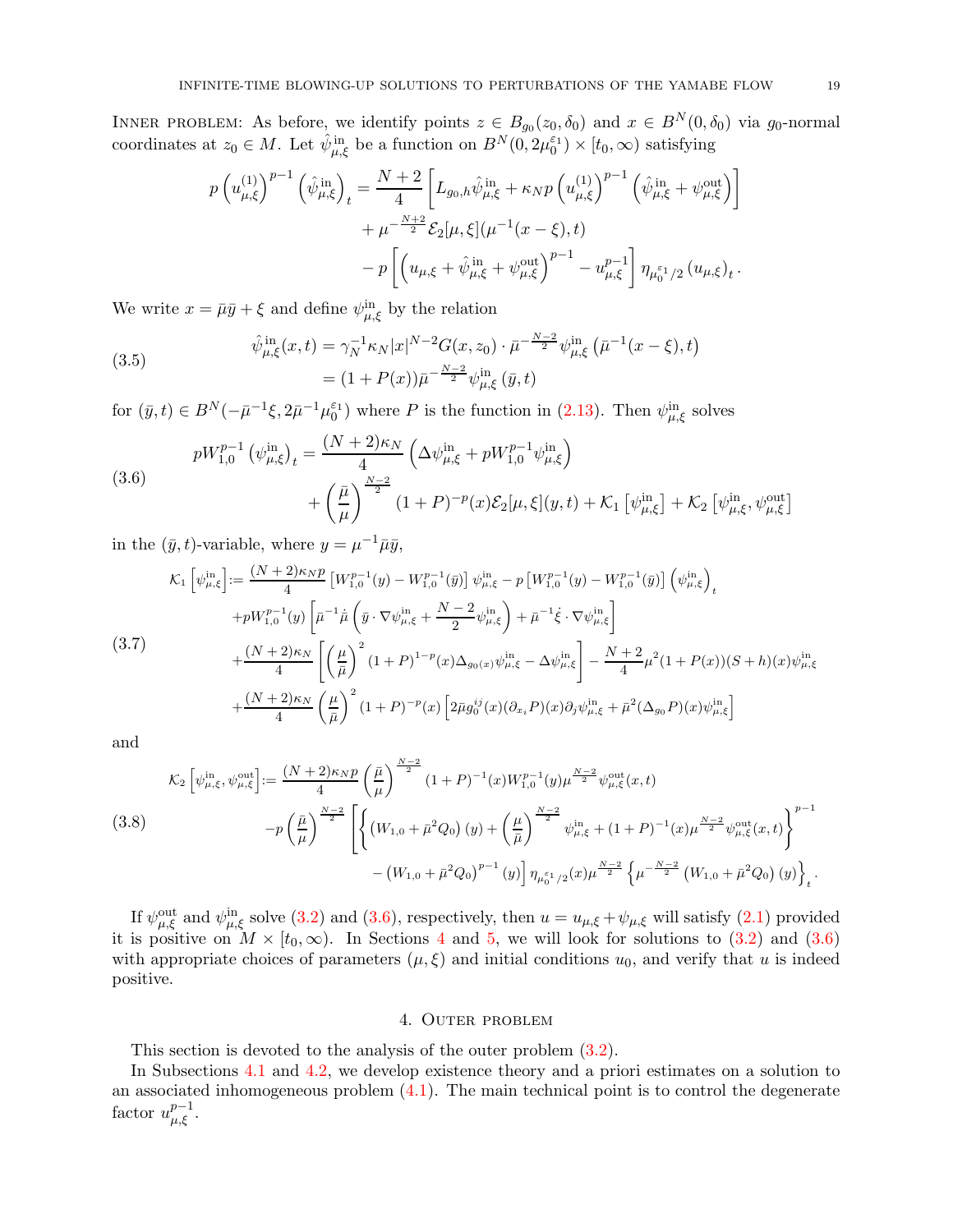Inner problem: As before, we identify points $z \in B_{g_0}(z_0, \delta_0)$ and $x \in B^N(0, \delta_0)$ via $g_0$-normal coordinates at $z_0 \in M$. Let $\hat{\psi}^{\text{in}}_{\mu,\xi}$ be a function on $B^N(0, 2\mu_0^{\varepsilon_1}) \times [t_0, \infty)$ satisfying

$$
\begin{aligned}
p\left(u^{(1)}_{\mu,\xi}\right)^{p-1}\left(\hat{\psi}^{\text{in}}_{\mu,\xi}\right)_t &= \frac{N+2}{4}\left[L_{g_0,h}\hat{\psi}^{\text{in}}_{\mu,\xi} + \kappa_N p\left(u^{(1)}_{\mu,\xi}\right)^{p-1}\left(\hat{\psi}^{\text{in}}_{\mu,\xi} + \psi^{\text{out}}_{\mu,\xi}\right)\right] \\
&\quad + \mu^{-\frac{N+2}{2}}\mathcal{E}_2[\mu,\xi](\mu^{-1}(x-\xi), t) \\
&\quad - p\left[\left(u_{\mu,\xi} + \hat{\psi}^{\text{in}}_{\mu,\xi} + \psi^{\text{out}}_{\mu,\xi}\right)^{p-1} - u^{p-1}_{\mu,\xi}\right]\eta_{\mu_0^{\varepsilon_1}/2}\left(u_{\mu,\xi}\right)_t.
\end{aligned}
$$

We write $x = \bar{\mu}\bar{y} + \xi$ and define $\psi^{\text{in}}_{\mu,\xi}$ by the relation

$$
\begin{aligned}
\hat{\psi}^{\text{in}}_{\mu,\xi}(x,t) &= \gamma_N^{-1}\kappa_N |x|^{N-2}G(x, z_0)\cdot \bar{\mu}^{-\frac{N-2}{2}}\psi^{\text{in}}_{\mu,\xi}\left(\bar{\mu}^{-1}(x-\xi), t\right) \\
&= (1+P(x))\bar{\mu}^{-\frac{N-2}{2}}\psi^{\text{in}}_{\mu,\xi}\left(\bar{y}, t\right)
\end{aligned}
\tag{3.5}
$$

for $(\bar{y}, t) \in B^N(-\bar{\mu}^{-1}\xi, 2\bar{\mu}^{-1}\mu_0^{\varepsilon_1})$ where $P$ is the function in (2.13). Then $\psi^{\text{in}}_{\mu,\xi}$ solves

$$
\begin{aligned}
pW_{1,0}^{p-1}\left(\psi^{\text{in}}_{\mu,\xi}\right)_t &= \frac{(N+2)\kappa_N}{4}\left(\Delta\psi^{\text{in}}_{\mu,\xi} + pW_{1,0}^{p-1}\psi^{\text{in}}_{\mu,\xi}\right) \\
&\quad + \left(\frac{\bar{\mu}}{\mu}\right)^{\frac{N-2}{2}}(1+P)^{-p}(x)\mathcal{E}_2[\mu,\xi](y,t) + \mathcal{K}_1\left[\psi^{\text{in}}_{\mu,\xi}\right] + \mathcal{K}_2\left[\psi^{\text{in}}_{\mu,\xi}, \psi^{\text{out}}_{\mu,\xi}\right]
\end{aligned}
\tag{3.6}
$$

in the $(\bar{y}, t)$-variable, where $y = \mu^{-1}\bar{\mu}\bar{y}$,

$$
\begin{aligned}
\mathcal{K}_1\left[\psi^{\text{in}}_{\mu,\xi}\right] &:= \frac{(N+2)\kappa_N p}{4}\left[W_{1,0}^{p-1}(y) - W_{1,0}^{p-1}(\bar{y})\right]\psi^{\text{in}}_{\mu,\xi} - p\left[W_{1,0}^{p-1}(y) - W_{1,0}^{p-1}(\bar{y})\right]\left(\psi^{\text{in}}_{\mu,\xi}\right)_t \\
&\quad + pW_{1,0}^{p-1}(y)\left[\bar{\mu}^{-1}\dot{\bar{\mu}}\left(\bar{y}\cdot\nabla\psi^{\text{in}}_{\mu,\xi} + \frac{N-2}{2}\psi^{\text{in}}_{\mu,\xi}\right) + \bar{\mu}^{-1}\dot{\xi}\cdot\nabla\psi^{\text{in}}_{\mu,\xi}\right] \\
&\quad + \frac{(N+2)\kappa_N}{4}\left[\left(\frac{\mu}{\bar{\mu}}\right)^2(1+P)^{1-p}(x)\Delta_{g_0(x)}\psi^{\text{in}}_{\mu,\xi} - \Delta\psi^{\text{in}}_{\mu,\xi}\right] - \frac{N+2}{4}\mu^2(1+P(x))(S+h)(x)\psi^{\text{in}}_{\mu,\xi} \\
&\quad + \frac{(N+2)\kappa_N}{4}\left(\frac{\mu}{\bar{\mu}}\right)^2(1+P)^{-p}(x)\left[2\bar{\mu}g_0^{ij}(x)(\partial_{x_i}P)(x)\partial_j\psi^{\text{in}}_{\mu,\xi} + \bar{\mu}^2(\Delta_{g_0}P)(x)\psi^{\text{in}}_{\mu,\xi}\right]
\end{aligned}
\tag{3.7}
$$

and

$$
\begin{aligned}
\mathcal{K}_2\left[\psi^{\text{in}}_{\mu,\xi}, \psi^{\text{out}}_{\mu,\xi}\right] &:= \frac{(N+2)\kappa_N p}{4}\left(\frac{\bar{\mu}}{\mu}\right)^{\frac{N-2}{2}}(1+P)^{-1}(x)W_{1,0}^{p-1}(y)\mu^{\frac{N-2}{2}}\psi^{\text{out}}_{\mu,\xi}(x,t) \\
&\quad - p\left(\frac{\bar{\mu}}{\mu}\right)^{\frac{N-2}{2}}\left[\left\{\left(W_{1,0} + \bar{\mu}^2 Q_0\right)(y) + \left(\frac{\mu}{\bar{\mu}}\right)^{\frac{N-2}{2}}\psi^{\text{in}}_{\mu,\xi} + (1+P)^{-1}(x)\mu^{\frac{N-2}{2}}\psi^{\text{out}}_{\mu,\xi}(x,t)\right\}^{p-1}\right. \\
&\quad \left. - \left(W_{1,0} + \bar{\mu}^2 Q_0\right)^{p-1}(y)\right]\eta_{\mu_0^{\varepsilon_1}/2}(x)\mu^{\frac{N-2}{2}}\left\{\mu^{-\frac{N-2}{2}}\left(W_{1,0} + \bar{\mu}^2 Q_0\right)(y)\right\}_t.
\end{aligned}
\tag{3.8}
$$

If $\psi^{\text{out}}_{\mu,\xi}$ and $\psi^{\text{in}}_{\mu,\xi}$ solve (3.2) and (3.6), respectively, then $u = u_{\mu,\xi} + \psi_{\mu,\xi}$ will satisfy (2.1) provided it is positive on $M \times [t_0, \infty)$. In Sections 4 and 5, we will look for solutions to (3.2) and (3.6) with appropriate choices of parameters $(\mu, \xi)$ and initial conditions $u_0$, and verify that $u$ is indeed positive.

## 4. Outer problem

This section is devoted to the analysis of the outer problem (3.2).

In Subsections 4.1 and 4.2, we develop existence theory and a priori estimates on a solution to an associated inhomogeneous problem (4.1). The main technical point is to control the degenerate factor $u^{p-1}_{\mu,\xi}$.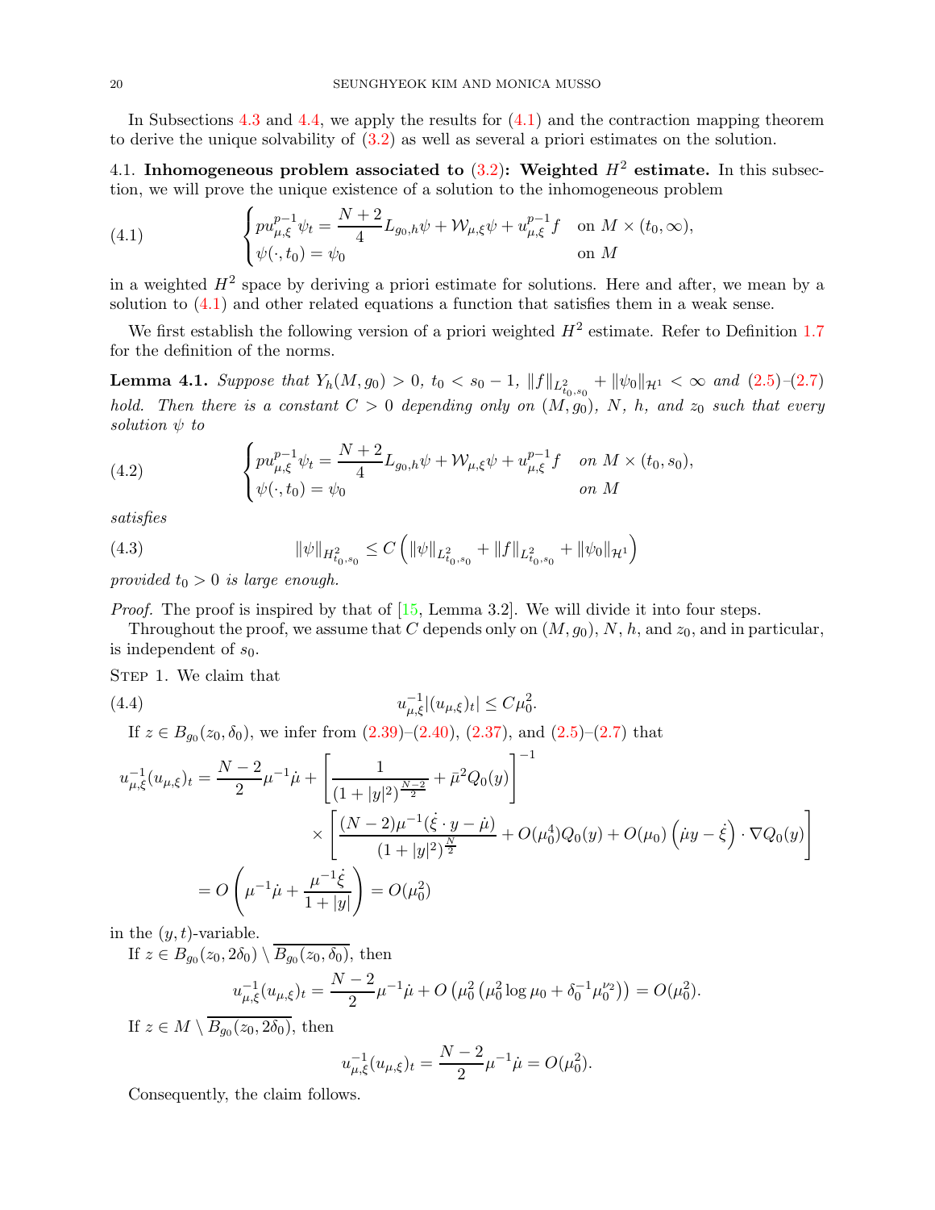In Subsections 4.3 and 4.4, we apply the results for (4.1) and the contraction mapping theorem to derive the unique solvability of (3.2) as well as several a priori estimates on the solution.

### 4.1. Inhomogeneous problem associated to (3.2): Weighted $H^2$ estimate.

In this subsection, we will prove the unique existence of a solution to the inhomogeneous problem

$$
\begin{cases} pu_{\mu,\xi}^{p-1}\psi_t = \dfrac{N+2}{4}L_{g_0,h}\psi + \mathcal{W}_{\mu,\xi}\psi + u_{\mu,\xi}^{p-1}f & \text{on } M\times(t_0,\infty), \\ \psi(\cdot,t_0) = \psi_0 & \text{on } M \end{cases} \tag{4.1}
$$

in a weighted $H^2$ space by deriving a priori estimate for solutions. Here and after, we mean by a solution to (4.1) and other related equations a function that satisfies them in a weak sense.

We first establish the following version of a priori weighted $H^2$ estimate. Refer to Definition 1.7 for the definition of the norms.

**Lemma 4.1.** *Suppose that $Y_h(M,g_0)>0$, $t_0<s_0-1$, $\|f\|_{L^2_{t_0,s_0}}+\|\psi_0\|_{\mathcal{H}^1}<\infty$ and (2.5)–(2.7) hold. Then there is a constant $C>0$ depending only on $(M,g_0)$, $N$, $h$, and $z_0$ such that every solution $\psi$ to*

$$
\begin{cases} pu_{\mu,\xi}^{p-1}\psi_t = \dfrac{N+2}{4}L_{g_0,h}\psi + \mathcal{W}_{\mu,\xi}\psi + u_{\mu,\xi}^{p-1}f & \text{on } M\times(t_0,s_0), \\ \psi(\cdot,t_0) = \psi_0 & \text{on } M \end{cases} \tag{4.2}
$$

*satisfies*

$$
\|\psi\|_{H^2_{t_0,s_0}} \le C\left(\|\psi\|_{L^2_{t_0,s_0}}+\|f\|_{L^2_{t_0,s_0}}+\|\psi_0\|_{\mathcal{H}^1}\right) \tag{4.3}
$$

*provided $t_0>0$ is large enough.*

*Proof.* The proof is inspired by that of [15, Lemma 3.2]. We will divide it into four steps.

Throughout the proof, we assume that $C$ depends only on $(M,g_0)$, $N$, $h$, and $z_0$, and in particular, is independent of $s_0$.

Step 1. We claim that

$$
u_{\mu,\xi}^{-1}|(u_{\mu,\xi})_t| \le C\mu_0^2. \tag{4.4}
$$

If $z\in B_{g_0}(z_0,\delta_0)$, we infer from (2.39)–(2.40), (2.37), and (2.5)–(2.7) that

$$
\begin{aligned}
u_{\mu,\xi}^{-1}(u_{\mu,\xi})_t &= \frac{N-2}{2}\mu^{-1}\dot\mu + \left[\frac{1}{(1+|y|^2)^{\frac{N-2}{2}}}+\bar\mu^2 Q_0(y)\right]^{-1} \\
&\quad\times\left[\frac{(N-2)\mu^{-1}(\dot\xi\cdot y-\dot\mu)}{(1+|y|^2)^{\frac{N}{2}}}+O(\mu_0^4)Q_0(y)+O(\mu_0)\left(\dot\mu y-\dot\xi\right)\cdot\nabla Q_0(y)\right] \\
&= O\left(\mu^{-1}\dot\mu+\frac{\mu^{-1}\dot\xi}{1+|y|}\right) = O(\mu_0^2)
\end{aligned}
$$

in the $(y,t)$-variable.

If $z\in B_{g_0}(z_0,2\delta_0)\setminus\overline{B_{g_0}(z_0,\delta_0)}$, then

$$
u_{\mu,\xi}^{-1}(u_{\mu,\xi})_t = \frac{N-2}{2}\mu^{-1}\dot\mu + O\left(\mu_0^2\left(\mu_0^2\log\mu_0+\delta_0^{-1}\mu_0^{\nu_2}\right)\right) = O(\mu_0^2).
$$

If $z\in M\setminus\overline{B_{g_0}(z_0,2\delta_0)}$, then

$$
u_{\mu,\xi}^{-1}(u_{\mu,\xi})_t = \frac{N-2}{2}\mu^{-1}\dot\mu = O(\mu_0^2).
$$

Consequently, the claim follows.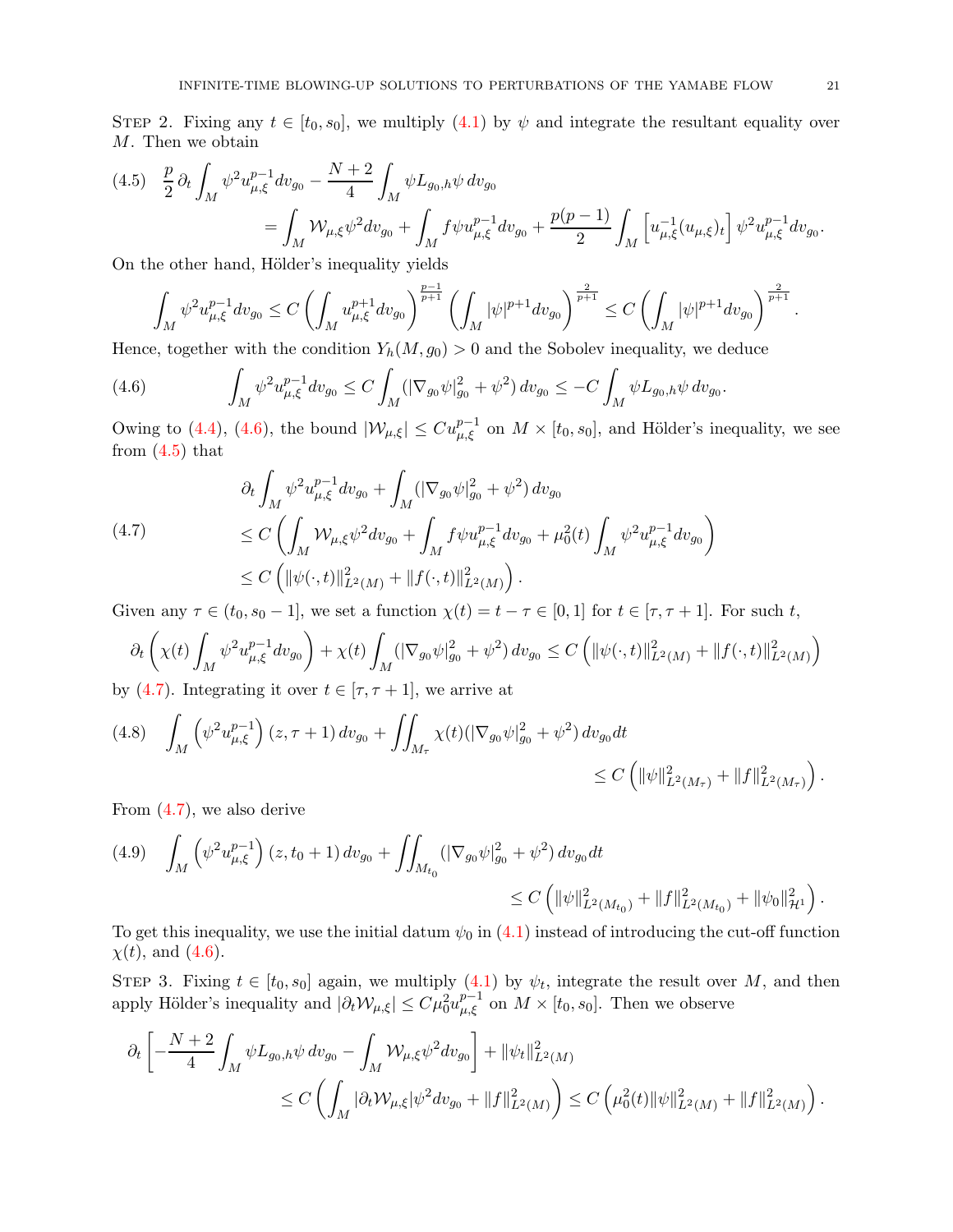Step 2. Fixing any $t \in [t_0, s_0]$, we multiply (4.1) by $\psi$ and integrate the resultant equality over $M$. Then we obtain

$$
\begin{aligned}
(4.5) \quad \frac{p}{2}\, \partial_t \int_M \psi^2 u_{\mu,\xi}^{p-1} dv_{g_0} - \frac{N+2}{4} \int_M \psi L_{g_0,h} \psi \, dv_{g_0} \\
= \int_M \mathcal{W}_{\mu,\xi} \psi^2 dv_{g_0} + \int_M f \psi u_{\mu,\xi}^{p-1} dv_{g_0} + \frac{p(p-1)}{2} \int_M \left[ u_{\mu,\xi}^{-1} (u_{\mu,\xi})_t \right] \psi^2 u_{\mu,\xi}^{p-1} dv_{g_0}.
\end{aligned}
$$

On the other hand, Hölder's inequality yields

$$
\int_M \psi^2 u_{\mu,\xi}^{p-1} dv_{g_0} \le C \left( \int_M u_{\mu,\xi}^{p+1} dv_{g_0} \right)^{\frac{p-1}{p+1}} \left( \int_M |\psi|^{p+1} dv_{g_0} \right)^{\frac{2}{p+1}} \le C \left( \int_M |\psi|^{p+1} dv_{g_0} \right)^{\frac{2}{p+1}}.
$$

Hence, together with the condition $Y_h(M, g_0) > 0$ and the Sobolev inequality, we deduce

$$
(4.6) \qquad \int_M \psi^2 u_{\mu,\xi}^{p-1} dv_{g_0} \le C \int_M (|\nabla_{g_0} \psi|_{g_0}^2 + \psi^2) \, dv_{g_0} \le -C \int_M \psi L_{g_0,h} \psi \, dv_{g_0}.
$$

Owing to (4.4), (4.6), the bound $|\mathcal{W}_{\mu,\xi}| \le C u_{\mu,\xi}^{p-1}$ on $M \times [t_0, s_0]$, and Hölder's inequality, we see from (4.5) that

$$
\begin{aligned}
& \partial_t \int_M \psi^2 u_{\mu,\xi}^{p-1} dv_{g_0} + \int_M (|\nabla_{g_0} \psi|_{g_0}^2 + \psi^2) \, dv_{g_0} \\
(4.7) \qquad & \le C \left( \int_M \mathcal{W}_{\mu,\xi} \psi^2 dv_{g_0} + \int_M f \psi u_{\mu,\xi}^{p-1} dv_{g_0} + \mu_0^2(t) \int_M \psi^2 u_{\mu,\xi}^{p-1} dv_{g_0} \right) \\
& \le C \left( \|\psi(\cdot, t)\|_{L^2(M)}^2 + \|f(\cdot, t)\|_{L^2(M)}^2 \right).
\end{aligned}
$$

Given any $\tau \in (t_0, s_0 - 1]$, we set a function $\chi(t) = t - \tau \in [0, 1]$ for $t \in [\tau, \tau + 1]$. For such $t$,

$$
\partial_t \left( \chi(t) \int_M \psi^2 u_{\mu,\xi}^{p-1} dv_{g_0} \right) + \chi(t) \int_M (|\nabla_{g_0} \psi|_{g_0}^2 + \psi^2) \, dv_{g_0} \le C \left( \|\psi(\cdot, t)\|_{L^2(M)}^2 + \|f(\cdot, t)\|_{L^2(M)}^2 \right)
$$

by (4.7). Integrating it over $t \in [\tau, \tau + 1]$, we arrive at

$$
\begin{aligned}
(4.8) \quad \int_M \left( \psi^2 u_{\mu,\xi}^{p-1} \right) (z, \tau + 1) \, dv_{g_0} + \iint_{M_\tau} \chi(t) (|\nabla_{g_0} \psi|_{g_0}^2 + \psi^2) \, dv_{g_0} dt \\
\le C \left( \|\psi\|_{L^2(M_\tau)}^2 + \|f\|_{L^2(M_\tau)}^2 \right).
\end{aligned}
$$

From (4.7), we also derive

$$
\begin{aligned}
(4.9) \quad \int_M \left( \psi^2 u_{\mu,\xi}^{p-1} \right) (z, t_0 + 1) \, dv_{g_0} + \iint_{M_{t_0}} (|\nabla_{g_0} \psi|_{g_0}^2 + \psi^2) \, dv_{g_0} dt \\
\le C \left( \|\psi\|_{L^2(M_{t_0})}^2 + \|f\|_{L^2(M_{t_0})}^2 + \|\psi_0\|_{\mathcal{H}^1}^2 \right).
\end{aligned}
$$

To get this inequality, we use the initial datum $\psi_0$ in (4.1) instead of introducing the cut-off function $\chi(t)$, and (4.6).

Step 3. Fixing $t \in [t_0, s_0]$ again, we multiply (4.1) by $\psi_t$, integrate the result over $M$, and then apply Hölder's inequality and $|\partial_t \mathcal{W}_{\mu,\xi}| \le C \mu_0^2 u_{\mu,\xi}^{p-1}$ on $M \times [t_0, s_0]$. Then we observe

$$
\begin{aligned}
\partial_t \left[ -\frac{N+2}{4} \int_M \psi L_{g_0,h} \psi \, dv_{g_0} - \int_M \mathcal{W}_{\mu,\xi} \psi^2 dv_{g_0} \right] + \|\psi_t\|_{L^2(M)}^2 \\
\le C \left( \int_M |\partial_t \mathcal{W}_{\mu,\xi}| \psi^2 dv_{g_0} + \|f\|_{L^2(M)}^2 \right) \le C \left( \mu_0^2(t) \|\psi\|_{L^2(M)}^2 + \|f\|_{L^2(M)}^2 \right).
\end{aligned}
$$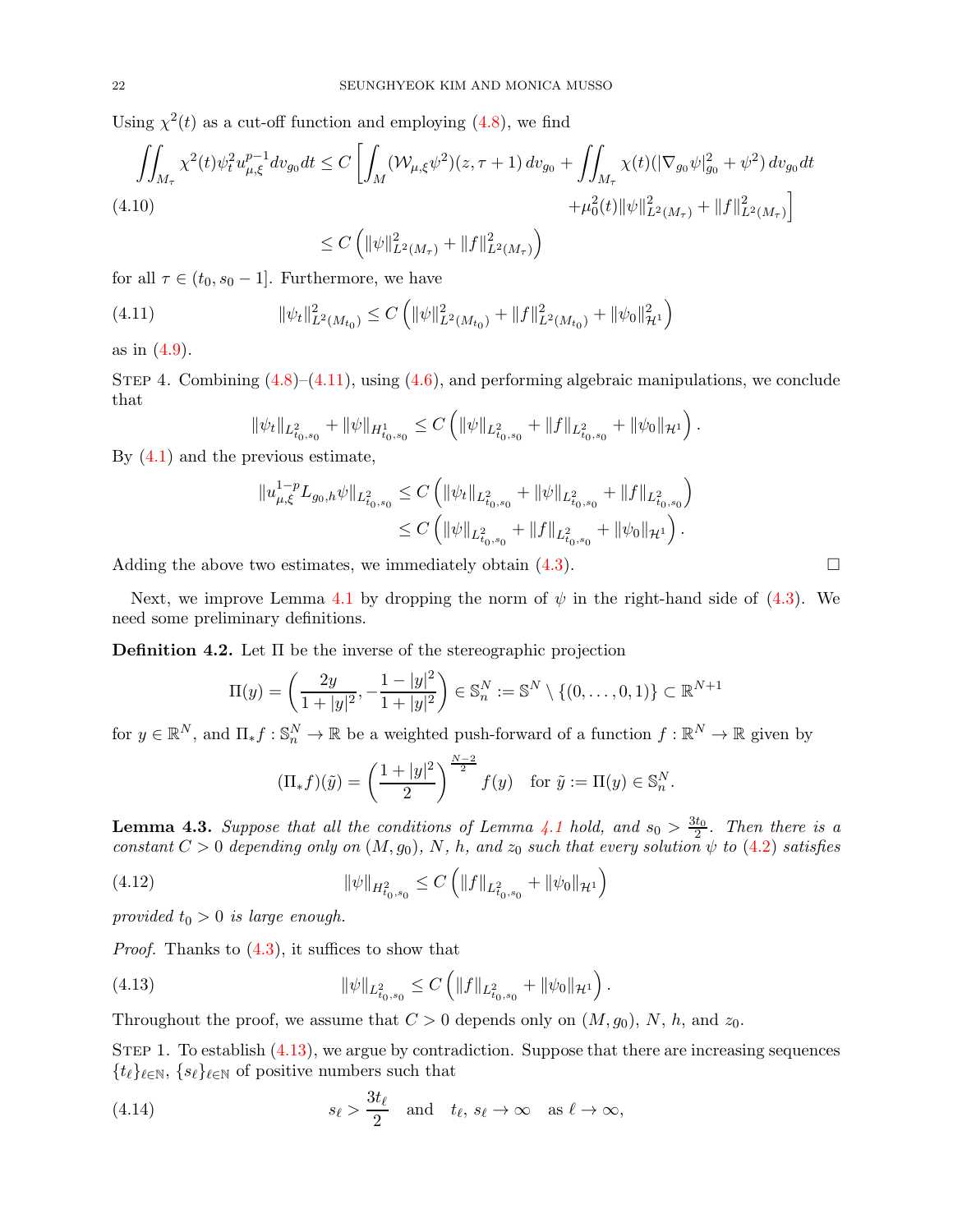Using $\chi^2(t)$ as a cut-off function and employing (4.8), we find

$$
\begin{aligned}
\iint_{M_\tau} \chi^2(t)\psi_t^2 u_{\mu,\xi}^{p-1} dv_{g_0} dt &\le C \left[ \int_M (\mathcal{W}_{\mu,\xi}\psi^2)(z,\tau+1)\, dv_{g_0} + \iint_{M_\tau} \chi(t)(|\nabla_{g_0}\psi|_{g_0}^2 + \psi^2)\, dv_{g_0} dt \right. \\
&\qquad \left. + \mu_0^2(t)\|\psi\|_{L^2(M_\tau)}^2 + \|f\|_{L^2(M_\tau)}^2 \right] \\
&\le C \left( \|\psi\|_{L^2(M_\tau)}^2 + \|f\|_{L^2(M_\tau)}^2 \right)
\end{aligned} \tag{4.10}
$$

for all $\tau \in (t_0, s_0 - 1]$. Furthermore, we have

$$
\|\psi_t\|_{L^2(M_{t_0})}^2 \le C \left( \|\psi\|_{L^2(M_{t_0})}^2 + \|f\|_{L^2(M_{t_0})}^2 + \|\psi_0\|_{\mathcal{H}^1}^2 \right) \tag{4.11}
$$

as in (4.9).

Step 4. Combining (4.8)–(4.11), using (4.6), and performing algebraic manipulations, we conclude that

$$
\|\psi_t\|_{L^2_{t_0,s_0}} + \|\psi\|_{H^1_{t_0,s_0}} \le C \left( \|\psi\|_{L^2_{t_0,s_0}} + \|f\|_{L^2_{t_0,s_0}} + \|\psi_0\|_{\mathcal{H}^1} \right).
$$

By (4.1) and the previous estimate,

$$
\begin{aligned}
\|u_{\mu,\xi}^{1-p} L_{g_0,h}\psi\|_{L^2_{t_0,s_0}} &\le C \left( \|\psi_t\|_{L^2_{t_0,s_0}} + \|\psi\|_{L^2_{t_0,s_0}} + \|f\|_{L^2_{t_0,s_0}} \right) \\
&\le C \left( \|\psi\|_{L^2_{t_0,s_0}} + \|f\|_{L^2_{t_0,s_0}} + \|\psi_0\|_{\mathcal{H}^1} \right).
\end{aligned}
$$

Adding the above two estimates, we immediately obtain (4.3). $\square$

Next, we improve Lemma 4.1 by dropping the norm of $\psi$ in the right-hand side of (4.3). We need some preliminary definitions.

**Definition 4.2.** Let $\Pi$ be the inverse of the stereographic projection

$$
\Pi(y) = \left( \frac{2y}{1+|y|^2}, -\frac{1-|y|^2}{1+|y|^2} \right) \in \mathbb{S}^N_n := \mathbb{S}^N \setminus \{(0,\dots,0,1)\} \subset \mathbb{R}^{N+1}
$$

for $y \in \mathbb{R}^N$, and $\Pi_* f : \mathbb{S}^N_n \to \mathbb{R}$ be a weighted push-forward of a function $f : \mathbb{R}^N \to \mathbb{R}$ given by

$$
(\Pi_* f)(\tilde{y}) = \left( \frac{1+|y|^2}{2} \right)^{\frac{N-2}{2}} f(y) \quad \text{for } \tilde{y} := \Pi(y) \in \mathbb{S}^N_n.
$$

**Lemma 4.3.** *Suppose that all the conditions of Lemma 4.1 hold, and $s_0 > \frac{3t_0}{2}$. Then there is a constant $C > 0$ depending only on $(M, g_0)$, $N$, $h$, and $z_0$ such that every solution $\psi$ to (4.2) satisfies*

$$
\|\psi\|_{H^2_{t_0,s_0}} \le C \left( \|f\|_{L^2_{t_0,s_0}} + \|\psi_0\|_{\mathcal{H}^1} \right) \tag{4.12}
$$

*provided $t_0 > 0$ is large enough.*

*Proof.* Thanks to (4.3), it suffices to show that

$$
\|\psi\|_{L^2_{t_0,s_0}} \le C \left( \|f\|_{L^2_{t_0,s_0}} + \|\psi_0\|_{\mathcal{H}^1} \right). \tag{4.13}
$$

Throughout the proof, we assume that $C > 0$ depends only on $(M, g_0)$, $N$, $h$, and $z_0$.

Step 1. To establish (4.13), we argue by contradiction. Suppose that there are increasing sequences $\{t_\ell\}_{\ell\in\mathbb{N}}$, $\{s_\ell\}_{\ell\in\mathbb{N}}$ of positive numbers such that

$$
s_\ell > \frac{3t_\ell}{2} \quad \text{and} \quad t_\ell,\, s_\ell \to \infty \quad \text{as } \ell \to \infty, \tag{4.14}
$$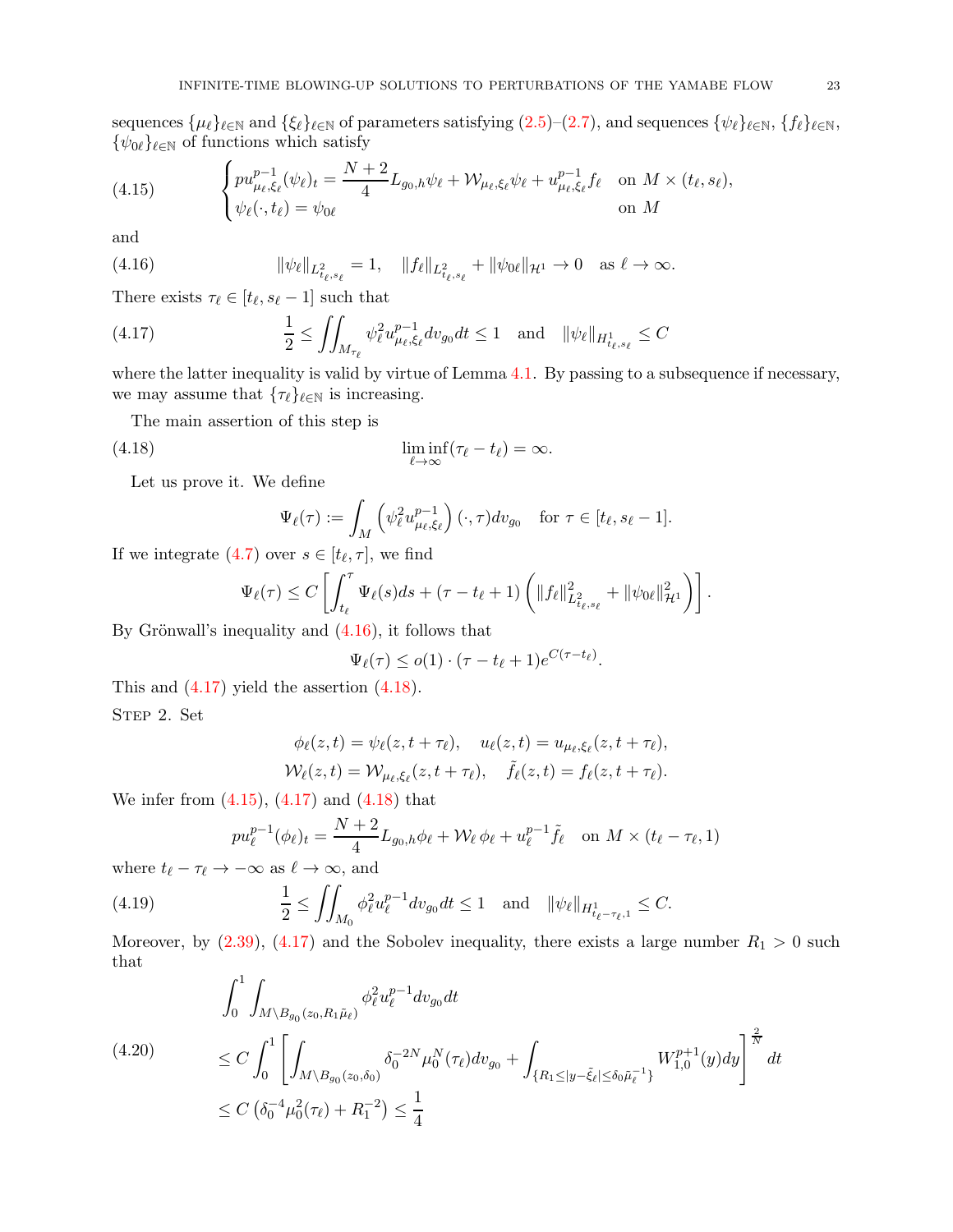sequences $\{\mu_\ell\}_{\ell\in\mathbb{N}}$ and $\{\xi_\ell\}_{\ell\in\mathbb{N}}$ of parameters satisfying (2.5)–(2.7), and sequences $\{\psi_\ell\}_{\ell\in\mathbb{N}}$, $\{f_\ell\}_{\ell\in\mathbb{N}}$, $\{\psi_{0\ell}\}_{\ell\in\mathbb{N}}$ of functions which satisfy

$$
\begin{cases} p u_{\mu_\ell,\xi_\ell}^{p-1}(\psi_\ell)_t = \dfrac{N+2}{4} L_{g_0,h}\psi_\ell + \mathcal{W}_{\mu_\ell,\xi_\ell}\psi_\ell + u_{\mu_\ell,\xi_\ell}^{p-1} f_\ell & \text{on } M\times(t_\ell,s_\ell), \\ \psi_\ell(\cdot,t_\ell) = \psi_{0\ell} & \text{on } M \end{cases} \tag{4.15}
$$

and

$$
\|\psi_\ell\|_{L^2_{t_\ell,s_\ell}} = 1, \quad \|f_\ell\|_{L^2_{t_\ell,s_\ell}} + \|\psi_{0\ell}\|_{\mathcal{H}^1} \to 0 \quad \text{as } \ell\to\infty. \tag{4.16}
$$

There exists $\tau_\ell \in [t_\ell, s_\ell - 1]$ such that

$$
\frac{1}{2} \le \iint_{M_{\tau_\ell}} \psi_\ell^2 u_{\mu_\ell,\xi_\ell}^{p-1} dv_{g_0} dt \le 1 \quad \text{and} \quad \|\psi_\ell\|_{H^1_{t_\ell,s_\ell}} \le C \tag{4.17}
$$

where the latter inequality is valid by virtue of Lemma 4.1. By passing to a subsequence if necessary, we may assume that $\{\tau_\ell\}_{\ell\in\mathbb{N}}$ is increasing.

The main assertion of this step is

$$
\liminf_{\ell\to\infty} (\tau_\ell - t_\ell) = \infty. \tag{4.18}
$$

Let us prove it. We define

$$
\Psi_\ell(\tau) := \int_M \left(\psi_\ell^2 u_{\mu_\ell,\xi_\ell}^{p-1}\right)(\cdot,\tau) dv_{g_0} \quad \text{for } \tau\in[t_\ell, s_\ell-1].
$$

If we integrate (4.7) over $s\in[t_\ell,\tau]$, we find

$$
\Psi_\ell(\tau) \le C\left[\int_{t_\ell}^{\tau} \Psi_\ell(s) ds + (\tau - t_\ell + 1)\left(\|f_\ell\|^2_{L^2_{t_\ell,s_\ell}} + \|\psi_{0\ell}\|^2_{\mathcal{H}^1}\right)\right].
$$

By Grönwall's inequality and (4.16), it follows that

$$
\Psi_\ell(\tau) \le o(1)\cdot(\tau - t_\ell + 1)e^{C(\tau - t_\ell)}.
$$

This and (4.17) yield the assertion (4.18).

Step 2. Set

$$
\phi_\ell(z,t) = \psi_\ell(z, t+\tau_\ell), \quad u_\ell(z,t) = u_{\mu_\ell,\xi_\ell}(z,t+\tau_\ell),
$$
$$
\mathcal{W}_\ell(z,t) = \mathcal{W}_{\mu_\ell,\xi_\ell}(z,t+\tau_\ell), \quad \tilde{f}_\ell(z,t) = f_\ell(z,t+\tau_\ell).
$$

We infer from (4.15), (4.17) and (4.18) that

$$
p u_\ell^{p-1}(\phi_\ell)_t = \frac{N+2}{4} L_{g_0,h}\phi_\ell + \mathcal{W}_\ell\,\phi_\ell + u_\ell^{p-1}\tilde{f}_\ell \quad \text{on } M\times(t_\ell-\tau_\ell, 1)
$$

where $t_\ell - \tau_\ell \to -\infty$ as $\ell\to\infty$, and

$$
\frac{1}{2} \le \iint_{M_0} \phi_\ell^2 u_\ell^{p-1} dv_{g_0} dt \le 1 \quad \text{and} \quad \|\psi_\ell\|_{H^1_{t_\ell-\tau_\ell,1}} \le C. \tag{4.19}
$$

Moreover, by (2.39), (4.17) and the Sobolev inequality, there exists a large number $R_1 > 0$ such that

$$
\begin{aligned}
&\int_0^1 \int_{M\setminus B_{g_0}(z_0, R_1\tilde{\mu}_\ell)} \phi_\ell^2 u_\ell^{p-1} dv_{g_0} dt \\
&\le C\int_0^1 \left[\int_{M\setminus B_{g_0}(z_0,\delta_0)} \delta_0^{-2N}\mu_0^N(\tau_\ell) dv_{g_0} + \int_{\{R_1\le|y-\tilde{\xi}_\ell|\le\delta_0\tilde{\mu}_\ell^{-1}\}} W_{1,0}^{p+1}(y) dy\right]^{\frac{2}{N}} dt \\
&\le C\left(\delta_0^{-4}\mu_0^2(\tau_\ell) + R_1^{-2}\right) \le \frac{1}{4}
\end{aligned} \tag{4.20}
$$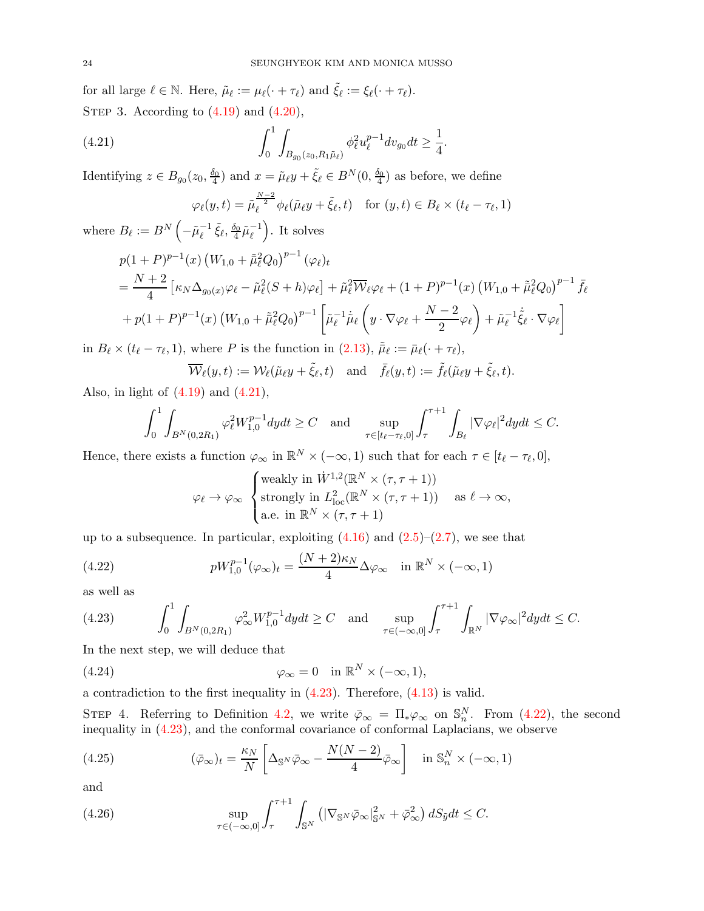for all large $\ell \in \mathbb{N}$. Here, $\tilde{\mu}_\ell := \mu_\ell(\cdot + \tau_\ell)$ and $\tilde{\xi}_\ell := \xi_\ell(\cdot + \tau_\ell)$.

Step 3. According to (4.19) and (4.20),

$$\int_0^1 \int_{B_{g_0}(z_0, R_1 \tilde{\mu}_\ell)} \phi_\ell^2 u_\ell^{p-1} dv_{g_0} dt \ge \frac{1}{4}. \tag{4.21}$$

Identifying $z \in B_{g_0}(z_0, \frac{\delta_0}{4})$ and $x = \tilde{\mu}_\ell y + \tilde{\xi}_\ell \in B^N(0, \frac{\delta_0}{4})$ as before, we define

$$\varphi_\ell(y,t) = \tilde{\mu}_\ell^{\frac{N-2}{2}} \phi_\ell(\tilde{\mu}_\ell y + \tilde{\xi}_\ell, t) \quad \text{for } (y,t) \in B_\ell \times (t_\ell - \tau_\ell, 1)$$

where $B_\ell := B^N\left(-\tilde{\mu}_\ell^{-1}\tilde{\xi}_\ell, \frac{\delta_0}{4}\tilde{\mu}_\ell^{-1}\right)$. It solves

$$\begin{aligned}
&p(1+P)^{p-1}(x)\left(W_{1,0} + \tilde{\bar{\mu}}_\ell^2 Q_0\right)^{p-1}(\varphi_\ell)_t \\
&= \frac{N+2}{4}\left[\kappa_N \Delta_{g_0(x)}\varphi_\ell - \tilde{\mu}_\ell^2 (S+h)\varphi_\ell\right] + \tilde{\mu}_\ell^2 \overline{\mathcal{W}}_\ell \varphi_\ell + (1+P)^{p-1}(x)\left(W_{1,0} + \tilde{\bar{\mu}}_\ell^2 Q_0\right)^{p-1} \bar{f}_\ell \\
&\quad + p(1+P)^{p-1}(x)\left(W_{1,0} + \tilde{\bar{\mu}}_\ell^2 Q_0\right)^{p-1}\left[\tilde{\mu}_\ell^{-1}\dot{\tilde{\mu}}_\ell\left(y \cdot \nabla\varphi_\ell + \frac{N-2}{2}\varphi_\ell\right) + \tilde{\mu}_\ell^{-1}\dot{\tilde{\xi}}_\ell \cdot \nabla\varphi_\ell\right]
\end{aligned}$$

in $B_\ell \times (t_\ell - \tau_\ell, 1)$, where $P$ is the function in (2.13), $\tilde{\bar{\mu}}_\ell := \bar{\mu}_\ell(\cdot + \tau_\ell)$,

$$\overline{\mathcal{W}}_\ell(y,t) := \mathcal{W}_\ell(\tilde{\mu}_\ell y + \tilde{\xi}_\ell, t) \quad \text{and} \quad \bar{f}_\ell(y,t) := \tilde{f}_\ell(\tilde{\mu}_\ell y + \tilde{\xi}_\ell, t).$$

Also, in light of (4.19) and (4.21),

$$\int_0^1 \int_{B^N(0,2R_1)} \varphi_\ell^2 W_{1,0}^{p-1} dy dt \ge C \quad \text{and} \quad \sup_{\tau \in [t_\ell - \tau_\ell, 0]} \int_\tau^{\tau+1} \int_{B_\ell} |\nabla\varphi_\ell|^2 dy dt \le C.$$

Hence, there exists a function $\varphi_\infty$ in $\mathbb{R}^N \times (-\infty, 1)$ such that for each $\tau \in [t_\ell - \tau_\ell, 0]$,

$$\varphi_\ell \to \varphi_\infty \begin{cases} \text{weakly in } \dot{W}^{1,2}(\mathbb{R}^N \times (\tau, \tau+1)) \\ \text{strongly in } L^2_{\text{loc}}(\mathbb{R}^N \times (\tau, \tau+1)) \\ \text{a.e. in } \mathbb{R}^N \times (\tau, \tau+1) \end{cases} \quad \text{as } \ell \to \infty,$$

up to a subsequence. In particular, exploiting (4.16) and (2.5)–(2.7), we see that

$$pW_{1,0}^{p-1}(\varphi_\infty)_t = \frac{(N+2)\kappa_N}{4}\Delta\varphi_\infty \quad \text{in } \mathbb{R}^N \times (-\infty, 1) \tag{4.22}$$

as well as

$$\int_0^1 \int_{B^N(0,2R_1)} \varphi_\infty^2 W_{1,0}^{p-1} dy dt \ge C \quad \text{and} \quad \sup_{\tau \in (-\infty, 0]} \int_\tau^{\tau+1} \int_{\mathbb{R}^N} |\nabla\varphi_\infty|^2 dy dt \le C. \tag{4.23}$$

In the next step, we will deduce that

$$\varphi_\infty = 0 \quad \text{in } \mathbb{R}^N \times (-\infty, 1), \tag{4.24}$$

a contradiction to the first inequality in (4.23). Therefore, (4.13) is valid.

Step 4. Referring to Definition 4.2, we write $\bar{\varphi}_\infty = \Pi_* \varphi_\infty$ on $\mathbb{S}^N_n$. From (4.22), the second inequality in (4.23), and the conformal covariance of conformal Laplacians, we observe

$$(\bar{\varphi}_\infty)_t = \frac{\kappa_N}{N}\left[\Delta_{\mathbb{S}^N}\bar{\varphi}_\infty - \frac{N(N-2)}{4}\bar{\varphi}_\infty\right] \quad \text{in } \mathbb{S}^N_n \times (-\infty, 1) \tag{4.25}$$

and

$$\sup_{\tau \in (-\infty, 0]} \int_\tau^{\tau+1} \int_{\mathbb{S}^N} \left(|\nabla_{\mathbb{S}^N}\bar{\varphi}_\infty|^2_{\mathbb{S}^N} + \bar{\varphi}_\infty^2\right) dS_{\tilde{y}} dt \le C. \tag{4.26}$$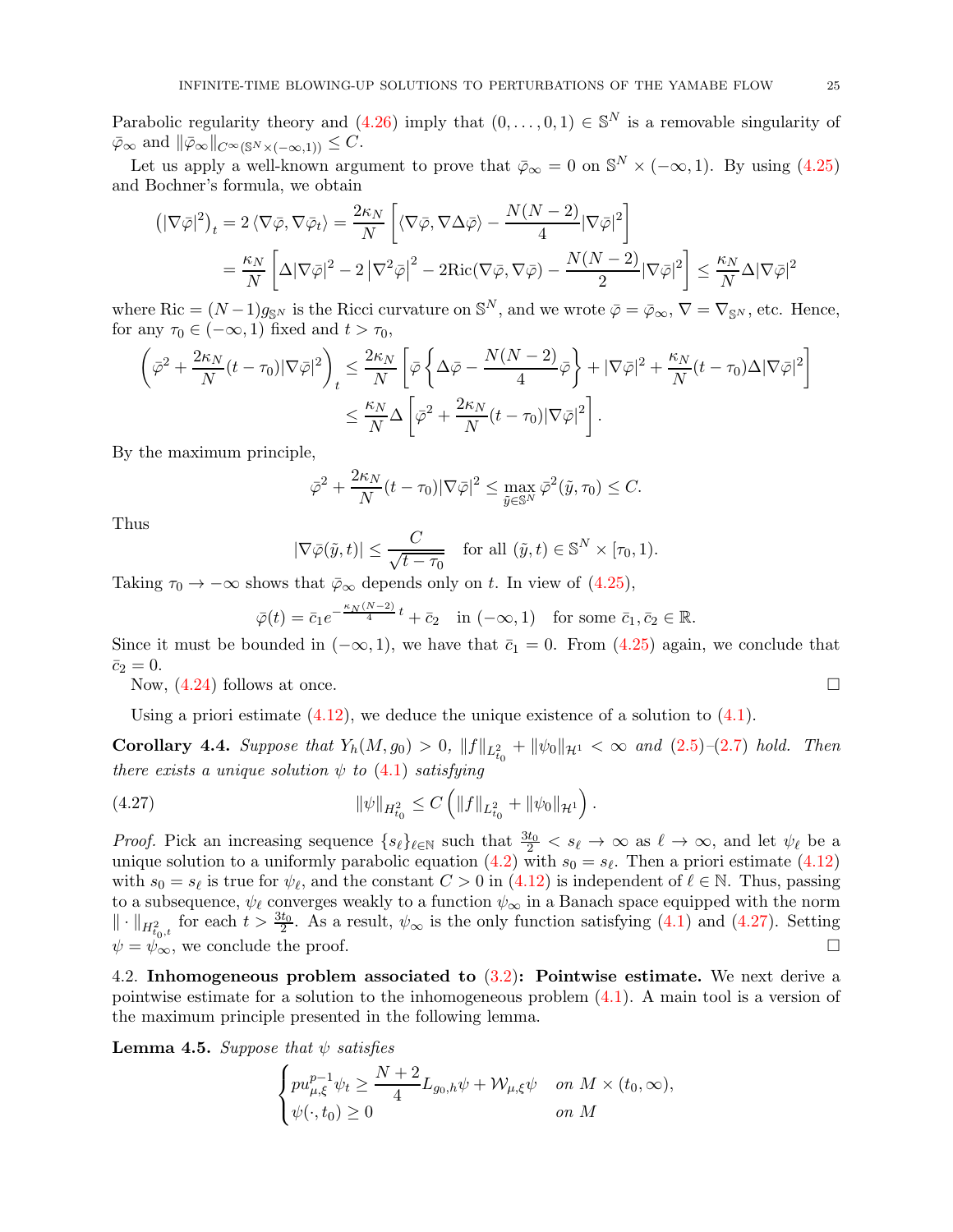Parabolic regularity theory and (4.26) imply that $(0,\dots,0,1) \in \mathbb{S}^N$ is a removable singularity of $\bar\varphi_\infty$ and $\|\bar\varphi_\infty\|_{C^\infty(\mathbb{S}^N\times(-\infty,1))} \le C$.

Let us apply a well-known argument to prove that $\bar\varphi_\infty = 0$ on $\mathbb{S}^N \times (-\infty,1)$. By using (4.25) and Bochner's formula, we obtain

$$\begin{aligned}
\left(|\nabla\bar\varphi|^2\right)_t &= 2\left\langle \nabla\bar\varphi, \nabla\bar\varphi_t\right\rangle = \frac{2\kappa_N}{N}\left[\left\langle \nabla\bar\varphi, \nabla\Delta\bar\varphi\right\rangle - \frac{N(N-2)}{4}|\nabla\bar\varphi|^2\right] \\
&= \frac{\kappa_N}{N}\left[\Delta|\nabla\bar\varphi|^2 - 2\left|\nabla^2\bar\varphi\right|^2 - 2\mathrm{Ric}(\nabla\bar\varphi,\nabla\bar\varphi) - \frac{N(N-2)}{2}|\nabla\bar\varphi|^2\right] \le \frac{\kappa_N}{N}\Delta|\nabla\bar\varphi|^2
\end{aligned}$$

where $\mathrm{Ric} = (N-1)g_{\mathbb{S}^N}$ is the Ricci curvature on $\mathbb{S}^N$, and we wrote $\bar\varphi = \bar\varphi_\infty$, $\nabla = \nabla_{\mathbb{S}^N}$, etc. Hence, for any $\tau_0 \in (-\infty,1)$ fixed and $t > \tau_0$,

$$\begin{aligned}
\left(\bar\varphi^2 + \frac{2\kappa_N}{N}(t-\tau_0)|\nabla\bar\varphi|^2\right)_t &\le \frac{2\kappa_N}{N}\left[\bar\varphi\left\{\Delta\bar\varphi - \frac{N(N-2)}{4}\bar\varphi\right\} + |\nabla\bar\varphi|^2 + \frac{\kappa_N}{N}(t-\tau_0)\Delta|\nabla\bar\varphi|^2\right] \\
&\le \frac{\kappa_N}{N}\Delta\left[\bar\varphi^2 + \frac{2\kappa_N}{N}(t-\tau_0)|\nabla\bar\varphi|^2\right].
\end{aligned}$$

By the maximum principle,

$$\bar\varphi^2 + \frac{2\kappa_N}{N}(t-\tau_0)|\nabla\bar\varphi|^2 \le \max_{\tilde y\in\mathbb{S}^N}\bar\varphi^2(\tilde y,\tau_0) \le C.$$

Thus

$$|\nabla\bar\varphi(\tilde y,t)| \le \frac{C}{\sqrt{t-\tau_0}} \quad \text{for all } (\tilde y,t) \in \mathbb{S}^N \times [\tau_0,1).$$

Taking $\tau_0 \to -\infty$ shows that $\bar\varphi_\infty$ depends only on $t$. In view of (4.25),

$$\bar\varphi(t) = \bar c_1 e^{-\frac{\kappa_N(N-2)}{4}t} + \bar c_2 \quad \text{in } (-\infty,1) \quad \text{for some } \bar c_1, \bar c_2 \in \mathbb{R}.$$

Since it must be bounded in $(-\infty,1)$, we have that $\bar c_1 = 0$. From (4.25) again, we conclude that $\bar c_2 = 0$.

Now, (4.24) follows at once. $\square$

Using a priori estimate (4.12), we deduce the unique existence of a solution to (4.1).

**Corollary 4.4.** *Suppose that $Y_h(M,g_0) > 0$, $\|f\|_{L^2_{t_0}} + \|\psi_0\|_{\mathcal{H}^1} < \infty$ and (2.5)–(2.7) hold. Then there exists a unique solution $\psi$ to (4.1) satisfying*

$$\|\psi\|_{H^2_{t_0}} \le C\left(\|f\|_{L^2_{t_0}} + \|\psi_0\|_{\mathcal{H}^1}\right). \tag{4.27}$$

*Proof.* Pick an increasing sequence $\{s_\ell\}_{\ell\in\mathbb{N}}$ such that $\frac{3t_0}{2} < s_\ell \to \infty$ as $\ell \to \infty$, and let $\psi_\ell$ be a unique solution to a uniformly parabolic equation (4.2) with $s_0 = s_\ell$. Then a priori estimate (4.12) with $s_0 = s_\ell$ is true for $\psi_\ell$, and the constant $C > 0$ in (4.12) is independent of $\ell \in \mathbb{N}$. Thus, passing to a subsequence, $\psi_\ell$ converges weakly to a function $\psi_\infty$ in a Banach space equipped with the norm $\|\cdot\|_{H^2_{t_0,t}}$ for each $t > \frac{3t_0}{2}$. As a result, $\psi_\infty$ is the only function satisfying (4.1) and (4.27). Setting $\psi = \psi_\infty$, we conclude the proof. $\square$

4.2. **Inhomogeneous problem associated to (3.2): Pointwise estimate.** We next derive a pointwise estimate for a solution to the inhomogeneous problem (4.1). A main tool is a version of the maximum principle presented in the following lemma.

**Lemma 4.5.** *Suppose that $\psi$ satisfies*

$$\begin{cases}
pu_{\mu,\xi}^{p-1}\psi_t \ge \dfrac{N+2}{4}L_{g_0,h}\psi + \mathcal{W}_{\mu,\xi}\psi & \text{on } M\times(t_0,\infty),\\
\psi(\cdot,t_0) \ge 0 & \text{on } M
\end{cases}$$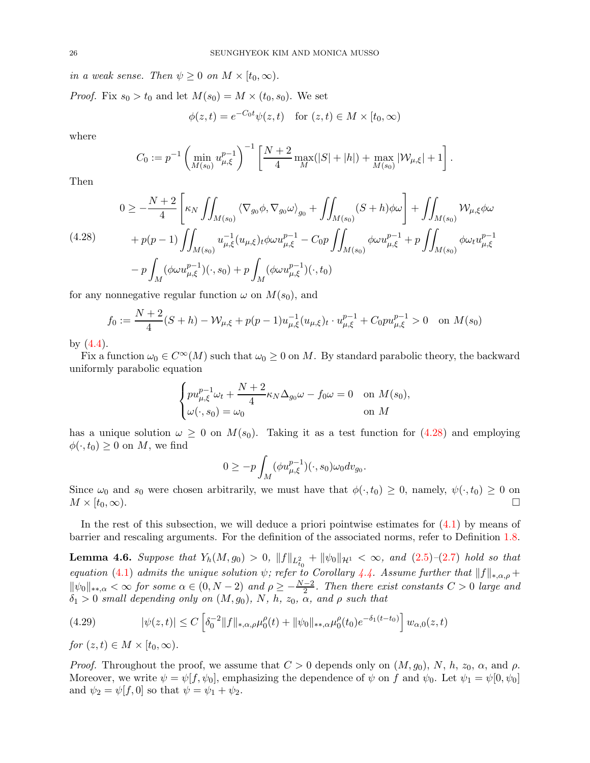*in a weak sense. Then $\psi \geq 0$ on $M \times [t_0, \infty)$.*

*Proof.* Fix $s_0 > t_0$ and let $M(s_0) = M \times (t_0, s_0)$. We set

$$\phi(z,t) = e^{-C_0 t}\psi(z,t) \quad \text{for } (z,t) \in M \times [t_0, \infty)$$

where

$$C_0 := p^{-1}\left(\min_{M(s_0)} u_{\mu,\xi}^{p-1}\right)^{-1}\left[\frac{N+2}{4}\max_M(|S|+|h|) + \max_{M(s_0)}|\mathcal{W}_{\mu,\xi}| + 1\right].$$

Then

$$\begin{aligned}
0 \geq & -\frac{N+2}{4}\left[\kappa_N \iint_{M(s_0)} \langle \nabla_{g_0}\phi, \nabla_{g_0}\omega\rangle_{g_0} + \iint_{M(s_0)} (S+h)\phi\omega\right] + \iint_{M(s_0)} \mathcal{W}_{\mu,\xi}\phi\omega \\
& + p(p-1)\iint_{M(s_0)} u_{\mu,\xi}^{-1}(u_{\mu,\xi})_t \phi\omega u_{\mu,\xi}^{p-1} - C_0 p \iint_{M(s_0)} \phi\omega u_{\mu,\xi}^{p-1} + p\iint_{M(s_0)} \phi\omega_t u_{\mu,\xi}^{p-1} \\
& - p\int_M (\phi\omega u_{\mu,\xi}^{p-1})(\cdot, s_0) + p\int_M (\phi\omega u_{\mu,\xi}^{p-1})(\cdot, t_0)
\end{aligned} \tag{4.28}$$

for any nonnegative regular function $\omega$ on $M(s_0)$, and

$$f_0 := \frac{N+2}{4}(S+h) - \mathcal{W}_{\mu,\xi} + p(p-1)u_{\mu,\xi}^{-1}(u_{\mu,\xi})_t \cdot u_{\mu,\xi}^{p-1} + C_0 p u_{\mu,\xi}^{p-1} > 0 \quad \text{on } M(s_0)$$

by (4.4).

Fix a function $\omega_0 \in C^\infty(M)$ such that $\omega_0 \geq 0$ on $M$. By standard parabolic theory, the backward uniformly parabolic equation

$$\begin{cases} p u_{\mu,\xi}^{p-1}\omega_t + \dfrac{N+2}{4}\kappa_N \Delta_{g_0}\omega - f_0\omega = 0 & \text{on } M(s_0), \\ \omega(\cdot, s_0) = \omega_0 & \text{on } M \end{cases}$$

has a unique solution $\omega \geq 0$ on $M(s_0)$. Taking it as a test function for (4.28) and employing $\phi(\cdot, t_0) \geq 0$ on $M$, we find

$$0 \geq -p\int_M (\phi u_{\mu,\xi}^{p-1})(\cdot, s_0)\omega_0 dv_{g_0}.$$

Since $\omega_0$ and $s_0$ were chosen arbitrarily, we must have that $\phi(\cdot, t_0) \geq 0$, namely, $\psi(\cdot, t_0) \geq 0$ on $M \times [t_0, \infty)$. □

In the rest of this subsection, we will deduce a priori pointwise estimates for (4.1) by means of barrier and rescaling arguments. For the definition of the associated norms, refer to Definition 1.8.

**Lemma 4.6.** *Suppose that $Y_h(M, g_0) > 0$, $\|f\|_{L^2_{t_0}} + \|\psi_0\|_{\mathcal{H}^1} < \infty$, and (2.5)–(2.7) hold so that equation (4.1) admits the unique solution $\psi$; refer to Corollary 4.4. Assume further that $\|f\|_{*,\alpha,\rho} + \|\psi_0\|_{**,\alpha} < \infty$ for some $\alpha \in (0, N-2)$ and $\rho \geq -\frac{N-2}{2}$. Then there exist constants $C > 0$ large and $\delta_1 > 0$ small depending only on $(M, g_0)$, $N$, $h$, $z_0$, $\alpha$, and $\rho$ such that*

$$|\psi(z,t)| \leq C\left[\delta_0^{-2}\|f\|_{*,\alpha,\rho}\mu_0^\rho(t) + \|\psi_0\|_{**,\alpha}\mu_0^\rho(t_0)e^{-\delta_1(t-t_0)}\right] w_{\alpha,0}(z,t) \tag{4.29}$$

*for $(z,t) \in M \times [t_0, \infty)$.*

*Proof.* Throughout the proof, we assume that $C > 0$ depends only on $(M, g_0)$, $N$, $h$, $z_0$, $\alpha$, and $\rho$. Moreover, we write $\psi = \psi[f, \psi_0]$, emphasizing the dependence of $\psi$ on $f$ and $\psi_0$. Let $\psi_1 = \psi[0, \psi_0]$ and $\psi_2 = \psi[f, 0]$ so that $\psi = \psi_1 + \psi_2$.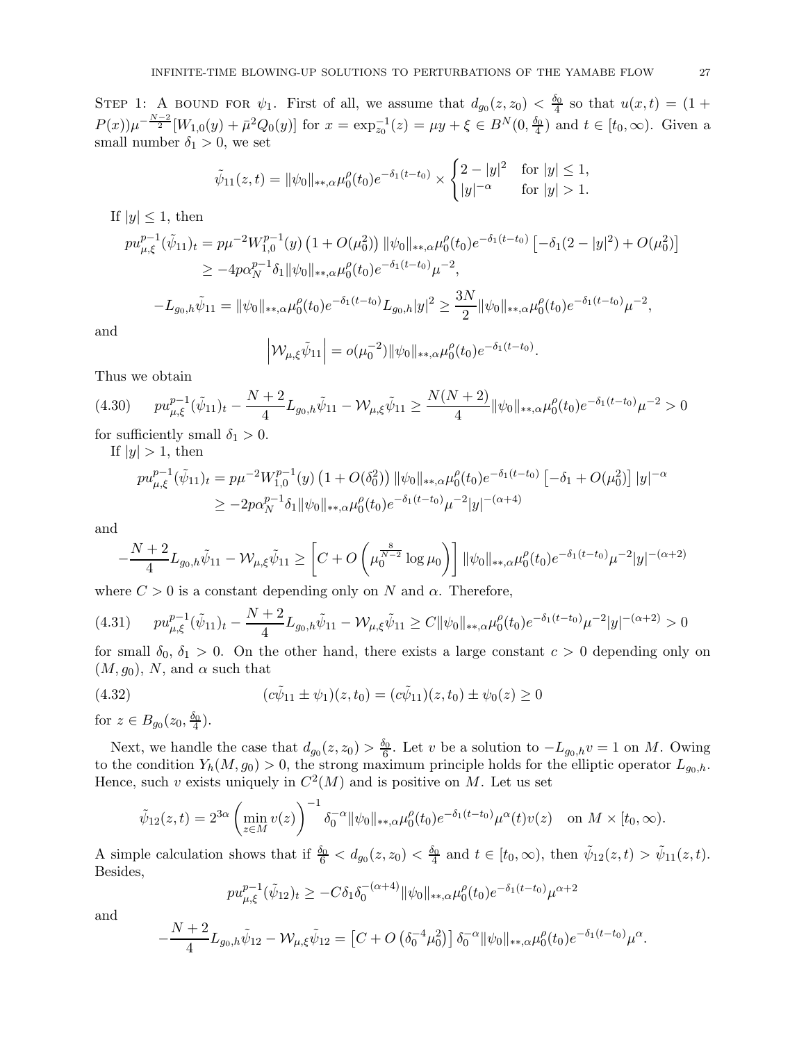Step 1: A bound for $\psi_1$. First of all, we assume that $d_{g_0}(z,z_0) < \frac{\delta_0}{4}$ so that $u(x,t) = (1+P(x))\mu^{-\frac{N-2}{2}}[W_{1,0}(y) + \bar{\mu}^2 Q_0(y)]$ for $x = \exp_{z_0}^{-1}(z) = \mu y + \xi \in B^N(0,\frac{\delta_0}{4})$ and $t \in [t_0,\infty)$. Given a small number $\delta_1 > 0$, we set

$$\tilde{\psi}_{11}(z,t) = \|\psi_0\|_{**,\alpha}\mu_0^\rho(t_0)e^{-\delta_1(t-t_0)} \times \begin{cases} 2-|y|^2 & \text{for } |y| \le 1, \\ |y|^{-\alpha} & \text{for } |y| > 1. \end{cases}$$

If $|y| \le 1$, then

$$\begin{aligned} p u_{\mu,\xi}^{p-1}(\tilde{\psi}_{11})_t &= p\mu^{-2}W_{1,0}^{p-1}(y)\left(1+O(\mu_0^2)\right)\|\psi_0\|_{**,\alpha}\mu_0^\rho(t_0)e^{-\delta_1(t-t_0)}\left[-\delta_1(2-|y|^2)+O(\mu_0^2)\right] \\ &\ge -4p\alpha_N^{p-1}\delta_1\|\psi_0\|_{**,\alpha}\mu_0^\rho(t_0)e^{-\delta_1(t-t_0)}\mu^{-2}, \end{aligned}$$

$$-L_{g_0,h}\tilde{\psi}_{11} = \|\psi_0\|_{**,\alpha}\mu_0^\rho(t_0)e^{-\delta_1(t-t_0)}L_{g_0,h}|y|^2 \ge \frac{3N}{2}\|\psi_0\|_{**,\alpha}\mu_0^\rho(t_0)e^{-\delta_1(t-t_0)}\mu^{-2},$$

and

$$\left|\mathcal{W}_{\mu,\xi}\tilde{\psi}_{11}\right| = o(\mu_0^{-2})\|\psi_0\|_{**,\alpha}\mu_0^\rho(t_0)e^{-\delta_1(t-t_0)}.$$

Thus we obtain

$$p u_{\mu,\xi}^{p-1}(\tilde{\psi}_{11})_t - \frac{N+2}{4}L_{g_0,h}\tilde{\psi}_{11} - \mathcal{W}_{\mu,\xi}\tilde{\psi}_{11} \ge \frac{N(N+2)}{4}\|\psi_0\|_{**,\alpha}\mu_0^\rho(t_0)e^{-\delta_1(t-t_0)}\mu^{-2} > 0 \tag{4.30}$$

for sufficiently small $\delta_1 > 0$.

If $|y| > 1$, then

$$\begin{aligned} p u_{\mu,\xi}^{p-1}(\tilde{\psi}_{11})_t &= p\mu^{-2}W_{1,0}^{p-1}(y)\left(1+O(\delta_0^2)\right)\|\psi_0\|_{**,\alpha}\mu_0^\rho(t_0)e^{-\delta_1(t-t_0)}\left[-\delta_1+O(\mu_0^2)\right]|y|^{-\alpha} \\ &\ge -2p\alpha_N^{p-1}\delta_1\|\psi_0\|_{**,\alpha}\mu_0^\rho(t_0)e^{-\delta_1(t-t_0)}\mu^{-2}|y|^{-(\alpha+4)} \end{aligned}$$

and

$$-\frac{N+2}{4}L_{g_0,h}\tilde{\psi}_{11} - \mathcal{W}_{\mu,\xi}\tilde{\psi}_{11} \ge \left[C + O\left(\mu_0^{\frac{8}{N-2}}\log\mu_0\right)\right]\|\psi_0\|_{**,\alpha}\mu_0^\rho(t_0)e^{-\delta_1(t-t_0)}\mu^{-2}|y|^{-(\alpha+2)}$$

where $C > 0$ is a constant depending only on $N$ and $\alpha$. Therefore,

$$p u_{\mu,\xi}^{p-1}(\tilde{\psi}_{11})_t - \frac{N+2}{4}L_{g_0,h}\tilde{\psi}_{11} - \mathcal{W}_{\mu,\xi}\tilde{\psi}_{11} \ge C\|\psi_0\|_{**,\alpha}\mu_0^\rho(t_0)e^{-\delta_1(t-t_0)}\mu^{-2}|y|^{-(\alpha+2)} > 0 \tag{4.31}$$

for small $\delta_0$, $\delta_1 > 0$. On the other hand, there exists a large constant $c > 0$ depending only on $(M,g_0)$, $N$, and $\alpha$ such that

$$(c\tilde{\psi}_{11} \pm \psi_1)(z,t_0) = (c\tilde{\psi}_{11})(z,t_0) \pm \psi_0(z) \ge 0 \tag{4.32}$$

for $z \in B_{g_0}(z_0,\frac{\delta_0}{4})$.

Next, we handle the case that $d_{g_0}(z,z_0) > \frac{\delta_0}{6}$. Let $v$ be a solution to $-L_{g_0,h}v = 1$ on $M$. Owing to the condition $Y_h(M,g_0) > 0$, the strong maximum principle holds for the elliptic operator $L_{g_0,h}$. Hence, such $v$ exists uniquely in $C^2(M)$ and is positive on $M$. Let us set

$$\tilde{\psi}_{12}(z,t) = 2^{3\alpha}\left(\min_{z\in M}v(z)\right)^{-1}\delta_0^{-\alpha}\|\psi_0\|_{**,\alpha}\mu_0^\rho(t_0)e^{-\delta_1(t-t_0)}\mu^\alpha(t)v(z) \quad \text{on } M\times[t_0,\infty).$$

A simple calculation shows that if $\frac{\delta_0}{6} < d_{g_0}(z,z_0) < \frac{\delta_0}{4}$ and $t \in [t_0,\infty)$, then $\tilde{\psi}_{12}(z,t) > \tilde{\psi}_{11}(z,t)$. Besides,

$$p u_{\mu,\xi}^{p-1}(\tilde{\psi}_{12})_t \ge -C\delta_1\delta_0^{-(\alpha+4)}\|\psi_0\|_{**,\alpha}\mu_0^\rho(t_0)e^{-\delta_1(t-t_0)}\mu^{\alpha+2}$$

and

$$-\frac{N+2}{4}L_{g_0,h}\tilde{\psi}_{12} - \mathcal{W}_{\mu,\xi}\tilde{\psi}_{12} = \left[C + O\left(\delta_0^{-4}\mu_0^2\right)\right]\delta_0^{-\alpha}\|\psi_0\|_{**,\alpha}\mu_0^\rho(t_0)e^{-\delta_1(t-t_0)}\mu^\alpha.$$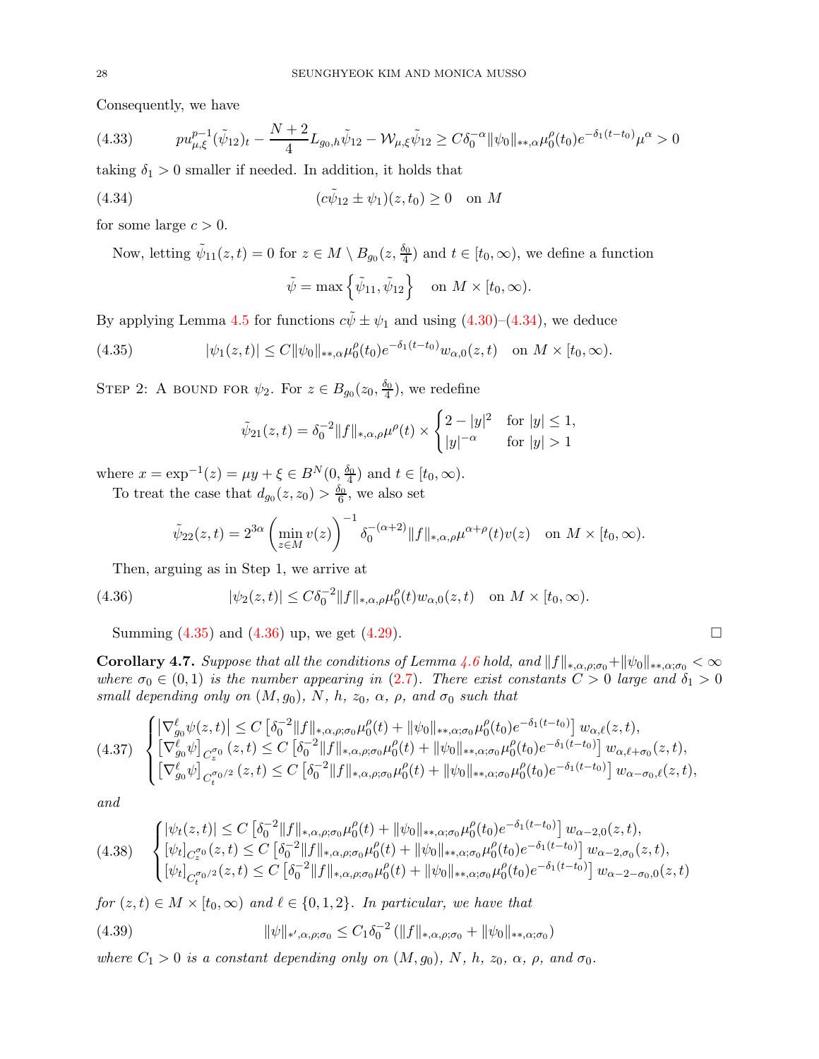Consequently, we have

$$pu_{\mu,\xi}^{p-1}(\tilde{\psi}_{12})_t - \frac{N+2}{4}L_{g_0,h}\tilde{\psi}_{12} - \mathcal{W}_{\mu,\xi}\tilde{\psi}_{12} \ge C\delta_0^{-\alpha}\|\psi_0\|_{**,\alpha}\mu_0^{\rho}(t_0)e^{-\delta_1(t-t_0)}\mu^{\alpha} > 0 \tag{4.33}$$

taking $\delta_1 > 0$ smaller if needed. In addition, it holds that

$$(c\tilde{\psi}_{12} \pm \psi_1)(z, t_0) \ge 0 \quad \text{on } M \tag{4.34}$$

for some large $c > 0$.

Now, letting $\tilde{\psi}_{11}(z,t) = 0$ for $z \in M \setminus B_{g_0}(z, \frac{\delta_0}{4})$ and $t \in [t_0, \infty)$, we define a function

$$\tilde{\psi} = \max\left\{\tilde{\psi}_{11}, \tilde{\psi}_{12}\right\} \quad \text{on } M \times [t_0, \infty).$$

By applying Lemma 4.5 for functions $c\tilde{\psi} \pm \psi_1$ and using (4.30)–(4.34), we deduce

$$|\psi_1(z,t)| \le C\|\psi_0\|_{**,\alpha}\mu_0^{\rho}(t_0)e^{-\delta_1(t-t_0)}w_{\alpha,0}(z,t) \quad \text{on } M \times [t_0, \infty). \tag{4.35}$$

Step 2: A bound for $\psi_2$. For $z \in B_{g_0}(z_0, \frac{\delta_0}{4})$, we redefine

$$\tilde{\psi}_{21}(z,t) = \delta_0^{-2}\|f\|_{*,\alpha,\rho}\mu^{\rho}(t) \times \begin{cases} 2 - |y|^2 & \text{for } |y| \le 1, \\ |y|^{-\alpha} & \text{for } |y| > 1 \end{cases}$$

where $x = \exp^{-1}(z) = \mu y + \xi \in B^N(0, \frac{\delta_0}{4})$ and $t \in [t_0, \infty)$.

To treat the case that $d_{g_0}(z, z_0) > \frac{\delta_0}{6}$, we also set

$$\tilde{\psi}_{22}(z,t) = 2^{3\alpha}\left(\min_{z\in M} v(z)\right)^{-1}\delta_0^{-(\alpha+2)}\|f\|_{*,\alpha,\rho}\mu^{\alpha+\rho}(t)v(z) \quad \text{on } M \times [t_0, \infty).$$

Then, arguing as in Step 1, we arrive at

$$|\psi_2(z,t)| \le C\delta_0^{-2}\|f\|_{*,\alpha,\rho}\mu_0^{\rho}(t)w_{\alpha,0}(z,t) \quad \text{on } M \times [t_0, \infty). \tag{4.36}$$

Summing (4.35) and (4.36) up, we get (4.29). □

**Corollary 4.7.** *Suppose that all the conditions of Lemma 4.6 hold, and $\|f\|_{*,\alpha,\rho;\sigma_0} + \|\psi_0\|_{**,\alpha;\sigma_0} < \infty$ where $\sigma_0 \in (0,1)$ is the number appearing in (2.7). There exist constants $C > 0$ large and $\delta_1 > 0$ small depending only on $(M, g_0)$, $N$, $h$, $z_0$, $\alpha$, $\rho$, and $\sigma_0$ such that*

$$\begin{cases} \left|\nabla_{g_0}^{\ell}\psi(z,t)\right| \le C\left[\delta_0^{-2}\|f\|_{*,\alpha,\rho;\sigma_0}\mu_0^{\rho}(t) + \|\psi_0\|_{**,\alpha;\sigma_0}\mu_0^{\rho}(t_0)e^{-\delta_1(t-t_0)}\right]w_{\alpha,\ell}(z,t), \\ \left[\nabla_{g_0}^{\ell}\psi\right]_{C_z^{\sigma_0}}(z,t) \le C\left[\delta_0^{-2}\|f\|_{*,\alpha,\rho;\sigma_0}\mu_0^{\rho}(t) + \|\psi_0\|_{**,\alpha;\sigma_0}\mu_0^{\rho}(t_0)e^{-\delta_1(t-t_0)}\right]w_{\alpha,\ell+\sigma_0}(z,t), \\ \left[\nabla_{g_0}^{\ell}\psi\right]_{C_t^{\sigma_0/2}}(z,t) \le C\left[\delta_0^{-2}\|f\|_{*,\alpha,\rho;\sigma_0}\mu_0^{\rho}(t) + \|\psi_0\|_{**,\alpha;\sigma_0}\mu_0^{\rho}(t_0)e^{-\delta_1(t-t_0)}\right]w_{\alpha-\sigma_0,\ell}(z,t), \end{cases} \tag{4.37}$$

*and*

$$\begin{cases} |\psi_t(z,t)| \le C\left[\delta_0^{-2}\|f\|_{*,\alpha,\rho;\sigma_0}\mu_0^{\rho}(t) + \|\psi_0\|_{**,\alpha;\sigma_0}\mu_0^{\rho}(t_0)e^{-\delta_1(t-t_0)}\right]w_{\alpha-2,0}(z,t), \\ [\psi_t]_{C_z^{\sigma_0}}(z,t) \le C\left[\delta_0^{-2}\|f\|_{*,\alpha,\rho;\sigma_0}\mu_0^{\rho}(t) + \|\psi_0\|_{**,\alpha;\sigma_0}\mu_0^{\rho}(t_0)e^{-\delta_1(t-t_0)}\right]w_{\alpha-2,\sigma_0}(z,t), \\ [\psi_t]_{C_t^{\sigma_0/2}}(z,t) \le C\left[\delta_0^{-2}\|f\|_{*,\alpha,\rho;\sigma_0}\mu_0^{\rho}(t) + \|\psi_0\|_{**,\alpha;\sigma_0}\mu_0^{\rho}(t_0)e^{-\delta_1(t-t_0)}\right]w_{\alpha-2-\sigma_0,0}(z,t) \end{cases} \tag{4.38}$$

*for $(z,t) \in M \times [t_0, \infty)$ and $\ell \in \{0,1,2\}$. In particular, we have that*

$$\|\psi\|_{*',\alpha,\rho;\sigma_0} \le C_1\delta_0^{-2}\left(\|f\|_{*,\alpha,\rho;\sigma_0} + \|\psi_0\|_{**,\alpha;\sigma_0}\right) \tag{4.39}$$

*where $C_1 > 0$ is a constant depending only on $(M, g_0)$, $N$, $h$, $z_0$, $\alpha$, $\rho$, and $\sigma_0$.*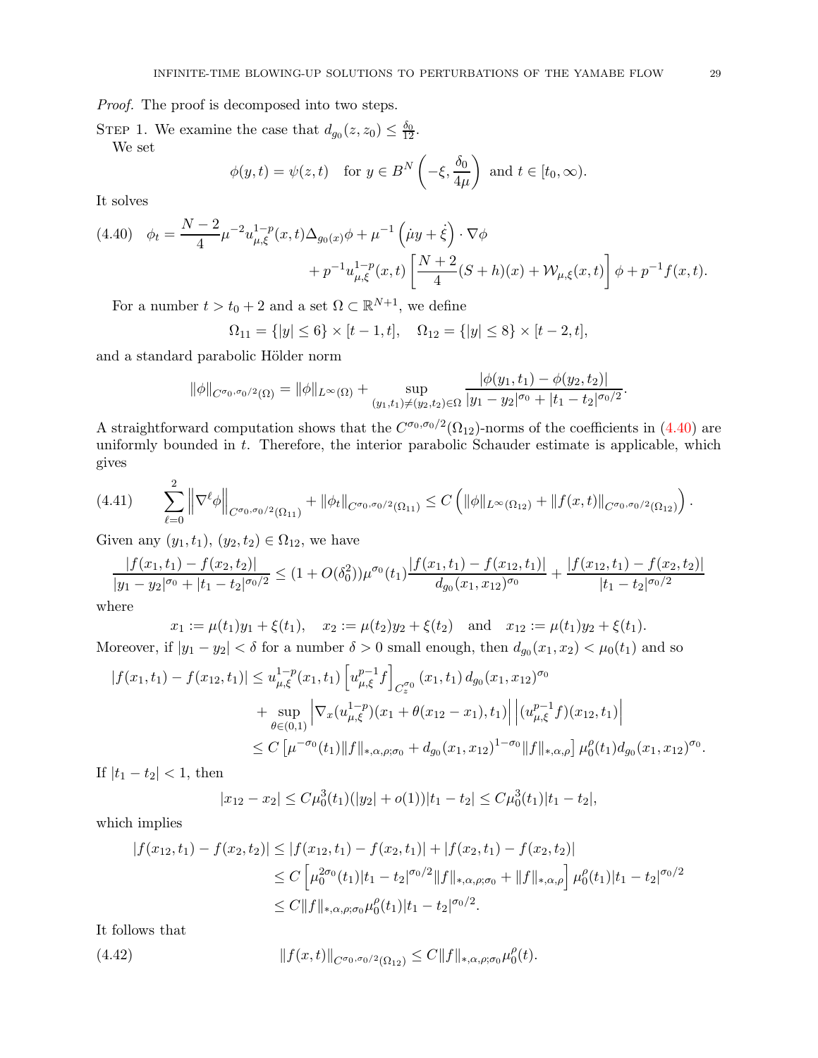*Proof.* The proof is decomposed into two steps.

STEP 1. We examine the case that $d_{g_0}(z, z_0) \le \frac{\delta_0}{12}$.

We set

$$\phi(y,t) = \psi(z,t) \quad \text{for } y \in B^N\left(-\xi, \frac{\delta_0}{4\mu}\right) \text{ and } t \in [t_0, \infty).$$

It solves

$$\begin{aligned}
\phi_t = \frac{N-2}{4}\mu^{-2} u_{\mu,\xi}^{1-p}(x,t) \Delta_{g_0(x)} \phi + \mu^{-1}\left(\dot{\mu} y + \dot{\xi}\right) \cdot \nabla \phi \\
+ p^{-1} u_{\mu,\xi}^{1-p}(x,t) \left[\frac{N+2}{4}(S+h)(x) + \mathcal{W}_{\mu,\xi}(x,t)\right]\phi + p^{-1} f(x,t).
\end{aligned} \tag{4.40}$$

For a number $t > t_0 + 2$ and a set $\Omega \subset \mathbb{R}^{N+1}$, we define

$$\Omega_{11} = \{|y| \le 6\} \times [t-1, t], \quad \Omega_{12} = \{|y| \le 8\} \times [t-2, t],$$

and a standard parabolic Hölder norm

$$\|\phi\|_{C^{\sigma_0, \sigma_0/2}(\Omega)} = \|\phi\|_{L^\infty(\Omega)} + \sup_{(y_1,t_1) \ne (y_2,t_2) \in \Omega} \frac{|\phi(y_1,t_1) - \phi(y_2,t_2)|}{|y_1 - y_2|^{\sigma_0} + |t_1 - t_2|^{\sigma_0/2}}.$$

A straightforward computation shows that the $C^{\sigma_0,\sigma_0/2}(\Omega_{12})$-norms of the coefficients in (4.40) are uniformly bounded in $t$. Therefore, the interior parabolic Schauder estimate is applicable, which gives

$$\sum_{\ell=0}^{2} \left\|\nabla^\ell \phi\right\|_{C^{\sigma_0,\sigma_0/2}(\Omega_{11})} + \|\phi_t\|_{C^{\sigma_0,\sigma_0/2}(\Omega_{11})} \le C\left(\|\phi\|_{L^\infty(\Omega_{12})} + \|f(x,t)\|_{C^{\sigma_0,\sigma_0/2}(\Omega_{12})}\right). \tag{4.41}$$

Given any $(y_1,t_1)$, $(y_2,t_2) \in \Omega_{12}$, we have

$$\frac{|f(x_1,t_1) - f(x_2,t_2)|}{|y_1 - y_2|^{\sigma_0} + |t_1 - t_2|^{\sigma_0/2}} \le (1 + O(\delta_0^2))\mu^{\sigma_0}(t_1) \frac{|f(x_1,t_1) - f(x_{12},t_1)|}{d_{g_0}(x_1,x_{12})^{\sigma_0}} + \frac{|f(x_{12},t_1) - f(x_2,t_2)|}{|t_1 - t_2|^{\sigma_0/2}}$$

where

$$x_1 := \mu(t_1) y_1 + \xi(t_1), \quad x_2 := \mu(t_2) y_2 + \xi(t_2) \quad \text{and} \quad x_{12} := \mu(t_1) y_2 + \xi(t_1).$$

Moreover, if $|y_1 - y_2| < \delta$ for a number $\delta > 0$ small enough, then $d_{g_0}(x_1,x_2) < \mu_0(t_1)$ and so

$$\begin{aligned}
|f(x_1,t_1) - f(x_{12},t_1)| &\le u_{\mu,\xi}^{1-p}(x_1,t_1) \left[u_{\mu,\xi}^{p-1} f\right]_{C_z^{\sigma_0}}(x_1,t_1)\, d_{g_0}(x_1,x_{12})^{\sigma_0} \\
&\quad + \sup_{\theta \in (0,1)} \left|\nabla_x (u_{\mu,\xi}^{1-p})(x_1 + \theta(x_{12} - x_1), t_1)\right| \left|(u_{\mu,\xi}^{p-1} f)(x_{12},t_1)\right| \\
&\le C\left[\mu^{-\sigma_0}(t_1)\|f\|_{*,\alpha,\rho;\sigma_0} + d_{g_0}(x_1,x_{12})^{1-\sigma_0}\|f\|_{*,\alpha,\rho}\right] \mu_0^\rho(t_1) d_{g_0}(x_1,x_{12})^{\sigma_0}.
\end{aligned}$$

If $|t_1 - t_2| < 1$, then

$$|x_{12} - x_2| \le C\mu_0^3(t_1)(|y_2| + o(1))|t_1 - t_2| \le C\mu_0^3(t_1)|t_1 - t_2|,$$

which implies

$$\begin{aligned}
|f(x_{12},t_1) - f(x_2,t_2)| &\le |f(x_{12},t_1) - f(x_2,t_1)| + |f(x_2,t_1) - f(x_2,t_2)| \\
&\le C\left[\mu_0^{2\sigma_0}(t_1)|t_1 - t_2|^{\sigma_0/2}\|f\|_{*,\alpha,\rho;\sigma_0} + \|f\|_{*,\alpha,\rho}\right]\mu_0^\rho(t_1)|t_1 - t_2|^{\sigma_0/2} \\
&\le C\|f\|_{*,\alpha,\rho;\sigma_0}\mu_0^\rho(t_1)|t_1 - t_2|^{\sigma_0/2}.
\end{aligned}$$

It follows that

$$\|f(x,t)\|_{C^{\sigma_0,\sigma_0/2}(\Omega_{12})} \le C\|f\|_{*,\alpha,\rho;\sigma_0}\mu_0^\rho(t). \tag{4.42}$$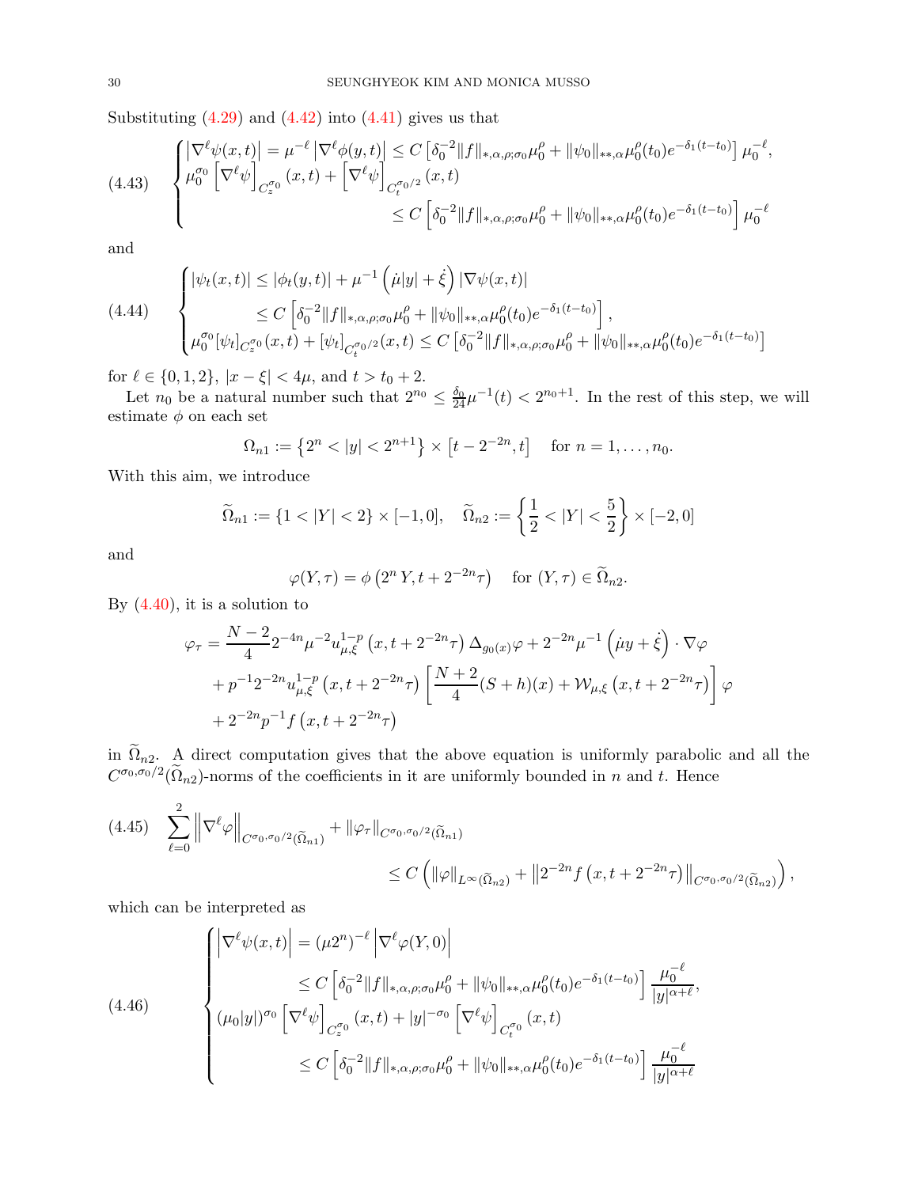Substituting (4.29) and (4.42) into (4.41) gives us that

$$
\text{(4.43)} \quad \begin{cases} \left|\nabla^\ell \psi(x,t)\right| = \mu^{-\ell}\left|\nabla^\ell \phi(y,t)\right| \le C\left[\delta_0^{-2}\|f\|_{*,\alpha,\rho;\sigma_0}\mu_0^\rho + \|\psi_0\|_{**,\alpha}\mu_0^\rho(t_0)e^{-\delta_1(t-t_0)}\right]\mu_0^{-\ell}, \\ \mu_0^{\sigma_0}\left[\nabla^\ell\psi\right]_{C_z^{\sigma_0}}(x,t) + \left[\nabla^\ell\psi\right]_{C_t^{\sigma_0/2}}(x,t) \\ \qquad\qquad\qquad \le C\left[\delta_0^{-2}\|f\|_{*,\alpha,\rho;\sigma_0}\mu_0^\rho + \|\psi_0\|_{**,\alpha}\mu_0^\rho(t_0)e^{-\delta_1(t-t_0)}\right]\mu_0^{-\ell} \end{cases}
$$

and

$$
\text{(4.44)} \quad \begin{cases} |\psi_t(x,t)| \le |\phi_t(y,t)| + \mu^{-1}\left(\dot\mu|y| + \dot\xi\right)|\nabla\psi(x,t)| \\ \qquad\qquad \le C\left[\delta_0^{-2}\|f\|_{*,\alpha,\rho;\sigma_0}\mu_0^\rho + \|\psi_0\|_{**,\alpha}\mu_0^\rho(t_0)e^{-\delta_1(t-t_0)}\right], \\ \mu_0^{\sigma_0}[\psi_t]_{C_z^{\sigma_0}}(x,t) + [\psi_t]_{C_t^{\sigma_0/2}}(x,t) \le C\left[\delta_0^{-2}\|f\|_{*,\alpha,\rho;\sigma_0}\mu_0^\rho + \|\psi_0\|_{**,\alpha}\mu_0^\rho(t_0)e^{-\delta_1(t-t_0)}\right] \end{cases}
$$

for $\ell \in \{0,1,2\}$, $|x-\xi| < 4\mu$, and $t > t_0 + 2$.

Let $n_0$ be a natural number such that $2^{n_0} \le \frac{\delta_0}{24}\mu^{-1}(t) < 2^{n_0+1}$. In the rest of this step, we will estimate $\phi$ on each set

$$
\Omega_{n1} := \left\{2^n < |y| < 2^{n+1}\right\} \times \left[t - 2^{-2n}, t\right] \quad \text{for } n = 1, \dots, n_0.
$$

With this aim, we introduce

$$
\widetilde\Omega_{n1} := \{1 < |Y| < 2\} \times [-1, 0], \quad \widetilde\Omega_{n2} := \left\{\frac12 < |Y| < \frac52\right\} \times [-2, 0]
$$

and

$$
\varphi(Y,\tau) = \phi\left(2^n Y, t + 2^{-2n}\tau\right) \quad \text{for } (Y,\tau) \in \widetilde\Omega_{n2}.
$$

By (4.40), it is a solution to

$$
\begin{aligned}
\varphi_\tau &= \frac{N-2}{4}2^{-4n}\mu^{-2}u_{\mu,\xi}^{1-p}\left(x, t + 2^{-2n}\tau\right)\Delta_{g_0(x)}\varphi + 2^{-2n}\mu^{-1}\left(\dot\mu y + \dot\xi\right)\cdot\nabla\varphi \\
&\quad + p^{-1}2^{-2n}u_{\mu,\xi}^{1-p}\left(x, t + 2^{-2n}\tau\right)\left[\frac{N+2}{4}(S+h)(x) + \mathcal{W}_{\mu,\xi}\left(x, t + 2^{-2n}\tau\right)\right]\varphi \\
&\quad + 2^{-2n}p^{-1}f\left(x, t + 2^{-2n}\tau\right)
\end{aligned}
$$

in $\widetilde\Omega_{n2}$. A direct computation gives that the above equation is uniformly parabolic and all the $C^{\sigma_0,\sigma_0/2}(\widetilde\Omega_{n2})$-norms of the coefficients in it are uniformly bounded in $n$ and $t$. Hence

$$
\text{(4.45)} \quad \sum_{\ell=0}^2 \left\|\nabla^\ell\varphi\right\|_{C^{\sigma_0,\sigma_0/2}(\widetilde\Omega_{n1})} + \|\varphi_\tau\|_{C^{\sigma_0,\sigma_0/2}(\widetilde\Omega_{n1})} \le C\left(\|\varphi\|_{L^\infty(\widetilde\Omega_{n2})} + \left\|2^{-2n}f\left(x, t+2^{-2n}\tau\right)\right\|_{C^{\sigma_0,\sigma_0/2}(\widetilde\Omega_{n2})}\right),
$$

which can be interpreted as

$$
\text{(4.46)} \quad \begin{cases} \left|\nabla^\ell\psi(x,t)\right| = (\mu 2^n)^{-\ell}\left|\nabla^\ell\varphi(Y,0)\right| \\ \qquad\qquad \le C\left[\delta_0^{-2}\|f\|_{*,\alpha,\rho;\sigma_0}\mu_0^\rho + \|\psi_0\|_{**,\alpha}\mu_0^\rho(t_0)e^{-\delta_1(t-t_0)}\right]\dfrac{\mu_0^{-\ell}}{|y|^{\alpha+\ell}}, \\ (\mu_0|y|)^{\sigma_0}\left[\nabla^\ell\psi\right]_{C_z^{\sigma_0}}(x,t) + |y|^{-\sigma_0}\left[\nabla^\ell\psi\right]_{C_t^{\sigma_0}}(x,t) \\ \qquad\qquad \le C\left[\delta_0^{-2}\|f\|_{*,\alpha,\rho;\sigma_0}\mu_0^\rho + \|\psi_0\|_{**,\alpha}\mu_0^\rho(t_0)e^{-\delta_1(t-t_0)}\right]\dfrac{\mu_0^{-\ell}}{|y|^{\alpha+\ell}} \end{cases}
$$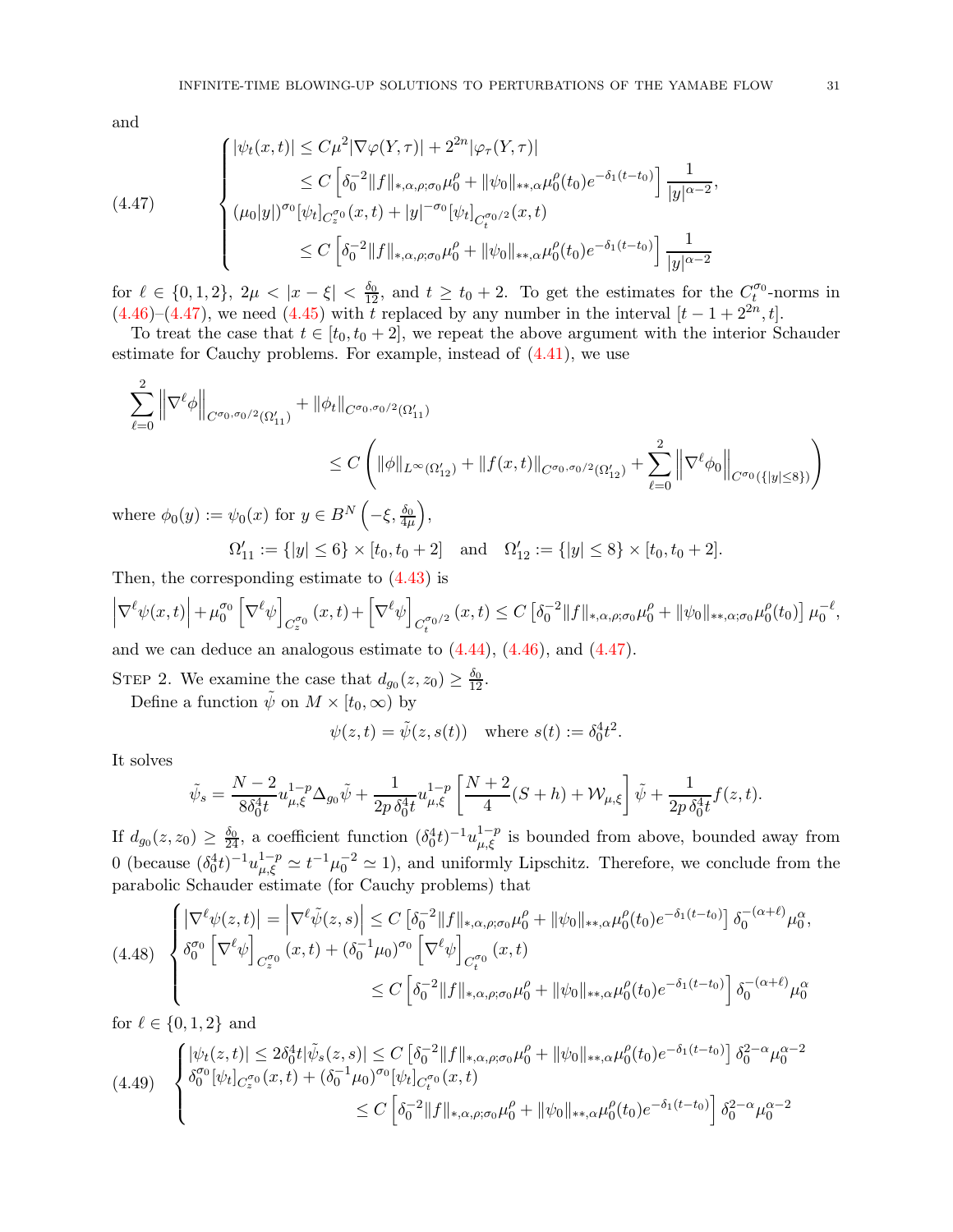and

$$
\text{(4.47)} \qquad \begin{cases} |\psi_t(x,t)| \le C\mu^2|\nabla\varphi(Y,\tau)| + 2^{2n}|\varphi_\tau(Y,\tau)| \\ \qquad\qquad \le C\left[\delta_0^{-2}\|f\|_{*,\alpha,\rho;\sigma_0}\mu_0^\rho + \|\psi_0\|_{**,\alpha}\mu_0^\rho(t_0)e^{-\delta_1(t-t_0)}\right]\dfrac{1}{|y|^{\alpha-2}}, \\ (\mu_0|y|)^{\sigma_0}[\psi_t]_{C_z^{\sigma_0}}(x,t) + |y|^{-\sigma_0}[\psi_t]_{C_t^{\sigma_0/2}}(x,t) \\ \qquad\qquad \le C\left[\delta_0^{-2}\|f\|_{*,\alpha,\rho;\sigma_0}\mu_0^\rho + \|\psi_0\|_{**,\alpha}\mu_0^\rho(t_0)e^{-\delta_1(t-t_0)}\right]\dfrac{1}{|y|^{\alpha-2}} \end{cases}
$$

for $\ell \in \{0,1,2\}$, $2\mu < |x-\xi| < \frac{\delta_0}{12}$, and $t \ge t_0+2$. To get the estimates for the $C_t^{\sigma_0}$-norms in (4.46)–(4.47), we need (4.45) with $t$ replaced by any number in the interval $[t-1+2^{2n}, t]$.

To treat the case that $t \in [t_0, t_0+2]$, we repeat the above argument with the interior Schauder estimate for Cauchy problems. For example, instead of (4.41), we use

$$
\begin{aligned}
\sum_{\ell=0}^{2}\left\|\nabla^\ell\phi\right\|_{C^{\sigma_0,\sigma_0/2}(\Omega_{11}')} &+ \|\phi_t\|_{C^{\sigma_0,\sigma_0/2}(\Omega_{11}')} \\
&\le C\left(\|\phi\|_{L^\infty(\Omega_{12}')} + \|f(x,t)\|_{C^{\sigma_0,\sigma_0/2}(\Omega_{12}')} + \sum_{\ell=0}^{2}\left\|\nabla^\ell\phi_0\right\|_{C^{\sigma_0}(\{|y|\le 8\})}\right)
\end{aligned}
$$

where $\phi_0(y) := \psi_0(x)$ for $y \in B^N\left(-\xi, \frac{\delta_0}{4\mu}\right)$,

$$
\Omega_{11}' := \{|y| \le 6\} \times [t_0, t_0+2] \quad \text{and} \quad \Omega_{12}' := \{|y| \le 8\} \times [t_0, t_0+2].
$$

Then, the corresponding estimate to (4.43) is

$$
\left|\nabla^\ell\psi(x,t)\right| + \mu_0^{\sigma_0}\left[\nabla^\ell\psi\right]_{C_z^{\sigma_0}}(x,t) + \left[\nabla^\ell\psi\right]_{C_t^{\sigma_0/2}}(x,t) \le C\left[\delta_0^{-2}\|f\|_{*,\alpha,\rho;\sigma_0}\mu_0^\rho + \|\psi_0\|_{**,\alpha;\sigma_0}\mu_0^\rho(t_0)\right]\mu_0^{-\ell},
$$

and we can deduce an analogous estimate to (4.44), (4.46), and (4.47).

Step 2. We examine the case that $d_{g_0}(z,z_0) \ge \frac{\delta_0}{12}$.

Define a function $\tilde\psi$ on $M \times [t_0,\infty)$ by

$$
\psi(z,t) = \tilde\psi(z,s(t)) \quad \text{where } s(t) := \delta_0^4 t^2.
$$

It solves

$$
\tilde\psi_s = \frac{N-2}{8\delta_0^4 t}u_{\mu,\xi}^{1-p}\Delta_{g_0}\tilde\psi + \frac{1}{2p\,\delta_0^4 t}u_{\mu,\xi}^{1-p}\left[\frac{N+2}{4}(S+h) + \mathcal{W}_{\mu,\xi}\right]\tilde\psi + \frac{1}{2p\,\delta_0^4 t}f(z,t).
$$

If $d_{g_0}(z,z_0) \ge \frac{\delta_0}{24}$, a coefficient function $(\delta_0^4 t)^{-1}u_{\mu,\xi}^{1-p}$ is bounded from above, bounded away from 0 (because $(\delta_0^4 t)^{-1}u_{\mu,\xi}^{1-p} \simeq t^{-1}\mu_0^{-2} \simeq 1$), and uniformly Lipschitz. Therefore, we conclude from the parabolic Schauder estimate (for Cauchy problems) that

$$
\text{(4.48)} \quad \begin{cases} \left|\nabla^\ell\psi(z,t)\right| = \left|\nabla^\ell\tilde\psi(z,s)\right| \le C\left[\delta_0^{-2}\|f\|_{*,\alpha,\rho;\sigma_0}\mu_0^\rho + \|\psi_0\|_{**,\alpha}\mu_0^\rho(t_0)e^{-\delta_1(t-t_0)}\right]\delta_0^{-(\alpha+\ell)}\mu_0^\alpha, \\ \delta_0^{\sigma_0}\left[\nabla^\ell\psi\right]_{C_z^{\sigma_0}}(x,t) + (\delta_0^{-1}\mu_0)^{\sigma_0}\left[\nabla^\ell\psi\right]_{C_t^{\sigma_0}}(x,t) \\ \qquad\qquad \le C\left[\delta_0^{-2}\|f\|_{*,\alpha,\rho;\sigma_0}\mu_0^\rho + \|\psi_0\|_{**,\alpha}\mu_0^\rho(t_0)e^{-\delta_1(t-t_0)}\right]\delta_0^{-(\alpha+\ell)}\mu_0^\alpha \end{cases}
$$

for $\ell \in \{0,1,2\}$ and

$$
\text{(4.49)} \quad \begin{cases} |\psi_t(z,t)| \le 2\delta_0^4 t|\tilde\psi_s(z,s)| \le C\left[\delta_0^{-2}\|f\|_{*,\alpha,\rho;\sigma_0}\mu_0^\rho + \|\psi_0\|_{**,\alpha}\mu_0^\rho(t_0)e^{-\delta_1(t-t_0)}\right]\delta_0^{2-\alpha}\mu_0^{\alpha-2} \\ \delta_0^{\sigma_0}[\psi_t]_{C_z^{\sigma_0}}(x,t) + (\delta_0^{-1}\mu_0)^{\sigma_0}[\psi_t]_{C_t^{\sigma_0}}(x,t) \\ \qquad\qquad \le C\left[\delta_0^{-2}\|f\|_{*,\alpha,\rho;\sigma_0}\mu_0^\rho + \|\psi_0\|_{**,\alpha}\mu_0^\rho(t_0)e^{-\delta_1(t-t_0)}\right]\delta_0^{2-\alpha}\mu_0^{\alpha-2} \end{cases}
$$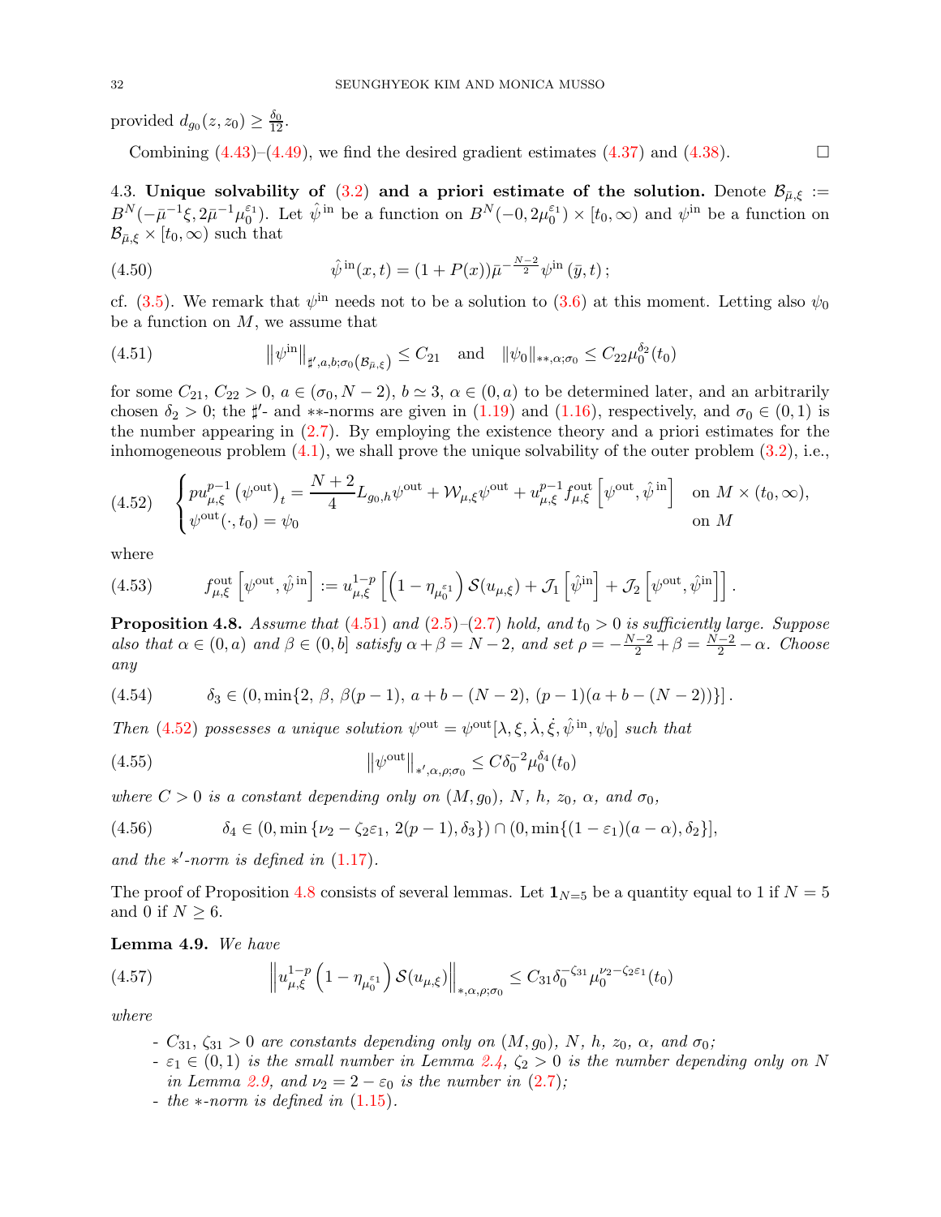provided $d_{g_0}(z, z_0) \ge \frac{\delta_0}{12}$.

Combining (4.43)–(4.49), we find the desired gradient estimates (4.37) and (4.38). $\square$

4.3. **Unique solvability of (3.2) and a priori estimate of the solution.** Denote $\mathcal{B}_{\bar\mu,\xi} := B^N(-\bar\mu^{-1}\xi, 2\bar\mu^{-1}\mu_0^{\varepsilon_1})$. Let $\hat\psi^{\text{in}}$ be a function on $B^N(-0, 2\mu_0^{\varepsilon_1}) \times [t_0, \infty)$ and $\psi^{\text{in}}$ be a function on $\mathcal{B}_{\bar\mu,\xi} \times [t_0,\infty)$ such that

$$\hat\psi^{\text{in}}(x,t) = (1 + P(x))\bar\mu^{-\frac{N-2}{2}}\psi^{\text{in}}(\bar y, t)\,; \tag{4.50}$$

cf. (3.5). We remark that $\psi^{\text{in}}$ needs not to be a solution to (3.6) at this moment. Letting also $\psi_0$ be a function on $M$, we assume that

$$\left\|\psi^{\text{in}}\right\|_{\sharp', a, b; \sigma_0(\mathcal{B}_{\bar\mu,\xi})} \le C_{21} \quad \text{and} \quad \|\psi_0\|_{**,\alpha;\sigma_0} \le C_{22}\mu_0^{\delta_2}(t_0) \tag{4.51}$$

for some $C_{21}$, $C_{22} > 0$, $a \in (\sigma_0, N-2)$, $b \simeq 3$, $\alpha \in (0,a)$ to be determined later, and an arbitrarily chosen $\delta_2 > 0$; the $\sharp'$- and $**$-norms are given in (1.19) and (1.16), respectively, and $\sigma_0 \in (0,1)$ is the number appearing in (2.7). By employing the existence theory and a priori estimates for the inhomogeneous problem (4.1), we shall prove the unique solvability of the outer problem (3.2), i.e.,

$$\begin{cases} p u_{\mu,\xi}^{p-1}\left(\psi^{\text{out}}\right)_t = \dfrac{N+2}{4} L_{g_0,h}\psi^{\text{out}} + \mathcal{W}_{\mu,\xi}\psi^{\text{out}} + u_{\mu,\xi}^{p-1} f_{\mu,\xi}^{\text{out}}\left[\psi^{\text{out}}, \hat\psi^{\text{in}}\right] & \text{on } M \times (t_0,\infty), \\ \psi^{\text{out}}(\cdot, t_0) = \psi_0 & \text{on } M \end{cases} \tag{4.52}$$

where

$$f_{\mu,\xi}^{\text{out}}\left[\psi^{\text{out}}, \hat\psi^{\text{in}}\right] := u_{\mu,\xi}^{1-p}\left[\left(1 - \eta_{\mu_0^{\varepsilon_1}}\right)\mathcal{S}(u_{\mu,\xi}) + \mathcal{J}_1\left[\hat\psi^{\text{in}}\right] + \mathcal{J}_2\left[\psi^{\text{out}}, \hat\psi^{\text{in}}\right]\right]. \tag{4.53}$$

**Proposition 4.8.** *Assume that (4.51) and (2.5)–(2.7) hold, and $t_0 > 0$ is sufficiently large. Suppose also that $\alpha \in (0,a)$ and $\beta \in (0,b]$ satisfy $\alpha + \beta = N-2$, and set $\rho = -\frac{N-2}{2} + \beta = \frac{N-2}{2} - \alpha$. Choose any*

$$\delta_3 \in (0, \min\{2,\ \beta,\ \beta(p-1),\ a+b-(N-2),\ (p-1)(a+b-(N-2))\}]\,. \tag{4.54}$$

*Then (4.52) possesses a unique solution $\psi^{\text{out}} = \psi^{\text{out}}[\lambda, \xi, \dot\lambda, \dot\xi, \hat\psi^{\text{in}}, \psi_0]$ such that*

$$\left\|\psi^{\text{out}}\right\|_{*',\alpha,\rho;\sigma_0} \le C\delta_0^{-2}\mu_0^{\delta_4}(t_0) \tag{4.55}$$

*where $C > 0$ is a constant depending only on $(M, g_0)$, $N$, $h$, $z_0$, $\alpha$, and $\sigma_0$,*

$$\delta_4 \in (0, \min\{\nu_2 - \zeta_2\varepsilon_1,\ 2(p-1), \delta_3\}) \cap (0, \min\{(1-\varepsilon_1)(a-\alpha), \delta_2\}], \tag{4.56}$$

*and the $*'$-norm is defined in (1.17).*

The proof of Proposition 4.8 consists of several lemmas. Let $\mathbf{1}_{N=5}$ be a quantity equal to 1 if $N = 5$ and 0 if $N \ge 6$.

**Lemma 4.9.** *We have*

$$\left\|u_{\mu,\xi}^{1-p}\left(1 - \eta_{\mu_0^{\varepsilon_1}}\right)\mathcal{S}(u_{\mu,\xi})\right\|_{*,\alpha,\rho;\sigma_0} \le C_{31}\delta_0^{-\zeta_{31}}\mu_0^{\nu_2 - \zeta_2\varepsilon_1}(t_0) \tag{4.57}$$

*where*

- *$C_{31}$, $\zeta_{31} > 0$ are constants depending only on $(M, g_0)$, $N$, $h$, $z_0$, $\alpha$, and $\sigma_0$;*
- *$\varepsilon_1 \in (0,1)$ is the small number in Lemma 2.4, $\zeta_2 > 0$ is the number depending only on $N$ in Lemma 2.9, and $\nu_2 = 2 - \varepsilon_0$ is the number in (2.7);*
- *the $*$-norm is defined in (1.15).*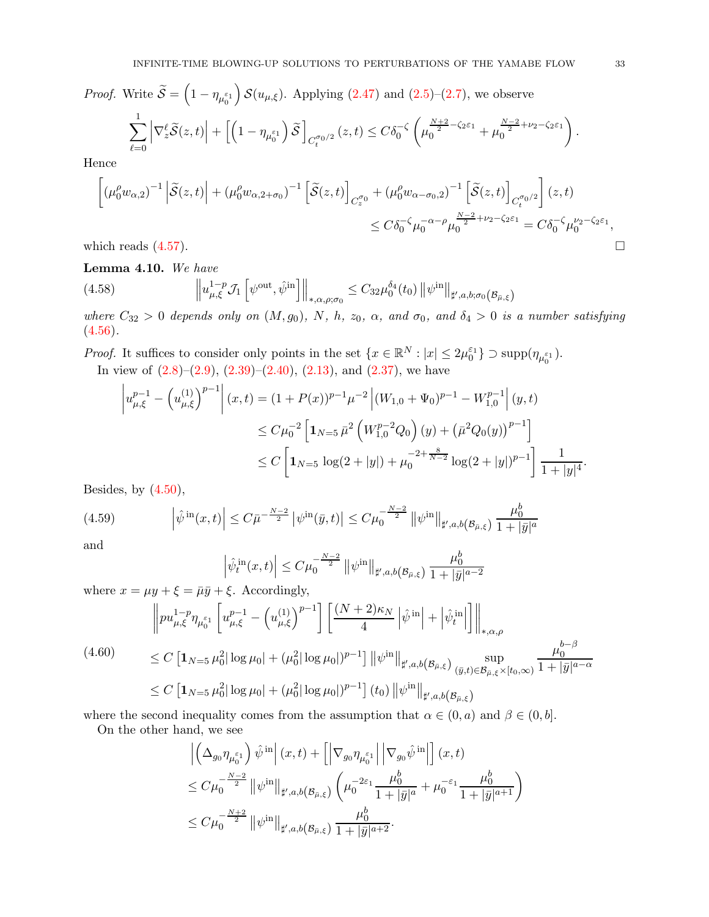*Proof.* Write $\widetilde{\mathcal{S}} = \left(1-\eta_{\mu_0^{\varepsilon_1}}\right)\mathcal{S}(u_{\mu,\xi})$. Applying (2.47) and (2.5)–(2.7), we observe

$$\sum_{\ell=0}^{1}\left|\nabla_z^\ell \widetilde{\mathcal{S}}(z,t)\right| + \left[\left(1-\eta_{\mu_0^{\varepsilon_1}}\right)\widetilde{\mathcal{S}}\right]_{C_t^{\sigma_0/2}}(z,t) \le C\delta_0^{-\zeta}\left(\mu_0^{\frac{N+2}{2}-\zeta_2\varepsilon_1} + \mu_0^{\frac{N-2}{2}+\nu_2-\zeta_2\varepsilon_1}\right).$$

Hence

$$\begin{aligned}\left[\left(\mu_0^\rho w_{\alpha,2}\right)^{-1}\left|\widetilde{\mathcal{S}}(z,t)\right| + \left(\mu_0^\rho w_{\alpha,2+\sigma_0}\right)^{-1}\left[\widetilde{\mathcal{S}}(z,t)\right]_{C_z^{\sigma_0}} + \left(\mu_0^\rho w_{\alpha-\sigma_0,2}\right)^{-1}\left[\widetilde{\mathcal{S}}(z,t)\right]_{C_t^{\sigma_0/2}}\right](z,t)\\ \le C\delta_0^{-\zeta}\mu_0^{-\alpha-\rho}\mu_0^{\frac{N-2}{2}+\nu_2-\zeta_2\varepsilon_1} = C\delta_0^{-\zeta}\mu_0^{\nu_2-\zeta_2\varepsilon_1},\end{aligned}$$

which reads (4.57). $\square$

**Lemma 4.10.** *We have*

$$\left\|u_{\mu,\xi}^{1-p}\mathcal{J}_1\left[\psi^{\text{out}},\hat{\psi}^{\text{in}}\right]\right\|_{*,\alpha,\rho;\sigma_0} \le C_{32}\mu_0^{\delta_4}(t_0)\left\|\psi^{\text{in}}\right\|_{\sharp',a,b;\sigma_0(\mathcal{B}_{\bar{\mu},\xi})} \tag{4.58}$$

*where $C_{32}>0$ depends only on $(M,g_0)$, $N$, $h$, $z_0$, $\alpha$, and $\sigma_0$, and $\delta_4>0$ is a number satisfying (4.56).*

*Proof.* It suffices to consider only points in the set $\{x\in\mathbb{R}^N : |x|\le 2\mu_0^{\varepsilon_1}\}\supset \operatorname{supp}(\eta_{\mu_0^{\varepsilon_1}})$.

In view of (2.8)–(2.9), (2.39)–(2.40), (2.13), and (2.37), we have

$$\begin{aligned}\left|u_{\mu,\xi}^{p-1}-\left(u_{\mu,\xi}^{(1)}\right)^{p-1}\right|(x,t) &= (1+P(x))^{p-1}\mu^{-2}\left|(W_{1,0}+\Psi_0)^{p-1}-W_{1,0}^{p-1}\right|(y,t)\\ &\le C\mu_0^{-2}\left[\mathbf{1}_{N=5}\,\bar{\mu}^2\left(W_{1,0}^{p-2}Q_0\right)(y) + \left(\bar{\mu}^2Q_0(y)\right)^{p-1}\right]\\ &\le C\left[\mathbf{1}_{N=5}\,\log(2+|y|) + \mu_0^{-2+\frac{8}{N-2}}\log(2+|y|)^{p-1}\right]\frac{1}{1+|y|^4}.\end{aligned}$$

Besides, by (4.50),

$$\left|\hat{\psi}^{\text{in}}(x,t)\right| \le C\bar{\mu}^{-\frac{N-2}{2}}\left|\psi^{\text{in}}(\bar{y},t)\right| \le C\mu_0^{-\frac{N-2}{2}}\left\|\psi^{\text{in}}\right\|_{\sharp',a,b(\mathcal{B}_{\bar{\mu},\xi})}\frac{\mu_0^b}{1+|\bar{y}|^a} \tag{4.59}$$

and

$$\left|\hat{\psi}_t^{\text{in}}(x,t)\right| \le C\mu_0^{-\frac{N-2}{2}}\left\|\psi^{\text{in}}\right\|_{\sharp',a,b(\mathcal{B}_{\bar{\mu},\xi})}\frac{\mu_0^b}{1+|\bar{y}|^{a-2}}$$

where $x=\mu y+\xi=\bar{\mu}\bar{y}+\xi$. Accordingly,

$$\begin{aligned}&\left\|pu_{\mu,\xi}^{1-p}\eta_{\mu_0^{\varepsilon_1}}\left[u_{\mu,\xi}^{p-1}-\left(u_{\mu,\xi}^{(1)}\right)^{p-1}\right]\left[\frac{(N+2)\kappa_N}{4}\left|\hat{\psi}^{\text{in}}\right|+\left|\hat{\psi}_t^{\text{in}}\right|\right]\right\|_{*,\alpha,\rho}\\ &\le C\left[\mathbf{1}_{N=5}\,\mu_0^2|\log\mu_0| + (\mu_0^2|\log\mu_0|)^{p-1}\right]\left\|\psi^{\text{in}}\right\|_{\sharp',a,b(\mathcal{B}_{\bar{\mu},\xi})}\sup_{(\bar{y},t)\in\mathcal{B}_{\bar{\mu},\xi}\times[t_0,\infty)}\frac{\mu_0^{b-\beta}}{1+|\bar{y}|^{a-\alpha}}\\ &\le C\left[\mathbf{1}_{N=5}\,\mu_0^2|\log\mu_0| + (\mu_0^2|\log\mu_0|)^{p-1}\right](t_0)\left\|\psi^{\text{in}}\right\|_{\sharp',a,b(\mathcal{B}_{\bar{\mu},\xi})}\end{aligned} \tag{4.60}$$

where the second inequality comes from the assumption that $\alpha\in(0,a)$ and $\beta\in(0,b]$.

On the other hand, we see

$$\begin{aligned}&\left|\left(\Delta_{g_0}\eta_{\mu_0^{\varepsilon_1}}\right)\hat{\psi}^{\text{in}}\right|(x,t) + \left[\left|\nabla_{g_0}\eta_{\mu_0^{\varepsilon_1}}\right|\left|\nabla_{g_0}\hat{\psi}^{\text{in}}\right|\right](x,t)\\ &\le C\mu_0^{-\frac{N-2}{2}}\left\|\psi^{\text{in}}\right\|_{\sharp',a,b(\mathcal{B}_{\bar{\mu},\xi})}\left(\mu_0^{-2\varepsilon_1}\frac{\mu_0^b}{1+|\bar{y}|^a} + \mu_0^{-\varepsilon_1}\frac{\mu_0^b}{1+|\bar{y}|^{a+1}}\right)\\ &\le C\mu_0^{-\frac{N+2}{2}}\left\|\psi^{\text{in}}\right\|_{\sharp',a,b(\mathcal{B}_{\bar{\mu},\xi})}\frac{\mu_0^b}{1+|\bar{y}|^{a+2}}.\end{aligned}$$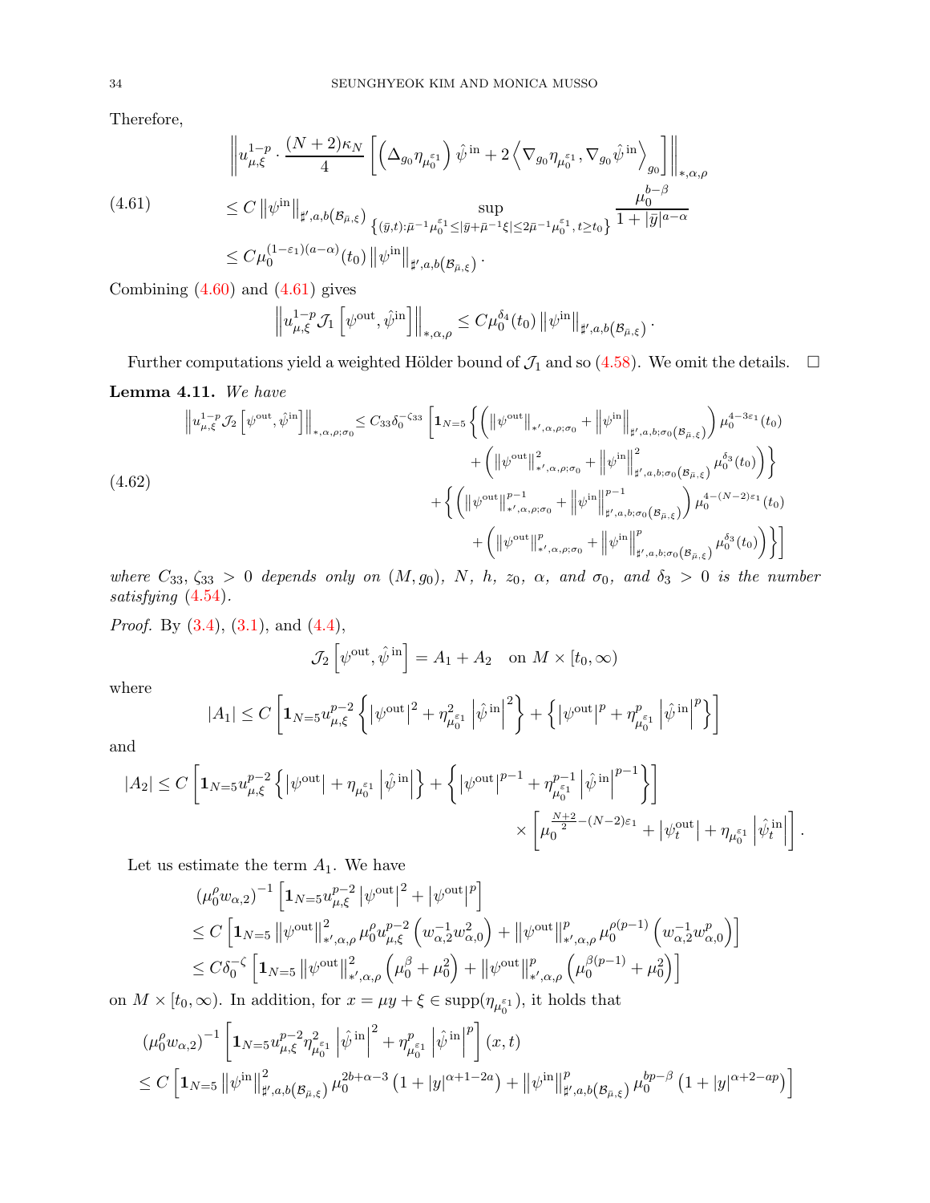Therefore,

$$
\begin{aligned}
&\left\| u_{\mu,\xi}^{1-p} \cdot \frac{(N+2)\kappa_N}{4} \left[ \left(\Delta_{g_0} \eta_{\mu_0^{\varepsilon_1}}\right) \hat{\psi}^{\,\mathrm{in}} + 2\left\langle \nabla_{g_0} \eta_{\mu_0^{\varepsilon_1}}, \nabla_{g_0} \hat{\psi}^{\,\mathrm{in}} \right\rangle_{g_0} \right] \right\|_{*,\alpha,\rho} \\
&\le C \left\| \psi^{\mathrm{in}} \right\|_{\sharp',a,b(\mathcal{B}_{\bar{\mu},\xi})} \sup_{\left\{(\bar{y},t): \bar{\mu}^{-1}\mu_0^{\varepsilon_1} \le |\bar{y}+\bar{\mu}^{-1}\xi| \le 2\bar{\mu}^{-1}\mu_0^{\varepsilon_1},\, t \ge t_0\right\}} \frac{\mu_0^{b-\beta}}{1+|\bar{y}|^{a-\alpha}} \\
&\le C\mu_0^{(1-\varepsilon_1)(a-\alpha)}(t_0) \left\| \psi^{\mathrm{in}} \right\|_{\sharp',a,b(\mathcal{B}_{\bar{\mu},\xi})}.
\end{aligned} \tag{4.61}
$$

Combining (4.60) and (4.61) gives

$$
\left\| u_{\mu,\xi}^{1-p} \mathcal{J}_1 \left[\psi^{\mathrm{out}}, \hat{\psi}^{\mathrm{in}}\right] \right\|_{*,\alpha,\rho} \le C\mu_0^{\delta_4}(t_0) \left\| \psi^{\mathrm{in}} \right\|_{\sharp',a,b(\mathcal{B}_{\bar{\mu},\xi})}.
$$

Further computations yield a weighted Hölder bound of $\mathcal{J}_1$ and so (4.58). We omit the details. $\square$

**Lemma 4.11.** *We have*

$$
\begin{aligned}
\left\| u_{\mu,\xi}^{1-p} \mathcal{J}_2 \left[\psi^{\mathrm{out}}, \hat{\psi}^{\mathrm{in}}\right] \right\|_{*,\alpha,\rho;\sigma_0} \le C_{33}\delta_0^{-\zeta_{33}} \Bigg[ &\mathbf{1}_{N=5} \bigg\{ \left( \left\|\psi^{\mathrm{out}}\right\|_{*',\alpha,\rho;\sigma_0} + \left\|\psi^{\mathrm{in}}\right\|_{\sharp',a,b;\sigma_0(\mathcal{B}_{\bar{\mu},\xi})} \right) \mu_0^{4-3\varepsilon_1}(t_0) \\
&+ \left( \left\|\psi^{\mathrm{out}}\right\|_{*',\alpha,\rho;\sigma_0}^2 + \left\|\psi^{\mathrm{in}}\right\|_{\sharp',a,b;\sigma_0(\mathcal{B}_{\bar{\mu},\xi})}^2 \mu_0^{\delta_3}(t_0) \right) \bigg\} \\
&+ \bigg\{ \left( \left\|\psi^{\mathrm{out}}\right\|_{*',\alpha,\rho;\sigma_0}^{p-1} + \left\|\psi^{\mathrm{in}}\right\|_{\sharp',a,b;\sigma_0(\mathcal{B}_{\bar{\mu},\xi})}^{p-1} \right) \mu_0^{4-(N-2)\varepsilon_1}(t_0) \\
&+ \left( \left\|\psi^{\mathrm{out}}\right\|_{*',\alpha,\rho;\sigma_0}^{p} + \left\|\psi^{\mathrm{in}}\right\|_{\sharp',a,b;\sigma_0(\mathcal{B}_{\bar{\mu},\xi})}^{p} \mu_0^{\delta_3}(t_0) \right) \bigg\} \Bigg]
\end{aligned} \tag{4.62}
$$

*where $C_{33}, \zeta_{33} > 0$ depends only on $(M, g_0)$, $N$, $h$, $z_0$, $\alpha$, and $\sigma_0$, and $\delta_3 > 0$ is the number satisfying (4.54).*

*Proof.* By (3.4), (3.1), and (4.4),

$$
\mathcal{J}_2 \left[\psi^{\mathrm{out}}, \hat{\psi}^{\mathrm{in}}\right] = A_1 + A_2 \quad \text{on } M \times [t_0, \infty)
$$

where

$$
|A_1| \le C \left[ \mathbf{1}_{N=5} u_{\mu,\xi}^{p-2} \left\{ \left|\psi^{\mathrm{out}}\right|^2 + \eta_{\mu_0^{\varepsilon_1}}^2 \left|\hat{\psi}^{\mathrm{in}}\right|^2 \right\} + \left\{ \left|\psi^{\mathrm{out}}\right|^p + \eta_{\mu_0^{\varepsilon_1}}^p \left|\hat{\psi}^{\mathrm{in}}\right|^p \right\} \right]
$$

and

$$
\begin{aligned}
|A_2| \le C \left[ \mathbf{1}_{N=5} u_{\mu,\xi}^{p-2} \left\{ \left|\psi^{\mathrm{out}}\right| + \eta_{\mu_0^{\varepsilon_1}} \left|\hat{\psi}^{\mathrm{in}}\right| \right\} + \left\{ \left|\psi^{\mathrm{out}}\right|^{p-1} + \eta_{\mu_0^{\varepsilon_1}}^{p-1} \left|\hat{\psi}^{\mathrm{in}}\right|^{p-1} \right\} \right] \\
\times \left[ \mu_0^{\frac{N+2}{2}-(N-2)\varepsilon_1} + \left|\psi_t^{\mathrm{out}}\right| + \eta_{\mu_0^{\varepsilon_1}} \left|\hat{\psi}_t^{\mathrm{in}}\right| \right].
\end{aligned}
$$

Let us estimate the term $A_1$. We have

$$
\begin{aligned}
&(\mu_0^{\rho} w_{\alpha,2})^{-1} \left[ \mathbf{1}_{N=5} u_{\mu,\xi}^{p-2} \left|\psi^{\mathrm{out}}\right|^2 + \left|\psi^{\mathrm{out}}\right|^p \right] \\
&\le C \left[ \mathbf{1}_{N=5} \left\|\psi^{\mathrm{out}}\right\|_{*',\alpha,\rho}^2 \mu_0^{\rho} u_{\mu,\xi}^{p-2} \left(w_{\alpha,2}^{-1} w_{\alpha,0}^2\right) + \left\|\psi^{\mathrm{out}}\right\|_{*',\alpha,\rho}^p \mu_0^{\rho(p-1)} \left(w_{\alpha,2}^{-1} w_{\alpha,0}^p\right) \right] \\
&\le C\delta_0^{-\zeta} \left[ \mathbf{1}_{N=5} \left\|\psi^{\mathrm{out}}\right\|_{*',\alpha,\rho}^2 \left(\mu_0^{\beta} + \mu_0^2\right) + \left\|\psi^{\mathrm{out}}\right\|_{*',\alpha,\rho}^p \left(\mu_0^{\beta(p-1)} + \mu_0^2\right) \right]
\end{aligned}
$$

on $M \times [t_0, \infty)$. In addition, for $x = \mu y + \xi \in \operatorname{supp}(\eta_{\mu_0^{\varepsilon_1}})$, it holds that

$$
\begin{aligned}
&(\mu_0^{\rho} w_{\alpha,2})^{-1} \left[ \mathbf{1}_{N=5} u_{\mu,\xi}^{p-2} \eta_{\mu_0^{\varepsilon_1}}^2 \left|\hat{\psi}^{\mathrm{in}}\right|^2 + \eta_{\mu_0^{\varepsilon_1}}^p \left|\hat{\psi}^{\mathrm{in}}\right|^p \right](x,t) \\
&\le C \left[ \mathbf{1}_{N=5} \left\|\psi^{\mathrm{in}}\right\|_{\sharp',a,b(\mathcal{B}_{\bar{\mu},\xi})}^2 \mu_0^{2b+\alpha-3} \left(1+|y|^{\alpha+1-2a}\right) + \left\|\psi^{\mathrm{in}}\right\|_{\sharp',a,b(\mathcal{B}_{\bar{\mu},\xi})}^p \mu_0^{bp-\beta} \left(1+|y|^{\alpha+2-ap}\right) \right]
\end{aligned}
$$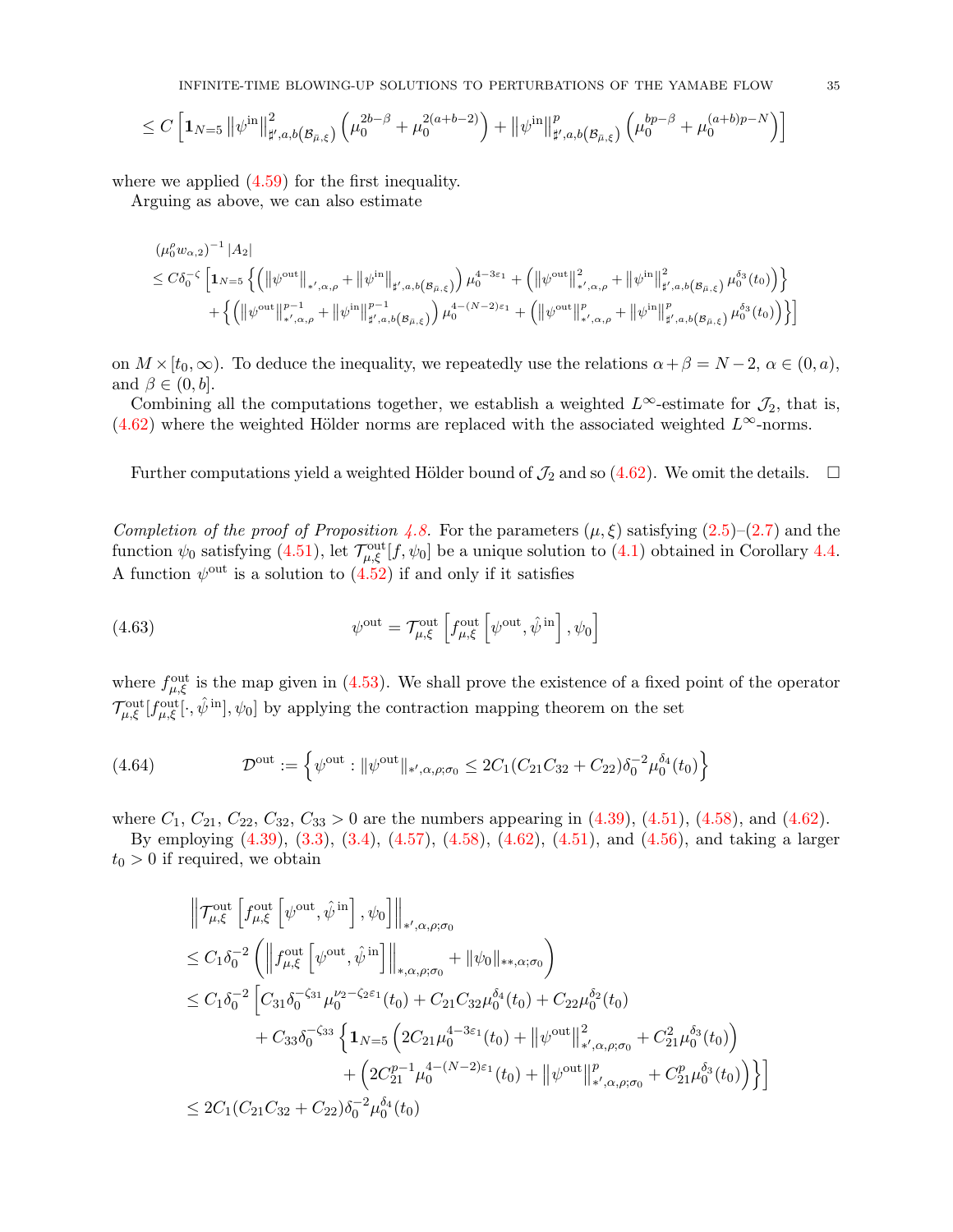$$\leq C\left[\mathbf{1}_{N=5}\left\|\psi^{\text{in}}\right\|^2_{\sharp',a,b\left(\mathcal{B}_{\bar{\mu},\xi}\right)}\left(\mu_0^{2b-\beta}+\mu_0^{2(a+b-2)}\right)+\left\|\psi^{\text{in}}\right\|^p_{\sharp',a,b\left(\mathcal{B}_{\bar{\mu},\xi}\right)}\left(\mu_0^{bp-\beta}+\mu_0^{(a+b)p-N}\right)\right]$$

where we applied (4.59) for the first inequality.

Arguing as above, we can also estimate

$$\begin{aligned}
&(\mu_0^{\rho}w_{\alpha,2})^{-1}|A_2| \\
&\leq C\delta_0^{-\zeta}\Big[\mathbf{1}_{N=5}\Big\{\Big(\left\|\psi^{\text{out}}\right\|_{*',\alpha,\rho}+\left\|\psi^{\text{in}}\right\|_{\sharp',a,b\left(\mathcal{B}_{\bar{\mu},\xi}\right)}\Big)\mu_0^{4-3\varepsilon_1}+\Big(\left\|\psi^{\text{out}}\right\|^2_{*',\alpha,\rho}+\left\|\psi^{\text{in}}\right\|^2_{\sharp',a,b\left(\mathcal{B}_{\bar{\mu},\xi}\right)}\mu_0^{\delta_3}(t_0)\Big)\Big\} \\
&\qquad+\Big\{\Big(\left\|\psi^{\text{out}}\right\|^{p-1}_{*',\alpha,\rho}+\left\|\psi^{\text{in}}\right\|^{p-1}_{\sharp',a,b\left(\mathcal{B}_{\bar{\mu},\xi}\right)}\Big)\mu_0^{4-(N-2)\varepsilon_1}+\Big(\left\|\psi^{\text{out}}\right\|^{p}_{*',\alpha,\rho}+\left\|\psi^{\text{in}}\right\|^{p}_{\sharp',a,b\left(\mathcal{B}_{\bar{\mu},\xi}\right)}\mu_0^{\delta_3}(t_0)\Big)\Big\}\Big]
\end{aligned}$$

on $M\times[t_0,\infty)$. To deduce the inequality, we repeatedly use the relations $\alpha+\beta=N-2$, $\alpha\in(0,a)$, and $\beta\in(0,b]$.

Combining all the computations together, we establish a weighted $L^\infty$-estimate for $\mathcal{J}_2$, that is, (4.62) where the weighted Hölder norms are replaced with the associated weighted $L^\infty$-norms.

Further computations yield a weighted Hölder bound of $\mathcal{J}_2$ and so (4.62). We omit the details. $\square$

*Completion of the proof of Proposition 4.8.* For the parameters $(\mu,\xi)$ satisfying (2.5)–(2.7) and the function $\psi_0$ satisfying (4.51), let $\mathcal{T}^{\text{out}}_{\mu,\xi}[f,\psi_0]$ be a unique solution to (4.1) obtained in Corollary 4.4. A function $\psi^{\text{out}}$ is a solution to (4.52) if and only if it satisfies

$$\psi^{\text{out}}=\mathcal{T}^{\text{out}}_{\mu,\xi}\left[f^{\text{out}}_{\mu,\xi}\left[\psi^{\text{out}},\hat{\psi}^{\text{in}}\right],\psi_0\right] \tag{4.63}$$

where $f^{\text{out}}_{\mu,\xi}$ is the map given in (4.53). We shall prove the existence of a fixed point of the operator $\mathcal{T}^{\text{out}}_{\mu,\xi}[f^{\text{out}}_{\mu,\xi}[\cdot,\hat{\psi}^{\text{in}}],\psi_0]$ by applying the contraction mapping theorem on the set

$$\mathcal{D}^{\text{out}}:=\left\{\psi^{\text{out}}:\|\psi^{\text{out}}\|_{*',\alpha,\rho;\sigma_0}\leq 2C_1(C_{21}C_{32}+C_{22})\delta_0^{-2}\mu_0^{\delta_4}(t_0)\right\} \tag{4.64}$$

where $C_1$, $C_{21}$, $C_{22}$, $C_{32}$, $C_{33}>0$ are the numbers appearing in (4.39), (4.51), (4.58), and (4.62).

By employing (4.39), (3.3), (3.4), (4.57), (4.58), (4.62), (4.51), and (4.56), and taking a larger $t_0>0$ if required, we obtain

$$\begin{aligned}
&\left\|\mathcal{T}^{\text{out}}_{\mu,\xi}\left[f^{\text{out}}_{\mu,\xi}\left[\psi^{\text{out}},\hat{\psi}^{\text{in}}\right],\psi_0\right]\right\|_{*',\alpha,\rho;\sigma_0} \\
&\leq C_1\delta_0^{-2}\left(\left\|f^{\text{out}}_{\mu,\xi}\left[\psi^{\text{out}},\hat{\psi}^{\text{in}}\right]\right\|_{*,\alpha,\rho;\sigma_0}+\|\psi_0\|_{**,\alpha;\sigma_0}\right) \\
&\leq C_1\delta_0^{-2}\Big[C_{31}\delta_0^{-\zeta_{31}}\mu_0^{\nu_2-\zeta_2\varepsilon_1}(t_0)+C_{21}C_{32}\mu_0^{\delta_4}(t_0)+C_{22}\mu_0^{\delta_2}(t_0) \\
&\qquad+C_{33}\delta_0^{-\zeta_{33}}\Big\{\mathbf{1}_{N=5}\Big(2C_{21}\mu_0^{4-3\varepsilon_1}(t_0)+\left\|\psi^{\text{out}}\right\|^2_{*',\alpha,\rho;\sigma_0}+C_{21}^2\mu_0^{\delta_3}(t_0)\Big) \\
&\qquad\qquad+\Big(2C_{21}^{p-1}\mu_0^{4-(N-2)\varepsilon_1}(t_0)+\left\|\psi^{\text{out}}\right\|^p_{*',\alpha,\rho;\sigma_0}+C_{21}^p\mu_0^{\delta_3}(t_0)\Big)\Big\}\Big] \\
&\leq 2C_1(C_{21}C_{32}+C_{22})\delta_0^{-2}\mu_0^{\delta_4}(t_0)
\end{aligned}$$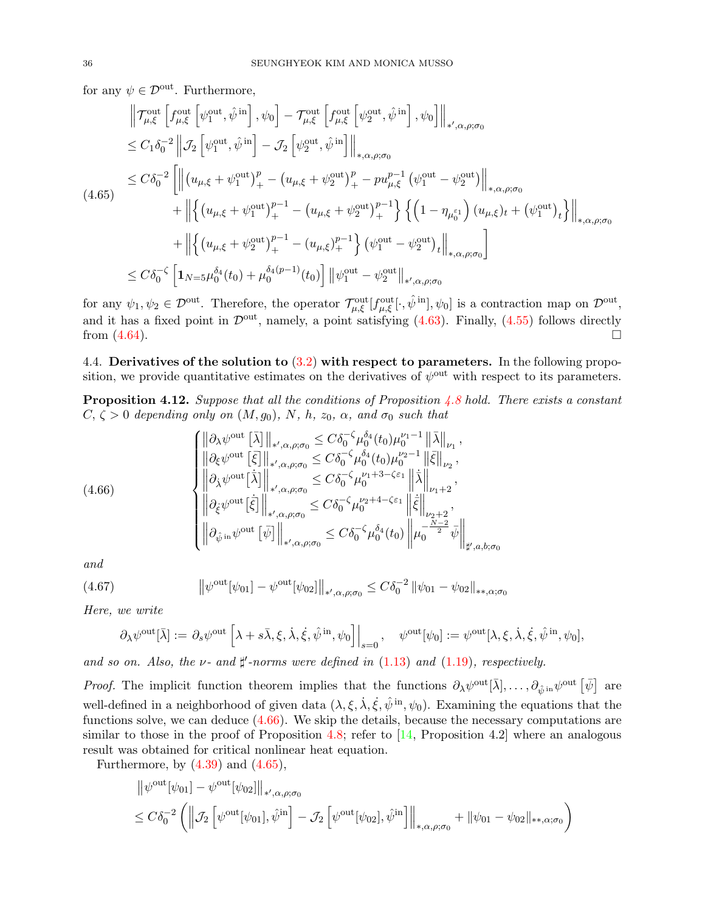for any $\psi \in \mathcal{D}^{\rm out}$. Furthermore,

$$
\begin{aligned}
&\left\| \mathcal{T}^{\rm out}_{\mu,\xi}\left[ f^{\rm out}_{\mu,\xi}\left[\psi^{\rm out}_1, \hat{\psi}^{\rm in}\right], \psi_0\right] - \mathcal{T}^{\rm out}_{\mu,\xi}\left[ f^{\rm out}_{\mu,\xi}\left[\psi^{\rm out}_2, \hat{\psi}^{\rm in}\right], \psi_0\right] \right\|_{*',\alpha,\rho;\sigma_0} \\
&\le C_1 \delta_0^{-2} \left\| \mathcal{J}_2\left[\psi^{\rm out}_1, \hat{\psi}^{\rm in}\right] - \mathcal{J}_2\left[\psi^{\rm out}_2, \hat{\psi}^{\rm in}\right] \right\|_{*,\alpha,\rho;\sigma_0} \\
&\le C\delta_0^{-2} \Bigg[ \left\| \left(u_{\mu,\xi} + \psi^{\rm out}_1\right)_+^p - \left(u_{\mu,\xi} + \psi^{\rm out}_2\right)_+^p - p u_{\mu,\xi}^{p-1}\left(\psi^{\rm out}_1 - \psi^{\rm out}_2\right) \right\|_{*,\alpha,\rho;\sigma_0} \\
&\quad + \left\| \left\{ \left(u_{\mu,\xi} + \psi^{\rm out}_1\right)_+^{p-1} - \left(u_{\mu,\xi} + \psi^{\rm out}_2\right)_+^{p-1} \right\} \left\{ \left(1 - \eta_{\mu_0^{\varepsilon_1}}\right)(u_{\mu,\xi})_t + \left(\psi^{\rm out}_1\right)_t \right\} \right\|_{*,\alpha,\rho;\sigma_0} \\
&\quad + \left\| \left\{ \left(u_{\mu,\xi} + \psi^{\rm out}_2\right)_+^{p-1} - \left(u_{\mu,\xi}\right)_+^{p-1} \right\} \left(\psi^{\rm out}_1 - \psi^{\rm out}_2\right)_t \right\|_{*,\alpha,\rho;\sigma_0} \Bigg] \\
&\le C\delta_0^{-\zeta}\left[ \mathbf{1}_{N=5}\mu_0^{\delta_4}(t_0) + \mu_0^{\delta_4(p-1)}(t_0)\right] \left\| \psi^{\rm out}_1 - \psi^{\rm out}_2 \right\|_{*',\alpha,\rho;\sigma_0}
\end{aligned}
\tag{4.65}
$$

for any $\psi_1, \psi_2 \in \mathcal{D}^{\rm out}$. Therefore, the operator $\mathcal{T}^{\rm out}_{\mu,\xi}[f^{\rm out}_{\mu,\xi}[\cdot, \hat{\psi}^{\rm in}], \psi_0]$ is a contraction map on $\mathcal{D}^{\rm out}$, and it has a fixed point in $\mathcal{D}^{\rm out}$, namely, a point satisfying (4.63). Finally, (4.55) follows directly from (4.64). $\square$

### 4.4. Derivatives of the solution to (3.2) with respect to parameters.

In the following proposition, we provide quantitative estimates on the derivatives of $\psi^{\rm out}$ with respect to its parameters.

**Proposition 4.12.** *Suppose that all the conditions of Proposition 4.8 hold. There exists a constant $C$, $\zeta > 0$ depending only on $(M, g_0)$, $N$, $h$, $z_0$, $\alpha$, and $\sigma_0$ such that*

$$
\begin{cases}
\left\| \partial_\lambda \psi^{\rm out}\left[\bar\lambda\right] \right\|_{*',\alpha,\rho;\sigma_0} \le C\delta_0^{-\zeta}\mu_0^{\delta_4}(t_0)\mu_0^{\nu_1-1}\left\|\bar\lambda\right\|_{\nu_1}, \\
\left\| \partial_\xi \psi^{\rm out}\left[\bar\xi\right] \right\|_{*',\alpha,\rho;\sigma_0} \le C\delta_0^{-\zeta}\mu_0^{\delta_4}(t_0)\mu_0^{\nu_2-1}\left\|\bar\xi\right\|_{\nu_2}, \\
\left\| \partial_{\dot\lambda} \psi^{\rm out}\left[\dot{\bar\lambda}\right] \right\|_{*',\alpha,\rho;\sigma_0} \le C\delta_0^{-\zeta}\mu_0^{\nu_1+3-\zeta\varepsilon_1}\left\|\dot{\bar\lambda}\right\|_{\nu_1+2}, \\
\left\| \partial_{\dot\xi} \psi^{\rm out}\left[\dot{\bar\xi}\right] \right\|_{*',\alpha,\rho;\sigma_0} \le C\delta_0^{-\zeta}\mu_0^{\nu_2+4-\zeta\varepsilon_1}\left\|\dot{\bar\xi}\right\|_{\nu_2+2}, \\
\left\| \partial_{\hat\psi^{\rm in}} \psi^{\rm out}\left[\bar\psi\right] \right\|_{*',\alpha,\rho;\sigma_0} \le C\delta_0^{-\zeta}\mu_0^{\delta_4}(t_0)\left\| \mu_0^{-\frac{N-2}{2}}\bar\psi \right\|_{\sharp',a,b;\sigma_0}
\end{cases}
\tag{4.66}
$$

*and*

$$
\left\| \psi^{\rm out}[\psi_{01}] - \psi^{\rm out}[\psi_{02}] \right\|_{*',\alpha,\rho;\sigma_0} \le C\delta_0^{-2}\left\|\psi_{01} - \psi_{02}\right\|_{**,\alpha;\sigma_0} \tag{4.67}
$$

*Here, we write*

$$
\partial_\lambda\psi^{\rm out}[\bar\lambda] := \partial_s \psi^{\rm out}\left[\lambda + s\bar\lambda, \xi, \dot\lambda, \dot\xi, \hat\psi^{\rm in}, \psi_0\right]\Big|_{s=0}, \quad \psi^{\rm out}[\psi_0] := \psi^{\rm out}[\lambda, \xi, \dot\lambda, \dot\xi, \hat\psi^{\rm in}, \psi_0],
$$

*and so on. Also, the $\nu$- and $\sharp'$-norms were defined in (1.13) and (1.19), respectively.*

*Proof.* The implicit function theorem implies that the functions $\partial_\lambda\psi^{\rm out}[\bar\lambda], \dots, \partial_{\hat\psi^{\rm in}}\psi^{\rm out}\left[\bar\psi\right]$ are well-defined in a neighborhood of given data $(\lambda, \xi, \dot\lambda, \dot\xi, \hat\psi^{\rm in}, \psi_0)$. Examining the equations that the functions solve, we can deduce (4.66). We skip the details, because the necessary computations are similar to those in the proof of Proposition 4.8; refer to [14, Proposition 4.2] where an analogous result was obtained for critical nonlinear heat equation.

Furthermore, by (4.39) and (4.65),

$$
\begin{aligned}
&\left\| \psi^{\rm out}[\psi_{01}] - \psi^{\rm out}[\psi_{02}] \right\|_{*',\alpha,\rho;\sigma_0} \\
&\le C\delta_0^{-2}\left( \left\| \mathcal{J}_2\left[\psi^{\rm out}[\psi_{01}], \hat\psi^{\rm in}\right] - \mathcal{J}_2\left[\psi^{\rm out}[\psi_{02}], \hat\psi^{\rm in}\right] \right\|_{*,\alpha,\rho;\sigma_0} + \left\|\psi_{01} - \psi_{02}\right\|_{**,\alpha;\sigma_0} \right)
\end{aligned}
$$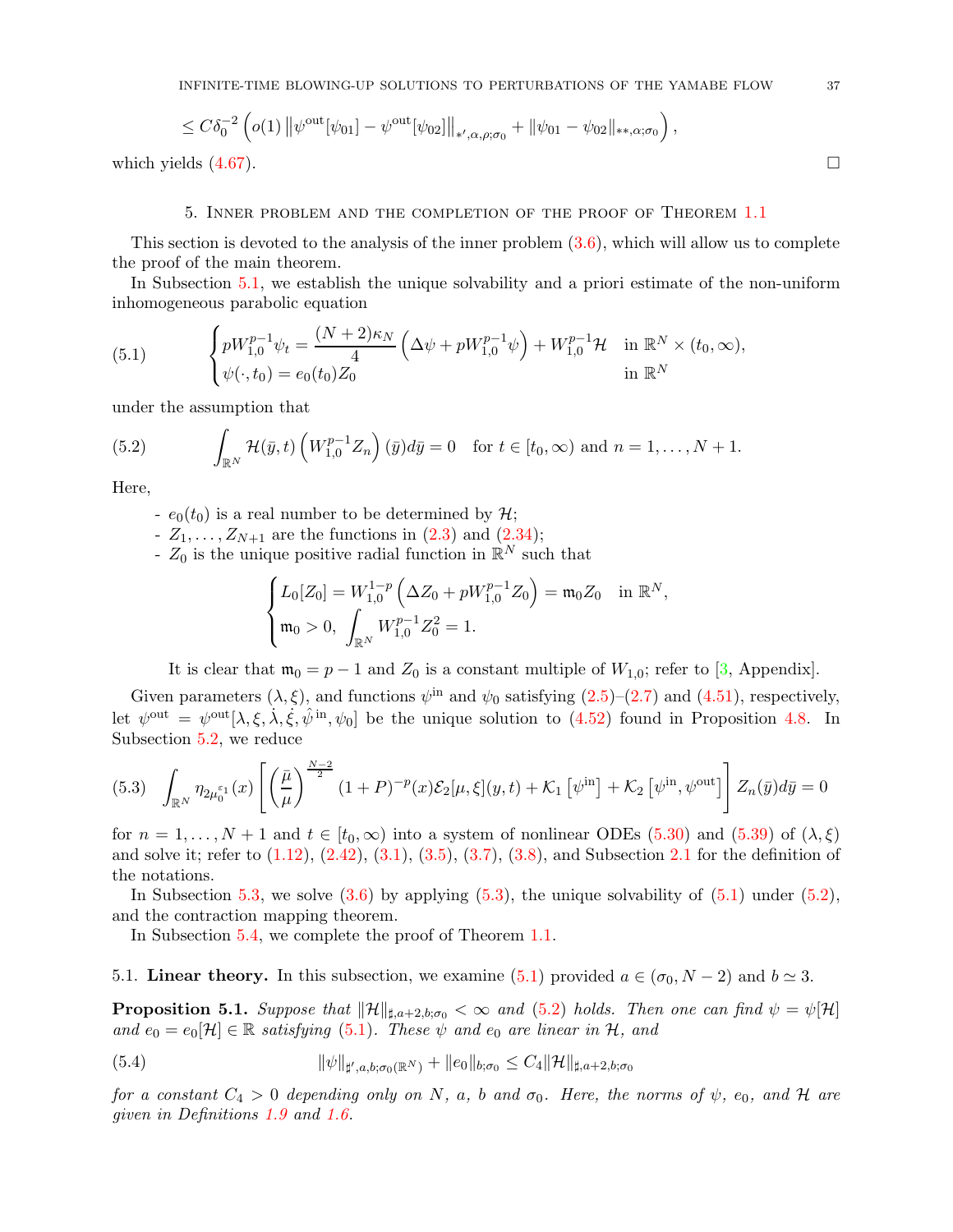$$\leq C\delta_0^{-2}\left(o(1)\left\|\psi^{\mathrm{out}}[\psi_{01}]-\psi^{\mathrm{out}}[\psi_{02}]\right\|_{*',\alpha,\rho;\sigma_0}+\|\psi_{01}-\psi_{02}\|_{**,\alpha;\sigma_0}\right),$$

which yields (4.67). □

## 5. Inner problem and the completion of the proof of Theorem 1.1

This section is devoted to the analysis of the inner problem (3.6), which will allow us to complete the proof of the main theorem.

In Subsection 5.1, we establish the unique solvability and a priori estimate of the non-uniform inhomogeneous parabolic equation

$$\begin{cases} pW_{1,0}^{p-1}\psi_t = \dfrac{(N+2)\kappa_N}{4}\left(\Delta\psi + pW_{1,0}^{p-1}\psi\right) + W_{1,0}^{p-1}\mathcal{H} & \text{in } \mathbb{R}^N\times(t_0,\infty),\\ \psi(\cdot,t_0) = e_0(t_0)Z_0 & \text{in } \mathbb{R}^N \end{cases} \tag{5.1}$$

under the assumption that

$$\int_{\mathbb{R}^N}\mathcal{H}(\bar{y},t)\left(W_{1,0}^{p-1}Z_n\right)(\bar{y})d\bar{y} = 0 \quad \text{for } t\in[t_0,\infty) \text{ and } n = 1,\ldots,N+1. \tag{5.2}$$

Here,

- $e_0(t_0)$ is a real number to be determined by $\mathcal{H}$;
- $Z_1,\ldots,Z_{N+1}$ are the functions in (2.3) and (2.34);
- $Z_0$ is the unique positive radial function in $\mathbb{R}^N$ such that

$$\begin{cases} L_0[Z_0] = W_{1,0}^{1-p}\left(\Delta Z_0 + pW_{1,0}^{p-1}Z_0\right) = \mathfrak{m}_0 Z_0 & \text{in } \mathbb{R}^N,\\ \mathfrak{m}_0 > 0, \ \displaystyle\int_{\mathbb{R}^N} W_{1,0}^{p-1}Z_0^2 = 1. \end{cases}$$

It is clear that $\mathfrak{m}_0 = p-1$ and $Z_0$ is a constant multiple of $W_{1,0}$; refer to [3, Appendix].

Given parameters $(\lambda,\xi)$, and functions $\psi^{\mathrm{in}}$ and $\psi_0$ satisfying (2.5)–(2.7) and (4.51), respectively, let $\psi^{\mathrm{out}} = \psi^{\mathrm{out}}[\lambda,\xi,\dot{\lambda},\dot{\xi},\hat{\psi}^{\mathrm{in}},\psi_0]$ be the unique solution to (4.52) found in Proposition 4.8. In Subsection 5.2, we reduce

$$\int_{\mathbb{R}^N}\eta_{2\mu_0^{\varepsilon_1}}(x)\left[\left(\frac{\bar{\mu}}{\mu}\right)^{\frac{N-2}{2}}(1+P)^{-p}(x)\mathcal{E}_2[\mu,\xi](y,t) + \mathcal{K}_1\left[\psi^{\mathrm{in}}\right] + \mathcal{K}_2\left[\psi^{\mathrm{in}},\psi^{\mathrm{out}}\right]\right]Z_n(\bar{y})d\bar{y} = 0 \tag{5.3}$$

for $n = 1,\ldots,N+1$ and $t\in[t_0,\infty)$ into a system of nonlinear ODEs (5.30) and (5.39) of $(\lambda,\xi)$ and solve it; refer to (1.12), (2.42), (3.1), (3.5), (3.7), (3.8), and Subsection 2.1 for the definition of the notations.

In Subsection 5.3, we solve (3.6) by applying (5.3), the unique solvability of (5.1) under (5.2), and the contraction mapping theorem.

In Subsection 5.4, we complete the proof of Theorem 1.1.

### 5.1. **Linear theory.**

In this subsection, we examine (5.1) provided $a\in(\sigma_0, N-2)$ and $b\simeq 3$.

**Proposition 5.1.** *Suppose that $\|\mathcal{H}\|_{\sharp,a+2,b;\sigma_0} < \infty$ and (5.2) holds. Then one can find $\psi = \psi[\mathcal{H}]$ and $e_0 = e_0[\mathcal{H}]\in\mathbb{R}$ satisfying (5.1). These $\psi$ and $e_0$ are linear in $\mathcal{H}$, and*

$$\|\psi\|_{\sharp',a,b;\sigma_0(\mathbb{R}^N)} + \|e_0\|_{b;\sigma_0} \leq C_4\|\mathcal{H}\|_{\sharp,a+2,b;\sigma_0} \tag{5.4}$$

*for a constant $C_4 > 0$ depending only on $N$, $a$, $b$ and $\sigma_0$. Here, the norms of $\psi$, $e_0$, and $\mathcal{H}$ are given in Definitions 1.9 and 1.6.*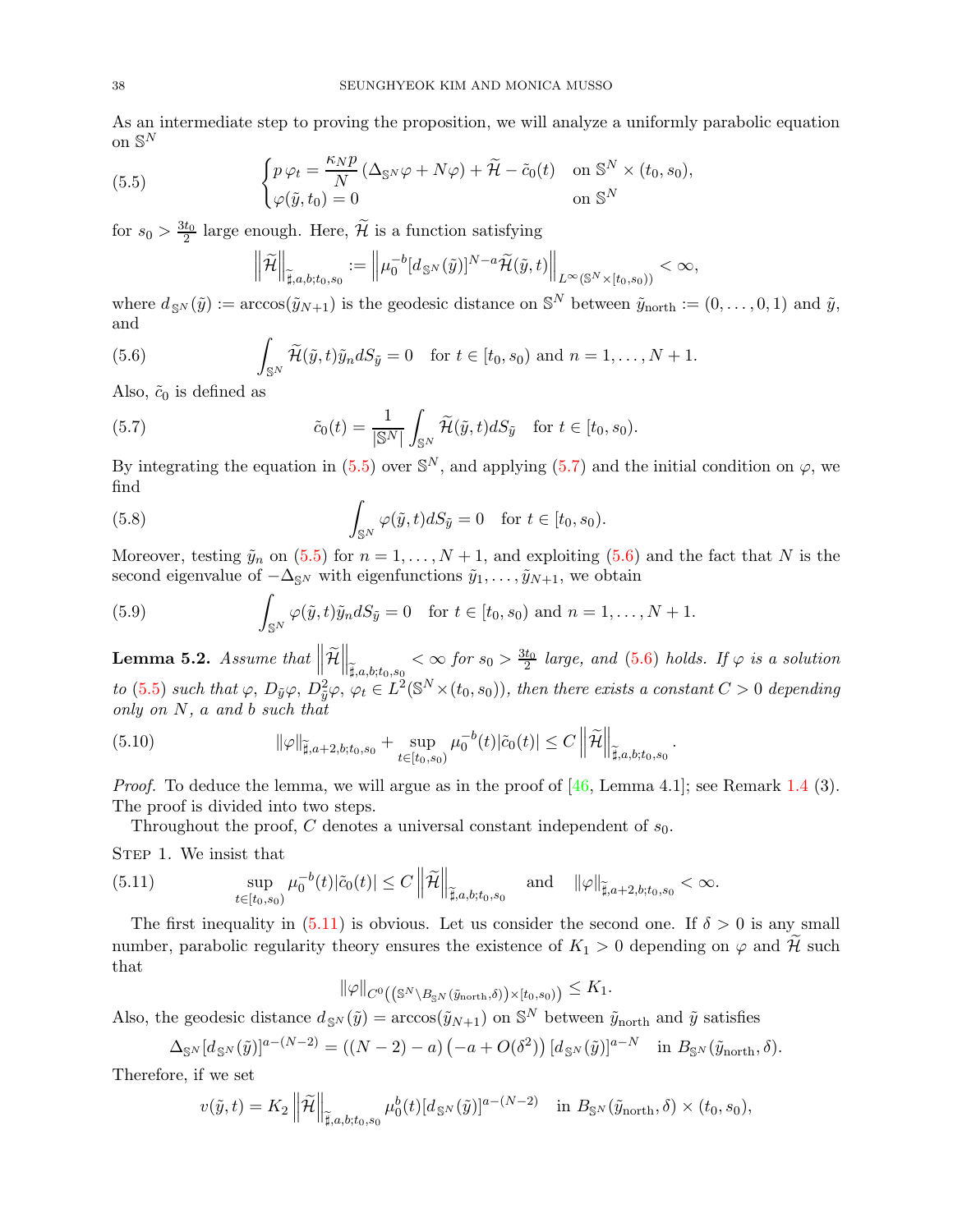As an intermediate step to proving the proposition, we will analyze a uniformly parabolic equation on $\mathbb{S}^N$

$$
\begin{cases} p\,\varphi_t = \dfrac{\kappa_N p}{N}\left(\Delta_{\mathbb{S}^N}\varphi + N\varphi\right) + \widetilde{\mathcal{H}} - \tilde{c}_0(t) & \text{on } \mathbb{S}^N \times (t_0, s_0), \\ \varphi(\tilde{y}, t_0) = 0 & \text{on } \mathbb{S}^N \end{cases} \tag{5.5}
$$

for $s_0 > \frac{3t_0}{2}$ large enough. Here, $\widetilde{\mathcal{H}}$ is a function satisfying

$$
\left\|\widetilde{\mathcal{H}}\right\|_{\widetilde{\sharp},a,b;t_0,s_0} := \left\|\mu_0^{-b}[d_{\mathbb{S}^N}(\tilde{y})]^{N-a}\widetilde{\mathcal{H}}(\tilde{y},t)\right\|_{L^\infty(\mathbb{S}^N\times[t_0,s_0))} < \infty,
$$

where $d_{\mathbb{S}^N}(\tilde{y}) := \arccos(\tilde{y}_{N+1})$ is the geodesic distance on $\mathbb{S}^N$ between $\tilde{y}_{\text{north}} := (0,\ldots,0,1)$ and $\tilde{y}$, and

$$
\int_{\mathbb{S}^N} \widetilde{\mathcal{H}}(\tilde{y},t)\tilde{y}_n dS_{\tilde{y}} = 0 \quad \text{for } t \in [t_0, s_0) \text{ and } n = 1, \ldots, N+1. \tag{5.6}
$$

Also, $\tilde{c}_0$ is defined as

$$
\tilde{c}_0(t) = \frac{1}{|\mathbb{S}^N|}\int_{\mathbb{S}^N} \widetilde{\mathcal{H}}(\tilde{y},t) dS_{\tilde{y}} \quad \text{for } t \in [t_0, s_0). \tag{5.7}
$$

By integrating the equation in (5.5) over $\mathbb{S}^N$, and applying (5.7) and the initial condition on $\varphi$, we find

$$
\int_{\mathbb{S}^N} \varphi(\tilde{y},t) dS_{\tilde{y}} = 0 \quad \text{for } t \in [t_0, s_0). \tag{5.8}
$$

Moreover, testing $\tilde{y}_n$ on (5.5) for $n = 1, \ldots, N+1$, and exploiting (5.6) and the fact that $N$ is the second eigenvalue of $-\Delta_{\mathbb{S}^N}$ with eigenfunctions $\tilde{y}_1, \ldots, \tilde{y}_{N+1}$, we obtain

$$
\int_{\mathbb{S}^N} \varphi(\tilde{y},t)\tilde{y}_n dS_{\tilde{y}} = 0 \quad \text{for } t \in [t_0, s_0) \text{ and } n = 1, \ldots, N+1. \tag{5.9}
$$

**Lemma 5.2.** *Assume that $\left\|\widetilde{\mathcal{H}}\right\|_{\widetilde{\sharp},a,b;t_0,s_0} < \infty$ for $s_0 > \frac{3t_0}{2}$ large, and (5.6) holds. If $\varphi$ is a solution to (5.5) such that $\varphi$, $D_{\tilde{y}}\varphi$, $D^2_{\tilde{y}}\varphi$, $\varphi_t \in L^2(\mathbb{S}^N \times (t_0, s_0))$, then there exists a constant $C > 0$ depending only on $N$, $a$ and $b$ such that*

$$
\|\varphi\|_{\widetilde{\sharp},a+2,b;t_0,s_0} + \sup_{t\in[t_0,s_0)} \mu_0^{-b}(t)|\tilde{c}_0(t)| \le C\left\|\widetilde{\mathcal{H}}\right\|_{\widetilde{\sharp},a,b;t_0,s_0}. \tag{5.10}
$$

*Proof.* To deduce the lemma, we will argue as in the proof of [46, Lemma 4.1]; see Remark 1.4 (3). The proof is divided into two steps.

Throughout the proof, $C$ denotes a universal constant independent of $s_0$.

Step 1. We insist that

$$
\sup_{t\in[t_0,s_0)} \mu_0^{-b}(t)|\tilde{c}_0(t)| \le C\left\|\widetilde{\mathcal{H}}\right\|_{\widetilde{\sharp},a,b;t_0,s_0} \quad \text{and} \quad \|\varphi\|_{\widetilde{\sharp},a+2,b;t_0,s_0} < \infty. \tag{5.11}
$$

The first inequality in (5.11) is obvious. Let us consider the second one. If $\delta > 0$ is any small number, parabolic regularity theory ensures the existence of $K_1 > 0$ depending on $\varphi$ and $\widetilde{\mathcal{H}}$ such that

$$
\|\varphi\|_{C^0\left(\left(\mathbb{S}^N\setminus B_{\mathbb{S}^N}(\tilde{y}_{\text{north}},\delta)\right)\times[t_0,s_0)\right)} \le K_1.
$$

Also, the geodesic distance $d_{\mathbb{S}^N}(\tilde{y}) = \arccos(\tilde{y}_{N+1})$ on $\mathbb{S}^N$ between $\tilde{y}_{\text{north}}$ and $\tilde{y}$ satisfies

$$
\Delta_{\mathbb{S}^N}[d_{\mathbb{S}^N}(\tilde{y})]^{a-(N-2)} = ((N-2)-a)\left(-a + O(\delta^2)\right)[d_{\mathbb{S}^N}(\tilde{y})]^{a-N} \quad \text{in } B_{\mathbb{S}^N}(\tilde{y}_{\text{north}},\delta).
$$

Therefore, if we set

$$
v(\tilde{y},t) = K_2\left\|\widetilde{\mathcal{H}}\right\|_{\widetilde{\sharp},a,b;t_0,s_0}\mu_0^b(t)[d_{\mathbb{S}^N}(\tilde{y})]^{a-(N-2)} \quad \text{in } B_{\mathbb{S}^N}(\tilde{y}_{\text{north}},\delta)\times(t_0,s_0),
$$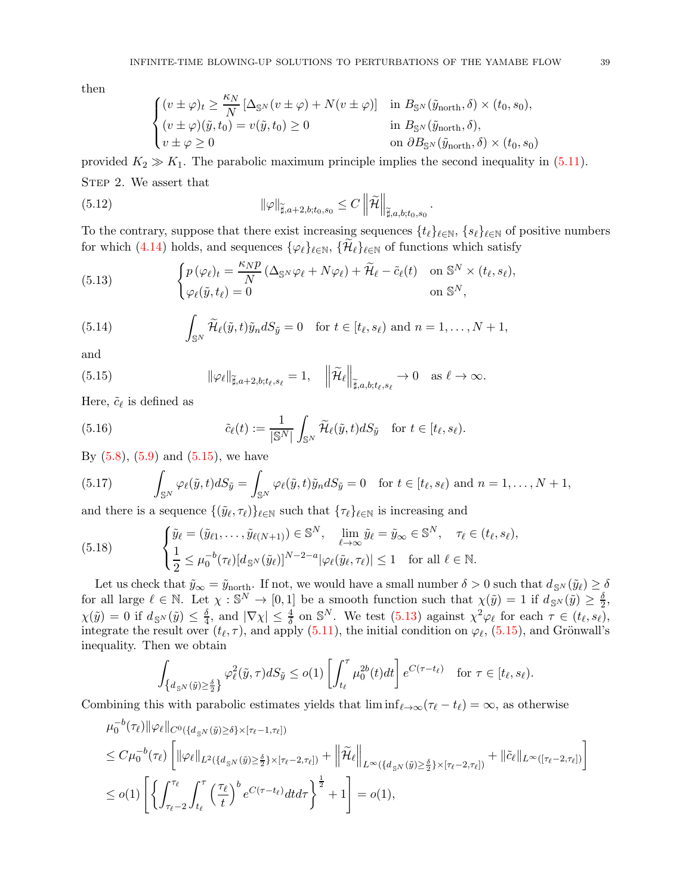then

$$
\begin{cases}
(v \pm \varphi)_t \geq \dfrac{\kappa_N}{N}\left[\Delta_{\mathbb{S}^N}(v \pm \varphi) + N(v \pm \varphi)\right] & \text{in } B_{\mathbb{S}^N}(\tilde{y}_{\text{north}}, \delta) \times (t_0, s_0),\\
(v \pm \varphi)(\tilde{y}, t_0) = v(\tilde{y}, t_0) \geq 0 & \text{in } B_{\mathbb{S}^N}(\tilde{y}_{\text{north}}, \delta),\\
v \pm \varphi \geq 0 & \text{on } \partial B_{\mathbb{S}^N}(\tilde{y}_{\text{north}}, \delta) \times (t_0, s_0)
\end{cases}
$$

provided $K_2 \gg K_1$. The parabolic maximum principle implies the second inequality in (5.11).

Step 2. We assert that

$$
\|\varphi\|_{\tilde{\sharp}, a+2, b; t_0, s_0} \leq C \left\|\widetilde{\mathcal{H}}\right\|_{\tilde{\sharp}, a, b; t_0, s_0}. \tag{5.12}
$$

To the contrary, suppose that there exist increasing sequences $\{t_\ell\}_{\ell \in \mathbb{N}}$, $\{s_\ell\}_{\ell \in \mathbb{N}}$ of positive numbers for which (4.14) holds, and sequences $\{\varphi_\ell\}_{\ell \in \mathbb{N}}$, $\{\widetilde{\mathcal{H}}_\ell\}_{\ell \in \mathbb{N}}$ of functions which satisfy

$$
\begin{cases}
p\,(\varphi_\ell)_t = \dfrac{\kappa_N p}{N}\left(\Delta_{\mathbb{S}^N}\varphi_\ell + N\varphi_\ell\right) + \widetilde{\mathcal{H}}_\ell - \tilde{c}_\ell(t) & \text{on } \mathbb{S}^N \times (t_\ell, s_\ell),\\
\varphi_\ell(\tilde{y}, t_\ell) = 0 & \text{on } \mathbb{S}^N,
\end{cases} \tag{5.13}
$$

$$
\int_{\mathbb{S}^N} \widetilde{\mathcal{H}}_\ell(\tilde{y}, t)\tilde{y}_n dS_{\tilde{y}} = 0 \quad \text{for } t \in [t_\ell, s_\ell) \text{ and } n = 1, \ldots, N+1, \tag{5.14}
$$

and

$$
\|\varphi_\ell\|_{\tilde{\sharp}, a+2, b; t_\ell, s_\ell} = 1, \quad \left\|\widetilde{\mathcal{H}}_\ell\right\|_{\tilde{\sharp}, a, b; t_\ell, s_\ell} \to 0 \quad \text{as } \ell \to \infty. \tag{5.15}
$$

Here, $\tilde{c}_\ell$ is defined as

$$
\tilde{c}_\ell(t) := \frac{1}{|\mathbb{S}^N|}\int_{\mathbb{S}^N} \widetilde{\mathcal{H}}_\ell(\tilde{y}, t) dS_{\tilde{y}} \quad \text{for } t \in [t_\ell, s_\ell). \tag{5.16}
$$

By (5.8), (5.9) and (5.15), we have

$$
\int_{\mathbb{S}^N} \varphi_\ell(\tilde{y}, t) dS_{\tilde{y}} = \int_{\mathbb{S}^N} \varphi_\ell(\tilde{y}, t)\tilde{y}_n dS_{\tilde{y}} = 0 \quad \text{for } t \in [t_\ell, s_\ell) \text{ and } n = 1, \ldots, N+1, \tag{5.17}
$$

and there is a sequence $\{(\tilde{y}_\ell, \tau_\ell)\}_{\ell \in \mathbb{N}}$ such that $\{\tau_\ell\}_{\ell \in \mathbb{N}}$ is increasing and

$$
\begin{cases}
\tilde{y}_\ell = (\tilde{y}_{\ell 1}, \ldots, \tilde{y}_{\ell(N+1)}) \in \mathbb{S}^N, \quad \displaystyle\lim_{\ell \to \infty} \tilde{y}_\ell = \tilde{y}_\infty \in \mathbb{S}^N, \quad \tau_\ell \in (t_\ell, s_\ell),\\
\dfrac{1}{2} \leq \mu_0^{-b}(\tau_\ell)[d_{\mathbb{S}^N}(\tilde{y}_\ell)]^{N-2-a}|\varphi_\ell(\tilde{y}_\ell, \tau_\ell)| \leq 1 \quad \text{for all } \ell \in \mathbb{N}.
\end{cases} \tag{5.18}
$$

Let us check that $\tilde{y}_\infty = \tilde{y}_{\text{north}}$. If not, we would have a small number $\delta > 0$ such that $d_{\mathbb{S}^N}(\tilde{y}_\ell) \geq \delta$ for all large $\ell \in \mathbb{N}$. Let $\chi : \mathbb{S}^N \to [0,1]$ be a smooth function such that $\chi(\tilde{y}) = 1$ if $d_{\mathbb{S}^N}(\tilde{y}) \geq \frac{\delta}{2}$, $\chi(\tilde{y}) = 0$ if $d_{\mathbb{S}^N}(\tilde{y}) \leq \frac{\delta}{4}$, and $|\nabla \chi| \leq \frac{4}{\delta}$ on $\mathbb{S}^N$. We test (5.13) against $\chi^2\varphi_\ell$ for each $\tau \in (t_\ell, s_\ell)$, integrate the result over $(t_\ell, \tau)$, and apply (5.11), the initial condition on $\varphi_\ell$, (5.15), and Grönwall's inequality. Then we obtain

$$
\int_{\left\{d_{\mathbb{S}^N}(\tilde{y}) \geq \frac{\delta}{2}\right\}} \varphi_\ell^2(\tilde{y}, \tau) dS_{\tilde{y}} \leq o(1)\left[\int_{t_\ell}^{\tau} \mu_0^{2b}(t) dt\right] e^{C(\tau - t_\ell)} \quad \text{for } \tau \in [t_\ell, s_\ell).
$$

Combining this with parabolic estimates yields that $\liminf_{\ell \to \infty}(\tau_\ell - t_\ell) = \infty$, as otherwise

$$
\begin{aligned}
&\mu_0^{-b}(\tau_\ell)\|\varphi_\ell\|_{C^0(\{d_{\mathbb{S}^N}(\tilde{y}) \geq \delta\} \times [\tau_\ell - 1, \tau_\ell])}\\
&\leq C\mu_0^{-b}(\tau_\ell)\left[\|\varphi_\ell\|_{L^2(\{d_{\mathbb{S}^N}(\tilde{y}) \geq \frac{\delta}{2}\} \times [\tau_\ell - 2, \tau_\ell])} + \left\|\widetilde{\mathcal{H}}_\ell\right\|_{L^\infty(\{d_{\mathbb{S}^N}(\tilde{y}) \geq \frac{\delta}{2}\} \times [\tau_\ell - 2, \tau_\ell])} + \|\tilde{c}_\ell\|_{L^\infty([\tau_\ell - 2, \tau_\ell])}\right]\\
&\leq o(1)\left[\left\{\int_{\tau_\ell - 2}^{\tau_\ell}\int_{t_\ell}^{\tau}\left(\frac{\tau_\ell}{t}\right)^b e^{C(\tau - t_\ell)} dt d\tau\right\}^{\frac{1}{2}} + 1\right] = o(1),
\end{aligned}
$$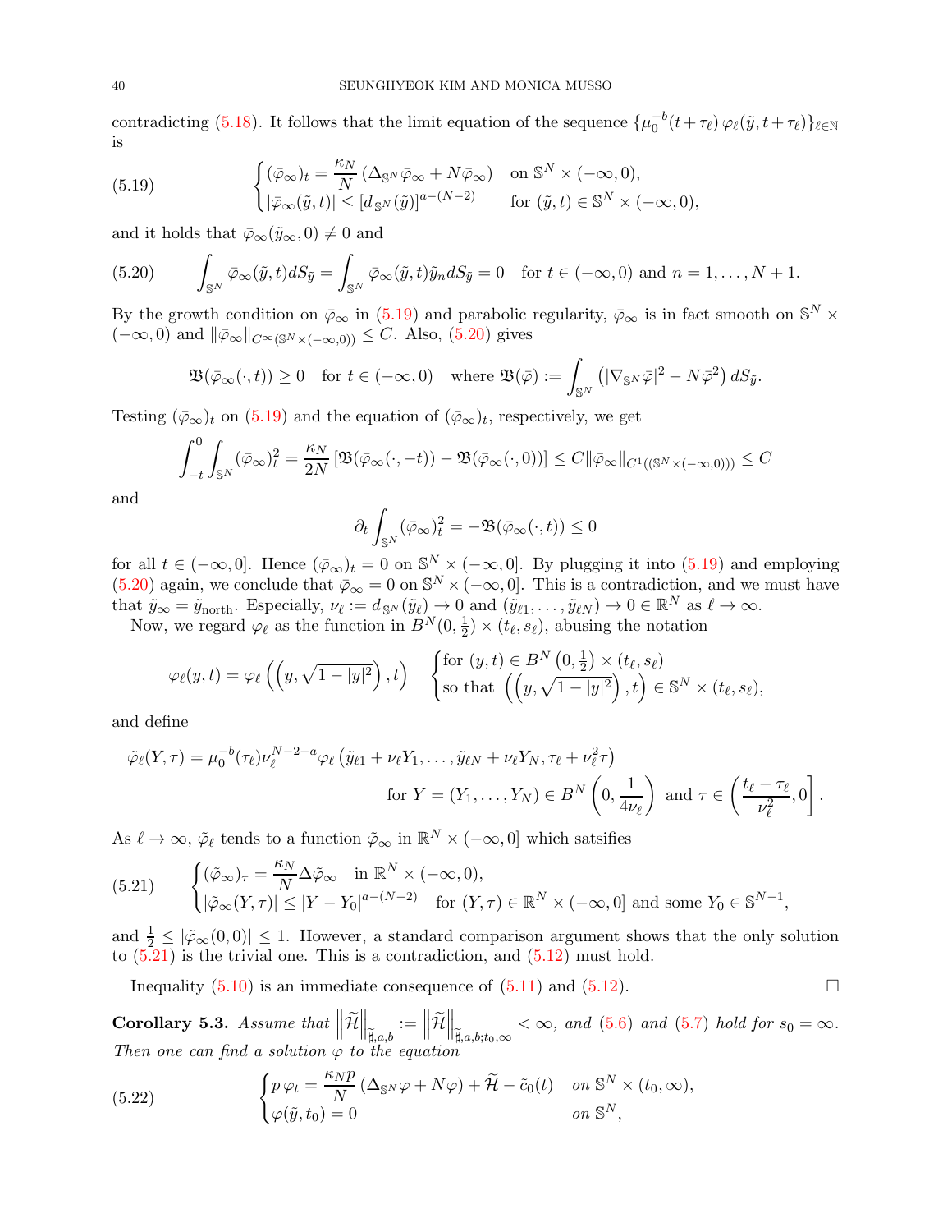contradicting (5.18). It follows that the limit equation of the sequence $\{\mu_0^{-b}(t+\tau_\ell)\,\varphi_\ell(\tilde{y},t+\tau_\ell)\}_{\ell\in\mathbb{N}}$ is

$$
\begin{cases} (\bar{\varphi}_\infty)_t = \dfrac{\kappa_N}{N}\left(\Delta_{\mathbb{S}^N}\bar{\varphi}_\infty + N\bar{\varphi}_\infty\right) & \text{on } \mathbb{S}^N\times(-\infty,0),\\ |\bar{\varphi}_\infty(\tilde{y},t)| \le [d_{\mathbb{S}^N}(\tilde{y})]^{a-(N-2)} & \text{for } (\tilde{y},t)\in\mathbb{S}^N\times(-\infty,0), \end{cases} \tag{5.19}
$$

and it holds that $\bar{\varphi}_\infty(\tilde{y}_\infty,0)\neq 0$ and

$$
\int_{\mathbb{S}^N}\bar{\varphi}_\infty(\tilde{y},t)dS_{\tilde{y}} = \int_{\mathbb{S}^N}\bar{\varphi}_\infty(\tilde{y},t)\tilde{y}_n dS_{\tilde{y}} = 0 \quad \text{for } t\in(-\infty,0) \text{ and } n=1,\ldots,N+1. \tag{5.20}
$$

By the growth condition on $\bar{\varphi}_\infty$ in (5.19) and parabolic regularity, $\bar{\varphi}_\infty$ is in fact smooth on $\mathbb{S}^N\times(-\infty,0)$ and $\|\bar{\varphi}_\infty\|_{C^\infty(\mathbb{S}^N\times(-\infty,0))}\le C$. Also, (5.20) gives

$$
\mathfrak{B}(\bar{\varphi}_\infty(\cdot,t))\ge 0 \quad \text{for } t\in(-\infty,0) \quad \text{where } \mathfrak{B}(\bar{\varphi}) := \int_{\mathbb{S}^N}\left(|\nabla_{\mathbb{S}^N}\bar{\varphi}|^2 - N\bar{\varphi}^2\right)dS_{\tilde{y}}.
$$

Testing $(\bar{\varphi}_\infty)_t$ on (5.19) and the equation of $(\bar{\varphi}_\infty)_t$, respectively, we get

$$
\int_{-t}^0\int_{\mathbb{S}^N}(\bar{\varphi}_\infty)_t^2 = \frac{\kappa_N}{2N}\left[\mathfrak{B}(\bar{\varphi}_\infty(\cdot,-t)) - \mathfrak{B}(\bar{\varphi}_\infty(\cdot,0))\right] \le C\|\bar{\varphi}_\infty\|_{C^1((\mathbb{S}^N\times(-\infty,0)))}\le C
$$

and

$$
\partial_t\int_{\mathbb{S}^N}(\bar{\varphi}_\infty)_t^2 = -\mathfrak{B}(\bar{\varphi}_\infty(\cdot,t))\le 0
$$

for all $t\in(-\infty,0]$. Hence $(\bar{\varphi}_\infty)_t = 0$ on $\mathbb{S}^N\times(-\infty,0]$. By plugging it into (5.19) and employing (5.20) again, we conclude that $\bar{\varphi}_\infty = 0$ on $\mathbb{S}^N\times(-\infty,0]$. This is a contradiction, and we must have that $\tilde{y}_\infty = \tilde{y}_{\text{north}}$. Especially, $\nu_\ell := d_{\mathbb{S}^N}(\tilde{y}_\ell)\to 0$ and $(\tilde{y}_{\ell 1},\ldots,\tilde{y}_{\ell N})\to 0\in\mathbb{R}^N$ as $\ell\to\infty$.

Now, we regard $\varphi_\ell$ as the function in $B^N(0,\frac{1}{2})\times(t_\ell,s_\ell)$, abusing the notation

$$
\varphi_\ell(y,t) = \varphi_\ell\left(\left(y,\sqrt{1-|y|^2}\right),t\right) \quad \begin{cases}\text{for } (y,t)\in B^N\left(0,\frac{1}{2}\right)\times(t_\ell,s_\ell)\\ \text{so that } \left(\left(y,\sqrt{1-|y|^2}\right),t\right)\in\mathbb{S}^N\times(t_\ell,s_\ell),\end{cases}
$$

and define

$$
\begin{aligned}
\tilde{\varphi}_\ell(Y,\tau) = \mu_0^{-b}(\tau_\ell)\nu_\ell^{N-2-a}\varphi_\ell\left(\tilde{y}_{\ell 1}+\nu_\ell Y_1,\ldots,\tilde{y}_{\ell N}+\nu_\ell Y_N,\tau_\ell+\nu_\ell^2\tau\right)&\\
\text{for } Y=(Y_1,\ldots,Y_N)\in B^N\left(0,\frac{1}{4\nu_\ell}\right) \text{ and } \tau\in\left(\frac{t_\ell-\tau_\ell}{\nu_\ell^2},0\right].&
\end{aligned}
$$

As $\ell\to\infty$, $\tilde{\varphi}_\ell$ tends to a function $\tilde{\varphi}_\infty$ in $\mathbb{R}^N\times(-\infty,0]$ which satsifies

$$
\begin{cases}(\tilde{\varphi}_\infty)_\tau = \dfrac{\kappa_N}{N}\Delta\tilde{\varphi}_\infty & \text{in } \mathbb{R}^N\times(-\infty,0),\\ |\tilde{\varphi}_\infty(Y,\tau)|\le|Y-Y_0|^{a-(N-2)} & \text{for } (Y,\tau)\in\mathbb{R}^N\times(-\infty,0] \text{ and some } Y_0\in\mathbb{S}^{N-1},\end{cases} \tag{5.21}
$$

and $\frac{1}{2}\le|\tilde{\varphi}_\infty(0,0)|\le 1$. However, a standard comparison argument shows that the only solution to (5.21) is the trivial one. This is a contradiction, and (5.12) must hold.

Inequality (5.10) is an immediate consequence of (5.11) and (5.12). $\square$

**Corollary 5.3.** *Assume that* $\left\|\widetilde{\mathcal{H}}\right\|_{\sharp,a,b} := \left\|\widetilde{\mathcal{H}}\right\|_{\sharp,a,b;t_0,\infty} < \infty$*, and (5.6) and (5.7) hold for* $s_0=\infty$*. Then one can find a solution* $\varphi$ *to the equation*

$$
\begin{cases} p\,\varphi_t = \dfrac{\kappa_N p}{N}\left(\Delta_{\mathbb{S}^N}\varphi + N\varphi\right) + \widetilde{\mathcal{H}} - \tilde{c}_0(t) & \text{on } \mathbb{S}^N\times(t_0,\infty),\\ \varphi(\tilde{y},t_0) = 0 & \text{on } \mathbb{S}^N, \end{cases} \tag{5.22}
$$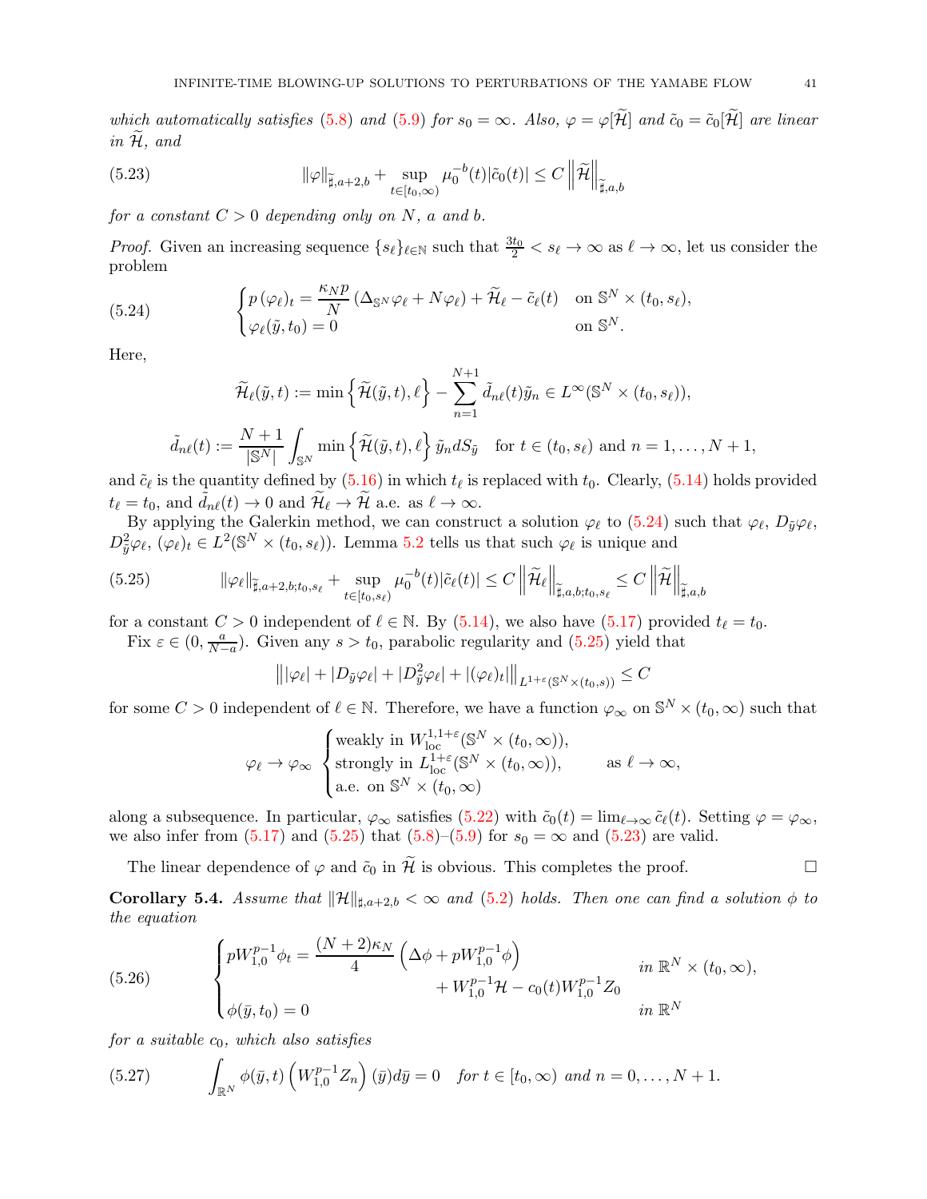*which automatically satisfies* (5.8) *and* (5.9) *for* $s_0 = \infty$. *Also,* $\varphi = \varphi[\widetilde{\mathcal{H}}]$ *and* $\tilde{c}_0 = \tilde{c}_0[\widetilde{\mathcal{H}}]$ *are linear in* $\widetilde{\mathcal{H}}$*, and*

$$\|\varphi\|_{\widetilde{\sharp},a+2,b} + \sup_{t\in[t_0,\infty)} \mu_0^{-b}(t)|\tilde{c}_0(t)| \le C \left\|\widetilde{\mathcal{H}}\right\|_{\widetilde{\sharp},a,b} \tag{5.23}$$

*for a constant* $C > 0$ *depending only on* $N$*,* $a$ *and* $b$*.*

*Proof.* Given an increasing sequence $\{s_\ell\}_{\ell\in\mathbb{N}}$ such that $\frac{3t_0}{2} < s_\ell \to \infty$ as $\ell \to \infty$, let us consider the problem

$$\begin{cases} p\,(\varphi_\ell)_t = \dfrac{\kappa_N p}{N}\left(\Delta_{\mathbb{S}^N}\varphi_\ell + N\varphi_\ell\right) + \widetilde{\mathcal{H}}_\ell - \tilde{c}_\ell(t) & \text{on } \mathbb{S}^N \times (t_0, s_\ell), \\ \varphi_\ell(\tilde{y}, t_0) = 0 & \text{on } \mathbb{S}^N. \end{cases} \tag{5.24}$$

Here,

$$\widetilde{\mathcal{H}}_\ell(\tilde{y},t) := \min\left\{\widetilde{\mathcal{H}}(\tilde{y},t), \ell\right\} - \sum_{n=1}^{N+1} \tilde{d}_{n\ell}(t)\tilde{y}_n \in L^\infty(\mathbb{S}^N \times (t_0, s_\ell)),$$

$$\tilde{d}_{n\ell}(t) := \frac{N+1}{|\mathbb{S}^N|}\int_{\mathbb{S}^N} \min\left\{\widetilde{\mathcal{H}}(\tilde{y},t), \ell\right\}\tilde{y}_n dS_{\tilde{y}} \quad \text{for } t \in (t_0, s_\ell) \text{ and } n = 1,\dots,N+1,$$

and $\tilde{c}_\ell$ is the quantity defined by (5.16) in which $t_\ell$ is replaced with $t_0$. Clearly, (5.14) holds provided $t_\ell = t_0$, and $\tilde{d}_{n\ell}(t) \to 0$ and $\widetilde{\mathcal{H}}_\ell \to \widetilde{\mathcal{H}}$ a.e. as $\ell \to \infty$.

By applying the Galerkin method, we can construct a solution $\varphi_\ell$ to (5.24) such that $\varphi_\ell$, $D_{\tilde{y}}\varphi_\ell$, $D^2_{\tilde{y}}\varphi_\ell$, $(\varphi_\ell)_t \in L^2(\mathbb{S}^N \times (t_0, s_\ell))$. Lemma 5.2 tells us that such $\varphi_\ell$ is unique and

$$\|\varphi_\ell\|_{\widetilde{\sharp},a+2,b;t_0,s_\ell} + \sup_{t\in[t_0,s_\ell)} \mu_0^{-b}(t)|\tilde{c}_\ell(t)| \le C\left\|\widetilde{\mathcal{H}}_\ell\right\|_{\widetilde{\sharp},a,b;t_0,s_\ell} \le C\left\|\widetilde{\mathcal{H}}\right\|_{\widetilde{\sharp},a,b} \tag{5.25}$$

for a constant $C > 0$ independent of $\ell \in \mathbb{N}$. By (5.14), we also have (5.17) provided $t_\ell = t_0$.

Fix $\varepsilon \in (0, \frac{a}{N-a})$. Given any $s > t_0$, parabolic regularity and (5.25) yield that

$$\left\||\varphi_\ell| + |D_{\tilde{y}}\varphi_\ell| + |D^2_{\tilde{y}}\varphi_\ell| + |(\varphi_\ell)_t|\right\|_{L^{1+\varepsilon}(\mathbb{S}^N\times(t_0,s))} \le C$$

for some $C > 0$ independent of $\ell \in \mathbb{N}$. Therefore, we have a function $\varphi_\infty$ on $\mathbb{S}^N \times (t_0, \infty)$ such that

$$\varphi_\ell \to \varphi_\infty \begin{cases} \text{weakly in } W^{1,1+\varepsilon}_{\text{loc}}(\mathbb{S}^N \times (t_0,\infty)), \\ \text{strongly in } L^{1+\varepsilon}_{\text{loc}}(\mathbb{S}^N \times (t_0,\infty)), \\ \text{a.e. on } \mathbb{S}^N \times (t_0,\infty) \end{cases} \qquad \text{as } \ell \to \infty,$$

along a subsequence. In particular, $\varphi_\infty$ satisfies (5.22) with $\tilde{c}_0(t) = \lim_{\ell\to\infty}\tilde{c}_\ell(t)$. Setting $\varphi = \varphi_\infty$, we also infer from (5.17) and (5.25) that (5.8)–(5.9) for $s_0 = \infty$ and (5.23) are valid.

The linear dependence of $\varphi$ and $\tilde{c}_0$ in $\widetilde{\mathcal{H}}$ is obvious. This completes the proof. $\square$

**Corollary 5.4.** *Assume that* $\|\mathcal{H}\|_{\sharp,a+2,b} < \infty$ *and* (5.2) *holds. Then one can find a solution* $\phi$ *to the equation*

$$\begin{cases} pW_{1,0}^{p-1}\phi_t = \dfrac{(N+2)\kappa_N}{4}\left(\Delta\phi + pW_{1,0}^{p-1}\phi\right) \\ \qquad\qquad\qquad\qquad + W_{1,0}^{p-1}\mathcal{H} - c_0(t)W_{1,0}^{p-1}Z_0 & \text{in } \mathbb{R}^N \times (t_0,\infty), \\ \phi(\bar{y}, t_0) = 0 & \text{in } \mathbb{R}^N \end{cases} \tag{5.26}$$

*for a suitable* $c_0$*, which also satisfies*

$$\int_{\mathbb{R}^N} \phi(\bar{y},t)\left(W_{1,0}^{p-1}Z_n\right)(\bar{y})d\bar{y} = 0 \quad \text{for } t \in [t_0,\infty) \text{ and } n = 0,\dots,N+1. \tag{5.27}$$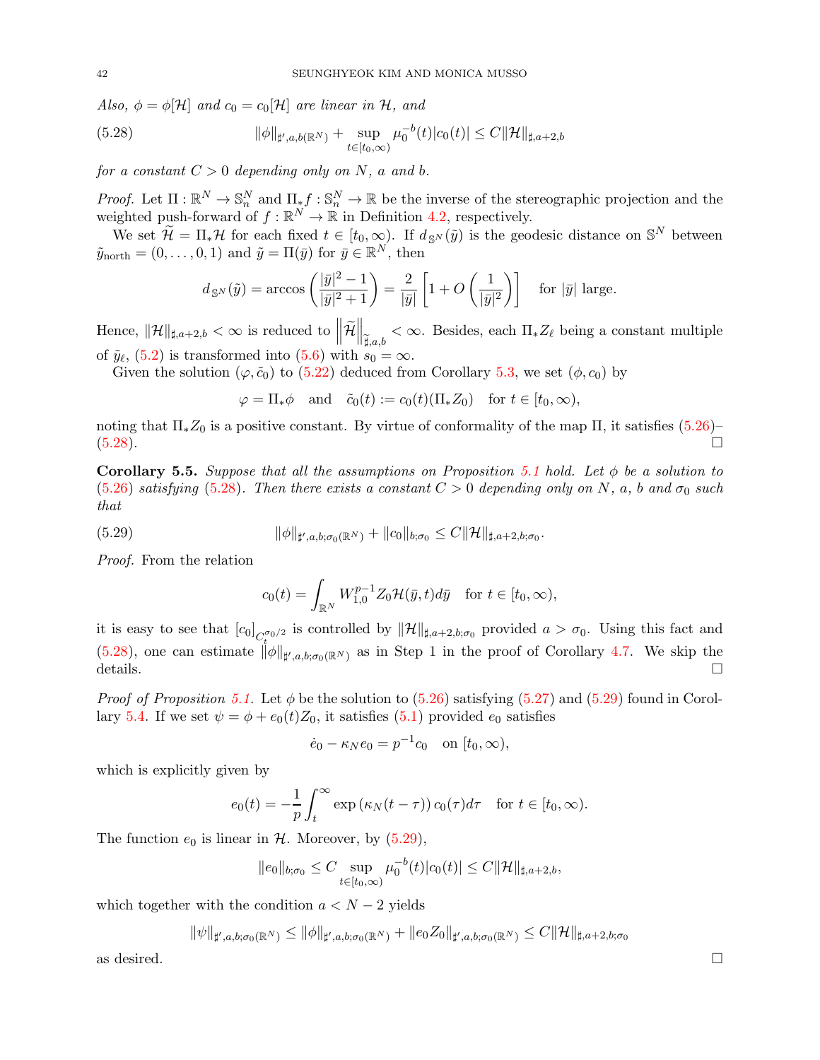*Also, $\phi = \phi[\mathcal{H}]$ and $c_0 = c_0[\mathcal{H}]$ are linear in $\mathcal{H}$, and*

$$\|\phi\|_{\sharp',a,b(\mathbb{R}^N)} + \sup_{t\in[t_0,\infty)} \mu_0^{-b}(t)|c_0(t)| \le C\|\mathcal{H}\|_{\sharp,a+2,b} \tag{5.28}$$

*for a constant $C > 0$ depending only on $N$, $a$ and $b$.*

*Proof.* Let $\Pi : \mathbb{R}^N \to \mathbb{S}^N_n$ and $\Pi_* f : \mathbb{S}^N_n \to \mathbb{R}$ be the inverse of the stereographic projection and the weighted push-forward of $f : \mathbb{R}^N \to \mathbb{R}$ in Definition 4.2, respectively.

We set $\widetilde{\mathcal{H}} = \Pi_*\mathcal{H}$ for each fixed $t \in [t_0, \infty)$. If $d_{\mathbb{S}^N}(\tilde{y})$ is the geodesic distance on $\mathbb{S}^N$ between $\tilde{y}_{\text{north}} = (0, \dots, 0, 1)$ and $\tilde{y} = \Pi(\bar{y})$ for $\bar{y} \in \mathbb{R}^N$, then

$$d_{\mathbb{S}^N}(\tilde{y}) = \arccos\left(\frac{|\bar{y}|^2 - 1}{|\bar{y}|^2 + 1}\right) = \frac{2}{|\bar{y}|}\left[1 + O\left(\frac{1}{|\bar{y}|^2}\right)\right] \quad \text{for } |\bar{y}| \text{ large.}$$

Hence, $\|\mathcal{H}\|_{\sharp,a+2,b} < \infty$ is reduced to $\left\|\widetilde{\mathcal{H}}\right\|_{\tilde{\sharp},a,b} < \infty$. Besides, each $\Pi_* Z_\ell$ being a constant multiple of $\tilde{y}_\ell$, (5.2) is transformed into (5.6) with $s_0 = \infty$.

Given the solution $(\varphi, \tilde{c}_0)$ to (5.22) deduced from Corollary 5.3, we set $(\phi, c_0)$ by

$$\varphi = \Pi_*\phi \quad \text{and} \quad \tilde{c}_0(t) := c_0(t)(\Pi_* Z_0) \quad \text{for } t \in [t_0, \infty),$$

noting that $\Pi_* Z_0$ is a positive constant. By virtue of conformality of the map $\Pi$, it satisfies (5.26)–(5.28). $\square$

**Corollary 5.5.** *Suppose that all the assumptions on Proposition 5.1 hold. Let $\phi$ be a solution to (5.26) satisfying (5.28). Then there exists a constant $C > 0$ depending only on $N$, $a$, $b$ and $\sigma_0$ such that*

$$\|\phi\|_{\sharp',a,b;\sigma_0(\mathbb{R}^N)} + \|c_0\|_{b;\sigma_0} \le C\|\mathcal{H}\|_{\sharp,a+2,b;\sigma_0}. \tag{5.29}$$

*Proof.* From the relation

$$c_0(t) = \int_{\mathbb{R}^N} W_{1,0}^{p-1} Z_0 \mathcal{H}(\bar{y}, t) d\bar{y} \quad \text{for } t \in [t_0, \infty),$$

it is easy to see that $[c_0]_{C_t^{\sigma_0/2}}$ is controlled by $\|\mathcal{H}\|_{\sharp,a+2,b;\sigma_0}$ provided $a > \sigma_0$. Using this fact and (5.28), one can estimate $\|\phi\|_{\sharp',a,b;\sigma_0(\mathbb{R}^N)}$ as in Step 1 in the proof of Corollary 4.7. We skip the details. $\square$

*Proof of Proposition 5.1.* Let $\phi$ be the solution to (5.26) satisfying (5.27) and (5.29) found in Corollary 5.4. If we set $\psi = \phi + e_0(t)Z_0$, it satisfies (5.1) provided $e_0$ satisfies

$$\dot{e}_0 - \kappa_N e_0 = p^{-1}c_0 \quad \text{on } [t_0, \infty),$$

which is explicitly given by

$$e_0(t) = -\frac{1}{p}\int_t^\infty \exp\left(\kappa_N(t - \tau)\right) c_0(\tau) d\tau \quad \text{for } t \in [t_0, \infty).$$

The function $e_0$ is linear in $\mathcal{H}$. Moreover, by (5.29),

$$\|e_0\|_{b;\sigma_0} \le C \sup_{t\in[t_0,\infty)} \mu_0^{-b}(t)|c_0(t)| \le C\|\mathcal{H}\|_{\sharp,a+2,b},$$

which together with the condition $a < N - 2$ yields

$$\|\psi\|_{\sharp',a,b;\sigma_0(\mathbb{R}^N)} \le \|\phi\|_{\sharp',a,b;\sigma_0(\mathbb{R}^N)} + \|e_0 Z_0\|_{\sharp',a,b;\sigma_0(\mathbb{R}^N)} \le C\|\mathcal{H}\|_{\sharp,a+2,b;\sigma_0}$$

as desired. $\square$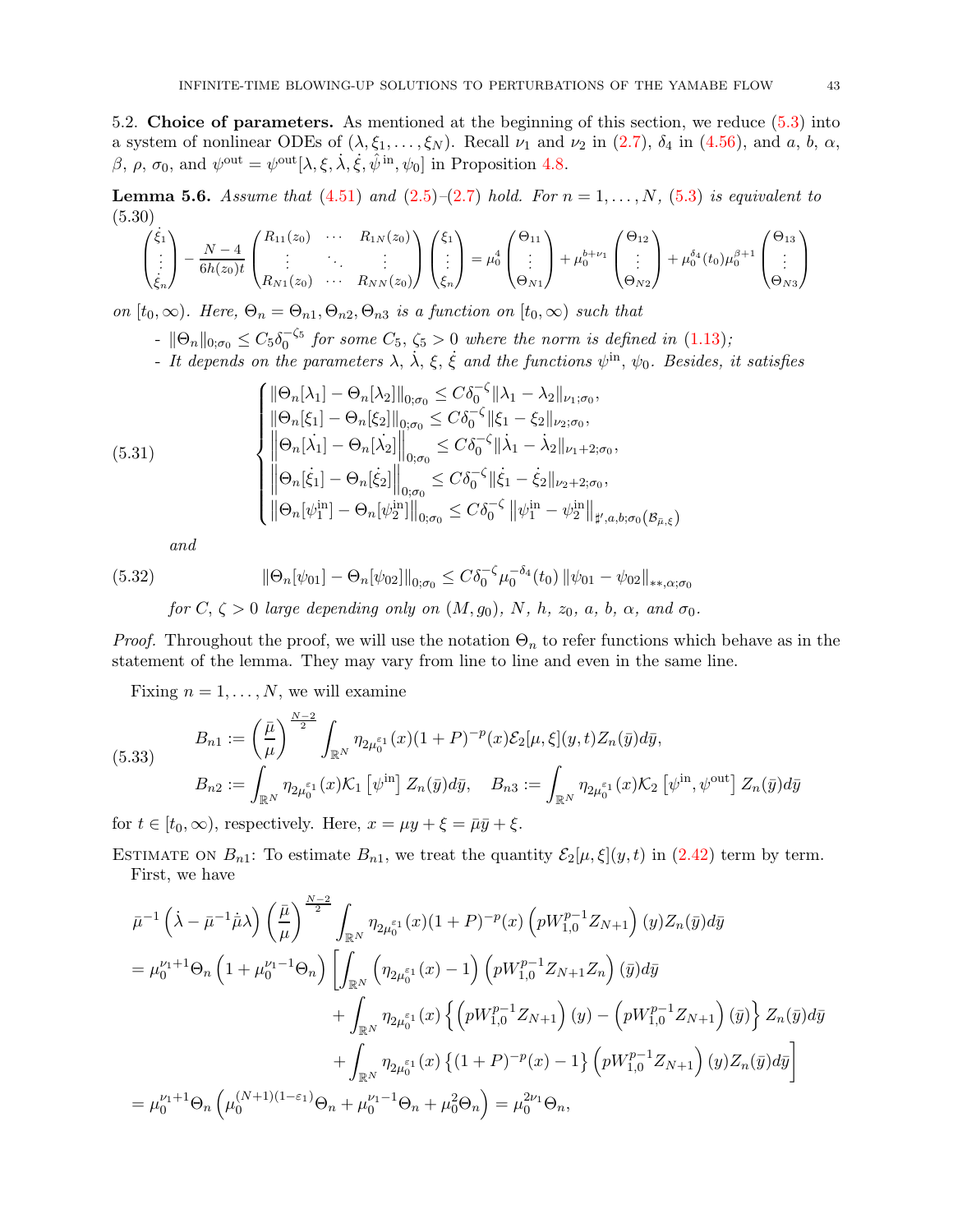5.2. **Choice of parameters.** As mentioned at the beginning of this section, we reduce (5.3) into a system of nonlinear ODEs of $(\lambda, \xi_1, \dots, \xi_N)$. Recall $\nu_1$ and $\nu_2$ in (2.7), $\delta_4$ in (4.56), and $a$, $b$, $\alpha$, $\beta$, $\rho$, $\sigma_0$, and $\psi^{\rm out} = \psi^{\rm out}[\lambda, \xi, \dot{\lambda}, \dot{\xi}, \hat{\psi}^{\rm in}, \psi_0]$ in Proposition 4.8.

**Lemma 5.6.** *Assume that* (4.51) *and* (2.5)–(2.7) *hold. For* $n = 1, \dots, N$, (5.3) *is equivalent to*

$$
\begin{pmatrix} \dot{\xi}_1 \\ \vdots \\ \dot{\xi}_n \end{pmatrix} - \frac{N-4}{6h(z_0)t} \begin{pmatrix} R_{11}(z_0) & \cdots & R_{1N}(z_0) \\ \vdots & \ddots & \vdots \\ R_{N1}(z_0) & \cdots & R_{NN}(z_0) \end{pmatrix} \begin{pmatrix} \xi_1 \\ \vdots \\ \xi_n \end{pmatrix} = \mu_0^4 \begin{pmatrix} \Theta_{11} \\ \vdots \\ \Theta_{N1} \end{pmatrix} + \mu_0^{b+\nu_1} \begin{pmatrix} \Theta_{12} \\ \vdots \\ \Theta_{N2} \end{pmatrix} + \mu_0^{\delta_4}(t_0)\mu_0^{\beta+1} \begin{pmatrix} \Theta_{13} \\ \vdots \\ \Theta_{N3} \end{pmatrix} \tag{5.30}
$$

*on* $[t_0, \infty)$. *Here,* $\Theta_n = \Theta_{n1}, \Theta_{n2}, \Theta_{n3}$ *is a function on* $[t_0, \infty)$ *such that*

- $\|\Theta_n\|_{0;\sigma_0} \le C_5 \delta_0^{-\zeta_5}$ *for some* $C_5, \zeta_5 > 0$ *where the norm is defined in* (1.13);
- *It depends on the parameters* $\lambda$, $\dot{\lambda}$, $\xi$, $\dot{\xi}$ *and the functions* $\psi^{\rm in}$, $\psi_0$. *Besides, it satisfies*

$$
\begin{cases}
\|\Theta_n[\lambda_1] - \Theta_n[\lambda_2]\|_{0;\sigma_0} \le C\delta_0^{-\zeta} \|\lambda_1 - \lambda_2\|_{\nu_1;\sigma_0}, \\
\|\Theta_n[\xi_1] - \Theta_n[\xi_2]\|_{0;\sigma_0} \le C\delta_0^{-\zeta} \|\xi_1 - \xi_2\|_{\nu_2;\sigma_0}, \\
\left\|\Theta_n[\dot{\lambda}_1] - \Theta_n[\dot{\lambda}_2]\right\|_{0;\sigma_0} \le C\delta_0^{-\zeta} \|\dot{\lambda}_1 - \dot{\lambda}_2\|_{\nu_1+2;\sigma_0}, \\
\left\|\Theta_n[\dot{\xi}_1] - \Theta_n[\dot{\xi}_2]\right\|_{0;\sigma_0} \le C\delta_0^{-\zeta} \|\dot{\xi}_1 - \dot{\xi}_2\|_{\nu_2+2;\sigma_0}, \\
\left\|\Theta_n[\psi_1^{\rm in}] - \Theta_n[\psi_2^{\rm in}]\right\|_{0;\sigma_0} \le C\delta_0^{-\zeta} \left\|\psi_1^{\rm in} - \psi_2^{\rm in}\right\|_{\sharp',a,b;\sigma_0(\mathcal{B}_{\bar{\mu},\xi})}
\end{cases} \tag{5.31}
$$

*and*

$$
\|\Theta_n[\psi_{01}] - \Theta_n[\psi_{02}]\|_{0;\sigma_0} \le C\delta_0^{-\zeta} \mu_0^{-\delta_4}(t_0) \|\psi_{01} - \psi_{02}\|_{**,\alpha;\sigma_0} \tag{5.32}
$$

*for* $C, \zeta > 0$ *large depending only on* $(M, g_0)$, $N$, $h$, $z_0$, $a$, $b$, $\alpha$, *and* $\sigma_0$.

*Proof.* Throughout the proof, we will use the notation $\Theta_n$ to refer functions which behave as in the statement of the lemma. They may vary from line to line and even in the same line.

Fixing $n = 1, \dots, N$, we will examine

$$
\begin{aligned}
B_{n1} &:= \left(\frac{\bar{\mu}}{\mu}\right)^{\frac{N-2}{2}} \int_{\mathbb{R}^N} \eta_{2\mu_0^{\varepsilon_1}}(x)(1+P)^{-p}(x)\mathcal{E}_2[\mu, \xi](y,t) Z_n(\bar{y})d\bar{y}, \\
B_{n2} &:= \int_{\mathbb{R}^N} \eta_{2\mu_0^{\varepsilon_1}}(x)\mathcal{K}_1\left[\psi^{\rm in}\right] Z_n(\bar{y})d\bar{y}, \quad B_{n3} := \int_{\mathbb{R}^N} \eta_{2\mu_0^{\varepsilon_1}}(x)\mathcal{K}_2\left[\psi^{\rm in}, \psi^{\rm out}\right] Z_n(\bar{y})d\bar{y}
\end{aligned} \tag{5.33}
$$

for $t \in [t_0, \infty)$, respectively. Here, $x = \mu y + \xi = \bar{\mu}\bar{y} + \xi$.

Estimate on $B_{n1}$: To estimate $B_{n1}$, we treat the quantity $\mathcal{E}_2[\mu, \xi](y,t)$ in (2.42) term by term.

First, we have

$$
\begin{aligned}
&\bar{\mu}^{-1}\left(\dot{\lambda} - \bar{\mu}^{-1}\dot{\bar{\mu}}\lambda\right)\left(\frac{\bar{\mu}}{\mu}\right)^{\frac{N-2}{2}} \int_{\mathbb{R}^N} \eta_{2\mu_0^{\varepsilon_1}}(x)(1+P)^{-p}(x)\left(pW_{1,0}^{p-1}Z_{N+1}\right)(y)Z_n(\bar{y})d\bar{y} \\
&= \mu_0^{\nu_1+1}\Theta_n\left(1 + \mu_0^{\nu_1-1}\Theta_n\right)\left[\int_{\mathbb{R}^N}\left(\eta_{2\mu_0^{\varepsilon_1}}(x) - 1\right)\left(pW_{1,0}^{p-1}Z_{N+1}Z_n\right)(\bar{y})d\bar{y}\right. \\
&\qquad + \int_{\mathbb{R}^N} \eta_{2\mu_0^{\varepsilon_1}}(x)\left\{\left(pW_{1,0}^{p-1}Z_{N+1}\right)(y) - \left(pW_{1,0}^{p-1}Z_{N+1}\right)(\bar{y})\right\} Z_n(\bar{y})d\bar{y} \\
&\qquad \left. + \int_{\mathbb{R}^N} \eta_{2\mu_0^{\varepsilon_1}}(x)\left\{(1+P)^{-p}(x) - 1\right\}\left(pW_{1,0}^{p-1}Z_{N+1}\right)(y)Z_n(\bar{y})d\bar{y}\right] \\
&= \mu_0^{\nu_1+1}\Theta_n\left(\mu_0^{(N+1)(1-\varepsilon_1)}\Theta_n + \mu_0^{\nu_1-1}\Theta_n + \mu_0^2\Theta_n\right) = \mu_0^{2\nu_1}\Theta_n,
\end{aligned}
$$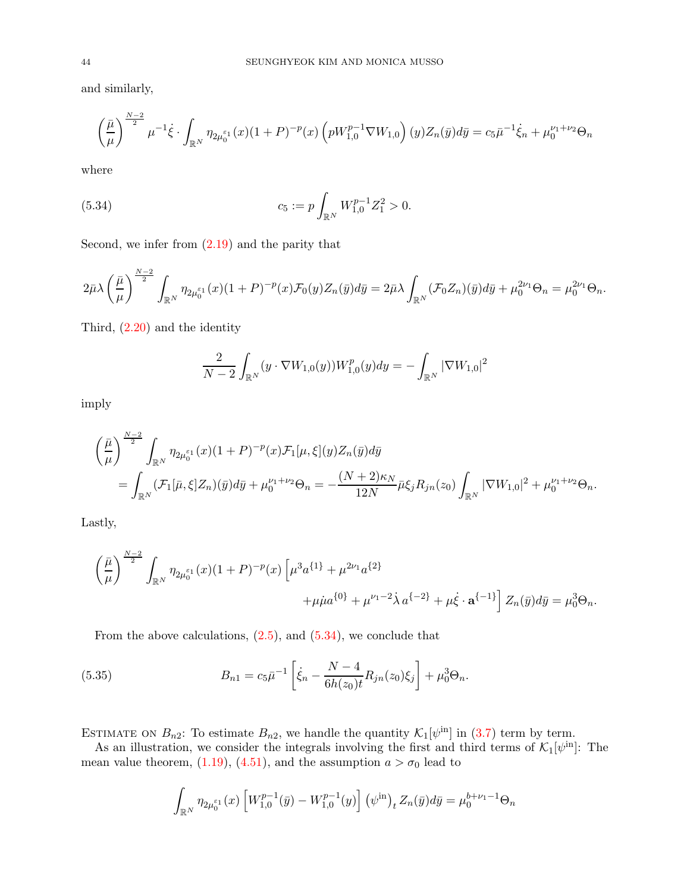and similarly,

$$\left(\frac{\bar\mu}{\mu}\right)^{\frac{N-2}{2}}\mu^{-1}\dot\xi\cdot\int_{\mathbb{R}^N}\eta_{2\mu_0^{\varepsilon_1}}(x)(1+P)^{-p}(x)\left(pW_{1,0}^{p-1}\nabla W_{1,0}\right)(y)Z_n(\bar y)d\bar y = c_5\bar\mu^{-1}\dot\xi_n+\mu_0^{\nu_1+\nu_2}\Theta_n$$

where

$$c_5 := p\int_{\mathbb{R}^N}W_{1,0}^{p-1}Z_1^2>0. \tag{5.34}$$

Second, we infer from (2.19) and the parity that

$$2\bar\mu\lambda\left(\frac{\bar\mu}{\mu}\right)^{\frac{N-2}{2}}\int_{\mathbb{R}^N}\eta_{2\mu_0^{\varepsilon_1}}(x)(1+P)^{-p}(x)\mathcal{F}_0(y)Z_n(\bar y)d\bar y = 2\bar\mu\lambda\int_{\mathbb{R}^N}(\mathcal{F}_0Z_n)(\bar y)d\bar y+\mu_0^{2\nu_1}\Theta_n=\mu_0^{2\nu_1}\Theta_n.$$

Third, (2.20) and the identity

$$\frac{2}{N-2}\int_{\mathbb{R}^N}(y\cdot\nabla W_{1,0}(y))W_{1,0}^p(y)dy=-\int_{\mathbb{R}^N}|\nabla W_{1,0}|^2$$

imply

$$\begin{aligned}&\left(\frac{\bar\mu}{\mu}\right)^{\frac{N-2}{2}}\int_{\mathbb{R}^N}\eta_{2\mu_0^{\varepsilon_1}}(x)(1+P)^{-p}(x)\mathcal{F}_1[\mu,\xi](y)Z_n(\bar y)d\bar y\\&\quad=\int_{\mathbb{R}^N}(\mathcal{F}_1[\bar\mu,\xi]Z_n)(\bar y)d\bar y+\mu_0^{\nu_1+\nu_2}\Theta_n=-\frac{(N+2)\kappa_N}{12N}\bar\mu\xi_jR_{jn}(z_0)\int_{\mathbb{R}^N}|\nabla W_{1,0}|^2+\mu_0^{\nu_1+\nu_2}\Theta_n.\end{aligned}$$

Lastly,

$$\begin{aligned}\left(\frac{\bar\mu}{\mu}\right)^{\frac{N-2}{2}}\int_{\mathbb{R}^N}\eta_{2\mu_0^{\varepsilon_1}}(x)(1+P)^{-p}(x)\Big[&\mu^3a^{\{1\}}+\mu^{2\nu_1}a^{\{2\}}\\&+\mu\dot\mu a^{\{0\}}+\mu^{\nu_1-2}\dot\lambda\, a^{\{-2\}}+\mu\dot\xi\cdot\mathbf{a}^{\{-1\}}\Big]Z_n(\bar y)d\bar y=\mu_0^3\Theta_n.\end{aligned}$$

From the above calculations, (2.5), and (5.34), we conclude that

$$B_{n1}=c_5\bar\mu^{-1}\left[\dot\xi_n-\frac{N-4}{6h(z_0)t}R_{jn}(z_0)\xi_j\right]+\mu_0^3\Theta_n. \tag{5.35}$$

Estimate on $B_{n2}$: To estimate $B_{n2}$, we handle the quantity $\mathcal{K}_1[\psi^{\text{in}}]$ in (3.7) term by term.

As an illustration, we consider the integrals involving the first and third terms of $\mathcal{K}_1[\psi^{\text{in}}]$: The mean value theorem, (1.19), (4.51), and the assumption $a>\sigma_0$ lead to

$$\int_{\mathbb{R}^N}\eta_{2\mu_0^{\varepsilon_1}}(x)\left[W_{1,0}^{p-1}(\bar y)-W_{1,0}^{p-1}(y)\right]\left(\psi^{\text{in}}\right)_tZ_n(\bar y)d\bar y=\mu_0^{b+\nu_1-1}\Theta_n$$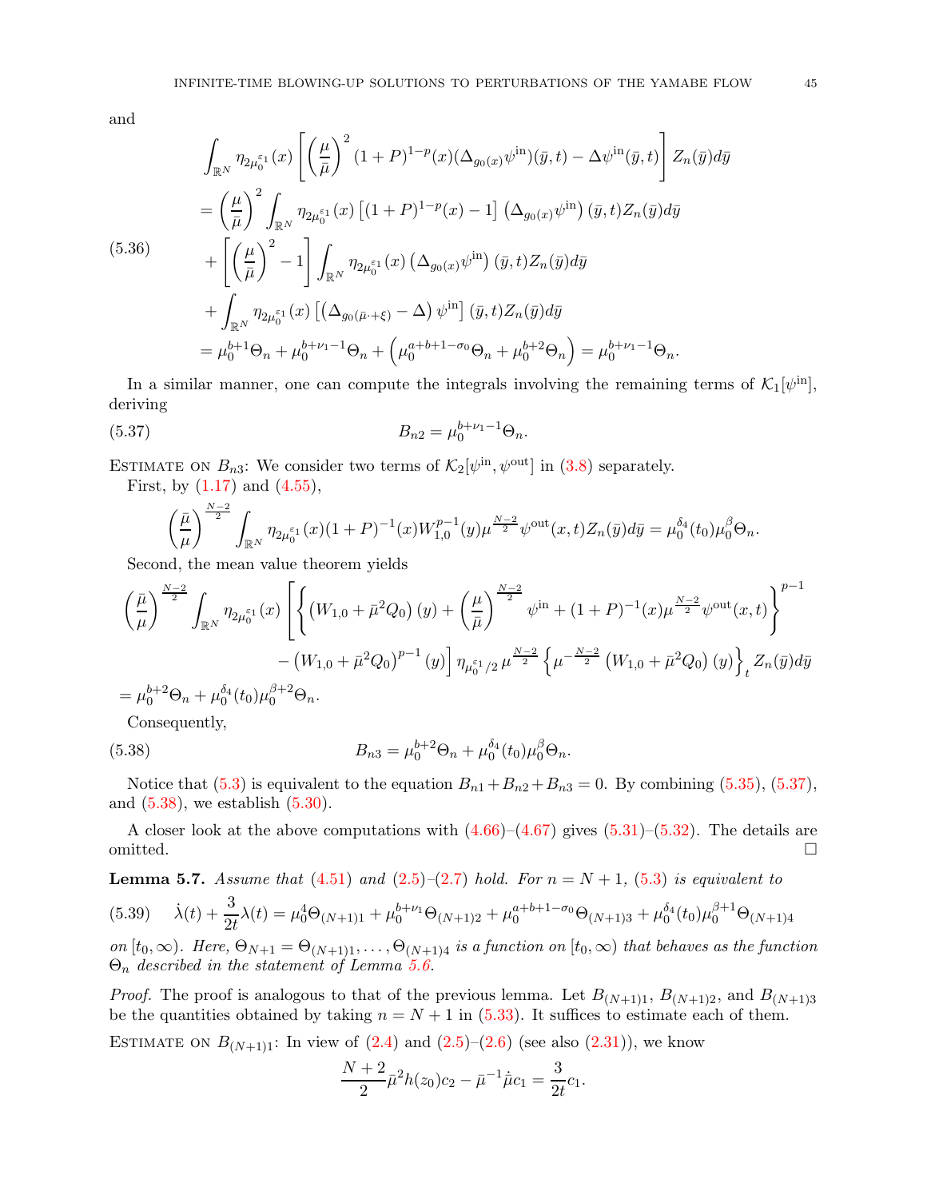and

$$
\begin{aligned}
&\int_{\mathbb{R}^N} \eta_{2\mu_0^{\varepsilon_1}}(x) \left[ \left(\frac{\mu}{\bar\mu}\right)^2 (1+P)^{1-p}(x) (\Delta_{g_0(x)} \psi^{\rm in})(\bar y, t) - \Delta \psi^{\rm in}(\bar y, t) \right] Z_n(\bar y) d\bar y \\
&= \left(\frac{\mu}{\bar\mu}\right)^2 \int_{\mathbb{R}^N} \eta_{2\mu_0^{\varepsilon_1}}(x) \left[(1+P)^{1-p}(x) - 1\right] \left(\Delta_{g_0(x)} \psi^{\rm in}\right)(\bar y, t) Z_n(\bar y) d\bar y \\
&\quad + \left[\left(\frac{\mu}{\bar\mu}\right)^2 - 1\right] \int_{\mathbb{R}^N} \eta_{2\mu_0^{\varepsilon_1}}(x) \left(\Delta_{g_0(x)} \psi^{\rm in}\right)(\bar y, t) Z_n(\bar y) d\bar y \\
&\quad + \int_{\mathbb{R}^N} \eta_{2\mu_0^{\varepsilon_1}}(x) \left[\left(\Delta_{g_0(\bar\mu \cdot + \xi)} - \Delta\right) \psi^{\rm in}\right](\bar y, t) Z_n(\bar y) d\bar y \\
&= \mu_0^{b+1}\Theta_n + \mu_0^{b+\nu_1-1}\Theta_n + \left(\mu_0^{a+b+1-\sigma_0}\Theta_n + \mu_0^{b+2}\Theta_n\right) = \mu_0^{b+\nu_1-1}\Theta_n.
\end{aligned} \tag{5.36}
$$

In a similar manner, one can compute the integrals involving the remaining terms of $\mathcal{K}_1[\psi^{\rm in}]$, deriving

$$
B_{n2} = \mu_0^{b+\nu_1-1}\Theta_n. \tag{5.37}
$$

Estimate on $B_{n3}$: We consider two terms of $\mathcal{K}_2[\psi^{\rm in}, \psi^{\rm out}]$ in (3.8) separately.

First, by (1.17) and (4.55),

$$
\left(\frac{\bar\mu}{\mu}\right)^{\frac{N-2}{2}} \int_{\mathbb{R}^N} \eta_{2\mu_0^{\varepsilon_1}}(x) (1+P)^{-1}(x) W_{1,0}^{p-1}(y) \mu^{\frac{N-2}{2}} \psi^{\rm out}(x,t) Z_n(\bar y) d\bar y = \mu_0^{\delta_4}(t_0)\mu_0^{\beta}\Theta_n.
$$

Second, the mean value theorem yields

$$
\begin{aligned}
&\left(\frac{\bar\mu}{\mu}\right)^{\frac{N-2}{2}} \int_{\mathbb{R}^N} \eta_{2\mu_0^{\varepsilon_1}}(x) \left[ \left\{ \left(W_{1,0} + \bar\mu^2 Q_0\right)(y) + \left(\frac{\mu}{\bar\mu}\right)^{\frac{N-2}{2}} \psi^{\rm in} + (1+P)^{-1}(x) \mu^{\frac{N-2}{2}} \psi^{\rm out}(x,t) \right\}^{p-1} \right. \\
&\qquad\qquad \left. - \left(W_{1,0} + \bar\mu^2 Q_0\right)^{p-1}(y) \right] \eta_{\mu_0^{\varepsilon_1}/2}\, \mu^{\frac{N-2}{2}} \left\{ \mu^{-\frac{N-2}{2}} \left(W_{1,0} + \bar\mu^2 Q_0\right)(y) \right\}_t Z_n(\bar y) d\bar y \\
&= \mu_0^{b+2}\Theta_n + \mu_0^{\delta_4}(t_0)\mu_0^{\beta+2}\Theta_n.
\end{aligned}
$$

Consequently,

$$
B_{n3} = \mu_0^{b+2}\Theta_n + \mu_0^{\delta_4}(t_0)\mu_0^{\beta}\Theta_n. \tag{5.38}
$$

Notice that (5.3) is equivalent to the equation $B_{n1} + B_{n2} + B_{n3} = 0$. By combining (5.35), (5.37), and (5.38), we establish (5.30).

A closer look at the above computations with (4.66)–(4.67) gives (5.31)–(5.32). The details are omitted. $\square$

**Lemma 5.7.** *Assume that (4.51) and (2.5)–(2.7) hold. For $n = N+1$, (5.3) is equivalent to*

$$
\dot\lambda(t) + \frac{3}{2t}\lambda(t) = \mu_0^4\Theta_{(N+1)1} + \mu_0^{b+\nu_1}\Theta_{(N+1)2} + \mu_0^{a+b+1-\sigma_0}\Theta_{(N+1)3} + \mu_0^{\delta_4}(t_0)\mu_0^{\beta+1}\Theta_{(N+1)4} \tag{5.39}
$$

*on $[t_0,\infty)$. Here, $\Theta_{N+1} = \Theta_{(N+1)1}, \ldots, \Theta_{(N+1)4}$ is a function on $[t_0,\infty)$ that behaves as the function $\Theta_n$ described in the statement of Lemma 5.6.*

*Proof.* The proof is analogous to that of the previous lemma. Let $B_{(N+1)1}$, $B_{(N+1)2}$, and $B_{(N+1)3}$ be the quantities obtained by taking $n = N+1$ in (5.33). It suffices to estimate each of them.

Estimate on $B_{(N+1)1}$: In view of (2.4) and (2.5)–(2.6) (see also (2.31)), we know

$$
\frac{N+2}{2}\bar\mu^2 h(z_0) c_2 - \bar\mu^{-1}\dot{\bar\mu} c_1 = \frac{3}{2t}c_1.
$$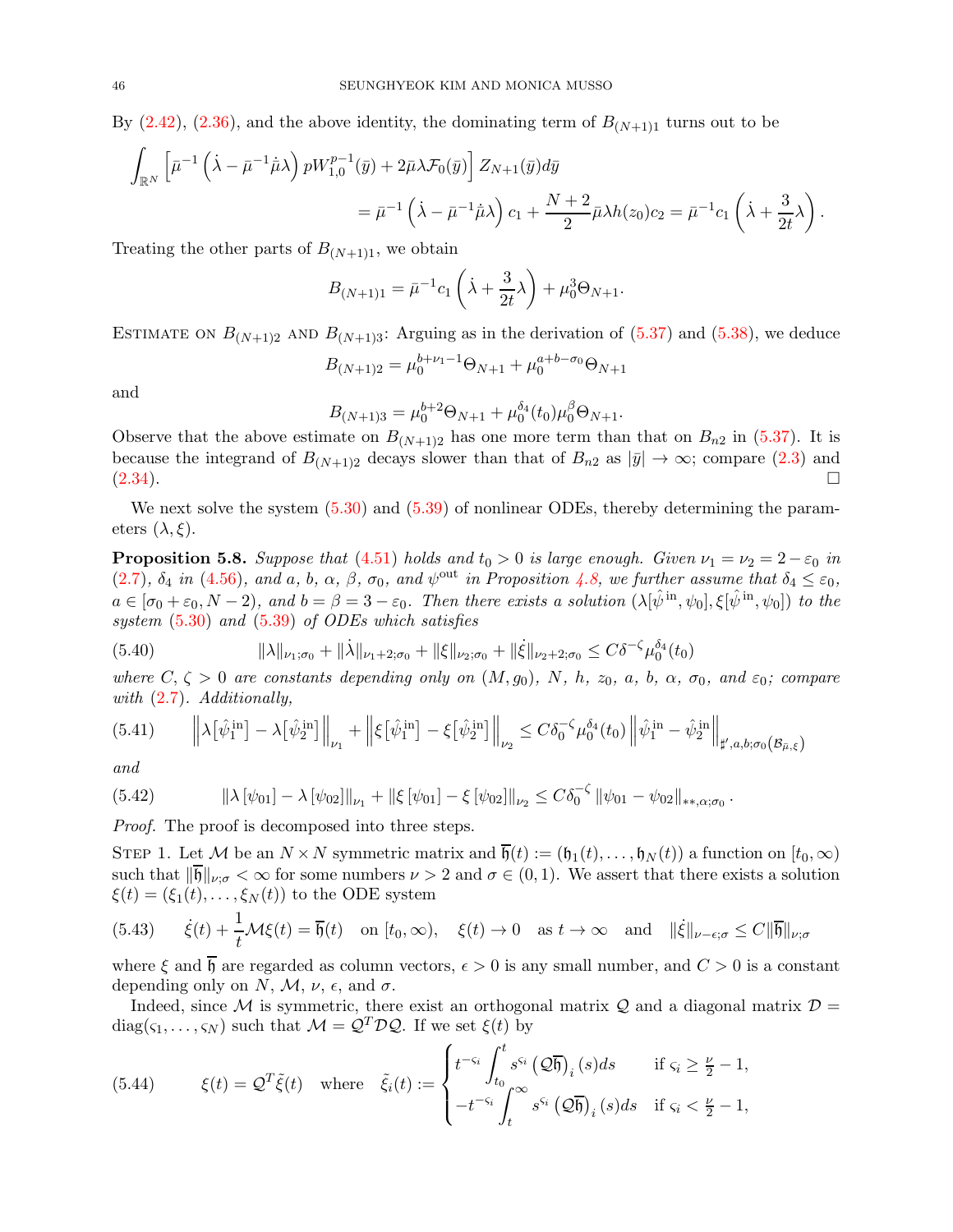By (2.42), (2.36), and the above identity, the dominating term of $B_{(N+1)1}$ turns out to be

$$\int_{\mathbb{R}^N} \left[\bar\mu^{-1}\left(\dot\lambda - \bar\mu^{-1}\dot{\bar\mu}\lambda\right) pW_{1,0}^{p-1}(\bar y) + 2\bar\mu\lambda\mathcal{F}_0(\bar y)\right] Z_{N+1}(\bar y)d\bar y$$
$$= \bar\mu^{-1}\left(\dot\lambda - \bar\mu^{-1}\dot{\bar\mu}\lambda\right)c_1 + \frac{N+2}{2}\bar\mu\lambda h(z_0)c_2 = \bar\mu^{-1}c_1\left(\dot\lambda + \frac{3}{2t}\lambda\right).$$

Treating the other parts of $B_{(N+1)1}$, we obtain

$$B_{(N+1)1} = \bar\mu^{-1}c_1\left(\dot\lambda + \frac{3}{2t}\lambda\right) + \mu_0^3\Theta_{N+1}.$$

Estimate on $B_{(N+1)2}$ and $B_{(N+1)3}$: Arguing as in the derivation of (5.37) and (5.38), we deduce

$$B_{(N+1)2} = \mu_0^{b+\nu_1-1}\Theta_{N+1} + \mu_0^{a+b-\sigma_0}\Theta_{N+1}$$

and

$$B_{(N+1)3} = \mu_0^{b+2}\Theta_{N+1} + \mu_0^{\delta_4}(t_0)\mu_0^{\beta}\Theta_{N+1}.$$

Observe that the above estimate on $B_{(N+1)2}$ has one more term than that on $B_{n2}$ in (5.37). It is because the integrand of $B_{(N+1)2}$ decays slower than that of $B_{n2}$ as $|\bar y| \to \infty$; compare (2.3) and (2.34). □

We next solve the system (5.30) and (5.39) of nonlinear ODEs, thereby determining the parameters $(\lambda, \xi)$.

**Proposition 5.8.** *Suppose that (4.51) holds and $t_0 > 0$ is large enough. Given $\nu_1 = \nu_2 = 2 - \varepsilon_0$ in (2.7), $\delta_4$ in (4.56), and $a$, $b$, $\alpha$, $\beta$, $\sigma_0$, and $\psi^{\text{out}}$ in Proposition 4.8, we further assume that $\delta_4 \le \varepsilon_0$, $a \in [\sigma_0 + \varepsilon_0, N-2)$, and $b = \beta = 3 - \varepsilon_0$. Then there exists a solution $(\lambda[\hat\psi^{\text{in}}, \psi_0], \xi[\hat\psi^{\text{in}}, \psi_0])$ to the system (5.30) and (5.39) of ODEs which satisfies*

$$\|\lambda\|_{\nu_1;\sigma_0} + \|\dot\lambda\|_{\nu_1+2;\sigma_0} + \|\xi\|_{\nu_2;\sigma_0} + \|\dot\xi\|_{\nu_2+2;\sigma_0} \le C\delta^{-\zeta}\mu_0^{\delta_4}(t_0) \tag{5.40}$$

*where $C, \zeta > 0$ are constants depending only on $(M, g_0)$, $N$, $h$, $z_0$, $a$, $b$, $\alpha$, $\sigma_0$, and $\varepsilon_0$; compare with (2.7). Additionally,*

$$\left\|\lambda[\hat\psi_1^{\text{in}}] - \lambda[\hat\psi_2^{\text{in}}]\right\|_{\nu_1} + \left\|\xi[\hat\psi_1^{\text{in}}] - \xi[\hat\psi_2^{\text{in}}]\right\|_{\nu_2} \le C\delta_0^{-\zeta}\mu_0^{\delta_4}(t_0)\left\|\hat\psi_1^{\text{in}} - \hat\psi_2^{\text{in}}\right\|_{\sharp',a,b;\sigma_0(\mathcal{B}_{\bar\mu,\xi})} \tag{5.41}$$

*and*

$$\|\lambda[\psi_{01}] - \lambda[\psi_{02}]\|_{\nu_1} + \|\xi[\psi_{01}] - \xi[\psi_{02}]\|_{\nu_2} \le C\delta_0^{-\zeta}\|\psi_{01} - \psi_{02}\|_{**,\alpha;\sigma_0}. \tag{5.42}$$

*Proof.* The proof is decomposed into three steps.

Step 1. Let $\mathcal{M}$ be an $N \times N$ symmetric matrix and $\overline{\mathfrak{h}}(t) := (\mathfrak{h}_1(t), \ldots, \mathfrak{h}_N(t))$ a function on $[t_0, \infty)$ such that $\|\overline{\mathfrak{h}}\|_{\nu;\sigma} < \infty$ for some numbers $\nu > 2$ and $\sigma \in (0, 1)$. We assert that there exists a solution $\xi(t) = (\xi_1(t), \ldots, \xi_N(t))$ to the ODE system

$$\dot\xi(t) + \frac{1}{t}\mathcal{M}\xi(t) = \overline{\mathfrak{h}}(t) \quad \text{on } [t_0, \infty), \quad \xi(t) \to 0 \quad \text{as } t \to \infty \quad \text{and} \quad \|\dot\xi\|_{\nu-\epsilon;\sigma} \le C\|\overline{\mathfrak{h}}\|_{\nu;\sigma} \tag{5.43}$$

where $\xi$ and $\overline{\mathfrak{h}}$ are regarded as column vectors, $\epsilon > 0$ is any small number, and $C > 0$ is a constant depending only on $N$, $\mathcal{M}$, $\nu$, $\epsilon$, and $\sigma$.

Indeed, since $\mathcal{M}$ is symmetric, there exist an orthogonal matrix $\mathcal{Q}$ and a diagonal matrix $\mathcal{D} = \text{diag}(\varsigma_1, \ldots, \varsigma_N)$ such that $\mathcal{M} = \mathcal{Q}^T\mathcal{D}\mathcal{Q}$. If we set $\xi(t)$ by

$$\xi(t) = \mathcal{Q}^T\tilde\xi(t) \quad \text{where} \quad \tilde\xi_i(t) := \begin{cases} t^{-\varsigma_i}\displaystyle\int_{t_0}^t s^{\varsigma_i}\left(\mathcal{Q}\overline{\mathfrak{h}}\right)_i(s)ds & \text{if } \varsigma_i \ge \frac{\nu}{2} - 1, \\ -t^{-\varsigma_i}\displaystyle\int_t^\infty s^{\varsigma_i}\left(\mathcal{Q}\overline{\mathfrak{h}}\right)_i(s)ds & \text{if } \varsigma_i < \frac{\nu}{2} - 1, \end{cases} \tag{5.44}$$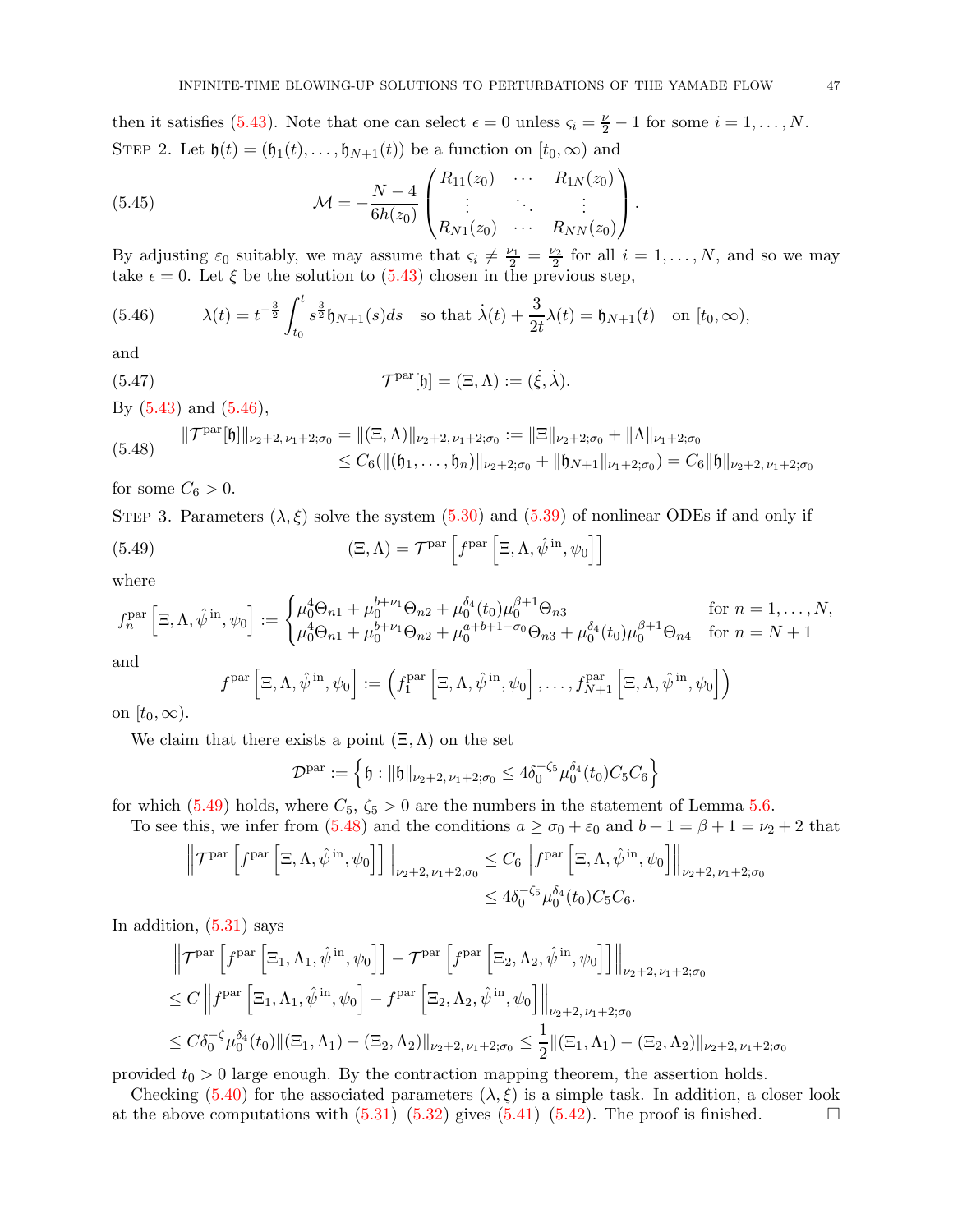then it satisfies (5.43). Note that one can select $\epsilon = 0$ unless $\varsigma_i = \frac{\nu}{2} - 1$ for some $i = 1, \dots, N$.

STEP 2. Let $\mathfrak{h}(t) = (\mathfrak{h}_1(t), \dots, \mathfrak{h}_{N+1}(t))$ be a function on $[t_0, \infty)$ and

$$\mathcal{M} = -\frac{N-4}{6h(z_0)} \begin{pmatrix} R_{11}(z_0) & \cdots & R_{1N}(z_0) \\ \vdots & \ddots & \vdots \\ R_{N1}(z_0) & \cdots & R_{NN}(z_0) \end{pmatrix}. \tag{5.45}$$

By adjusting $\varepsilon_0$ suitably, we may assume that $\varsigma_i \neq \frac{\nu_1}{2} = \frac{\nu_2}{2}$ for all $i = 1, \dots, N$, and so we may take $\epsilon = 0$. Let $\xi$ be the solution to (5.43) chosen in the previous step,

$$\lambda(t) = t^{-\frac{3}{2}} \int_{t_0}^t s^{\frac{3}{2}} \mathfrak{h}_{N+1}(s) ds \quad \text{so that } \dot{\lambda}(t) + \frac{3}{2t}\lambda(t) = \mathfrak{h}_{N+1}(t) \quad \text{on } [t_0, \infty), \tag{5.46}$$

and

$$\mathcal{T}^{\text{par}}[\mathfrak{h}] = (\Xi, \Lambda) := (\dot{\xi}, \dot{\lambda}). \tag{5.47}$$

By (5.43) and (5.46),

$$\begin{aligned} \|\mathcal{T}^{\text{par}}[\mathfrak{h}]\|_{\nu_2+2,\, \nu_1+2; \sigma_0} &= \|(\Xi, \Lambda)\|_{\nu_2+2,\, \nu_1+2; \sigma_0} := \|\Xi\|_{\nu_2+2; \sigma_0} + \|\Lambda\|_{\nu_1+2; \sigma_0} \\ &\le C_6 (\|(\mathfrak{h}_1, \dots, \mathfrak{h}_n)\|_{\nu_2+2; \sigma_0} + \|\mathfrak{h}_{N+1}\|_{\nu_1+2; \sigma_0}) = C_6 \|\mathfrak{h}\|_{\nu_2+2,\, \nu_1+2; \sigma_0} \end{aligned} \tag{5.48}$$

for some $C_6 > 0$.

STEP 3. Parameters $(\lambda, \xi)$ solve the system (5.30) and (5.39) of nonlinear ODEs if and only if

$$(\Xi, \Lambda) = \mathcal{T}^{\text{par}}\left[f^{\text{par}}\left[\Xi, \Lambda, \hat{\psi}^{\text{in}}, \psi_0\right]\right] \tag{5.49}$$

where

$$f_n^{\text{par}}\left[\Xi, \Lambda, \hat{\psi}^{\text{in}}, \psi_0\right] := \begin{cases} \mu_0^4 \Theta_{n1} + \mu_0^{b+\nu_1} \Theta_{n2} + \mu_0^{\delta_4}(t_0) \mu_0^{\beta+1} \Theta_{n3} & \text{for } n = 1, \dots, N, \\ \mu_0^4 \Theta_{n1} + \mu_0^{b+\nu_1} \Theta_{n2} + \mu_0^{a+b+1-\sigma_0} \Theta_{n3} + \mu_0^{\delta_4}(t_0) \mu_0^{\beta+1} \Theta_{n4} & \text{for } n = N+1 \end{cases}$$

and

$$f^{\text{par}}\left[\Xi, \Lambda, \hat{\psi}^{\text{in}}, \psi_0\right] := \left(f_1^{\text{par}}\left[\Xi, \Lambda, \hat{\psi}^{\text{in}}, \psi_0\right], \dots, f_{N+1}^{\text{par}}\left[\Xi, \Lambda, \hat{\psi}^{\text{in}}, \psi_0\right]\right)$$

on $[t_0, \infty)$.

We claim that there exists a point $(\Xi, \Lambda)$ on the set

$$\mathcal{D}^{\text{par}} := \left\{\mathfrak{h} : \|\mathfrak{h}\|_{\nu_2+2,\, \nu_1+2; \sigma_0} \le 4\delta_0^{-\zeta_5} \mu_0^{\delta_4}(t_0) C_5 C_6\right\}$$

for which (5.49) holds, where $C_5, \zeta_5 > 0$ are the numbers in the statement of Lemma 5.6.

To see this, we infer from (5.48) and the conditions $a \ge \sigma_0 + \varepsilon_0$ and $b + 1 = \beta + 1 = \nu_2 + 2$ that

$$\begin{aligned} \left\|\mathcal{T}^{\text{par}}\left[f^{\text{par}}\left[\Xi, \Lambda, \hat{\psi}^{\text{in}}, \psi_0\right]\right]\right\|_{\nu_2+2,\, \nu_1+2; \sigma_0} &\le C_6 \left\|f^{\text{par}}\left[\Xi, \Lambda, \hat{\psi}^{\text{in}}, \psi_0\right]\right\|_{\nu_2+2,\, \nu_1+2; \sigma_0} \\ &\le 4\delta_0^{-\zeta_5} \mu_0^{\delta_4}(t_0) C_5 C_6. \end{aligned}$$

In addition, (5.31) says

$$\begin{aligned} &\left\|\mathcal{T}^{\text{par}}\left[f^{\text{par}}\left[\Xi_1, \Lambda_1, \hat{\psi}^{\text{in}}, \psi_0\right]\right] - \mathcal{T}^{\text{par}}\left[f^{\text{par}}\left[\Xi_2, \Lambda_2, \hat{\psi}^{\text{in}}, \psi_0\right]\right]\right\|_{\nu_2+2,\, \nu_1+2; \sigma_0} \\ &\le C \left\|f^{\text{par}}\left[\Xi_1, \Lambda_1, \hat{\psi}^{\text{in}}, \psi_0\right] - f^{\text{par}}\left[\Xi_2, \Lambda_2, \hat{\psi}^{\text{in}}, \psi_0\right]\right\|_{\nu_2+2,\, \nu_1+2; \sigma_0} \\ &\le C\delta_0^{-\zeta} \mu_0^{\delta_4}(t_0) \|(\Xi_1, \Lambda_1) - (\Xi_2, \Lambda_2)\|_{\nu_2+2,\, \nu_1+2; \sigma_0} \le \frac{1}{2} \|(\Xi_1, \Lambda_1) - (\Xi_2, \Lambda_2)\|_{\nu_2+2,\, \nu_1+2; \sigma_0} \end{aligned}$$

provided $t_0 > 0$ large enough. By the contraction mapping theorem, the assertion holds.

Checking (5.40) for the associated parameters $(\lambda, \xi)$ is a simple task. In addition, a closer look at the above computations with (5.31)–(5.32) gives (5.41)–(5.42). The proof is finished. $\square$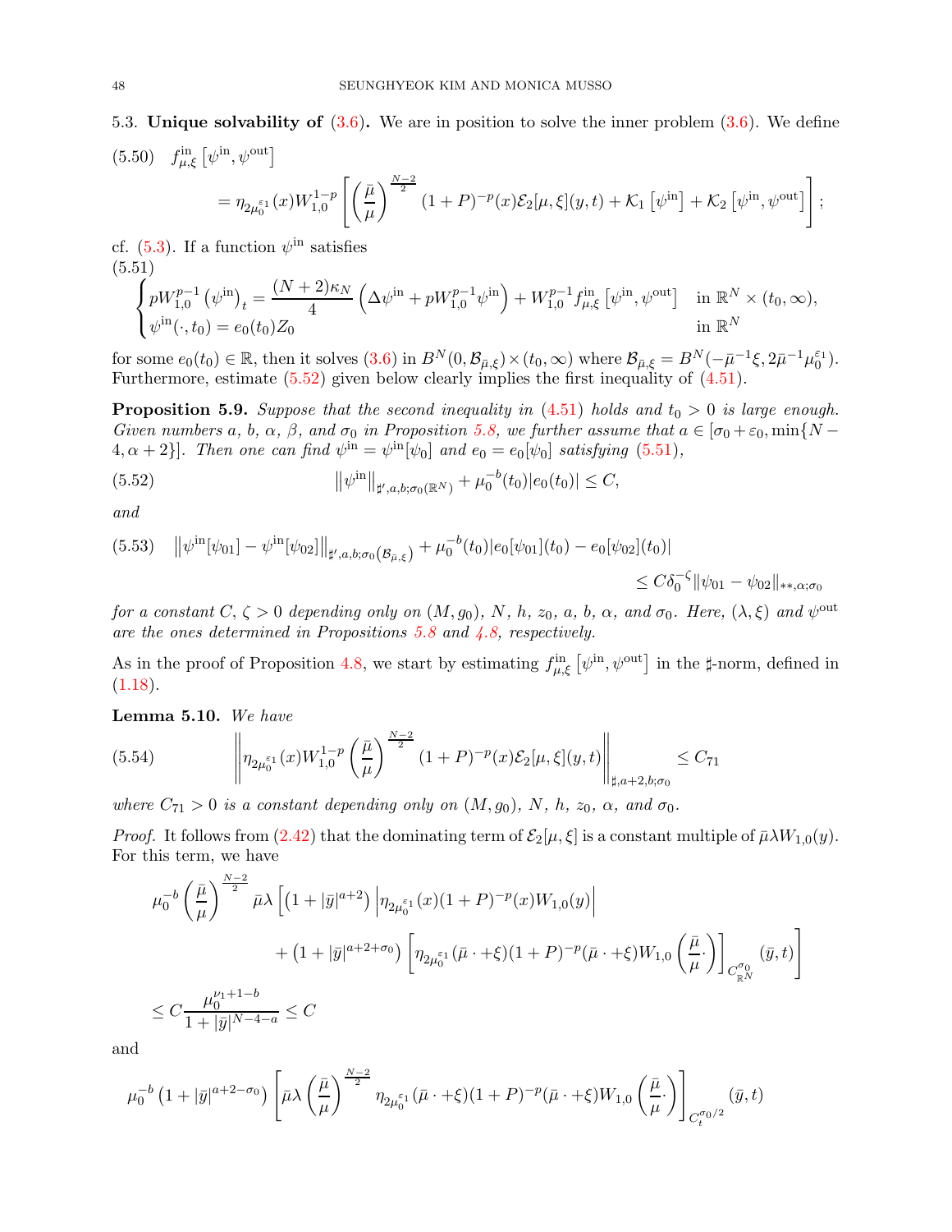5.3. **Unique solvability of (3.6).** We are in position to solve the inner problem (3.6). We define

$$
\begin{aligned}
(5.50)\quad & f^{\text{in}}_{\mu,\xi}\left[\psi^{\text{in}},\psi^{\text{out}}\right] \\
&= \eta_{2\mu_0^{\varepsilon_1}}(x) W_{1,0}^{1-p}\left[\left(\frac{\bar\mu}{\mu}\right)^{\frac{N-2}{2}}(1+P)^{-p}(x)\mathcal{E}_2[\mu,\xi](y,t)+\mathcal{K}_1\left[\psi^{\text{in}}\right]+\mathcal{K}_2\left[\psi^{\text{in}},\psi^{\text{out}}\right]\right];
\end{aligned}
$$

cf. (5.3). If a function $\psi^{\text{in}}$ satisfies

$$
(5.51)\quad \begin{cases} pW_{1,0}^{p-1}\left(\psi^{\text{in}}\right)_t = \dfrac{(N+2)\kappa_N}{4}\left(\Delta\psi^{\text{in}}+pW_{1,0}^{p-1}\psi^{\text{in}}\right)+W_{1,0}^{p-1}f^{\text{in}}_{\mu,\xi}\left[\psi^{\text{in}},\psi^{\text{out}}\right] & \text{in } \mathbb{R}^N\times(t_0,\infty),\\ \psi^{\text{in}}(\cdot,t_0)=e_0(t_0)Z_0 & \text{in } \mathbb{R}^N \end{cases}
$$

for some $e_0(t_0)\in\mathbb{R}$, then it solves (3.6) in $B^N(0,\mathcal{B}_{\bar\mu,\xi})\times(t_0,\infty)$ where $\mathcal{B}_{\bar\mu,\xi}=B^N(-\bar\mu^{-1}\xi,2\bar\mu^{-1}\mu_0^{\varepsilon_1})$. Furthermore, estimate (5.52) given below clearly implies the first inequality of (4.51).

**Proposition 5.9.** *Suppose that the second inequality in (4.51) holds and $t_0>0$ is large enough. Given numbers $a$, $b$, $\alpha$, $\beta$, and $\sigma_0$ in Proposition 5.8, we further assume that $a\in[\sigma_0+\varepsilon_0,\min\{N-4,\alpha+2\}]$. Then one can find $\psi^{\text{in}}=\psi^{\text{in}}[\psi_0]$ and $e_0=e_0[\psi_0]$ satisfying (5.51),*

$$
(5.52)\qquad \left\|\psi^{\text{in}}\right\|_{\sharp',a,b;\sigma_0(\mathbb{R}^N)}+\mu_0^{-b}(t_0)|e_0(t_0)|\le C,
$$

*and*

$$
\begin{aligned}
(5.53)\quad & \left\|\psi^{\text{in}}[\psi_{01}]-\psi^{\text{in}}[\psi_{02}]\right\|_{\sharp',a,b;\sigma_0(\mathcal{B}_{\bar\mu,\xi})}+\mu_0^{-b}(t_0)|e_0[\psi_{01}](t_0)-e_0[\psi_{02}](t_0)| \\
&\le C\delta_0^{-\zeta}\|\psi_{01}-\psi_{02}\|_{**,\alpha;\sigma_0}
\end{aligned}
$$

*for a constant $C,\zeta>0$ depending only on $(M,g_0)$, $N$, $h$, $z_0$, $a$, $b$, $\alpha$, and $\sigma_0$. Here, $(\lambda,\xi)$ and $\psi^{\text{out}}$ are the ones determined in Propositions 5.8 and 4.8, respectively.*

As in the proof of Proposition 4.8, we start by estimating $f^{\text{in}}_{\mu,\xi}\left[\psi^{\text{in}},\psi^{\text{out}}\right]$ in the $\sharp$-norm, defined in (1.18).

**Lemma 5.10.** *We have*

$$
(5.54)\qquad \left\|\eta_{2\mu_0^{\varepsilon_1}}(x)W_{1,0}^{1-p}\left(\frac{\bar\mu}{\mu}\right)^{\frac{N-2}{2}}(1+P)^{-p}(x)\mathcal{E}_2[\mu,\xi](y,t)\right\|_{\sharp,a+2,b;\sigma_0}\le C_{71}
$$

*where $C_{71}>0$ is a constant depending only on $(M,g_0)$, $N$, $h$, $z_0$, $\alpha$, and $\sigma_0$.*

*Proof.* It follows from (2.42) that the dominating term of $\mathcal{E}_2[\mu,\xi]$ is a constant multiple of $\bar\mu\lambda W_{1,0}(y)$. For this term, we have

$$
\begin{aligned}
&\mu_0^{-b}\left(\frac{\bar\mu}{\mu}\right)^{\frac{N-2}{2}}\bar\mu\lambda\left[\left(1+|\bar y|^{a+2}\right)\left|\eta_{2\mu_0^{\varepsilon_1}}(x)(1+P)^{-p}(x)W_{1,0}(y)\right|\right.\\
&\qquad\left.+\left(1+|\bar y|^{a+2+\sigma_0}\right)\left[\eta_{2\mu_0^{\varepsilon_1}}(\bar\mu\cdot+\xi)(1+P)^{-p}(\bar\mu\cdot+\xi)W_{1,0}\left(\frac{\bar\mu}{\mu}\cdot\right)\right]_{C^{\sigma_0}_{\mathbb{R}^N}}(\bar y,t)\right]\\
&\le C\frac{\mu_0^{\nu_1+1-b}}{1+|\bar y|^{N-4-a}}\le C
\end{aligned}
$$

and

$$
\mu_0^{-b}\left(1+|\bar y|^{a+2-\sigma_0}\right)\left[\bar\mu\lambda\left(\frac{\bar\mu}{\mu}\right)^{\frac{N-2}{2}}\eta_{2\mu_0^{\varepsilon_1}}(\bar\mu\cdot+\xi)(1+P)^{-p}(\bar\mu\cdot+\xi)W_{1,0}\left(\frac{\bar\mu}{\mu}\cdot\right)\right]_{C_t^{\sigma_0/2}}(\bar y,t)
$$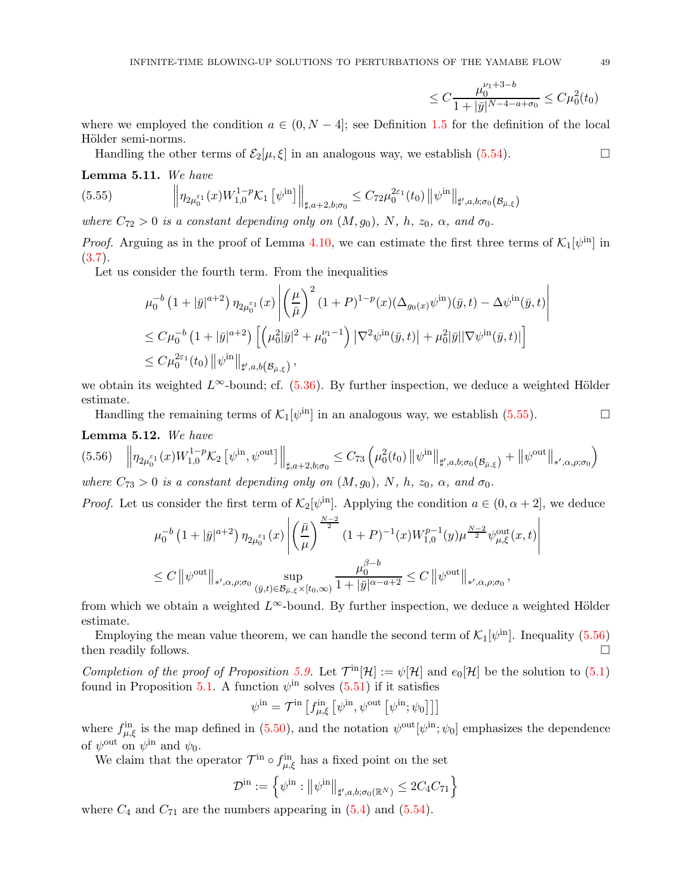$$\leq C\frac{\mu_0^{\nu_1+3-b}}{1+|\bar{y}|^{N-4-a+\sigma_0}} \leq C\mu_0^2(t_0)$$

where we employed the condition $a \in (0, N-4]$; see Definition 1.5 for the definition of the local Hölder semi-norms.

Handling the other terms of $\mathcal{E}_2[\mu, \xi]$ in an analogous way, we establish (5.54). □

**Lemma 5.11.** *We have*

$$\left\|\eta_{2\mu_0^{\varepsilon_1}}(x) W_{1,0}^{1-p} \mathcal{K}_1\left[\psi^{\text{in}}\right]\right\|_{\sharp, a+2, b;\sigma_0} \leq C_{72}\mu_0^{2\varepsilon_1}(t_0)\left\|\psi^{\text{in}}\right\|_{\sharp', a, b;\sigma_0(\mathcal{B}_{\bar{\mu},\xi})} \tag{5.55}$$

*where $C_{72} > 0$ is a constant depending only on $(M, g_0)$, $N$, $h$, $z_0$, $\alpha$, and $\sigma_0$.*

*Proof.* Arguing as in the proof of Lemma 4.10, we can estimate the first three terms of $\mathcal{K}_1[\psi^{\text{in}}]$ in (3.7).

Let us consider the fourth term. From the inequalities

$$\begin{aligned}
&\mu_0^{-b}\left(1+|\bar{y}|^{a+2}\right)\eta_{2\mu_0^{\varepsilon_1}}(x)\left|\left(\frac{\mu}{\bar{\mu}}\right)^2(1+P)^{1-p}(x)(\Delta_{g_0(x)}\psi^{\text{in}})(\bar{y},t) - \Delta\psi^{\text{in}}(\bar{y},t)\right| \\
&\leq C\mu_0^{-b}\left(1+|\bar{y}|^{a+2}\right)\left[\left(\mu_0^2|\bar{y}|^2 + \mu_0^{\nu_1-1}\right)\left|\nabla^2\psi^{\text{in}}(\bar{y},t)\right| + \mu_0^2|\bar{y}||\nabla\psi^{\text{in}}(\bar{y},t)|\right] \\
&\leq C\mu_0^{2\varepsilon_1}(t_0)\left\|\psi^{\text{in}}\right\|_{\sharp', a, b(\mathcal{B}_{\bar{\mu},\xi})},
\end{aligned}$$

we obtain its weighted $L^\infty$-bound; cf. (5.36). By further inspection, we deduce a weighted Hölder estimate.

Handling the remaining terms of $\mathcal{K}_1[\psi^{\text{in}}]$ in an analogous way, we establish (5.55). □

**Lemma 5.12.** *We have*

$$\left\|\eta_{2\mu_0^{\varepsilon_1}}(x) W_{1,0}^{1-p} \mathcal{K}_2\left[\psi^{\text{in}}, \psi^{\text{out}}\right]\right\|_{\sharp, a+2, b;\sigma_0} \leq C_{73}\left(\mu_0^2(t_0)\left\|\psi^{\text{in}}\right\|_{\sharp', a, b;\sigma_0(\mathcal{B}_{\bar{\mu},\xi})} + \left\|\psi^{\text{out}}\right\|_{*', \alpha, \rho;\sigma_0}\right) \tag{5.56}$$

*where $C_{73} > 0$ is a constant depending only on $(M, g_0)$, $N$, $h$, $z_0$, $\alpha$, and $\sigma_0$.*

*Proof.* Let us consider the first term of $\mathcal{K}_2[\psi^{\text{in}}]$. Applying the condition $a \in (0, \alpha+2]$, we deduce

$$\begin{aligned}
&\mu_0^{-b}\left(1+|\bar{y}|^{a+2}\right)\eta_{2\mu_0^{\varepsilon_1}}(x)\left|\left(\frac{\bar{\mu}}{\mu}\right)^{\frac{N-2}{2}}(1+P)^{-1}(x)W_{1,0}^{p-1}(y)\mu^{\frac{N-2}{2}}\psi_{\mu,\xi}^{\text{out}}(x,t)\right| \\
&\leq C\left\|\psi^{\text{out}}\right\|_{*', \alpha, \rho;\sigma_0}\sup_{(\bar{y},t)\in\mathcal{B}_{\bar{\mu},\xi}\times[t_0,\infty)}\frac{\mu_0^{\beta-b}}{1+|\bar{y}|^{\alpha-a+2}} \leq C\left\|\psi^{\text{out}}\right\|_{*', \alpha, \rho;\sigma_0},
\end{aligned}$$

from which we obtain a weighted $L^\infty$-bound. By further inspection, we deduce a weighted Hölder estimate.

Employing the mean value theorem, we can handle the second term of $\mathcal{K}_1[\psi^{\text{in}}]$. Inequality (5.56) then readily follows. □

*Completion of the proof of Proposition 5.9.* Let $\mathcal{T}^{\text{in}}[\mathcal{H}] := \psi[\mathcal{H}]$ and $e_0[\mathcal{H}]$ be the solution to (5.1) found in Proposition 5.1. A function $\psi^{\text{in}}$ solves (5.51) if it satisfies

$$\psi^{\text{in}} = \mathcal{T}^{\text{in}}\left[f_{\mu,\xi}^{\text{in}}\left[\psi^{\text{in}}, \psi^{\text{out}}\left[\psi^{\text{in}};\psi_0\right]\right]\right]$$

where $f_{\mu,\xi}^{\text{in}}$ is the map defined in (5.50), and the notation $\psi^{\text{out}}[\psi^{\text{in}};\psi_0]$ emphasizes the dependence of $\psi^{\text{out}}$ on $\psi^{\text{in}}$ and $\psi_0$.

We claim that the operator $\mathcal{T}^{\text{in}} \circ f_{\mu,\xi}^{\text{in}}$ has a fixed point on the set

$$\mathcal{D}^{\text{in}} := \left\{\psi^{\text{in}} : \left\|\psi^{\text{in}}\right\|_{\sharp', a, b;\sigma_0(\mathbb{R}^N)} \leq 2C_4C_{71}\right\}$$

where $C_4$ and $C_{71}$ are the numbers appearing in (5.4) and (5.54).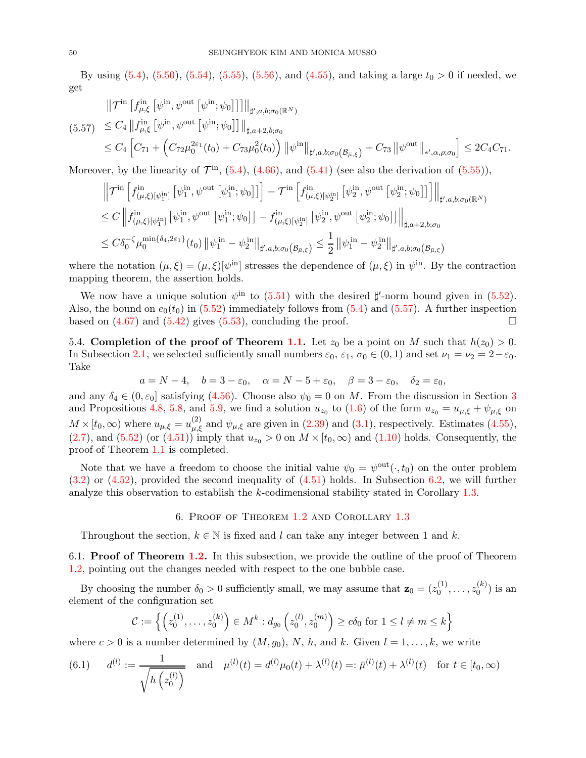By using (5.4), (5.50), (5.54), (5.55), (5.56), and (4.55), and taking a large $t_0 > 0$ if needed, we get

$$
\begin{aligned}
&\left\|\mathcal{T}^{\rm in}\left[f^{\rm in}_{\mu,\xi}\left[\psi^{\rm in},\psi^{\rm out}\left[\psi^{\rm in};\psi_0\right]\right]\right]\right\|_{\sharp',a,b;\sigma_0(\mathbb{R}^N)} \\
(5.57)\quad &\le C_4\left\|f^{\rm in}_{\mu,\xi}\left[\psi^{\rm in},\psi^{\rm out}\left[\psi^{\rm in};\psi_0\right]\right]\right\|_{\sharp,a+2,b;\sigma_0} \\
&\le C_4\left[C_{71}+\left(C_{72}\mu_0^{2\varepsilon_1}(t_0)+C_{73}\mu_0^2(t_0)\right)\left\|\psi^{\rm in}\right\|_{\sharp',a,b;\sigma_0\left(\mathcal{B}_{\bar\mu,\xi}\right)}+C_{73}\left\|\psi^{\rm out}\right\|_{*',\alpha,\rho;\sigma_0}\right]\le 2C_4C_{71}.
\end{aligned}
$$

Moreover, by the linearity of $\mathcal{T}^{\rm in}$, (5.4), (4.66), and (5.41) (see also the derivation of (5.55)),

$$
\begin{aligned}
&\left\|\mathcal{T}^{\rm in}\left[f^{\rm in}_{(\mu,\xi)[\psi^{\rm in}_1]}\left[\psi^{\rm in}_1,\psi^{\rm out}\left[\psi^{\rm in}_1;\psi_0\right]\right]\right]-\mathcal{T}^{\rm in}\left[f^{\rm in}_{(\mu,\xi)[\psi^{\rm in}_2]}\left[\psi^{\rm in}_2,\psi^{\rm out}\left[\psi^{\rm in}_2;\psi_0\right]\right]\right]\right\|_{\sharp',a,b;\sigma_0(\mathbb{R}^N)} \\
&\le C\left\|f^{\rm in}_{(\mu,\xi)[\psi^{\rm in}_1]}\left[\psi^{\rm in}_1,\psi^{\rm out}\left[\psi^{\rm in}_1;\psi_0\right]\right]-f^{\rm in}_{(\mu,\xi)[\psi^{\rm in}_2]}\left[\psi^{\rm in}_2,\psi^{\rm out}\left[\psi^{\rm in}_2;\psi_0\right]\right]\right\|_{\sharp,a+2,b;\sigma_0} \\
&\le C\delta_0^{-\zeta}\mu_0^{\min\{\delta_4,2\varepsilon_1\}}(t_0)\left\|\psi^{\rm in}_1-\psi^{\rm in}_2\right\|_{\sharp',a,b;\sigma_0\left(\mathcal{B}_{\bar\mu,\xi}\right)}\le\frac12\left\|\psi^{\rm in}_1-\psi^{\rm in}_2\right\|_{\sharp',a,b;\sigma_0\left(\mathcal{B}_{\bar\mu,\xi}\right)}
\end{aligned}
$$

where the notation $(\mu,\xi)=(\mu,\xi)[\psi^{\rm in}]$ stresses the dependence of $(\mu,\xi)$ in $\psi^{\rm in}$. By the contraction mapping theorem, the assertion holds.

We now have a unique solution $\psi^{\rm in}$ to (5.51) with the desired $\sharp'$-norm bound given in (5.52). Also, the bound on $e_0(t_0)$ in (5.52) immediately follows from (5.4) and (5.57). A further inspection based on (4.67) and (5.42) gives (5.53), concluding the proof. □

5.4. **Completion of the proof of Theorem 1.1.** Let $z_0$ be a point on $M$ such that $h(z_0) > 0$. In Subsection 2.1, we selected sufficiently small numbers $\varepsilon_0$, $\varepsilon_1$, $\sigma_0 \in (0,1)$ and set $\nu_1 = \nu_2 = 2-\varepsilon_0$. Take

$$a = N-4,\quad b = 3-\varepsilon_0,\quad \alpha = N-5+\varepsilon_0,\quad \beta = 3-\varepsilon_0,\quad \delta_2 = \varepsilon_0,$$

and any $\delta_4 \in (0,\varepsilon_0]$ satisfying (4.56). Choose also $\psi_0 = 0$ on $M$. From the discussion in Section 3 and Propositions 4.8, 5.8, and 5.9, we find a solution $u_{z_0}$ to (1.6) of the form $u_{z_0} = u_{\mu,\xi}+\psi_{\mu,\xi}$ on $M\times[t_0,\infty)$ where $u_{\mu,\xi} = u^{(2)}_{\mu,\xi}$ and $\psi_{\mu,\xi}$ are given in (2.39) and (3.1), respectively. Estimates (4.55), (2.7), and (5.52) (or (4.51)) imply that $u_{z_0} > 0$ on $M\times[t_0,\infty)$ and (1.10) holds. Consequently, the proof of Theorem 1.1 is completed.

Note that we have a freedom to choose the initial value $\psi_0 = \psi^{\rm out}(\cdot,t_0)$ on the outer problem (3.2) or (4.52), provided the second inequality of (4.51) holds. In Subsection 6.2, we will further analyze this observation to establish the $k$-codimensional stability stated in Corollary 1.3.

## 6. Proof of Theorem 1.2 and Corollary 1.3

Throughout the section, $k\in\mathbb{N}$ is fixed and $l$ can take any integer between 1 and $k$.

6.1. **Proof of Theorem 1.2.** In this subsection, we provide the outline of the proof of Theorem 1.2, pointing out the changes needed with respect to the one bubble case.

By choosing the number $\delta_0 > 0$ sufficiently small, we may assume that $\mathbf{z}_0 = (z^{(1)}_0,\ldots,z^{(k)}_0)$ is an element of the configuration set

$$\mathcal{C} := \left\{\left(z^{(1)}_0,\ldots,z^{(k)}_0\right)\in M^k : d_{g_0}\left(z^{(l)}_0,z^{(m)}_0\right)\ge c\delta_0 \text{ for } 1\le l\ne m\le k\right\}$$

where $c > 0$ is a number determined by $(M,g_0)$, $N$, $h$, and $k$. Given $l = 1,\ldots,k$, we write

$$(6.1)\qquad d^{(l)} := \frac{1}{\sqrt{h\left(z^{(l)}_0\right)}}\quad\text{and}\quad \mu^{(l)}(t) = d^{(l)}\mu_0(t)+\lambda^{(l)}(t) =: \bar\mu^{(l)}(t)+\lambda^{(l)}(t)\quad\text{for } t\in[t_0,\infty)$$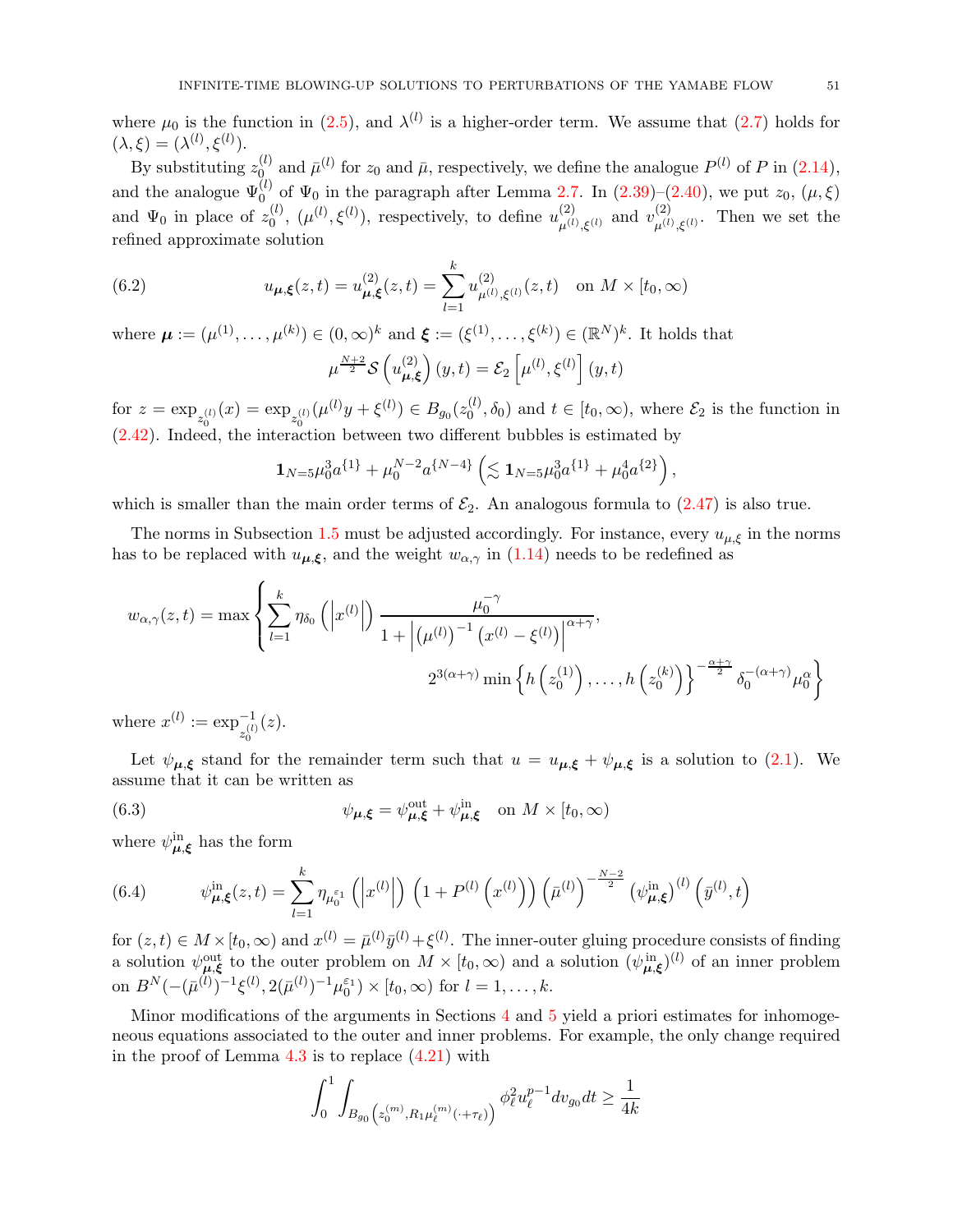where $\mu_0$ is the function in (2.5), and $\lambda^{(l)}$ is a higher-order term. We assume that (2.7) holds for $(\lambda, \xi) = (\lambda^{(l)}, \xi^{(l)})$.

By substituting $z_0^{(l)}$ and $\bar{\mu}^{(l)}$ for $z_0$ and $\bar{\mu}$, respectively, we define the analogue $P^{(l)}$ of $P$ in (2.14), and the analogue $\Psi_0^{(l)}$ of $\Psi_0$ in the paragraph after Lemma 2.7. In (2.39)–(2.40), we put $z_0$, $(\mu, \xi)$ and $\Psi_0$ in place of $z_0^{(l)}$, $(\mu^{(l)}, \xi^{(l)})$, respectively, to define $u^{(2)}_{\mu^{(l)},\xi^{(l)}}$ and $v^{(2)}_{\mu^{(l)},\xi^{(l)}}$. Then we set the refined approximate solution

$$u_{\boldsymbol{\mu},\boldsymbol{\xi}}(z,t) = u^{(2)}_{\boldsymbol{\mu},\boldsymbol{\xi}}(z,t) = \sum_{l=1}^{k} u^{(2)}_{\mu^{(l)},\xi^{(l)}}(z,t) \quad \text{on } M \times [t_0, \infty) \tag{6.2}$$

where $\boldsymbol{\mu} := (\mu^{(1)}, \ldots, \mu^{(k)}) \in (0,\infty)^k$ and $\boldsymbol{\xi} := (\xi^{(1)}, \ldots, \xi^{(k)}) \in (\mathbb{R}^N)^k$. It holds that

$$\mu^{\frac{N+2}{2}} \mathcal{S}\left(u^{(2)}_{\boldsymbol{\mu},\boldsymbol{\xi}}\right)(y,t) = \mathcal{E}_2\left[\mu^{(l)}, \xi^{(l)}\right](y,t)$$

for $z = \exp_{z_0^{(l)}}(x) = \exp_{z_0^{(l)}}(\mu^{(l)} y + \xi^{(l)}) \in B_{g_0}(z_0^{(l)}, \delta_0)$ and $t \in [t_0, \infty)$, where $\mathcal{E}_2$ is the function in (2.42). Indeed, the interaction between two different bubbles is estimated by

$$\mathbf{1}_{N=5}\mu_0^3 a^{\{1\}} + \mu_0^{N-2} a^{\{N-4\}} \left(\lesssim \mathbf{1}_{N=5}\mu_0^3 a^{\{1\}} + \mu_0^4 a^{\{2\}}\right),$$

which is smaller than the main order terms of $\mathcal{E}_2$. An analogous formula to (2.47) is also true.

The norms in Subsection 1.5 must be adjusted accordingly. For instance, every $u_{\mu,\xi}$ in the norms has to be replaced with $u_{\boldsymbol{\mu},\boldsymbol{\xi}}$, and the weight $w_{\alpha,\gamma}$ in (1.14) needs to be redefined as

$$w_{\alpha,\gamma}(z,t) = \max\left\{\sum_{l=1}^{k} \eta_{\delta_0}\left(\left|x^{(l)}\right|\right) \frac{\mu_0^{-\gamma}}{1 + \left|\left(\mu^{(l)}\right)^{-1}\left(x^{(l)} - \xi^{(l)}\right)\right|^{\alpha+\gamma}},\right.$$
$$\left. 2^{3(\alpha+\gamma)} \min\left\{h\left(z_0^{(1)}\right), \ldots, h\left(z_0^{(k)}\right)\right\}^{-\frac{\alpha+\gamma}{2}} \delta_0^{-(\alpha+\gamma)} \mu_0^{\alpha}\right\}$$

where $x^{(l)} := \exp^{-1}_{z_0^{(l)}}(z)$.

Let $\psi_{\boldsymbol{\mu},\boldsymbol{\xi}}$ stand for the remainder term such that $u = u_{\boldsymbol{\mu},\boldsymbol{\xi}} + \psi_{\boldsymbol{\mu},\boldsymbol{\xi}}$ is a solution to (2.1). We assume that it can be written as

$$\psi_{\boldsymbol{\mu},\boldsymbol{\xi}} = \psi^{\text{out}}_{\boldsymbol{\mu},\boldsymbol{\xi}} + \psi^{\text{in}}_{\boldsymbol{\mu},\boldsymbol{\xi}} \quad \text{on } M \times [t_0, \infty) \tag{6.3}$$

where $\psi^{\text{in}}_{\boldsymbol{\mu},\boldsymbol{\xi}}$ has the form

$$\psi^{\text{in}}_{\boldsymbol{\mu},\boldsymbol{\xi}}(z,t) = \sum_{l=1}^{k} \eta_{\mu_0^{\varepsilon_1}}\left(\left|x^{(l)}\right|\right)\left(1 + P^{(l)}\left(x^{(l)}\right)\right)\left(\bar{\mu}^{(l)}\right)^{-\frac{N-2}{2}} \left(\psi^{\text{in}}_{\boldsymbol{\mu},\boldsymbol{\xi}}\right)^{(l)}\left(\bar{y}^{(l)}, t\right) \tag{6.4}$$

for $(z,t) \in M \times [t_0, \infty)$ and $x^{(l)} = \bar{\mu}^{(l)} \bar{y}^{(l)} + \xi^{(l)}$. The inner-outer gluing procedure consists of finding a solution $\psi^{\text{out}}_{\boldsymbol{\mu},\boldsymbol{\xi}}$ to the outer problem on $M \times [t_0, \infty)$ and a solution $(\psi^{\text{in}}_{\boldsymbol{\mu},\boldsymbol{\xi}})^{(l)}$ of an inner problem on $B^N(-(\bar{\mu}^{(l)})^{-1}\xi^{(l)}, 2(\bar{\mu}^{(l)})^{-1}\mu_0^{\varepsilon_1}) \times [t_0, \infty)$ for $l = 1, \ldots, k$.

Minor modifications of the arguments in Sections 4 and 5 yield a priori estimates for inhomogeneous equations associated to the outer and inner problems. For example, the only change required in the proof of Lemma 4.3 is to replace (4.21) with

$$\int_0^1 \int_{B_{g_0}\left(z_0^{(m)}, R_1 \mu_\ell^{(m)}(\cdot + \tau_\ell)\right)} \phi_\ell^2 u_\ell^{p-1} dv_{g_0} dt \geq \frac{1}{4k}$$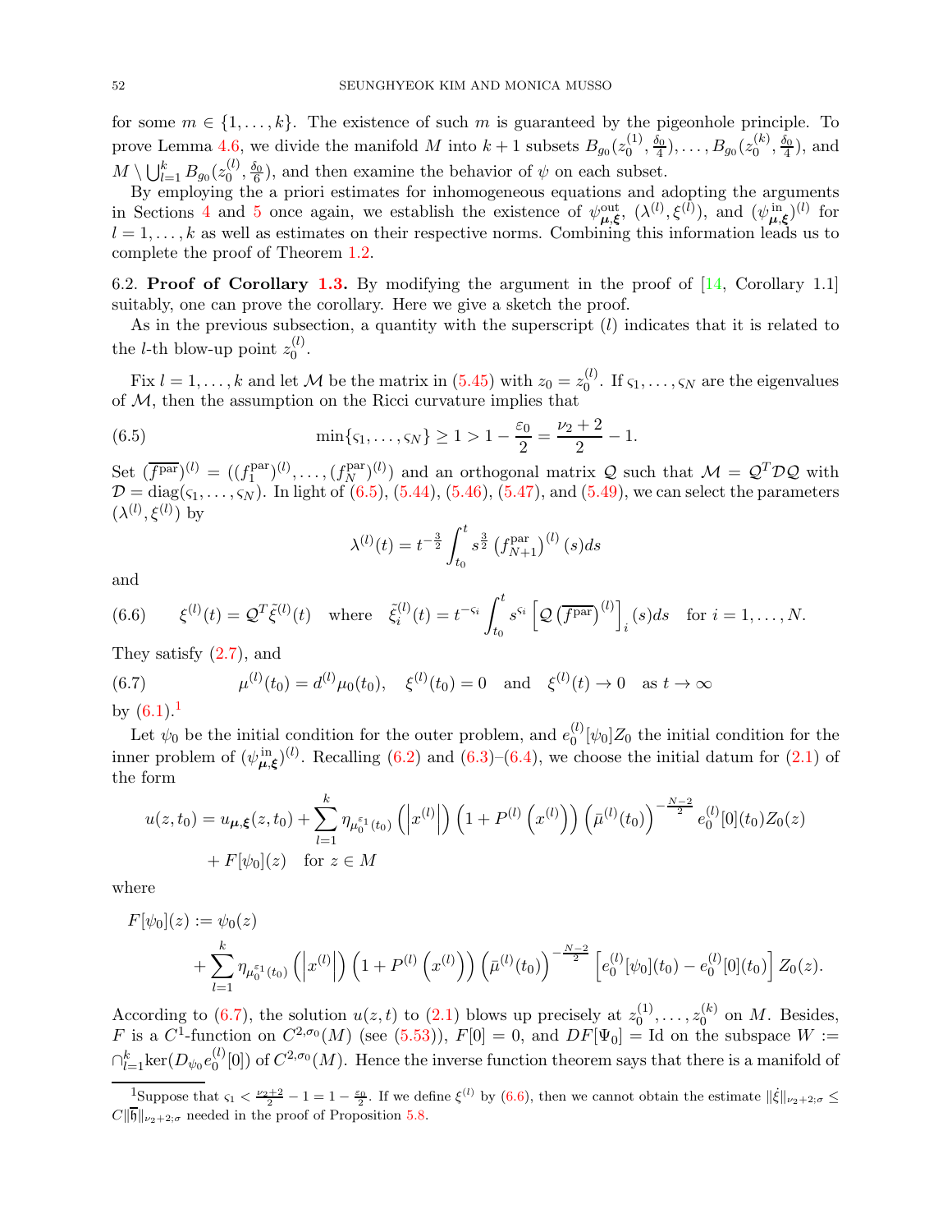for some $m \in \{1, \dots, k\}$. The existence of such $m$ is guaranteed by the pigeonhole principle. To prove Lemma 4.6, we divide the manifold $M$ into $k+1$ subsets $B_{g_0}(z_0^{(1)}, \frac{\delta_0}{4}), \dots, B_{g_0}(z_0^{(k)}, \frac{\delta_0}{4})$, and $M \setminus \bigcup_{l=1}^k B_{g_0}(z_0^{(l)}, \frac{\delta_0}{6})$, and then examine the behavior of $\psi$ on each subset.

By employing the a priori estimates for inhomogeneous equations and adopting the arguments in Sections 4 and 5 once again, we establish the existence of $\psi^{\text{out}}_{\boldsymbol{\mu},\boldsymbol{\xi}}$, $(\lambda^{(l)}, \xi^{(l)})$, and $(\psi^{\text{in}}_{\boldsymbol{\mu},\boldsymbol{\xi}})^{(l)}$ for $l = 1, \dots, k$ as well as estimates on their respective norms. Combining this information leads us to complete the proof of Theorem 1.2.

6.2. **Proof of Corollary 1.3.** By modifying the argument in the proof of [14, Corollary 1.1] suitably, one can prove the corollary. Here we give a sketch the proof.

As in the previous subsection, a quantity with the superscript $(l)$ indicates that it is related to the $l$-th blow-up point $z_0^{(l)}$.

Fix $l = 1, \dots, k$ and let $\mathcal{M}$ be the matrix in (5.45) with $z_0 = z_0^{(l)}$. If $\varsigma_1, \dots, \varsigma_N$ are the eigenvalues of $\mathcal{M}$, then the assumption on the Ricci curvature implies that

$$\min\{\varsigma_1, \dots, \varsigma_N\} \ge 1 > 1 - \frac{\varepsilon_0}{2} = \frac{\nu_2 + 2}{2} - 1. \tag{6.5}$$

Set $(\overline{f^{\text{par}}})^{(l)} = ((f_1^{\text{par}})^{(l)}, \dots, (f_N^{\text{par}})^{(l)})$ and an orthogonal matrix $\mathcal{Q}$ such that $\mathcal{M} = \mathcal{Q}^T \mathcal{D} \mathcal{Q}$ with $\mathcal{D} = \text{diag}(\varsigma_1, \dots, \varsigma_N)$. In light of (6.5), (5.44), (5.46), (5.47), and (5.49), we can select the parameters $(\lambda^{(l)}, \xi^{(l)})$ by

$$\lambda^{(l)}(t) = t^{-\frac{3}{2}} \int_{t_0}^t s^{\frac{3}{2}} \left(f_{N+1}^{\text{par}}\right)^{(l)}(s) ds$$

and

$$\xi^{(l)}(t) = \mathcal{Q}^T \tilde{\xi}^{(l)}(t) \quad \text{where} \quad \tilde{\xi}_i^{(l)}(t) = t^{-\varsigma_i} \int_{t_0}^t s^{\varsigma_i} \left[\mathcal{Q}\left(\overline{f^{\text{par}}}\right)^{(l)}\right]_i(s) ds \quad \text{for } i = 1, \dots, N. \tag{6.6}$$

They satisfy (2.7), and

$$\mu^{(l)}(t_0) = d^{(l)} \mu_0(t_0), \quad \xi^{(l)}(t_0) = 0 \quad \text{and} \quad \xi^{(l)}(t) \to 0 \quad \text{as } t \to \infty \tag{6.7}$$

by (6.1).[1]

Let $\psi_0$ be the initial condition for the outer problem, and $e_0^{(l)}[\psi_0] Z_0$ the initial condition for the inner problem of $(\psi^{\text{in}}_{\boldsymbol{\mu},\boldsymbol{\xi}})^{(l)}$. Recalling (6.2) and (6.3)–(6.4), we choose the initial datum for (2.1) of the form

$$\begin{aligned} u(z, t_0) = u_{\boldsymbol{\mu},\boldsymbol{\xi}}(z, t_0) &+ \sum_{l=1}^k \eta_{\mu_0^{\varepsilon_1}(t_0)}\left(\left|x^{(l)}\right|\right)\left(1 + P^{(l)}\left(x^{(l)}\right)\right)\left(\bar{\mu}^{(l)}(t_0)\right)^{-\frac{N-2}{2}} e_0^{(l)}[0](t_0) Z_0(z) \\ &+ F[\psi_0](z) \quad \text{for } z \in M \end{aligned}$$

where

$$\begin{aligned} F[\psi_0](z) := \psi_0(z) \\ + \sum_{l=1}^k \eta_{\mu_0^{\varepsilon_1}(t_0)}\left(\left|x^{(l)}\right|\right)\left(1 + P^{(l)}\left(x^{(l)}\right)\right)\left(\bar{\mu}^{(l)}(t_0)\right)^{-\frac{N-2}{2}} \left[e_0^{(l)}[\psi_0](t_0) - e_0^{(l)}[0](t_0)\right] Z_0(z). \end{aligned}$$

According to (6.7), the solution $u(z, t)$ to (2.1) blows up precisely at $z_0^{(1)}, \dots, z_0^{(k)}$ on $M$. Besides, $F$ is a $C^1$-function on $C^{2,\sigma_0}(M)$ (see (5.53)), $F[0] = 0$, and $DF[\Psi_0] = \text{Id}$ on the subspace $W := \cap_{l=1}^k \ker(D_{\psi_0} e_0^{(l)}[0])$ of $C^{2,\sigma_0}(M)$. Hence the inverse function theorem says that there is a manifold of

[1] Suppose that $\varsigma_1 < \frac{\nu_2+2}{2} - 1 = 1 - \frac{\varepsilon_0}{2}$. If we define $\xi^{(l)}$ by (6.6), then we cannot obtain the estimate $\|\dot{\xi}\|_{\nu_2+2;\sigma} \le C\|\overline{\mathfrak{h}}\|_{\nu_2+2;\sigma}$ needed in the proof of Proposition 5.8.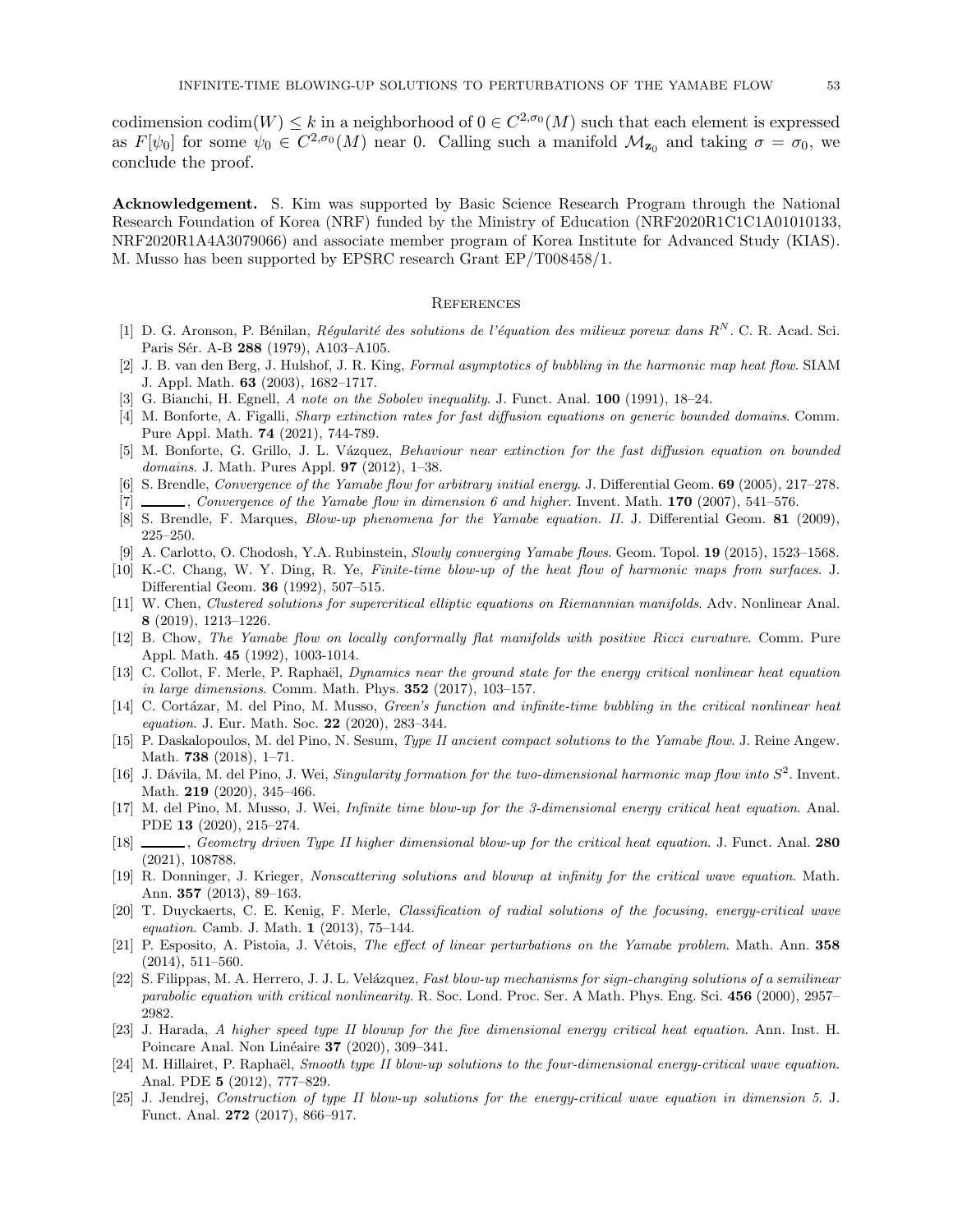codimension $\operatorname{codim}(W) \le k$ in a neighborhood of $0 \in C^{2,\sigma_0}(M)$ such that each element is expressed as $F[\psi_0]$ for some $\psi_0 \in C^{2,\sigma_0}(M)$ near 0. Calling such a manifold $\mathcal{M}_{\mathbf{z}_0}$ and taking $\sigma = \sigma_0$, we conclude the proof.

**Acknowledgement.** S. Kim was supported by Basic Science Research Program through the National Research Foundation of Korea (NRF) funded by the Ministry of Education (NRF2020R1C1C1A01010133, NRF2020R1A4A3079066) and associate member program of Korea Institute for Advanced Study (KIAS). M. Musso has been supported by EPSRC research Grant EP/T008458/1.

## References

[1] D. G. Aronson, P. Bénilan, *Régularité des solutions de l'équation des milieux poreux dans $R^N$*. C. R. Acad. Sci. Paris Sér. A-B **288** (1979), A103–A105.

[2] J. B. van den Berg, J. Hulshof, J. R. King, *Formal asymptotics of bubbling in the harmonic map heat flow*. SIAM J. Appl. Math. **63** (2003), 1682–1717.

[3] G. Bianchi, H. Egnell, *A note on the Sobolev inequality*. J. Funct. Anal. **100** (1991), 18–24.

[4] M. Bonforte, A. Figalli, *Sharp extinction rates for fast diffusion equations on generic bounded domains*. Comm. Pure Appl. Math. **74** (2021), 744-789.

[5] M. Bonforte, G. Grillo, J. L. Vázquez, *Behaviour near extinction for the fast diffusion equation on bounded domains*. J. Math. Pures Appl. **97** (2012), 1–38.

[6] S. Brendle, *Convergence of the Yamabe flow for arbitrary initial energy*. J. Differential Geom. **69** (2005), 217–278.

[7] ———, *Convergence of the Yamabe flow in dimension 6 and higher*. Invent. Math. **170** (2007), 541–576.

[8] S. Brendle, F. Marques, *Blow-up phenomena for the Yamabe equation. II*. J. Differential Geom. **81** (2009), 225–250.

[9] A. Carlotto, O. Chodosh, Y.A. Rubinstein, *Slowly converging Yamabe flows*. Geom. Topol. **19** (2015), 1523–1568.

[10] K.-C. Chang, W. Y. Ding, R. Ye, *Finite-time blow-up of the heat flow of harmonic maps from surfaces*. J. Differential Geom. **36** (1992), 507–515.

[11] W. Chen, *Clustered solutions for supercritical elliptic equations on Riemannian manifolds*. Adv. Nonlinear Anal. **8** (2019), 1213–1226.

[12] B. Chow, *The Yamabe flow on locally conformally flat manifolds with positive Ricci curvature*. Comm. Pure Appl. Math. **45** (1992), 1003-1014.

[13] C. Collot, F. Merle, P. Raphaël, *Dynamics near the ground state for the energy critical nonlinear heat equation in large dimensions*. Comm. Math. Phys. **352** (2017), 103–157.

[14] C. Cortázar, M. del Pino, M. Musso, *Green's function and infinite-time bubbling in the critical nonlinear heat equation*. J. Eur. Math. Soc. **22** (2020), 283–344.

[15] P. Daskalopoulos, M. del Pino, N. Sesum, *Type II ancient compact solutions to the Yamabe flow*. J. Reine Angew. Math. **738** (2018), 1–71.

[16] J. Dávila, M. del Pino, J. Wei, *Singularity formation for the two-dimensional harmonic map flow into $S^2$*. Invent. Math. **219** (2020), 345–466.

[17] M. del Pino, M. Musso, J. Wei, *Infinite time blow-up for the 3-dimensional energy critical heat equation*. Anal. PDE **13** (2020), 215–274.

[18] ———, *Geometry driven Type II higher dimensional blow-up for the critical heat equation*. J. Funct. Anal. **280** (2021), 108788.

[19] R. Donninger, J. Krieger, *Nonscattering solutions and blowup at infinity for the critical wave equation*. Math. Ann. **357** (2013), 89–163.

[20] T. Duyckaerts, C. E. Kenig, F. Merle, *Classification of radial solutions of the focusing, energy-critical wave equation*. Camb. J. Math. **1** (2013), 75–144.

[21] P. Esposito, A. Pistoia, J. Vétois, *The effect of linear perturbations on the Yamabe problem*. Math. Ann. **358** (2014), 511–560.

[22] S. Filippas, M. A. Herrero, J. J. L. Velázquez, *Fast blow-up mechanisms for sign-changing solutions of a semilinear parabolic equation with critical nonlinearity*. R. Soc. Lond. Proc. Ser. A Math. Phys. Eng. Sci. **456** (2000), 2957–2982.

[23] J. Harada, *A higher speed type II blowup for the five dimensional energy critical heat equation*. Ann. Inst. H. Poincare Anal. Non Linéaire **37** (2020), 309–341.

[24] M. Hillairet, P. Raphaël, *Smooth type II blow-up solutions to the four-dimensional energy-critical wave equation*. Anal. PDE **5** (2012), 777–829.

[25] J. Jendrej, *Construction of type II blow-up solutions for the energy-critical wave equation in dimension 5*. J. Funct. Anal. **272** (2017), 866–917.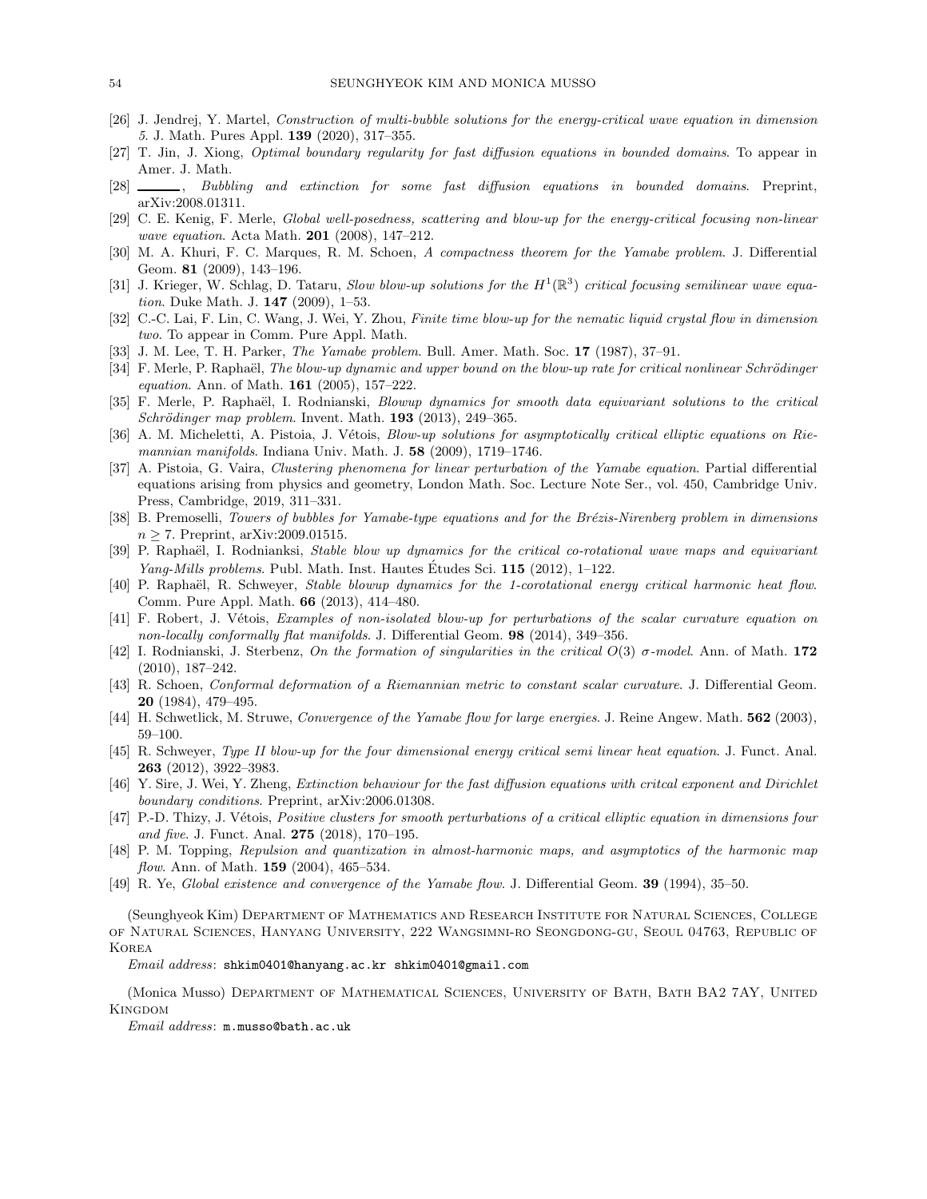[26] J. Jendrej, Y. Martel, *Construction of multi-bubble solutions for the energy-critical wave equation in dimension 5*. J. Math. Pures Appl. **139** (2020), 317–355.

[27] T. Jin, J. Xiong, *Optimal boundary regularity for fast diffusion equations in bounded domains*. To appear in Amer. J. Math.

[28] ———, *Bubbling and extinction for some fast diffusion equations in bounded domains*. Preprint, arXiv:2008.01311.

[29] C. E. Kenig, F. Merle, *Global well-posedness, scattering and blow-up for the energy-critical focusing non-linear wave equation*. Acta Math. **201** (2008), 147–212.

[30] M. A. Khuri, F. C. Marques, R. M. Schoen, *A compactness theorem for the Yamabe problem*. J. Differential Geom. **81** (2009), 143–196.

[31] J. Krieger, W. Schlag, D. Tataru, *Slow blow-up solutions for the $H^1(\mathbb{R}^3)$ critical focusing semilinear wave equation*. Duke Math. J. **147** (2009), 1–53.

[32] C.-C. Lai, F. Lin, C. Wang, J. Wei, Y. Zhou, *Finite time blow-up for the nematic liquid crystal flow in dimension two*. To appear in Comm. Pure Appl. Math.

[33] J. M. Lee, T. H. Parker, *The Yamabe problem*. Bull. Amer. Math. Soc. **17** (1987), 37–91.

[34] F. Merle, P. Raphaël, *The blow-up dynamic and upper bound on the blow-up rate for critical nonlinear Schrödinger equation*. Ann. of Math. **161** (2005), 157–222.

[35] F. Merle, P. Raphaël, I. Rodnianski, *Blowup dynamics for smooth data equivariant solutions to the critical Schrödinger map problem*. Invent. Math. **193** (2013), 249–365.

[36] A. M. Micheletti, A. Pistoia, J. Vétois, *Blow-up solutions for asymptotically critical elliptic equations on Riemannian manifolds*. Indiana Univ. Math. J. **58** (2009), 1719–1746.

[37] A. Pistoia, G. Vaira, *Clustering phenomena for linear perturbation of the Yamabe equation*. Partial differential equations arising from physics and geometry, London Math. Soc. Lecture Note Ser., vol. 450, Cambridge Univ. Press, Cambridge, 2019, 311–331.

[38] B. Premoselli, *Towers of bubbles for Yamabe-type equations and for the Brézis-Nirenberg problem in dimensions $n \geq 7$*. Preprint, arXiv:2009.01515.

[39] P. Raphaël, I. Rodnianksi, *Stable blow up dynamics for the critical co-rotational wave maps and equivariant Yang-Mills problems*. Publ. Math. Inst. Hautes Études Sci. **115** (2012), 1–122.

[40] P. Raphaël, R. Schweyer, *Stable blowup dynamics for the 1-corotational energy critical harmonic heat flow*. Comm. Pure Appl. Math. **66** (2013), 414–480.

[41] F. Robert, J. Vétois, *Examples of non-isolated blow-up for perturbations of the scalar curvature equation on non-locally conformally flat manifolds*. J. Differential Geom. **98** (2014), 349–356.

[42] I. Rodnianski, J. Sterbenz, *On the formation of singularities in the critical $O(3)$ $\sigma$-model*. Ann. of Math. **172** (2010), 187–242.

[43] R. Schoen, *Conformal deformation of a Riemannian metric to constant scalar curvature*. J. Differential Geom. **20** (1984), 479–495.

[44] H. Schwetlick, M. Struwe, *Convergence of the Yamabe flow for large energies*. J. Reine Angew. Math. **562** (2003), 59–100.

[45] R. Schweyer, *Type II blow-up for the four dimensional energy critical semi linear heat equation*. J. Funct. Anal. **263** (2012), 3922–3983.

[46] Y. Sire, J. Wei, Y. Zheng, *Extinction behaviour for the fast diffusion equations with critcal exponent and Dirichlet boundary conditions*. Preprint, arXiv:2006.01308.

[47] P.-D. Thizy, J. Vétois, *Positive clusters for smooth perturbations of a critical elliptic equation in dimensions four and five*. J. Funct. Anal. **275** (2018), 170–195.

[48] P. M. Topping, *Repulsion and quantization in almost-harmonic maps, and asymptotics of the harmonic map flow*. Ann. of Math. **159** (2004), 465–534.

[49] R. Ye, *Global existence and convergence of the Yamabe flow*. J. Differential Geom. **39** (1994), 35–50.

(Seunghyeok Kim) Department of Mathematics and Research Institute for Natural Sciences, College of Natural Sciences, Hanyang University, 222 Wangsimni-ro Seongdong-gu, Seoul 04763, Republic of Korea

*Email address*: shkim0401@hanyang.ac.kr shkim0401@gmail.com

(Monica Musso) Department of Mathematical Sciences, University of Bath, Bath BA2 7AY, United Kingdom

*Email address*: m.musso@bath.ac.uk